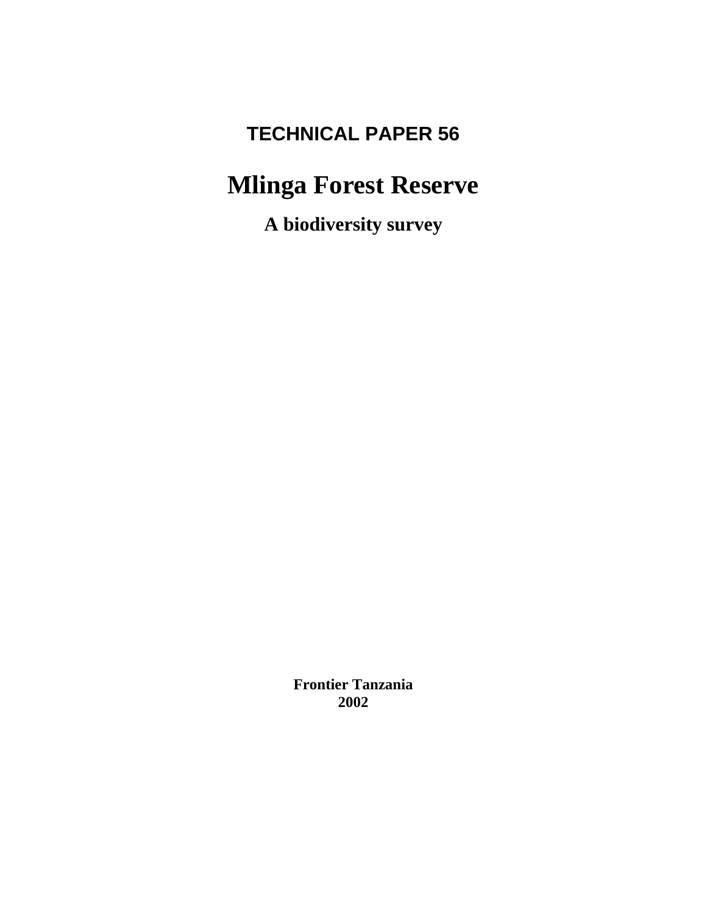## TECHNICAL PAPER 56

# Mlinga Forest Reserve

### A biodiversity survey

**Frontier Tanzania**
**2002**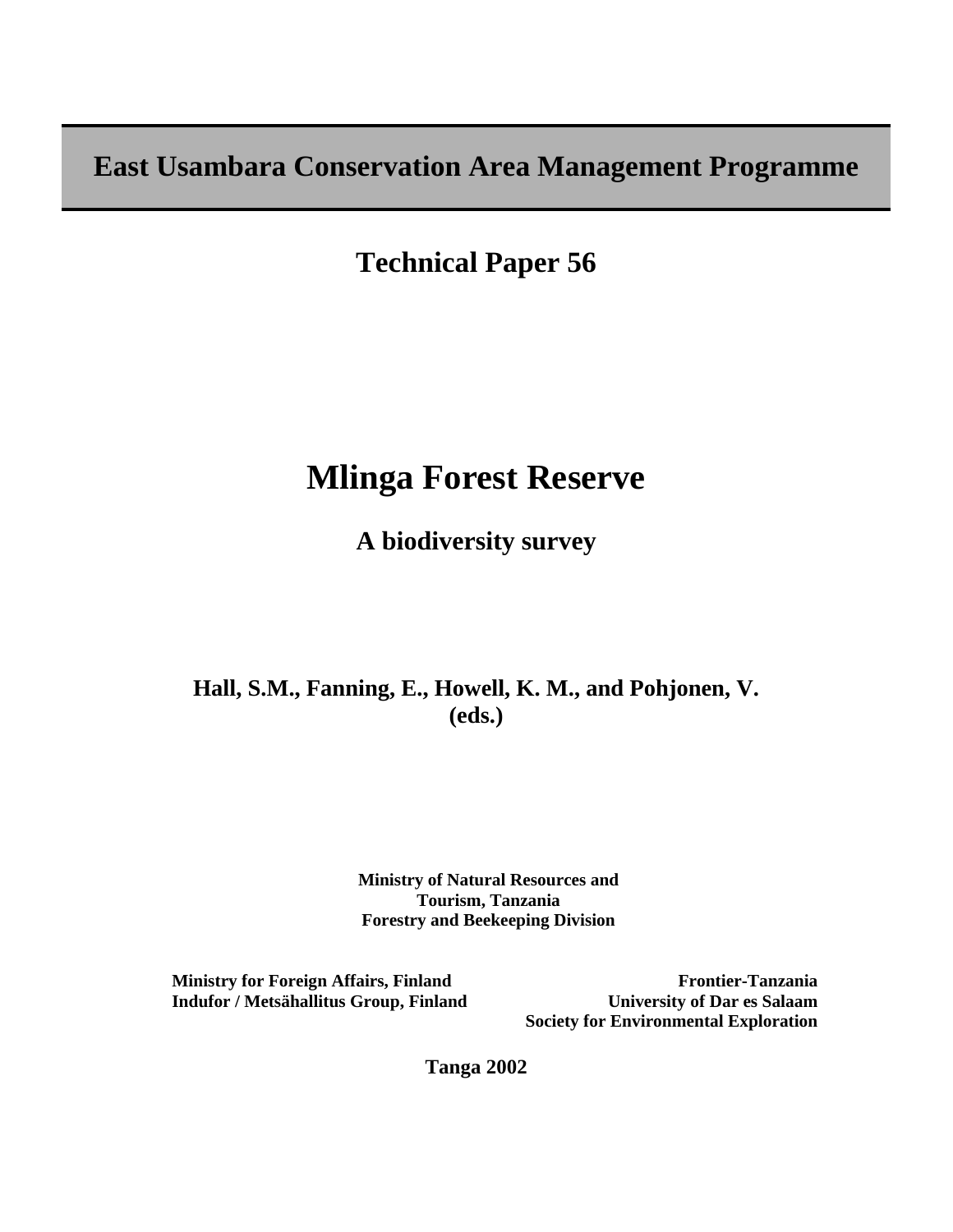**East Usambara Conservation Area Management Programme**

**Technical Paper 56**

# Mlinga Forest Reserve

## A biodiversity survey

**Hall, S.M., Fanning, E., Howell, K. M., and Pohjonen, V. (eds.)**

**Ministry of Natural Resources and Tourism, Tanzania**
**Forestry and Beekeeping Division**

**Ministry for Foreign Affairs, Finland**
**Indufor / Metsähallitus Group, Finland**

**Frontier-Tanzania**
**University of Dar es Salaam**
**Society for Environmental Exploration**

**Tanga 2002**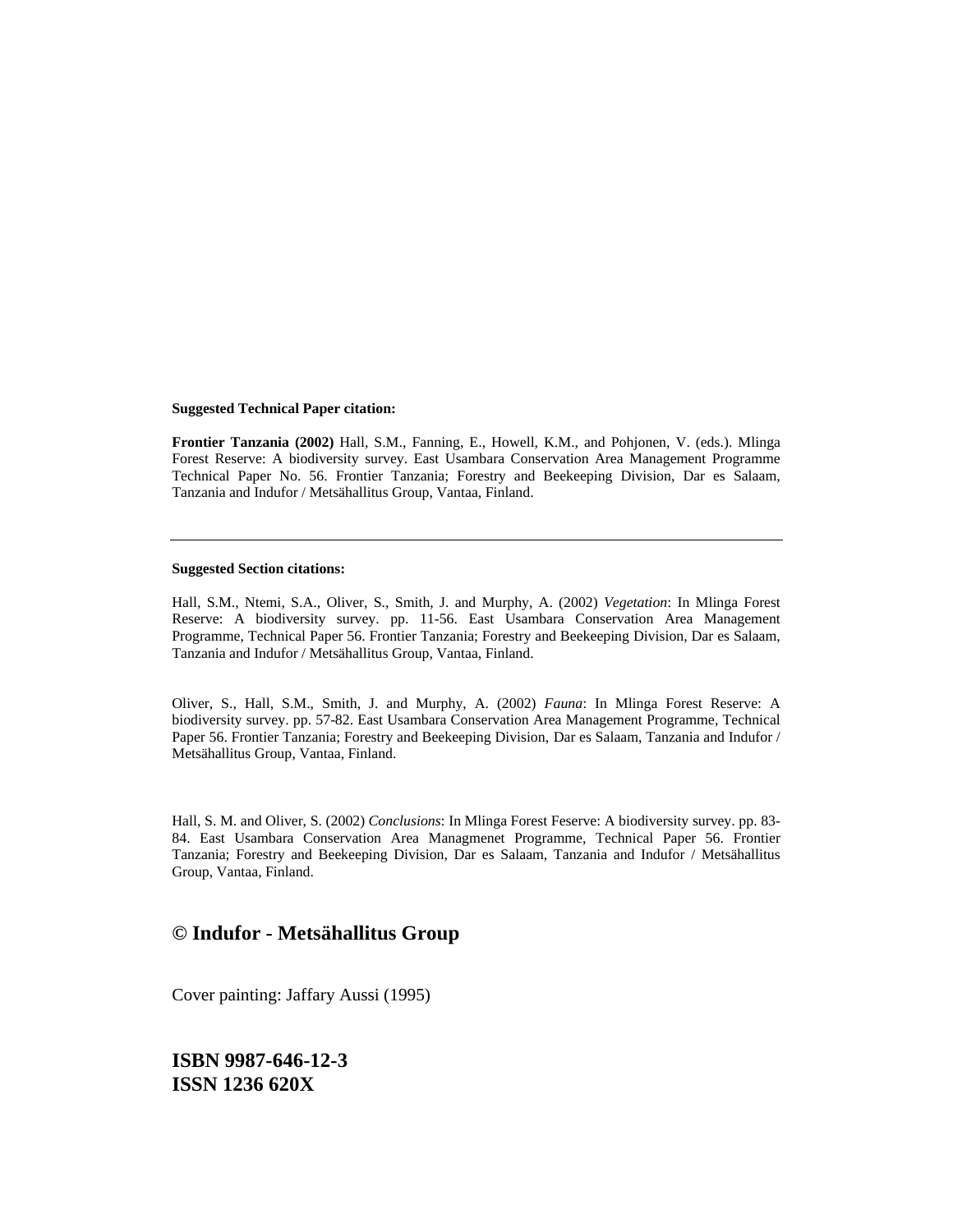**Suggested Technical Paper citation:**

**Frontier Tanzania (2002)** Hall, S.M., Fanning, E., Howell, K.M., and Pohjonen, V. (eds.). Mlinga Forest Reserve: A biodiversity survey. East Usambara Conservation Area Management Programme Technical Paper No. 56. Frontier Tanzania; Forestry and Beekeeping Division, Dar es Salaam, Tanzania and Indufor / Metsähallitus Group, Vantaa, Finland.

---

**Suggested Section citations:**

Hall, S.M., Ntemi, S.A., Oliver, S., Smith, J. and Murphy, A. (2002) *Vegetation*: In Mlinga Forest Reserve: A biodiversity survey. pp. 11-56. East Usambara Conservation Area Management Programme, Technical Paper 56. Frontier Tanzania; Forestry and Beekeeping Division, Dar es Salaam, Tanzania and Indufor / Metsähallitus Group, Vantaa, Finland.

Oliver, S., Hall, S.M., Smith, J. and Murphy, A. (2002) *Fauna*: In Mlinga Forest Reserve: A biodiversity survey. pp. 57-82. East Usambara Conservation Area Management Programme, Technical Paper 56. Frontier Tanzania; Forestry and Beekeeping Division, Dar es Salaam, Tanzania and Indufor / Metsähallitus Group, Vantaa, Finland.

Hall, S. M. and Oliver, S. (2002) *Conclusions*: In Mlinga Forest Feserve: A biodiversity survey. pp. 83-84. East Usambara Conservation Area Managmenet Programme, Technical Paper 56. Frontier Tanzania; Forestry and Beekeeping Division, Dar es Salaam, Tanzania and Indufor / Metsähallitus Group, Vantaa, Finland.

## © Indufor - Metsähallitus Group

Cover painting: Jaffary Aussi (1995)

**ISBN 9987-646-12-3**
**ISSN 1236 620X**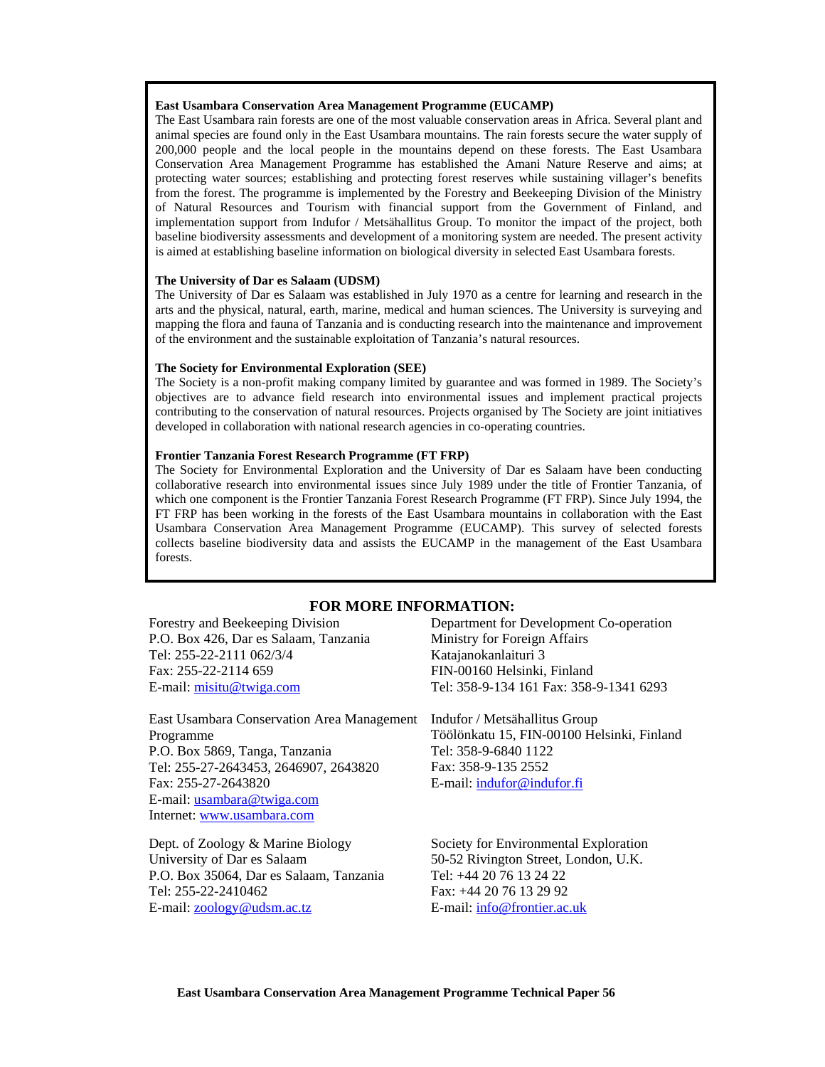**East Usambara Conservation Area Management Programme (EUCAMP)**

The East Usambara rain forests are one of the most valuable conservation areas in Africa. Several plant and animal species are found only in the East Usambara mountains. The rain forests secure the water supply of 200,000 people and the local people in the mountains depend on these forests. The East Usambara Conservation Area Management Programme has established the Amani Nature Reserve and aims; at protecting water sources; establishing and protecting forest reserves while sustaining villager's benefits from the forest. The programme is implemented by the Forestry and Beekeeping Division of the Ministry of Natural Resources and Tourism with financial support from the Government of Finland, and implementation support from Indufor / Metsähallitus Group. To monitor the impact of the project, both baseline biodiversity assessments and development of a monitoring system are needed. The present activity is aimed at establishing baseline information on biological diversity in selected East Usambara forests.

**The University of Dar es Salaam (UDSM)**

The University of Dar es Salaam was established in July 1970 as a centre for learning and research in the arts and the physical, natural, earth, marine, medical and human sciences. The University is surveying and mapping the flora and fauna of Tanzania and is conducting research into the maintenance and improvement of the environment and the sustainable exploitation of Tanzania's natural resources.

**The Society for Environmental Exploration (SEE)**

The Society is a non-profit making company limited by guarantee and was formed in 1989. The Society's objectives are to advance field research into environmental issues and implement practical projects contributing to the conservation of natural resources. Projects organised by The Society are joint initiatives developed in collaboration with national research agencies in co-operating countries.

**Frontier Tanzania Forest Research Programme (FT FRP)**

The Society for Environmental Exploration and the University of Dar es Salaam have been conducting collaborative research into environmental issues since July 1989 under the title of Frontier Tanzania, of which one component is the Frontier Tanzania Forest Research Programme (FT FRP). Since July 1994, the FT FRP has been working in the forests of the East Usambara mountains in collaboration with the East Usambara Conservation Area Management Programme (EUCAMP). This survey of selected forests collects baseline biodiversity data and assists the EUCAMP in the management of the East Usambara forests.

## FOR MORE INFORMATION:

Forestry and Beekeeping Division
P.O. Box 426, Dar es Salaam, Tanzania
Tel: 255-22-2111 062/3/4
Fax: 255-22-2114 659
E-mail: misitu@twiga.com

East Usambara Conservation Area Management Programme
P.O. Box 5869, Tanga, Tanzania
Tel: 255-27-2643453, 2646907, 2643820
Fax: 255-27-2643820
E-mail: usambara@twiga.com
Internet: www.usambara.com

Dept. of Zoology & Marine Biology
University of Dar es Salaam
P.O. Box 35064, Dar es Salaam, Tanzania
Tel: 255-22-2410462
E-mail: zoology@udsm.ac.tz

Department for Development Co-operation
Ministry for Foreign Affairs
Katajanokanlaituri 3
FIN-00160 Helsinki, Finland
Tel: 358-9-134 161 Fax: 358-9-1341 6293

Indufor / Metsähallitus Group
Töölönkatu 15, FIN-00100 Helsinki, Finland
Tel: 358-9-6840 1122
Fax: 358-9-135 2552
E-mail: indufor@indufor.fi

Society for Environmental Exploration
50-52 Rivington Street, London, U.K.
Tel: +44 20 76 13 24 22
Fax: +44 20 76 13 29 92
E-mail: info@frontier.ac.uk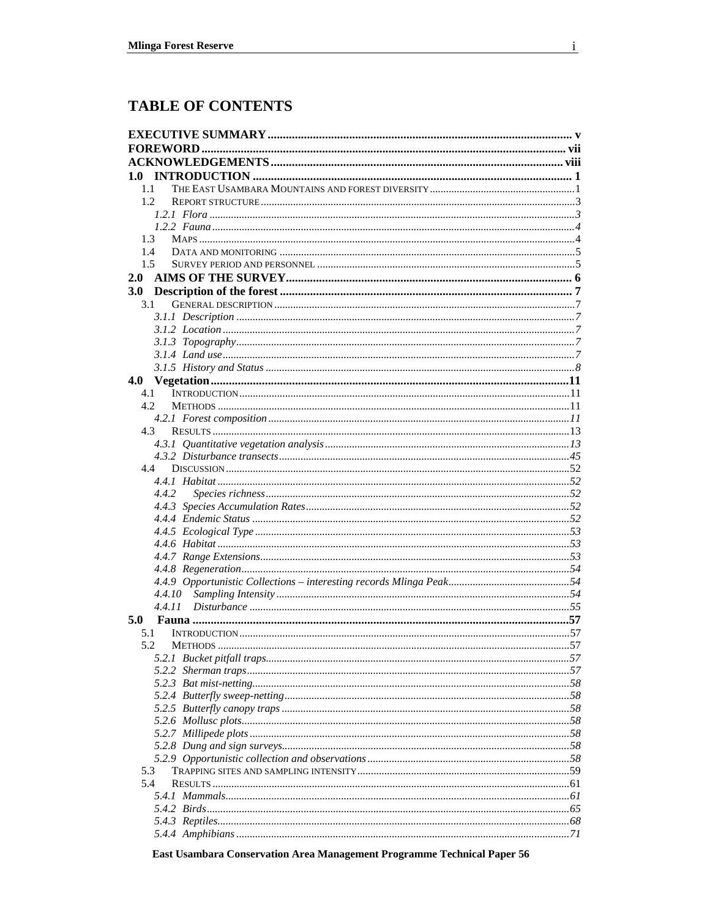# TABLE OF CONTENTS

| | |
|---|---|
| **EXECUTIVE SUMMARY** | **v** |
| **FOREWORD** | **vii** |
| **ACKNOWLEDGEMENTS** | **viii** |
| **1.0 INTRODUCTION** | **1** |
| 1.1 THE EAST USAMBARA MOUNTAINS AND FOREST DIVERSITY | 1 |
| 1.2 REPORT STRUCTURE | 3 |
| *1.2.1 Flora* | *3* |
| *1.2.2 Fauna* | *4* |
| 1.3 MAPS | 4 |
| 1.4 DATA AND MONITORING | 5 |
| 1.5 SURVEY PERIOD AND PERSONNEL | 5 |
| **2.0 AIMS OF THE SURVEY** | **6** |
| **3.0 Description of the forest** | **7** |
| 3.1 GENERAL DESCRIPTION | 7 |
| *3.1.1 Description* | *7* |
| *3.1.2 Location* | *7* |
| *3.1.3 Topography* | *7* |
| *3.1.4 Land use* | *7* |
| *3.1.5 History and Status* | *8* |
| **4.0 Vegetation** | **11** |
| 4.1 INTRODUCTION | 11 |
| 4.2 METHODS | 11 |
| *4.2.1 Forest composition* | *11* |
| 4.3 RESULTS | 13 |
| *4.3.1 Quantitative vegetation analysis* | *13* |
| *4.3.2 Disturbance transects* | *45* |
| 4.4 DISCUSSION | 52 |
| *4.4.1 Habitat* | *52* |
| *4.4.2 Species richness* | *52* |
| *4.4.3 Species Accumulation Rates* | *52* |
| *4.4.4 Endemic Status* | *52* |
| *4.4.5 Ecological Type* | *53* |
| *4.4.6 Habitat* | *53* |
| *4.4.7 Range Extensions* | *53* |
| *4.4.8 Regeneration* | *54* |
| *4.4.9 Opportunistic Collections – interesting records Mlinga Peak* | *54* |
| *4.4.10 Sampling Intensity* | *54* |
| *4.4.11 Disturbance* | *55* |
| **5.0 Fauna** | **57** |
| 5.1 INTRODUCTION | 57 |
| 5.2 METHODS | 57 |
| *5.2.1 Bucket pitfall traps* | *57* |
| *5.2.2 Sherman traps* | *57* |
| *5.2.3 Bat mist-netting* | *58* |
| *5.2.4 Butterfly sweep-netting* | *58* |
| *5.2.5 Butterfly canopy traps* | *58* |
| *5.2.6 Mollusc plots* | *58* |
| *5.2.7 Millipede plots* | *58* |
| *5.2.8 Dung and sign surveys* | *58* |
| *5.2.9 Opportunistic collection and observations* | *58* |
| 5.3 TRAPPING SITES AND SAMPLING INTENSITY | 59 |
| 5.4 RESULTS | 61 |
| *5.4.1 Mammals* | *61* |
| *5.4.2 Birds* | *65* |
| *5.4.3 Reptiles* | *68* |
| *5.4.4 Amphibians* | *71* |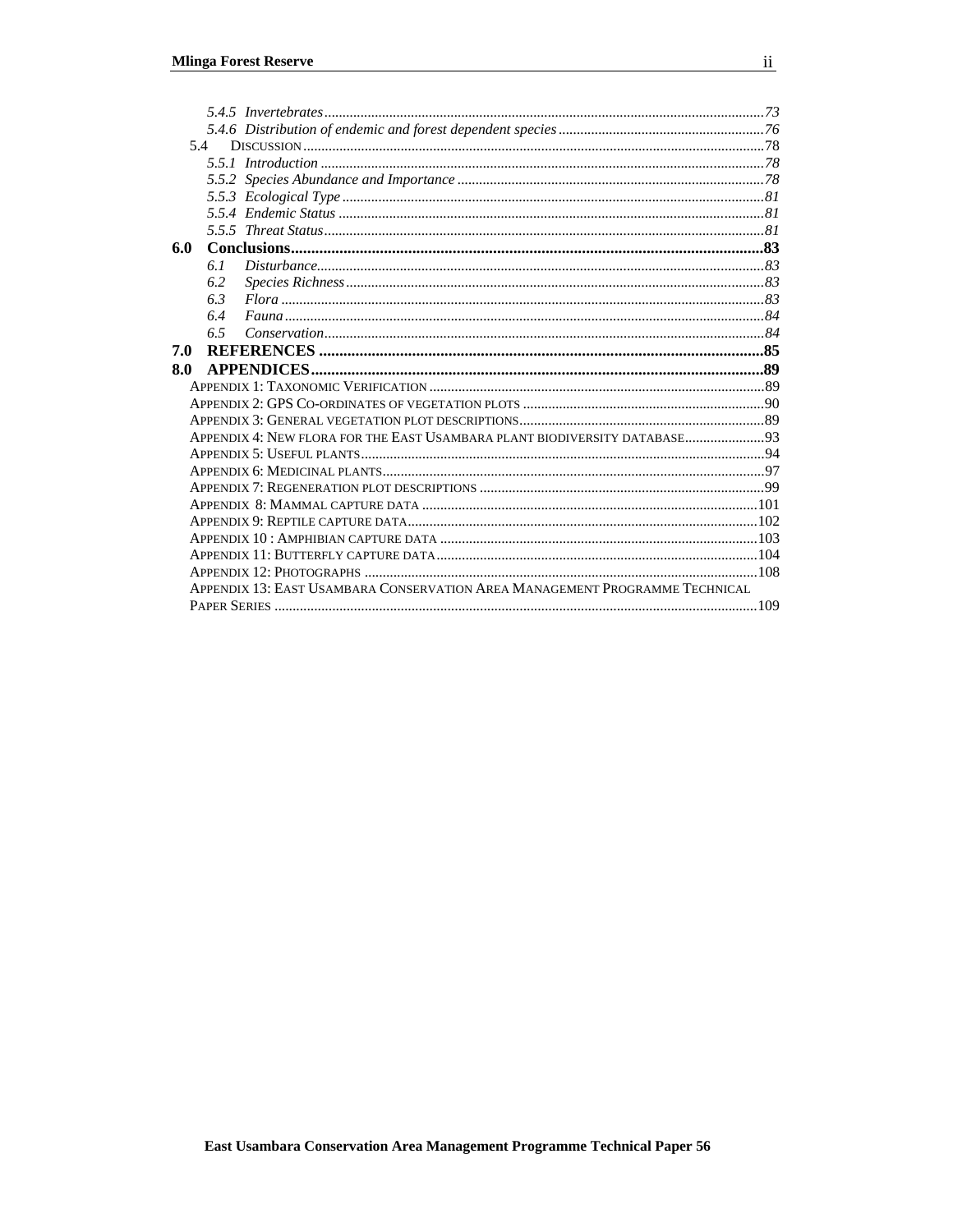*5.4.5 Invertebrates*......73
*5.4.6 Distribution of endemic and forest dependent species*......76
5.4 DISCUSSION......78
*5.5.1 Introduction*......78
*5.5.2 Species Abundance and Importance*......78
*5.5.3 Ecological Type*......81
*5.5.4 Endemic Status*......81
*5.5.5 Threat Status*......81

**6.0 Conclusions**......**83**

*6.1 Disturbance*......83
*6.2 Species Richness*......83
*6.3 Flora*......83
*6.4 Fauna*......84
*6.5 Conservation*......84

**7.0 REFERENCES**......**85**

**8.0 APPENDICES**......**89**

APPENDIX 1: TAXONOMIC VERIFICATION......89
APPENDIX 2: GPS CO-ORDINATES OF VEGETATION PLOTS......90
APPENDIX 3: GENERAL VEGETATION PLOT DESCRIPTIONS......89
APPENDIX 4: NEW FLORA FOR THE EAST USAMBARA PLANT BIODIVERSITY DATABASE......93
APPENDIX 5: USEFUL PLANTS......94
APPENDIX 6: MEDICINAL PLANTS......97
APPENDIX 7: REGENERATION PLOT DESCRIPTIONS......99
APPENDIX 8: MAMMAL CAPTURE DATA......101
APPENDIX 9: REPTILE CAPTURE DATA......102
APPENDIX 10 : AMPHIBIAN CAPTURE DATA......103
APPENDIX 11: BUTTERFLY CAPTURE DATA......104
APPENDIX 12: PHOTOGRAPHS......108
APPENDIX 13: EAST USAMBARA CONSERVATION AREA MANAGEMENT PROGRAMME TECHNICAL PAPER SERIES......109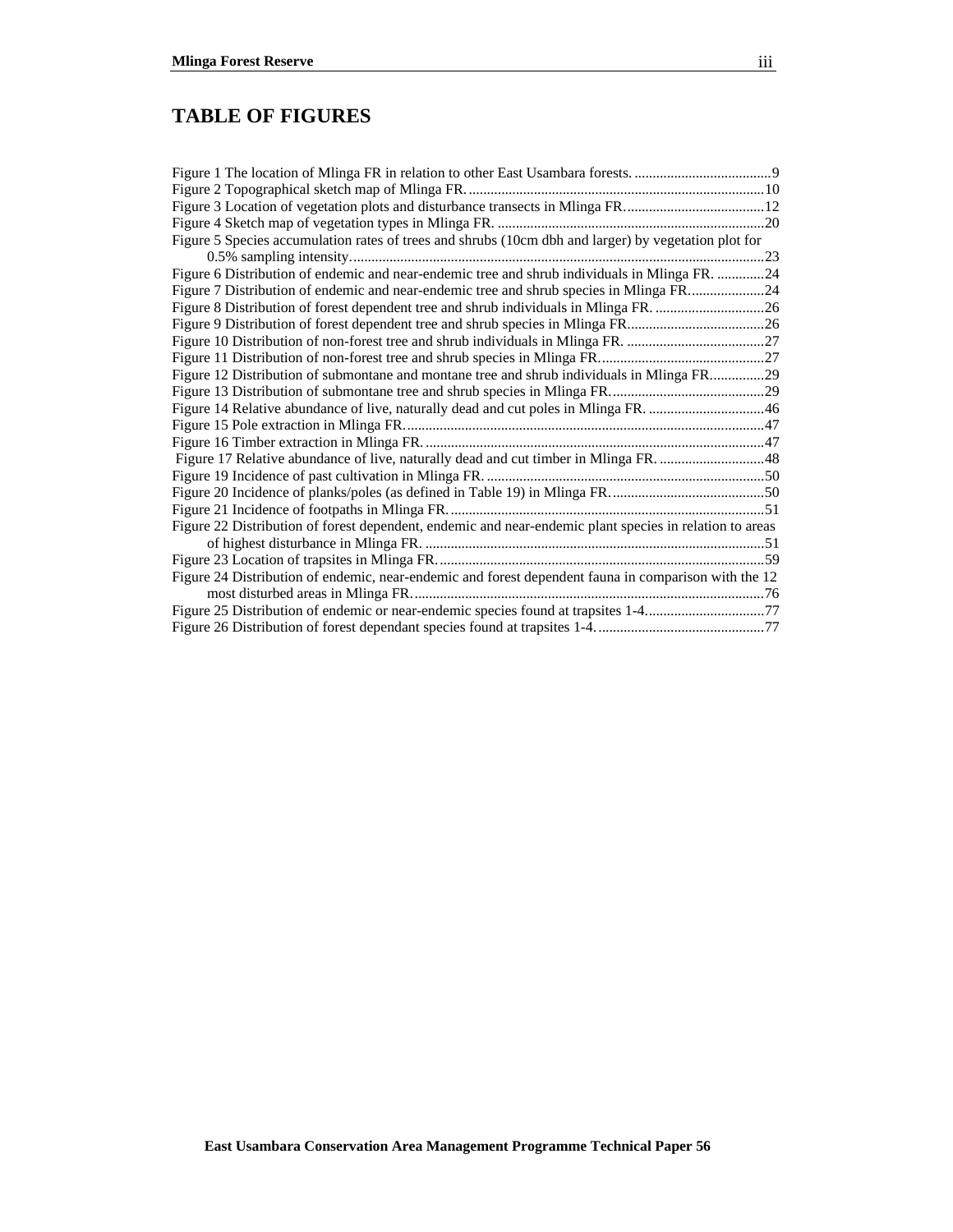# TABLE OF FIGURES

Figure 1 The location of Mlinga FR in relation to other East Usambara forests. ......................................9
Figure 2 Topographical sketch map of Mlinga FR. ..................................................................................10
Figure 3 Location of vegetation plots and disturbance transects in Mlinga FR. ......................................12
Figure 4 Sketch map of vegetation types in Mlinga FR. ..........................................................................20
Figure 5 Species accumulation rates of trees and shrubs (10cm dbh and larger) by vegetation plot for 0.5% sampling intensity. ..................................................................................................................23
Figure 6 Distribution of endemic and near-endemic tree and shrub individuals in Mlinga FR. .............24
Figure 7 Distribution of endemic and near-endemic tree and shrub species in Mlinga FR. ....................24
Figure 8 Distribution of forest dependent tree and shrub individuals in Mlinga FR. ..............................26
Figure 9 Distribution of forest dependent tree and shrub species in Mlinga FR. .....................................26
Figure 10 Distribution of non-forest tree and shrub individuals in Mlinga FR. ......................................27
Figure 11 Distribution of non-forest tree and shrub species in Mlinga FR. .............................................27
Figure 12 Distribution of submontane and montane tree and shrub individuals in Mlinga FR. ..............29
Figure 13 Distribution of submontane tree and shrub species in Mlinga FR. ..........................................29
Figure 14 Relative abundance of live, naturally dead and cut poles in Mlinga FR. ................................46
Figure 15 Pole extraction in Mlinga FR. ..................................................................................................47
Figure 16 Timber extraction in Mlinga FR. ..............................................................................................47
Figure 17 Relative abundance of live, naturally dead and cut timber in Mlinga FR. .............................48
Figure 19 Incidence of past cultivation in Mlinga FR. .............................................................................50
Figure 20 Incidence of planks/poles (as defined in Table 19) in Mlinga FR. ..........................................50
Figure 21 Incidence of footpaths in Mlinga FR. .......................................................................................51
Figure 22 Distribution of forest dependent, endemic and near-endemic plant species in relation to areas of highest disturbance in Mlinga FR. ..............................................................................................51
Figure 23 Location of trapsites in Mlinga FR. ..........................................................................................59
Figure 24 Distribution of endemic, near-endemic and forest dependent fauna in comparison with the 12 most disturbed areas in Mlinga FR. .................................................................................................76
Figure 25 Distribution of endemic or near-endemic species found at trapsites 1-4. ................................77
Figure 26 Distribution of forest dependant species found at trapsites 1-4. ..............................................77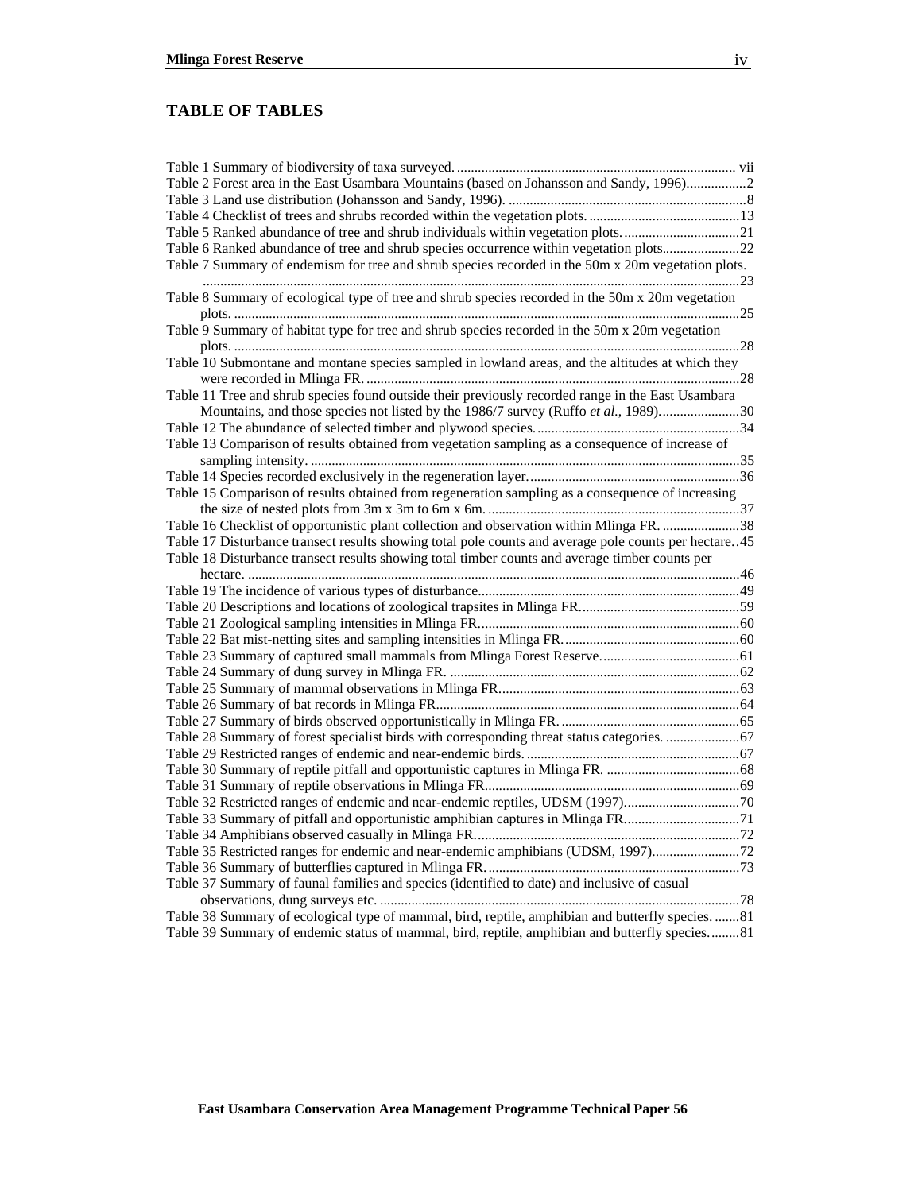## TABLE OF TABLES

Table 1 Summary of biodiversity of taxa surveyed. .......... vii
Table 2 Forest area in the East Usambara Mountains (based on Johansson and Sandy, 1996).......... 2
Table 3 Land use distribution (Johansson and Sandy, 1996). .......... 8
Table 4 Checklist of trees and shrubs recorded within the vegetation plots. .......... 13
Table 5 Ranked abundance of tree and shrub individuals within vegetation plots. .......... 21
Table 6 Ranked abundance of tree and shrub species occurrence within vegetation plots.......... 22
Table 7 Summary of endemism for tree and shrub species recorded in the 50m x 20m vegetation plots. .......... 23
Table 8 Summary of ecological type of tree and shrub species recorded in the 50m x 20m vegetation plots. .......... 25
Table 9 Summary of habitat type for tree and shrub species recorded in the 50m x 20m vegetation plots. .......... 28
Table 10 Submontane and montane species sampled in lowland areas, and the altitudes at which they were recorded in Mlinga FR. .......... 28
Table 11 Tree and shrub species found outside their previously recorded range in the East Usambara Mountains, and those species not listed by the 1986/7 survey (Ruffo *et al.*, 1989). .......... 30
Table 12 The abundance of selected timber and plywood species. .......... 34
Table 13 Comparison of results obtained from vegetation sampling as a consequence of increase of sampling intensity. .......... 35
Table 14 Species recorded exclusively in the regeneration layer. .......... 36
Table 15 Comparison of results obtained from regeneration sampling as a consequence of increasing the size of nested plots from 3m x 3m to 6m x 6m. .......... 37
Table 16 Checklist of opportunistic plant collection and observation within Mlinga FR. .......... 38
Table 17 Disturbance transect results showing total pole counts and average pole counts per hectare.. 45
Table 18 Disturbance transect results showing total timber counts and average timber counts per hectare. .......... 46
Table 19 The incidence of various types of disturbance.......... 49
Table 20 Descriptions and locations of zoological trapsites in Mlinga FR. .......... 59
Table 21 Zoological sampling intensities in Mlinga FR. .......... 60
Table 22 Bat mist-netting sites and sampling intensities in Mlinga FR. .......... 60
Table 23 Summary of captured small mammals from Mlinga Forest Reserve. .......... 61
Table 24 Summary of dung survey in Mlinga FR. .......... 62
Table 25 Summary of mammal observations in Mlinga FR. .......... 63
Table 26 Summary of bat records in Mlinga FR. .......... 64
Table 27 Summary of birds observed opportunistically in Mlinga FR. .......... 65
Table 28 Summary of forest specialist birds with corresponding threat status categories. .......... 67
Table 29 Restricted ranges of endemic and near-endemic birds. .......... 67
Table 30 Summary of reptile pitfall and opportunistic captures in Mlinga FR. .......... 68
Table 31 Summary of reptile observations in Mlinga FR. .......... 69
Table 32 Restricted ranges of endemic and near-endemic reptiles, UDSM (1997). .......... 70
Table 33 Summary of pitfall and opportunistic amphibian captures in Mlinga FR. .......... 71
Table 34 Amphibians observed casually in Mlinga FR. .......... 72
Table 35 Restricted ranges for endemic and near-endemic amphibians (UDSM, 1997). .......... 72
Table 36 Summary of butterflies captured in Mlinga FR. .......... 73
Table 37 Summary of faunal families and species (identified to date) and inclusive of casual observations, dung surveys etc. .......... 78
Table 38 Summary of ecological type of mammal, bird, reptile, amphibian and butterfly species. .......... 81
Table 39 Summary of endemic status of mammal, bird, reptile, amphibian and butterfly species. .......... 81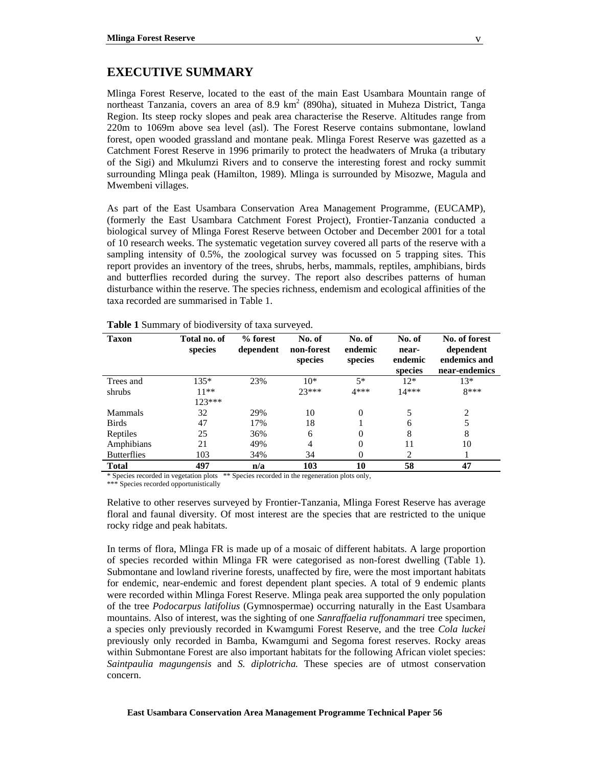# EXECUTIVE SUMMARY

Mlinga Forest Reserve, located to the east of the main East Usambara Mountain range of northeast Tanzania, covers an area of 8.9 km$^2$ (890ha), situated in Muheza District, Tanga Region. Its steep rocky slopes and peak area characterise the Reserve. Altitudes range from 220m to 1069m above sea level (asl). The Forest Reserve contains submontane, lowland forest, open wooded grassland and montane peak. Mlinga Forest Reserve was gazetted as a Catchment Forest Reserve in 1996 primarily to protect the headwaters of Mruka (a tributary of the Sigi) and Mkulumzi Rivers and to conserve the interesting forest and rocky summit surrounding Mlinga peak (Hamilton, 1989). Mlinga is surrounded by Misozwe, Magula and Mwembeni villages.

As part of the East Usambara Conservation Area Management Programme, (EUCAMP), (formerly the East Usambara Catchment Forest Project), Frontier-Tanzania conducted a biological survey of Mlinga Forest Reserve between October and December 2001 for a total of 10 research weeks. The systematic vegetation survey covered all parts of the reserve with a sampling intensity of 0.5%, the zoological survey was focussed on 5 trapping sites. This report provides an inventory of the trees, shrubs, herbs, mammals, reptiles, amphibians, birds and butterflies recorded during the survey. The report also describes patterns of human disturbance within the reserve. The species richness, endemism and ecological affinities of the taxa recorded are summarised in Table 1.

**Table 1** Summary of biodiversity of taxa surveyed.

| Taxon | Total no. of species | % forest dependent | No. of non-forest species | No. of endemic species | No. of near-endemic species | No. of forest dependent endemics and near-endemics |
|---|---|---|---|---|---|---|
| Trees and shrubs | 135* 11** 123*** | 23% | 10* 23*** | 5* 4*** | 12* 14*** | 13* 8*** |
| Mammals | 32 | 29% | 10 | 0 | 5 | 2 |
| Birds | 47 | 17% | 18 | 1 | 6 | 5 |
| Reptiles | 25 | 36% | 6 | 0 | 8 | 8 |
| Amphibians | 21 | 49% | 4 | 0 | 11 | 10 |
| Butterflies | 103 | 34% | 34 | 0 | 2 | 1 |
| **Total** | **497** | **n/a** | **103** | **10** | **58** | **47** |

\* Species recorded in vegetation plots ** Species recorded in the regeneration plots only,
*** Species recorded opportunistically

Relative to other reserves surveyed by Frontier-Tanzania, Mlinga Forest Reserve has average floral and faunal diversity. Of most interest are the species that are restricted to the unique rocky ridge and peak habitats.

In terms of flora, Mlinga FR is made up of a mosaic of different habitats. A large proportion of species recorded within Mlinga FR were categorised as non-forest dwelling (Table 1). Submontane and lowland riverine forests, unaffected by fire, were the most important habitats for endemic, near-endemic and forest dependent plant species. A total of 9 endemic plants were recorded within Mlinga Forest Reserve. Mlinga peak area supported the only population of the tree *Podocarpus latifolius* (Gymnospermae) occurring naturally in the East Usambara mountains. Also of interest, was the sighting of one *Sanraffaelia ruffonammari* tree specimen, a species only previously recorded in Kwamgumi Forest Reserve, and the tree *Cola luckei* previously only recorded in Bamba, Kwamgumi and Segoma forest reserves. Rocky areas within Submontane Forest are also important habitats for the following African violet species: *Saintpaulia magungensis* and *S. diplotricha.* These species are of utmost conservation concern.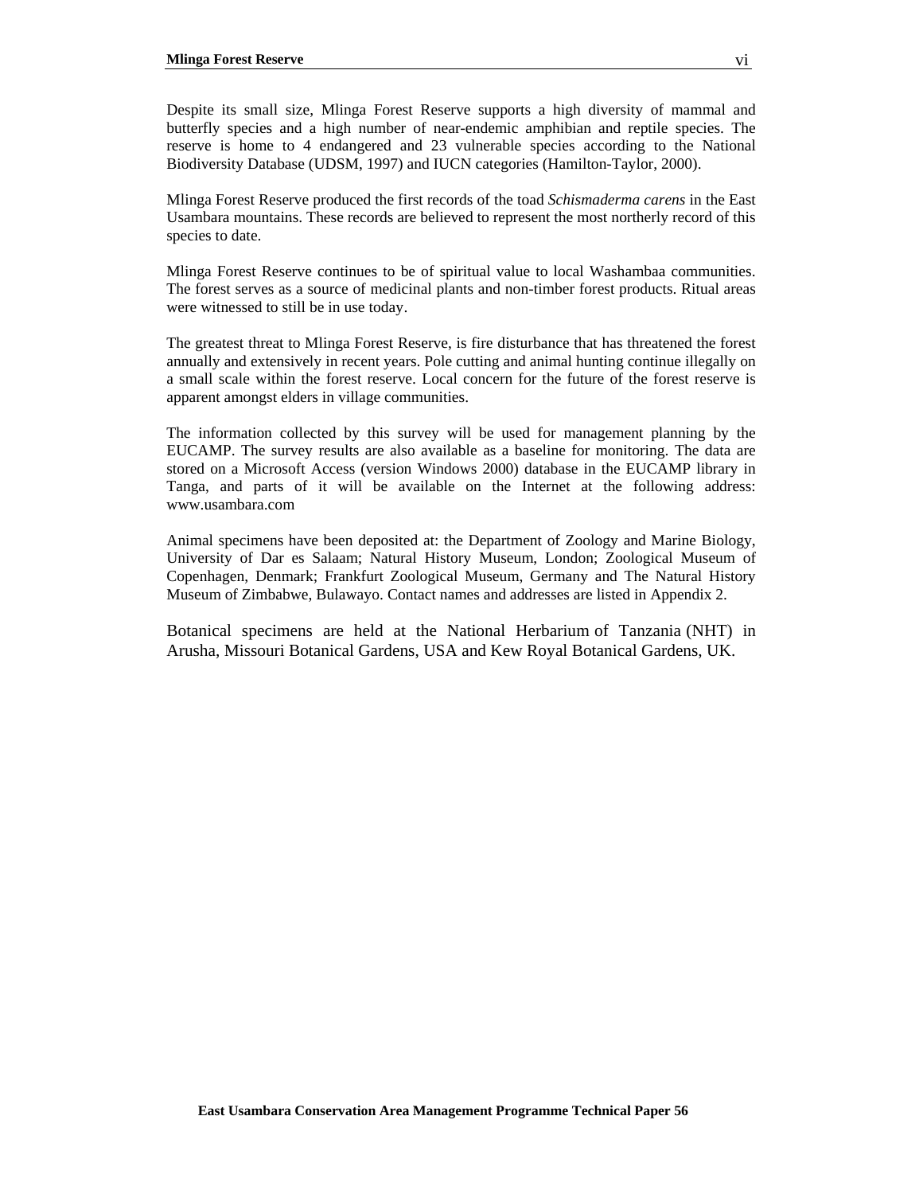Despite its small size, Mlinga Forest Reserve supports a high diversity of mammal and butterfly species and a high number of near-endemic amphibian and reptile species. The reserve is home to 4 endangered and 23 vulnerable species according to the National Biodiversity Database (UDSM, 1997) and IUCN categories (Hamilton-Taylor, 2000).

Mlinga Forest Reserve produced the first records of the toad *Schismaderma carens* in the East Usambara mountains. These records are believed to represent the most northerly record of this species to date.

Mlinga Forest Reserve continues to be of spiritual value to local Washambaa communities. The forest serves as a source of medicinal plants and non-timber forest products. Ritual areas were witnessed to still be in use today.

The greatest threat to Mlinga Forest Reserve, is fire disturbance that has threatened the forest annually and extensively in recent years. Pole cutting and animal hunting continue illegally on a small scale within the forest reserve. Local concern for the future of the forest reserve is apparent amongst elders in village communities.

The information collected by this survey will be used for management planning by the EUCAMP. The survey results are also available as a baseline for monitoring. The data are stored on a Microsoft Access (version Windows 2000) database in the EUCAMP library in Tanga, and parts of it will be available on the Internet at the following address: www.usambara.com

Animal specimens have been deposited at: the Department of Zoology and Marine Biology, University of Dar es Salaam; Natural History Museum, London; Zoological Museum of Copenhagen, Denmark; Frankfurt Zoological Museum, Germany and The Natural History Museum of Zimbabwe, Bulawayo. Contact names and addresses are listed in Appendix 2.

Botanical specimens are held at the National Herbarium of Tanzania (NHT) in Arusha, Missouri Botanical Gardens, USA and Kew Royal Botanical Gardens, UK.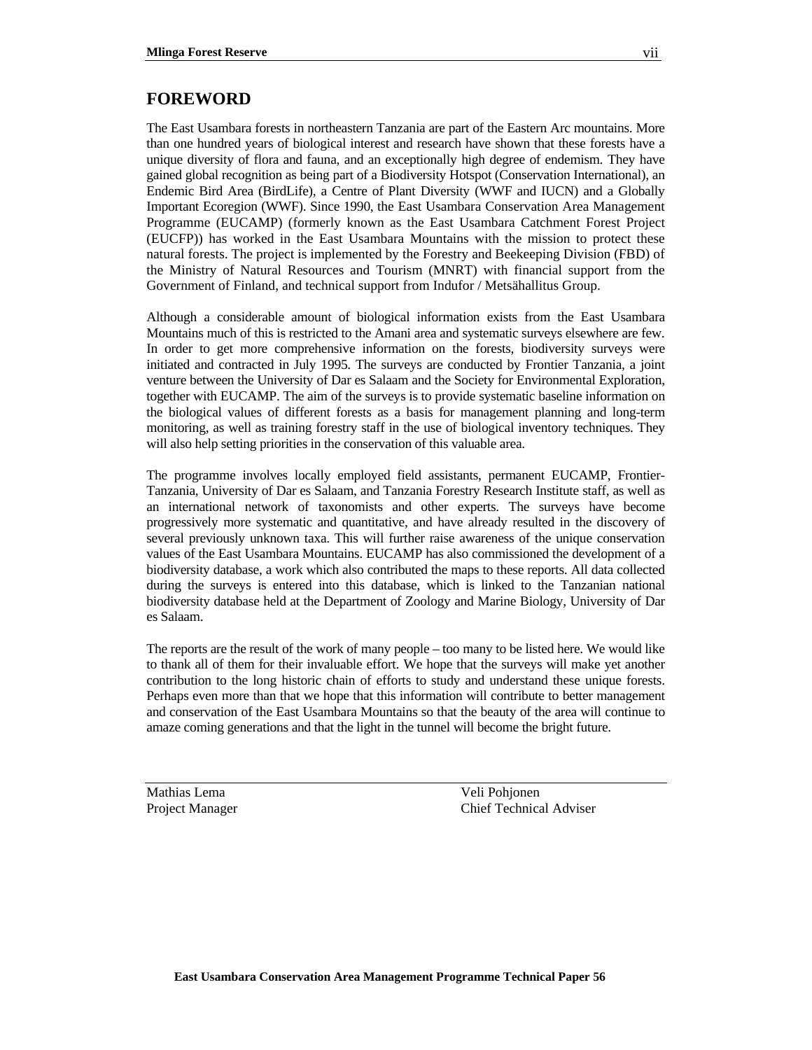# FOREWORD

The East Usambara forests in northeastern Tanzania are part of the Eastern Arc mountains. More than one hundred years of biological interest and research have shown that these forests have a unique diversity of flora and fauna, and an exceptionally high degree of endemism. They have gained global recognition as being part of a Biodiversity Hotspot (Conservation International), an Endemic Bird Area (BirdLife), a Centre of Plant Diversity (WWF and IUCN) and a Globally Important Ecoregion (WWF). Since 1990, the East Usambara Conservation Area Management Programme (EUCAMP) (formerly known as the East Usambara Catchment Forest Project (EUCFP)) has worked in the East Usambara Mountains with the mission to protect these natural forests. The project is implemented by the Forestry and Beekeeping Division (FBD) of the Ministry of Natural Resources and Tourism (MNRT) with financial support from the Government of Finland, and technical support from Indufor / Metsähallitus Group.

Although a considerable amount of biological information exists from the East Usambara Mountains much of this is restricted to the Amani area and systematic surveys elsewhere are few. In order to get more comprehensive information on the forests, biodiversity surveys were initiated and contracted in July 1995. The surveys are conducted by Frontier Tanzania, a joint venture between the University of Dar es Salaam and the Society for Environmental Exploration, together with EUCAMP. The aim of the surveys is to provide systematic baseline information on the biological values of different forests as a basis for management planning and long-term monitoring, as well as training forestry staff in the use of biological inventory techniques. They will also help setting priorities in the conservation of this valuable area.

The programme involves locally employed field assistants, permanent EUCAMP, Frontier-Tanzania, University of Dar es Salaam, and Tanzania Forestry Research Institute staff, as well as an international network of taxonomists and other experts. The surveys have become progressively more systematic and quantitative, and have already resulted in the discovery of several previously unknown taxa. This will further raise awareness of the unique conservation values of the East Usambara Mountains. EUCAMP has also commissioned the development of a biodiversity database, a work which also contributed the maps to these reports. All data collected during the surveys is entered into this database, which is linked to the Tanzanian national biodiversity database held at the Department of Zoology and Marine Biology, University of Dar es Salaam.

The reports are the result of the work of many people – too many to be listed here. We would like to thank all of them for their invaluable effort. We hope that the surveys will make yet another contribution to the long historic chain of efforts to study and understand these unique forests. Perhaps even more than that we hope that this information will contribute to better management and conservation of the East Usambara Mountains so that the beauty of the area will continue to amaze coming generations and that the light in the tunnel will become the bright future.

| Mathias Lema | Veli Pohjonen |
| --- | --- |
| Project Manager | Chief Technical Adviser |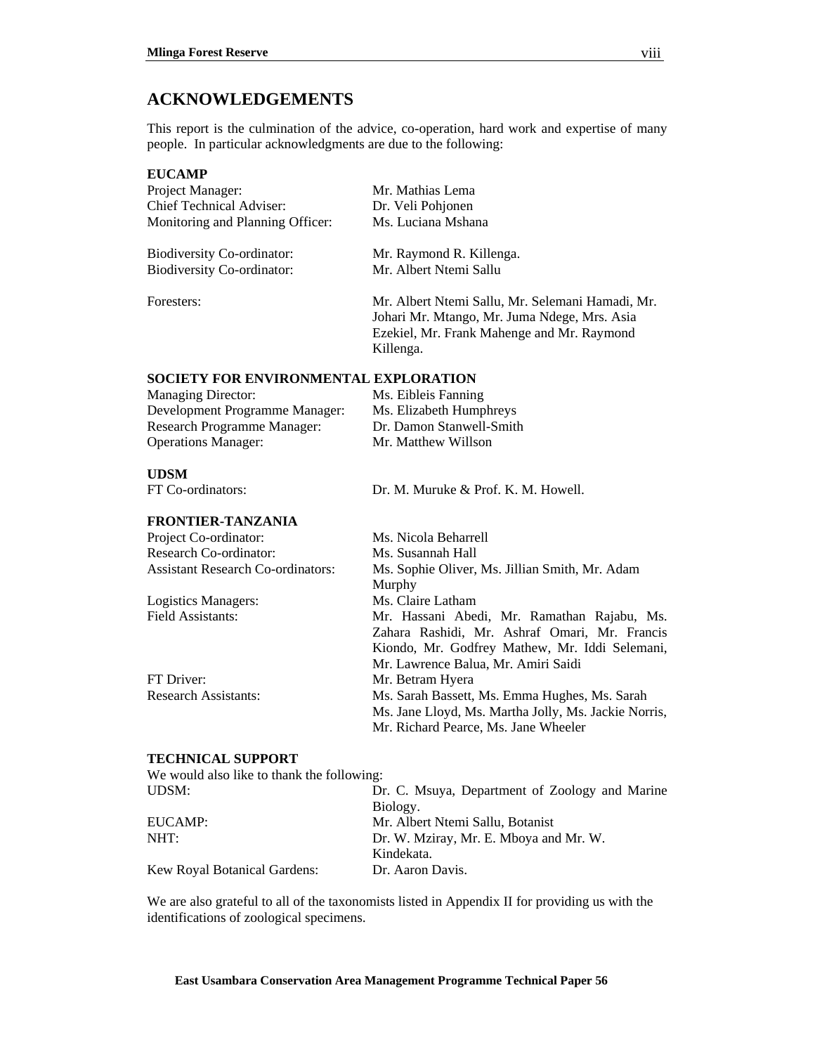## ACKNOWLEDGEMENTS

This report is the culmination of the advice, co-operation, hard work and expertise of many people. In particular acknowledgments are due to the following:

**EUCAMP**

| | |
|---|---|
| Project Manager: | Mr. Mathias Lema |
| Chief Technical Adviser: | Dr. Veli Pohjonen |
| Monitoring and Planning Officer: | Ms. Luciana Mshana |
| Biodiversity Co-ordinator: | Mr. Raymond R. Killenga. |
| Biodiversity Co-ordinator: | Mr. Albert Ntemi Sallu |
| Foresters: | Mr. Albert Ntemi Sallu, Mr. Selemani Hamadi, Mr. Johari Mr. Mtango, Mr. Juma Ndege, Mrs. Asia Ezekiel, Mr. Frank Mahenge and Mr. Raymond Killenga. |

**SOCIETY FOR ENVIRONMENTAL EXPLORATION**

| | |
|---|---|
| Managing Director: | Ms. Eibleis Fanning |
| Development Programme Manager: | Ms. Elizabeth Humphreys |
| Research Programme Manager: | Dr. Damon Stanwell-Smith |
| Operations Manager: | Mr. Matthew Willson |

**UDSM**

| | |
|---|---|
| FT Co-ordinators: | Dr. M. Muruke & Prof. K. M. Howell. |

**FRONTIER-TANZANIA**

| | |
|---|---|
| Project Co-ordinator: | Ms. Nicola Beharrell |
| Research Co-ordinator: | Ms. Susannah Hall |
| Assistant Research Co-ordinators: | Ms. Sophie Oliver, Ms. Jillian Smith, Mr. Adam Murphy |
| Logistics Managers: | Ms. Claire Latham |
| Field Assistants: | Mr. Hassani Abedi, Mr. Ramathan Rajabu, Ms. Zahara Rashidi, Mr. Ashraf Omari, Mr. Francis Kiondo, Mr. Godfrey Mathew, Mr. Iddi Selemani, Mr. Lawrence Balua, Mr. Amiri Saidi |
| FT Driver: | Mr. Betram Hyera |
| Research Assistants: | Ms. Sarah Bassett, Ms. Emma Hughes, Ms. Sarah Ms. Jane Lloyd, Ms. Martha Jolly, Ms. Jackie Norris, Mr. Richard Pearce, Ms. Jane Wheeler |

**TECHNICAL SUPPORT**

We would also like to thank the following:

| | |
|---|---|
| UDSM: | Dr. C. Msuya, Department of Zoology and Marine Biology. |
| EUCAMP: | Mr. Albert Ntemi Sallu, Botanist |
| NHT: | Dr. W. Mziray, Mr. E. Mboya and Mr. W. Kindekata. |
| Kew Royal Botanical Gardens: | Dr. Aaron Davis. |

We are also grateful to all of the taxonomists listed in Appendix II for providing us with the identifications of zoological specimens.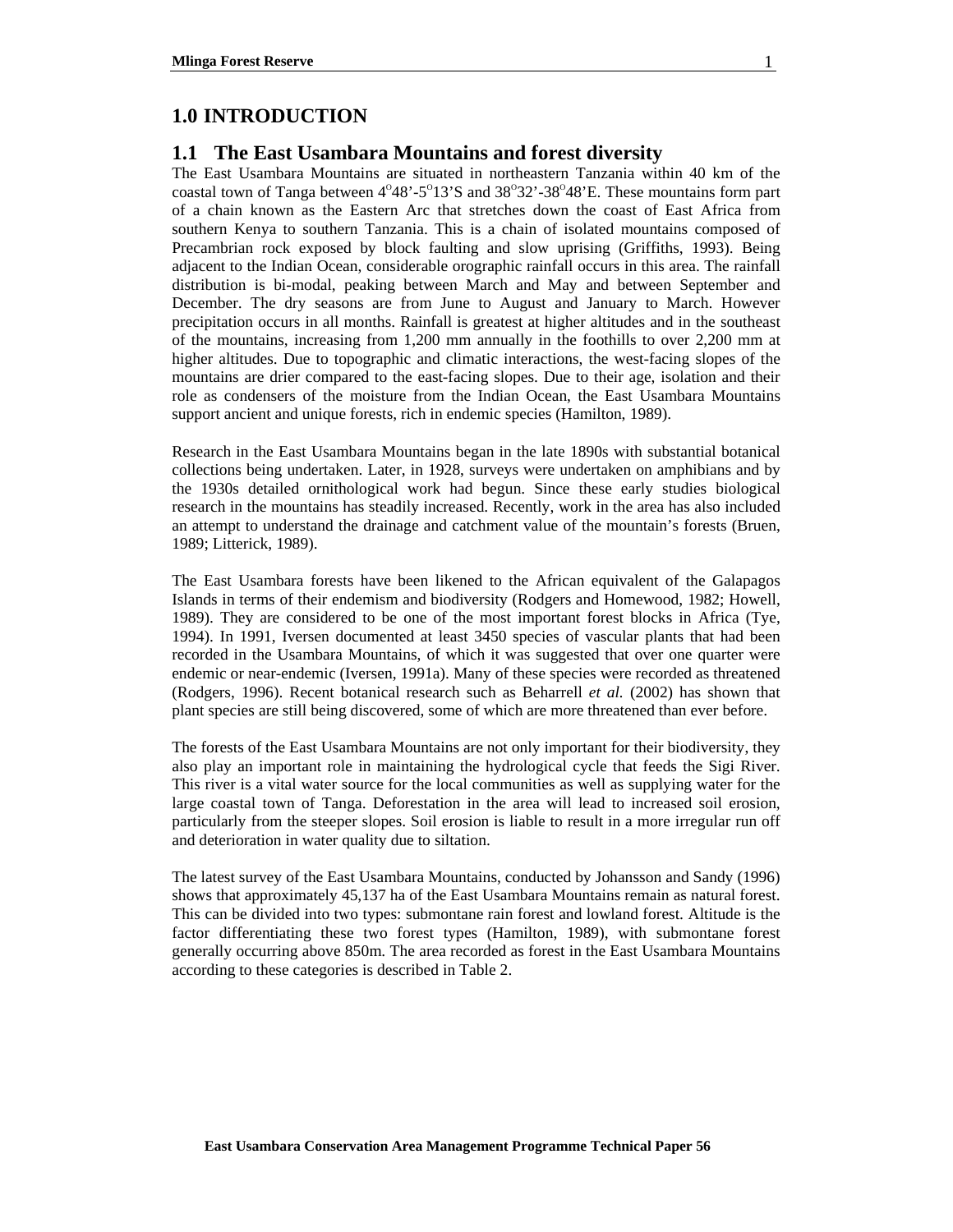# 1.0 INTRODUCTION

## 1.1 The East Usambara Mountains and forest diversity

The East Usambara Mountains are situated in northeastern Tanzania within 40 km of the coastal town of Tanga between $4^{o}48'$-$5^{o}13'$S and $38^{o}32'$-$38^{o}48'$E. These mountains form part of a chain known as the Eastern Arc that stretches down the coast of East Africa from southern Kenya to southern Tanzania. This is a chain of isolated mountains composed of Precambrian rock exposed by block faulting and slow uprising (Griffiths, 1993). Being adjacent to the Indian Ocean, considerable orographic rainfall occurs in this area. The rainfall distribution is bi-modal, peaking between March and May and between September and December. The dry seasons are from June to August and January to March. However precipitation occurs in all months. Rainfall is greatest at higher altitudes and in the southeast of the mountains, increasing from 1,200 mm annually in the foothills to over 2,200 mm at higher altitudes. Due to topographic and climatic interactions, the west-facing slopes of the mountains are drier compared to the east-facing slopes. Due to their age, isolation and their role as condensers of the moisture from the Indian Ocean, the East Usambara Mountains support ancient and unique forests, rich in endemic species (Hamilton, 1989).

Research in the East Usambara Mountains began in the late 1890s with substantial botanical collections being undertaken. Later, in 1928, surveys were undertaken on amphibians and by the 1930s detailed ornithological work had begun. Since these early studies biological research in the mountains has steadily increased. Recently, work in the area has also included an attempt to understand the drainage and catchment value of the mountain's forests (Bruen, 1989; Litterick, 1989).

The East Usambara forests have been likened to the African equivalent of the Galapagos Islands in terms of their endemism and biodiversity (Rodgers and Homewood, 1982; Howell, 1989). They are considered to be one of the most important forest blocks in Africa (Tye, 1994). In 1991, Iversen documented at least 3450 species of vascular plants that had been recorded in the Usambara Mountains, of which it was suggested that over one quarter were endemic or near-endemic (Iversen, 1991a). Many of these species were recorded as threatened (Rodgers, 1996). Recent botanical research such as Beharrell *et al.* (2002) has shown that plant species are still being discovered, some of which are more threatened than ever before.

The forests of the East Usambara Mountains are not only important for their biodiversity, they also play an important role in maintaining the hydrological cycle that feeds the Sigi River. This river is a vital water source for the local communities as well as supplying water for the large coastal town of Tanga. Deforestation in the area will lead to increased soil erosion, particularly from the steeper slopes. Soil erosion is liable to result in a more irregular run off and deterioration in water quality due to siltation.

The latest survey of the East Usambara Mountains, conducted by Johansson and Sandy (1996) shows that approximately 45,137 ha of the East Usambara Mountains remain as natural forest. This can be divided into two types: submontane rain forest and lowland forest. Altitude is the factor differentiating these two forest types (Hamilton, 1989), with submontane forest generally occurring above 850m. The area recorded as forest in the East Usambara Mountains according to these categories is described in Table 2.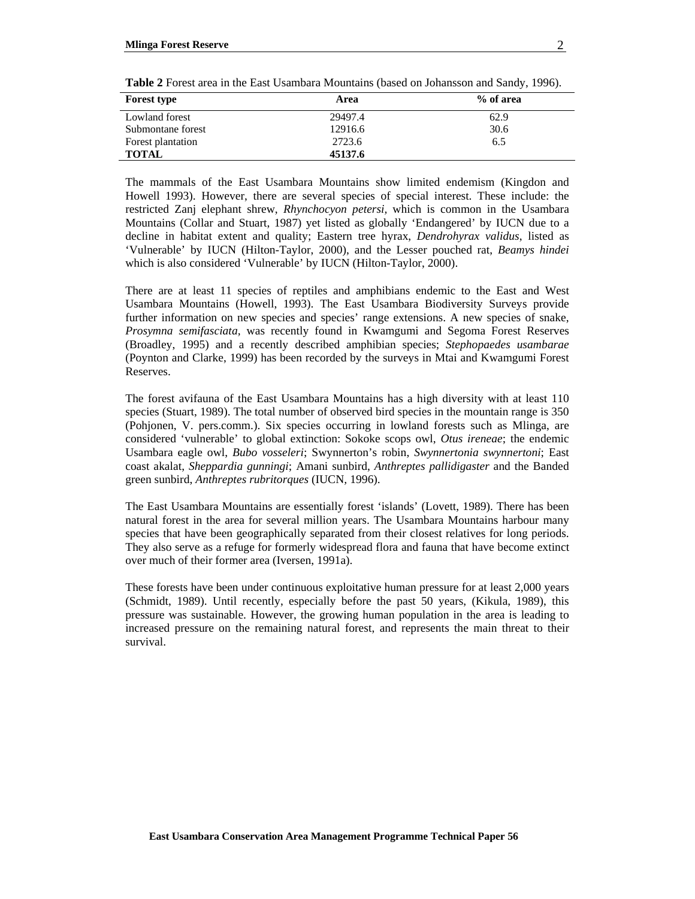**Table 2** Forest area in the East Usambara Mountains (based on Johansson and Sandy, 1996).

| Forest type | Area | % of area |
|---|---|---|
| Lowland forest | 29497.4 | 62.9 |
| Submontane forest | 12916.6 | 30.6 |
| Forest plantation | 2723.6 | 6.5 |
| **TOTAL** | **45137.6** | |

The mammals of the East Usambara Mountains show limited endemism (Kingdon and Howell 1993). However, there are several species of special interest. These include: the restricted Zanj elephant shrew, *Rhynchocyon petersi*, which is common in the Usambara Mountains (Collar and Stuart, 1987) yet listed as globally 'Endangered' by IUCN due to a decline in habitat extent and quality; Eastern tree hyrax, *Dendrohyrax validus*, listed as 'Vulnerable' by IUCN (Hilton-Taylor, 2000), and the Lesser pouched rat, *Beamys hindei* which is also considered 'Vulnerable' by IUCN (Hilton-Taylor, 2000).

There are at least 11 species of reptiles and amphibians endemic to the East and West Usambara Mountains (Howell, 1993). The East Usambara Biodiversity Surveys provide further information on new species and species' range extensions. A new species of snake, *Prosymna semifasciata*, was recently found in Kwamgumi and Segoma Forest Reserves (Broadley, 1995) and a recently described amphibian species; *Stephopaedes usambarae* (Poynton and Clarke, 1999) has been recorded by the surveys in Mtai and Kwamgumi Forest Reserves.

The forest avifauna of the East Usambara Mountains has a high diversity with at least 110 species (Stuart, 1989). The total number of observed bird species in the mountain range is 350 (Pohjonen, V. pers.comm.). Six species occurring in lowland forests such as Mlinga, are considered 'vulnerable' to global extinction: Sokoke scops owl, *Otus ireneae*; the endemic Usambara eagle owl, *Bubo vosseleri*; Swynnerton's robin, *Swynnertonia swynnertoni*; East coast akalat, *Sheppardia gunningi*; Amani sunbird, *Anthreptes pallidigaster* and the Banded green sunbird, *Anthreptes rubritorques* (IUCN, 1996).

The East Usambara Mountains are essentially forest 'islands' (Lovett, 1989). There has been natural forest in the area for several million years. The Usambara Mountains harbour many species that have been geographically separated from their closest relatives for long periods. They also serve as a refuge for formerly widespread flora and fauna that have become extinct over much of their former area (Iversen, 1991a).

These forests have been under continuous exploitative human pressure for at least 2,000 years (Schmidt, 1989). Until recently, especially before the past 50 years, (Kikula, 1989), this pressure was sustainable. However, the growing human population in the area is leading to increased pressure on the remaining natural forest, and represents the main threat to their survival.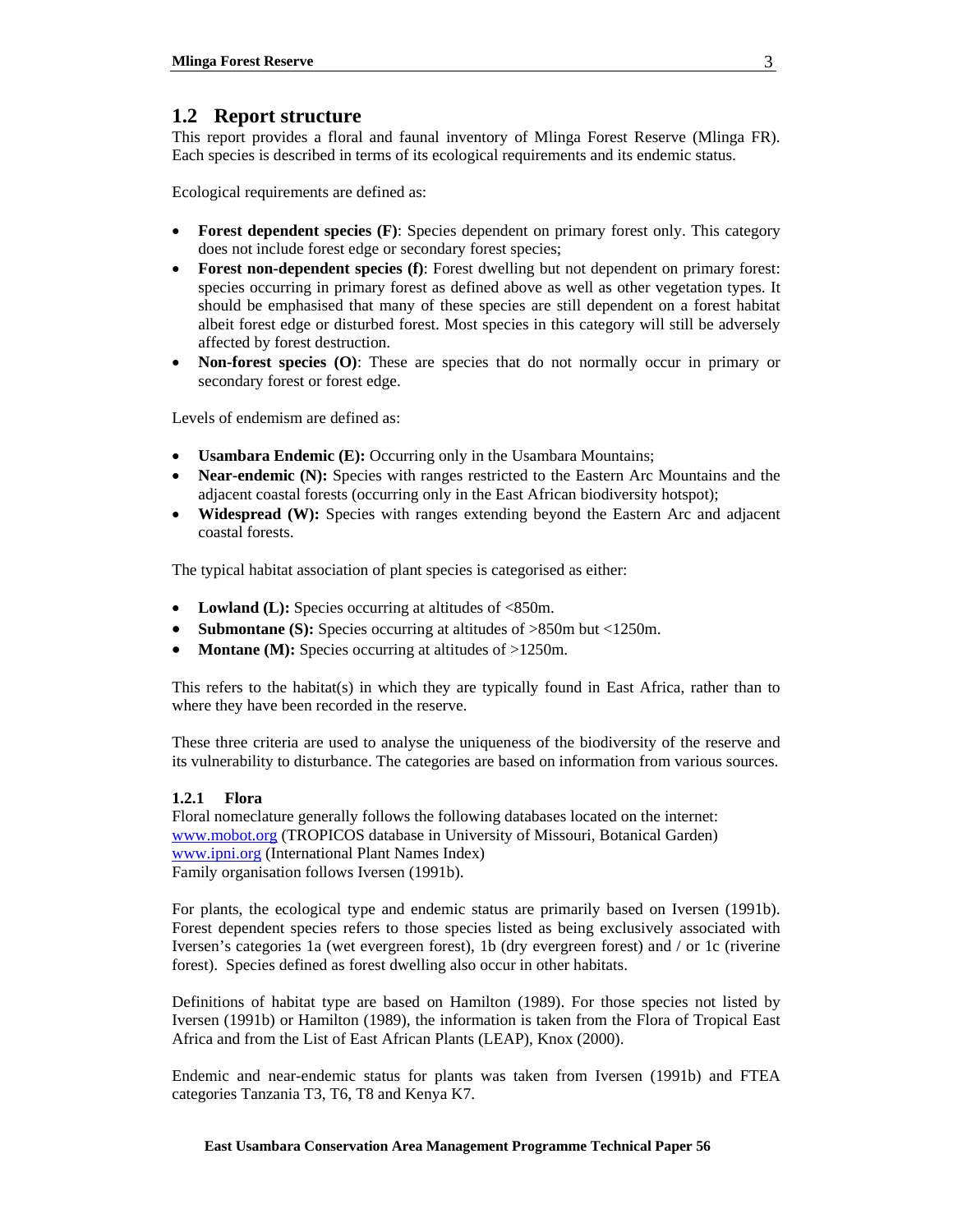## 1.2 Report structure

This report provides a floral and faunal inventory of Mlinga Forest Reserve (Mlinga FR). Each species is described in terms of its ecological requirements and its endemic status.

Ecological requirements are defined as:

- **Forest dependent species (F)**: Species dependent on primary forest only. This category does not include forest edge or secondary forest species;
- **Forest non-dependent species (f)**: Forest dwelling but not dependent on primary forest: species occurring in primary forest as defined above as well as other vegetation types. It should be emphasised that many of these species are still dependent on a forest habitat albeit forest edge or disturbed forest. Most species in this category will still be adversely affected by forest destruction.
- **Non-forest species (O)**: These are species that do not normally occur in primary or secondary forest or forest edge.

Levels of endemism are defined as:

- **Usambara Endemic (E):** Occurring only in the Usambara Mountains;
- **Near-endemic (N):** Species with ranges restricted to the Eastern Arc Mountains and the adjacent coastal forests (occurring only in the East African biodiversity hotspot);
- **Widespread (W):** Species with ranges extending beyond the Eastern Arc and adjacent coastal forests.

The typical habitat association of plant species is categorised as either:

- **Lowland (L):** Species occurring at altitudes of <850m.
- **Submontane (S):** Species occurring at altitudes of >850m but <1250m.
- **Montane (M):** Species occurring at altitudes of >1250m.

This refers to the habitat(s) in which they are typically found in East Africa, rather than to where they have been recorded in the reserve.

These three criteria are used to analyse the uniqueness of the biodiversity of the reserve and its vulnerability to disturbance. The categories are based on information from various sources.

### 1.2.1 Flora

Floral nomeclature generally follows the following databases located on the internet:
www.mobot.org (TROPICOS database in University of Missouri, Botanical Garden)
www.ipni.org (International Plant Names Index)
Family organisation follows Iversen (1991b).

For plants, the ecological type and endemic status are primarily based on Iversen (1991b). Forest dependent species refers to those species listed as being exclusively associated with Iversen's categories 1a (wet evergreen forest), 1b (dry evergreen forest) and / or 1c (riverine forest). Species defined as forest dwelling also occur in other habitats.

Definitions of habitat type are based on Hamilton (1989). For those species not listed by Iversen (1991b) or Hamilton (1989), the information is taken from the Flora of Tropical East Africa and from the List of East African Plants (LEAP), Knox (2000).

Endemic and near-endemic status for plants was taken from Iversen (1991b) and FTEA categories Tanzania T3, T6, T8 and Kenya K7.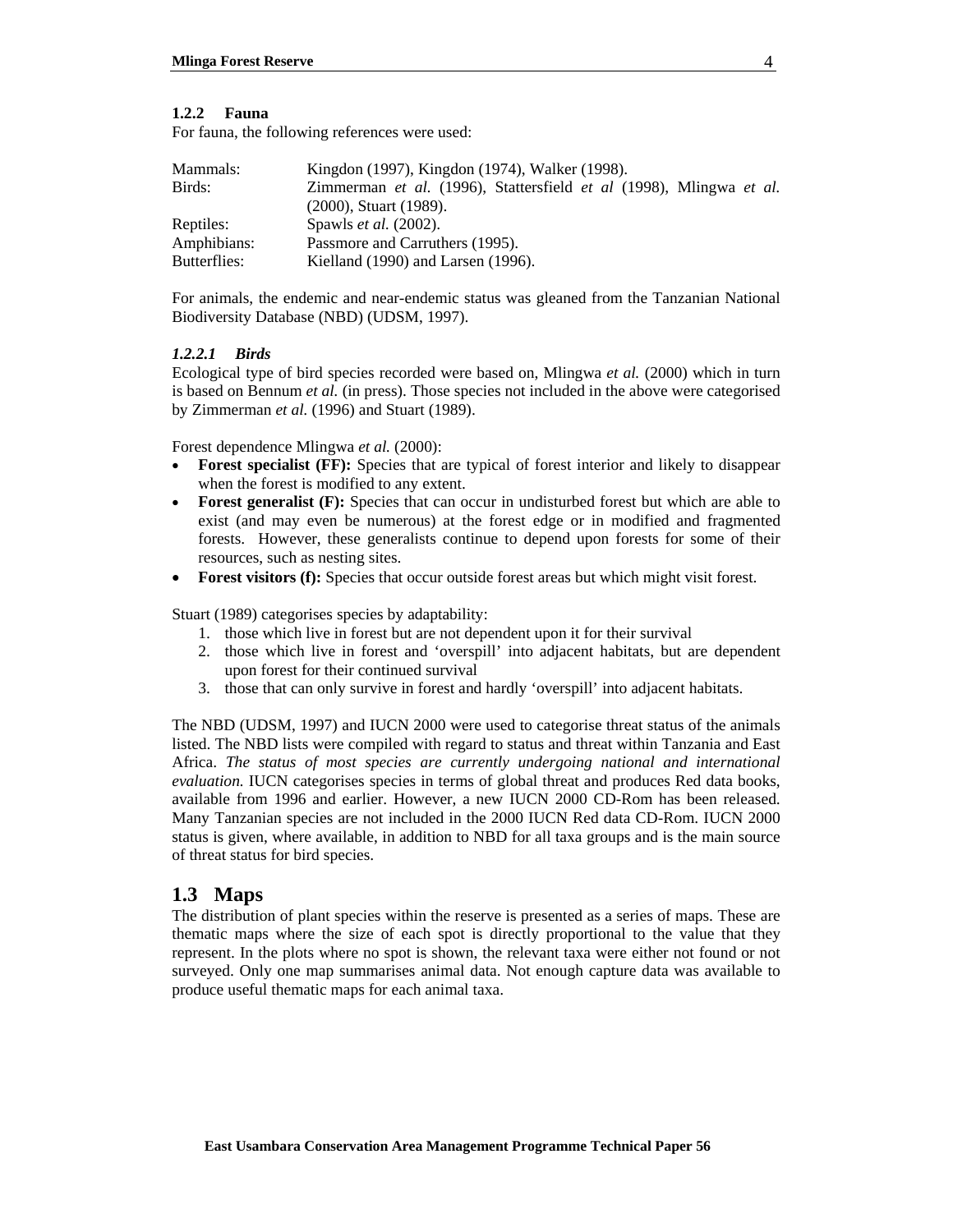### 1.2.2 Fauna

For fauna, the following references were used:

| | |
|---|---|
| Mammals: | Kingdon (1997), Kingdon (1974), Walker (1998). |
| Birds: | Zimmerman *et al.* (1996), Stattersfield *et al* (1998), Mlingwa *et al.* (2000), Stuart (1989). |
| Reptiles: | Spawls *et al.* (2002). |
| Amphibians: | Passmore and Carruthers (1995). |
| Butterflies: | Kielland (1990) and Larsen (1996). |

For animals, the endemic and near-endemic status was gleaned from the Tanzanian National Biodiversity Database (NBD) (UDSM, 1997).

#### *1.2.2.1 Birds*

Ecological type of bird species recorded were based on, Mlingwa *et al.* (2000) which in turn is based on Bennum *et al.* (in press). Those species not included in the above were categorised by Zimmerman *et al.* (1996) and Stuart (1989).

Forest dependence Mlingwa *et al.* (2000):

- **Forest specialist (FF):** Species that are typical of forest interior and likely to disappear when the forest is modified to any extent.
- **Forest generalist (F):** Species that can occur in undisturbed forest but which are able to exist (and may even be numerous) at the forest edge or in modified and fragmented forests. However, these generalists continue to depend upon forests for some of their resources, such as nesting sites.
- **Forest visitors (f):** Species that occur outside forest areas but which might visit forest.

Stuart (1989) categorises species by adaptability:

1. those which live in forest but are not dependent upon it for their survival
2. those which live in forest and 'overspill' into adjacent habitats, but are dependent upon forest for their continued survival
3. those that can only survive in forest and hardly 'overspill' into adjacent habitats.

The NBD (UDSM, 1997) and IUCN 2000 were used to categorise threat status of the animals listed. The NBD lists were compiled with regard to status and threat within Tanzania and East Africa. *The status of most species are currently undergoing national and international evaluation.* IUCN categorises species in terms of global threat and produces Red data books, available from 1996 and earlier. However, a new IUCN 2000 CD-Rom has been released. Many Tanzanian species are not included in the 2000 IUCN Red data CD-Rom. IUCN 2000 status is given, where available, in addition to NBD for all taxa groups and is the main source of threat status for bird species.

## 1.3 Maps

The distribution of plant species within the reserve is presented as a series of maps. These are thematic maps where the size of each spot is directly proportional to the value that they represent. In the plots where no spot is shown, the relevant taxa were either not found or not surveyed. Only one map summarises animal data. Not enough capture data was available to produce useful thematic maps for each animal taxa.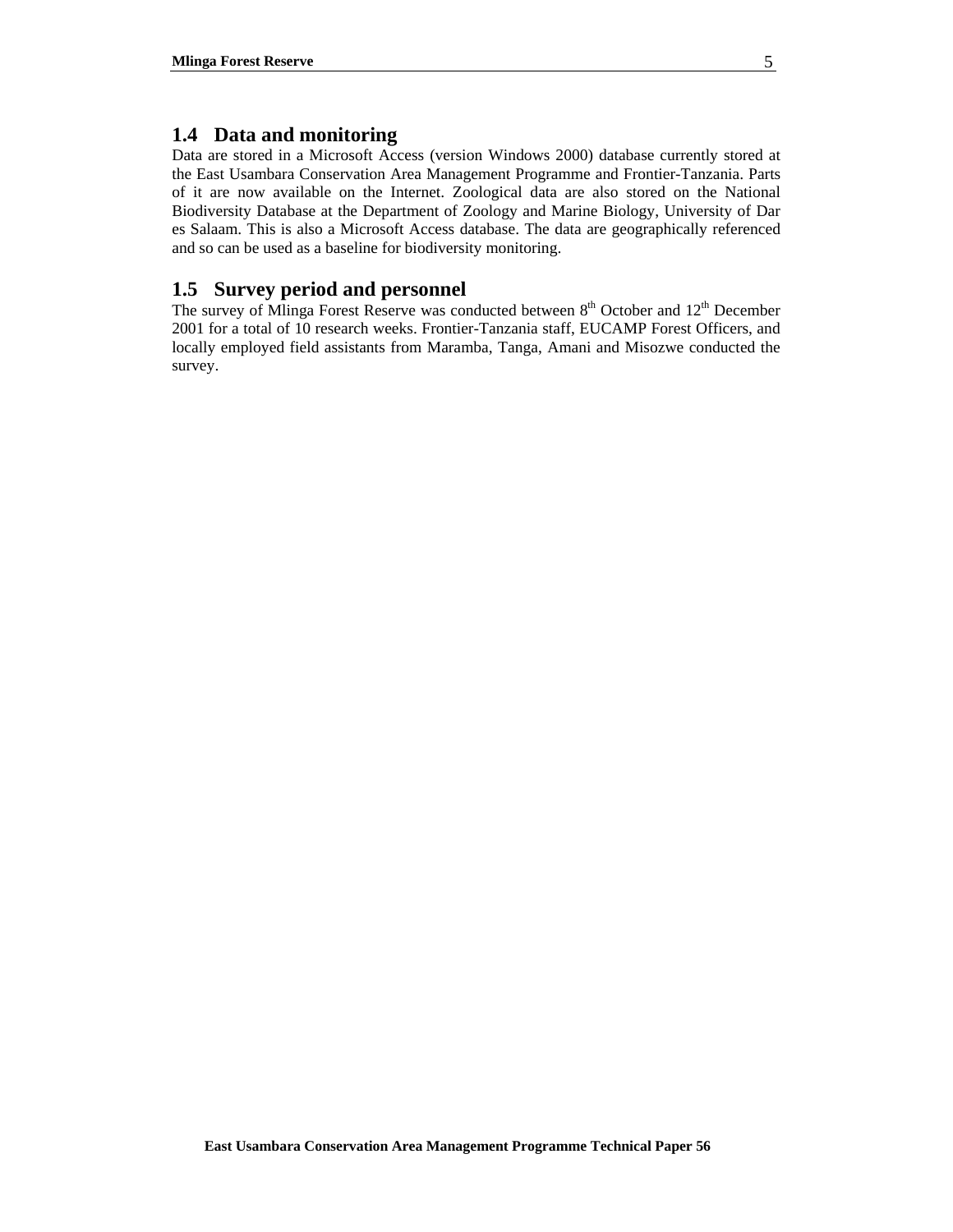## 1.4 Data and monitoring

Data are stored in a Microsoft Access (version Windows 2000) database currently stored at the East Usambara Conservation Area Management Programme and Frontier-Tanzania. Parts of it are now available on the Internet. Zoological data are also stored on the National Biodiversity Database at the Department of Zoology and Marine Biology, University of Dar es Salaam. This is also a Microsoft Access database. The data are geographically referenced and so can be used as a baseline for biodiversity monitoring.

## 1.5 Survey period and personnel

The survey of Mlinga Forest Reserve was conducted between 8th October and 12th December 2001 for a total of 10 research weeks. Frontier-Tanzania staff, EUCAMP Forest Officers, and locally employed field assistants from Maramba, Tanga, Amani and Misozwe conducted the survey.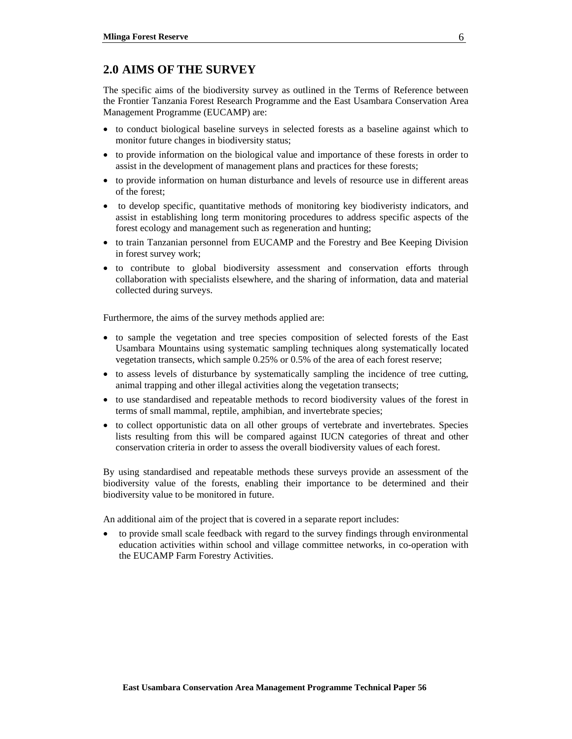## 2.0 AIMS OF THE SURVEY

The specific aims of the biodiversity survey as outlined in the Terms of Reference between the Frontier Tanzania Forest Research Programme and the East Usambara Conservation Area Management Programme (EUCAMP) are:

- to conduct biological baseline surveys in selected forests as a baseline against which to monitor future changes in biodiversity status;
- to provide information on the biological value and importance of these forests in order to assist in the development of management plans and practices for these forests;
- to provide information on human disturbance and levels of resource use in different areas of the forest;
- to develop specific, quantitative methods of monitoring key biodiveristy indicators, and assist in establishing long term monitoring procedures to address specific aspects of the forest ecology and management such as regeneration and hunting;
- to train Tanzanian personnel from EUCAMP and the Forestry and Bee Keeping Division in forest survey work;
- to contribute to global biodiversity assessment and conservation efforts through collaboration with specialists elsewhere, and the sharing of information, data and material collected during surveys.

Furthermore, the aims of the survey methods applied are:

- to sample the vegetation and tree species composition of selected forests of the East Usambara Mountains using systematic sampling techniques along systematically located vegetation transects, which sample 0.25% or 0.5% of the area of each forest reserve;
- to assess levels of disturbance by systematically sampling the incidence of tree cutting, animal trapping and other illegal activities along the vegetation transects;
- to use standardised and repeatable methods to record biodiversity values of the forest in terms of small mammal, reptile, amphibian, and invertebrate species;
- to collect opportunistic data on all other groups of vertebrate and invertebrates. Species lists resulting from this will be compared against IUCN categories of threat and other conservation criteria in order to assess the overall biodiversity values of each forest.

By using standardised and repeatable methods these surveys provide an assessment of the biodiversity value of the forests, enabling their importance to be determined and their biodiversity value to be monitored in future.

An additional aim of the project that is covered in a separate report includes:

- to provide small scale feedback with regard to the survey findings through environmental education activities within school and village committee networks, in co-operation with the EUCAMP Farm Forestry Activities.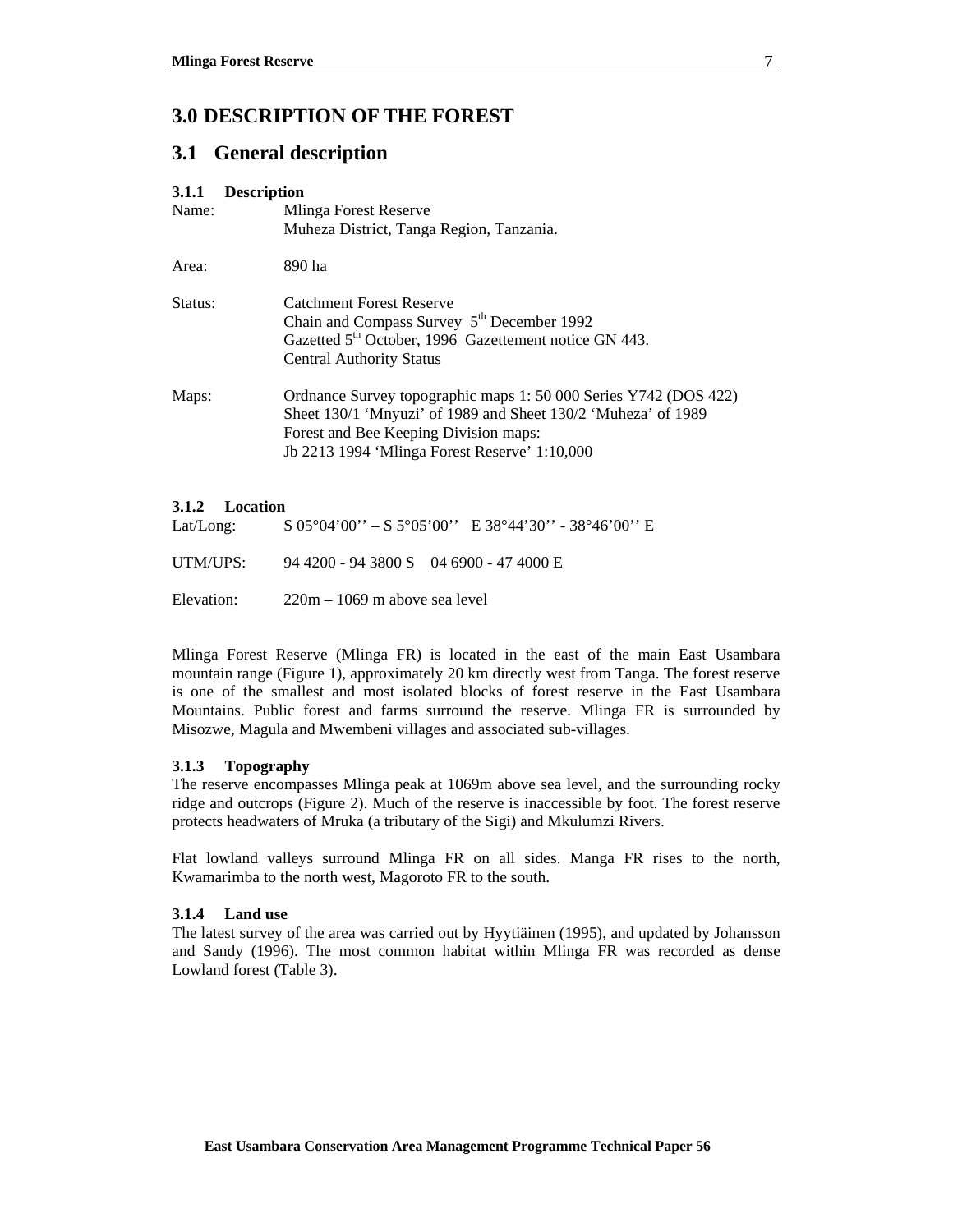# 3.0 DESCRIPTION OF THE FOREST

## 3.1 General description

### 3.1.1 Description

Name: Mlinga Forest Reserve
Muheza District, Tanga Region, Tanzania.

Area: 890 ha

Status: Catchment Forest Reserve
Chain and Compass Survey 5th December 1992
Gazetted 5th October, 1996 Gazettement notice GN 443.
Central Authority Status

Maps: Ordnance Survey topographic maps 1: 50 000 Series Y742 (DOS 422)
Sheet 130/1 'Mnyuzi' of 1989 and Sheet 130/2 'Muheza' of 1989
Forest and Bee Keeping Division maps:
Jb 2213 1994 'Mlinga Forest Reserve' 1:10,000

### 3.1.2 Location

Lat/Long: S 05°04'00'' – S 5°05'00'' E 38°44'30'' - 38°46'00'' E

UTM/UPS: 94 4200 - 94 3800 S 04 6900 - 47 4000 E

Elevation: 220m – 1069 m above sea level

Mlinga Forest Reserve (Mlinga FR) is located in the east of the main East Usambara mountain range (Figure 1), approximately 20 km directly west from Tanga. The forest reserve is one of the smallest and most isolated blocks of forest reserve in the East Usambara Mountains. Public forest and farms surround the reserve. Mlinga FR is surrounded by Misozwe, Magula and Mwembeni villages and associated sub-villages.

### 3.1.3 Topography

The reserve encompasses Mlinga peak at 1069m above sea level, and the surrounding rocky ridge and outcrops (Figure 2). Much of the reserve is inaccessible by foot. The forest reserve protects headwaters of Mruka (a tributary of the Sigi) and Mkulumzi Rivers.

Flat lowland valleys surround Mlinga FR on all sides. Manga FR rises to the north, Kwamarimba to the north west, Magoroto FR to the south.

### 3.1.4 Land use

The latest survey of the area was carried out by Hyytiäinen (1995), and updated by Johansson and Sandy (1996). The most common habitat within Mlinga FR was recorded as dense Lowland forest (Table 3).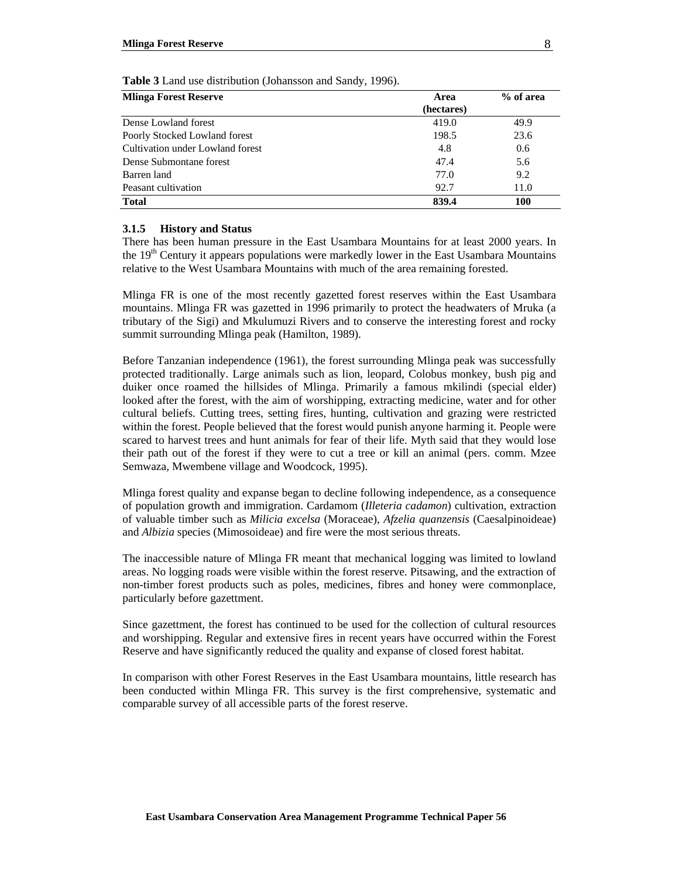**Table 3** Land use distribution (Johansson and Sandy, 1996).

| Mlinga Forest Reserve | Area (hectares) | % of area |
|---|---|---|
| Dense Lowland forest | 419.0 | 49.9 |
| Poorly Stocked Lowland forest | 198.5 | 23.6 |
| Cultivation under Lowland forest | 4.8 | 0.6 |
| Dense Submontane forest | 47.4 | 5.6 |
| Barren land | 77.0 | 9.2 |
| Peasant cultivation | 92.7 | 11.0 |
| **Total** | **839.4** | **100** |

### 3.1.5 History and Status

There has been human pressure in the East Usambara Mountains for at least 2000 years. In the 19[th] Century it appears populations were markedly lower in the East Usambara Mountains relative to the West Usambara Mountains with much of the area remaining forested.

Mlinga FR is one of the most recently gazetted forest reserves within the East Usambara mountains. Mlinga FR was gazetted in 1996 primarily to protect the headwaters of Mruka (a tributary of the Sigi) and Mkulumuzi Rivers and to conserve the interesting forest and rocky summit surrounding Mlinga peak (Hamilton, 1989).

Before Tanzanian independence (1961), the forest surrounding Mlinga peak was successfully protected traditionally. Large animals such as lion, leopard, Colobus monkey, bush pig and duiker once roamed the hillsides of Mlinga. Primarily a famous mkilindi (special elder) looked after the forest, with the aim of worshipping, extracting medicine, water and for other cultural beliefs. Cutting trees, setting fires, hunting, cultivation and grazing were restricted within the forest. People believed that the forest would punish anyone harming it. People were scared to harvest trees and hunt animals for fear of their life. Myth said that they would lose their path out of the forest if they were to cut a tree or kill an animal (pers. comm. Mzee Semwaza, Mwembene village and Woodcock, 1995).

Mlinga forest quality and expanse began to decline following independence, as a consequence of population growth and immigration. Cardamom (*Illeteria cadamon*) cultivation, extraction of valuable timber such as *Milicia excelsa* (Moraceae), *Afzelia quanzensis* (Caesalpinoideae) and *Albizia* species (Mimosoideae) and fire were the most serious threats.

The inaccessible nature of Mlinga FR meant that mechanical logging was limited to lowland areas. No logging roads were visible within the forest reserve. Pitsawing, and the extraction of non-timber forest products such as poles, medicines, fibres and honey were commonplace, particularly before gazettment.

Since gazettment, the forest has continued to be used for the collection of cultural resources and worshipping. Regular and extensive fires in recent years have occurred within the Forest Reserve and have significantly reduced the quality and expanse of closed forest habitat.

In comparison with other Forest Reserves in the East Usambara mountains, little research has been conducted within Mlinga FR. This survey is the first comprehensive, systematic and comparable survey of all accessible parts of the forest reserve.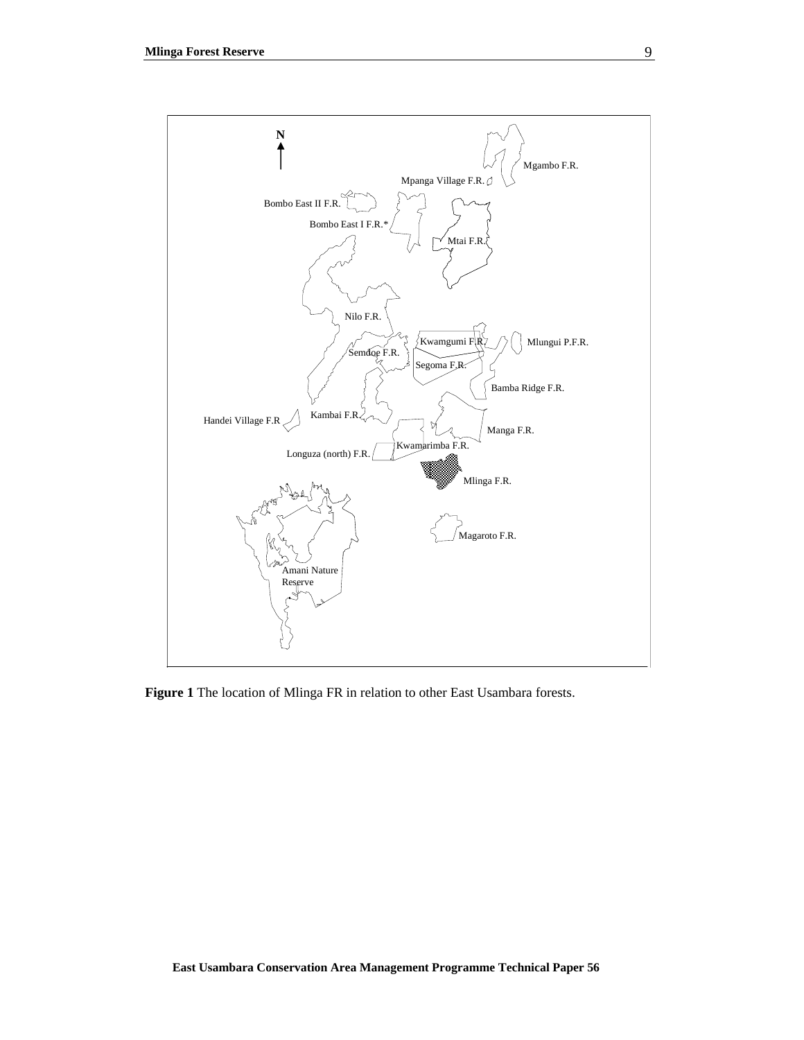**Figure 1** The location of Mlinga FR in relation to other East Usambara forests.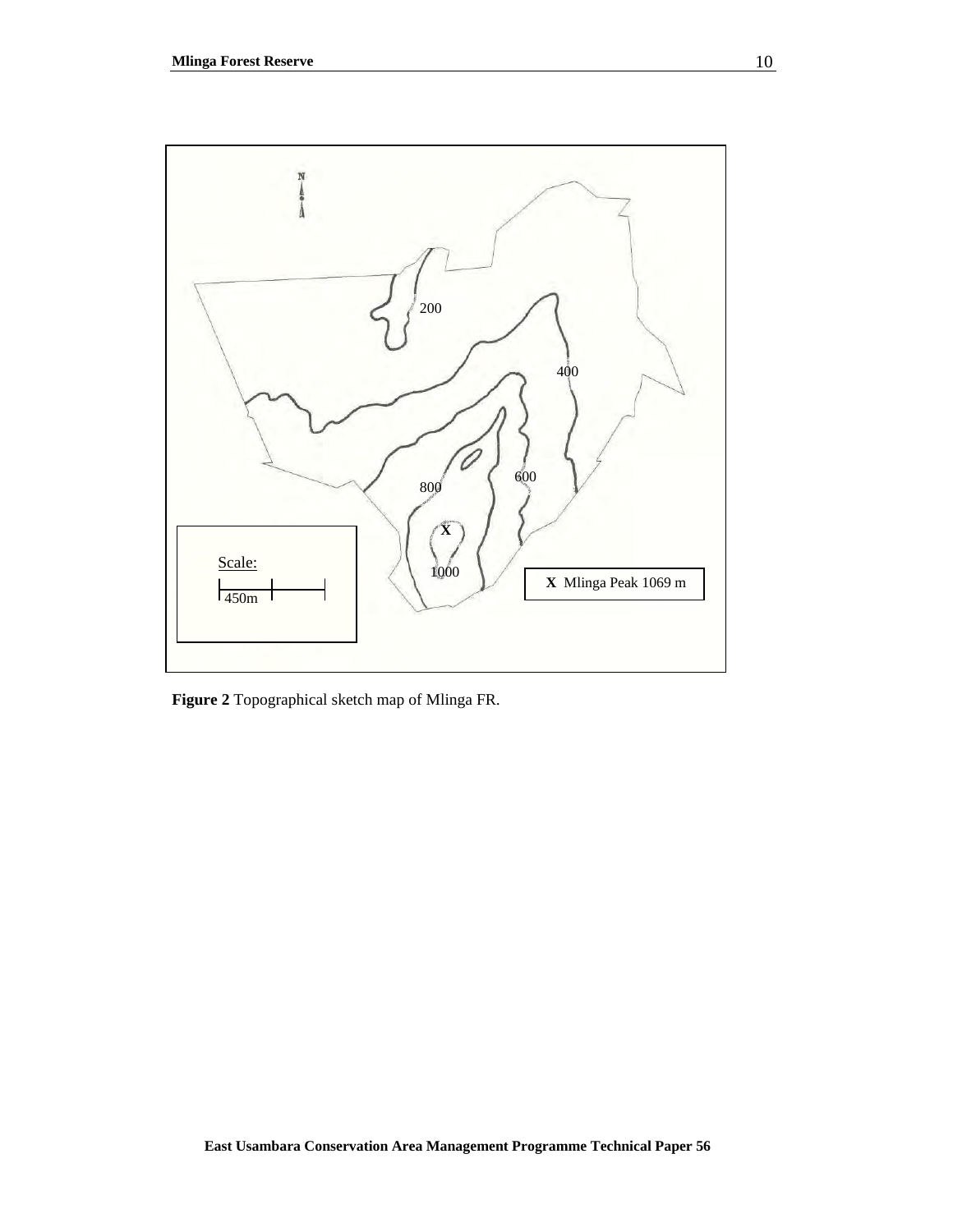**Figure 2** Topographical sketch map of Mlinga FR.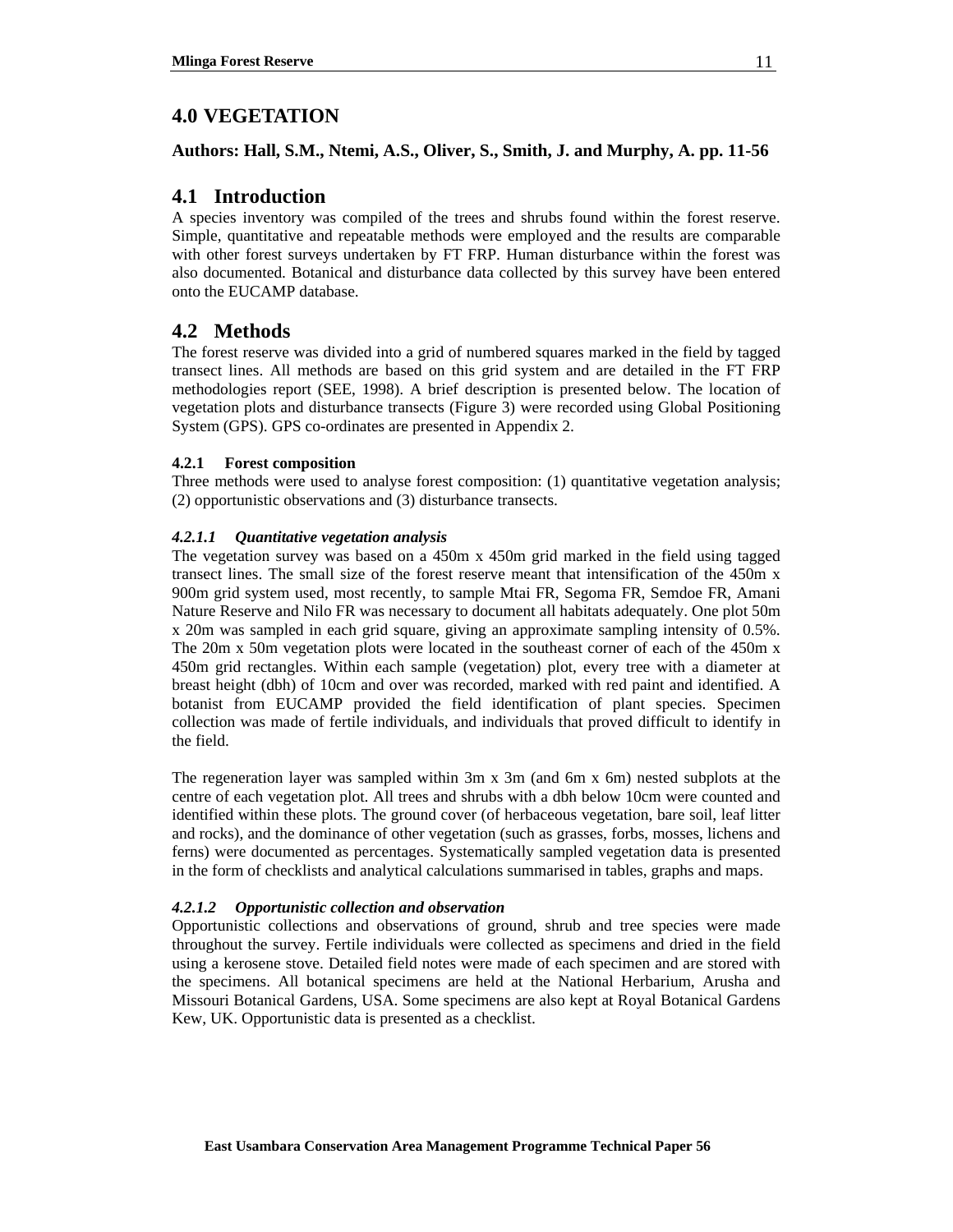# 4.0 VEGETATION

**Authors: Hall, S.M., Ntemi, A.S., Oliver, S., Smith, J. and Murphy, A. pp. 11-56**

## 4.1 Introduction

A species inventory was compiled of the trees and shrubs found within the forest reserve. Simple, quantitative and repeatable methods were employed and the results are comparable with other forest surveys undertaken by FT FRP. Human disturbance within the forest was also documented. Botanical and disturbance data collected by this survey have been entered onto the EUCAMP database.

## 4.2 Methods

The forest reserve was divided into a grid of numbered squares marked in the field by tagged transect lines. All methods are based on this grid system and are detailed in the FT FRP methodologies report (SEE, 1998). A brief description is presented below. The location of vegetation plots and disturbance transects (Figure 3) were recorded using Global Positioning System (GPS). GPS co-ordinates are presented in Appendix 2.

### 4.2.1 Forest composition

Three methods were used to analyse forest composition: (1) quantitative vegetation analysis; (2) opportunistic observations and (3) disturbance transects.

#### *4.2.1.1 Quantitative vegetation analysis*

The vegetation survey was based on a 450m x 450m grid marked in the field using tagged transect lines. The small size of the forest reserve meant that intensification of the 450m x 900m grid system used, most recently, to sample Mtai FR, Segoma FR, Semdoe FR, Amani Nature Reserve and Nilo FR was necessary to document all habitats adequately. One plot 50m x 20m was sampled in each grid square, giving an approximate sampling intensity of 0.5%. The 20m x 50m vegetation plots were located in the southeast corner of each of the 450m x 450m grid rectangles. Within each sample (vegetation) plot, every tree with a diameter at breast height (dbh) of 10cm and over was recorded, marked with red paint and identified. A botanist from EUCAMP provided the field identification of plant species. Specimen collection was made of fertile individuals, and individuals that proved difficult to identify in the field.

The regeneration layer was sampled within 3m x 3m (and 6m x 6m) nested subplots at the centre of each vegetation plot. All trees and shrubs with a dbh below 10cm were counted and identified within these plots. The ground cover (of herbaceous vegetation, bare soil, leaf litter and rocks), and the dominance of other vegetation (such as grasses, forbs, mosses, lichens and ferns) were documented as percentages. Systematically sampled vegetation data is presented in the form of checklists and analytical calculations summarised in tables, graphs and maps.

#### *4.2.1.2 Opportunistic collection and observation*

Opportunistic collections and observations of ground, shrub and tree species were made throughout the survey. Fertile individuals were collected as specimens and dried in the field using a kerosene stove. Detailed field notes were made of each specimen and are stored with the specimens. All botanical specimens are held at the National Herbarium, Arusha and Missouri Botanical Gardens, USA. Some specimens are also kept at Royal Botanical Gardens Kew, UK. Opportunistic data is presented as a checklist.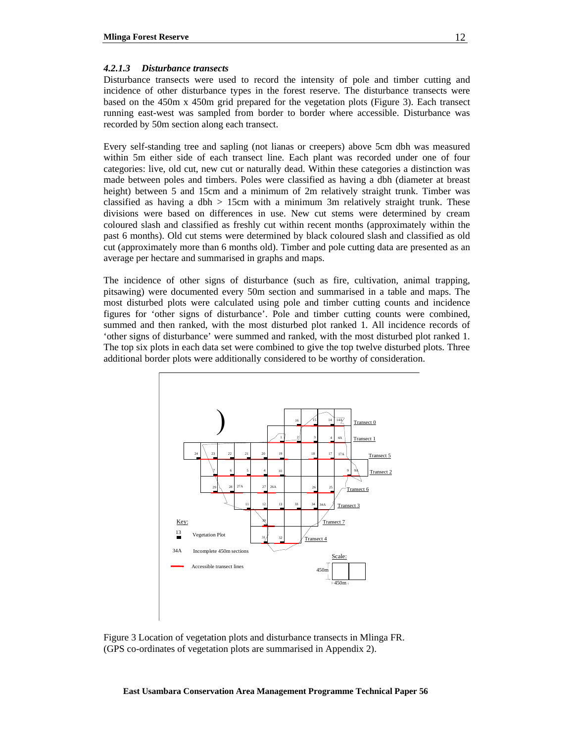#### *4.2.1.3 Disturbance transects*

Disturbance transects were used to record the intensity of pole and timber cutting and incidence of other disturbance types in the forest reserve. The disturbance transects were based on the 450m x 450m grid prepared for the vegetation plots (Figure 3). Each transect running east-west was sampled from border to border where accessible. Disturbance was recorded by 50m section along each transect.

Every self-standing tree and sapling (not lianas or creepers) above 5cm dbh was measured within 5m either side of each transect line. Each plant was recorded under one of four categories: live, old cut, new cut or naturally dead. Within these categories a distinction was made between poles and timbers. Poles were classified as having a dbh (diameter at breast height) between 5 and 15cm and a minimum of 2m relatively straight trunk. Timber was classified as having a dbh > 15cm with a minimum 3m relatively straight trunk. These divisions were based on differences in use. New cut stems were determined by cream coloured slash and classified as freshly cut within recent months (approximately within the past 6 months). Old cut stems were determined by black coloured slash and classified as old cut (approximately more than 6 months old). Timber and pole cutting data are presented as an average per hectare and summarised in graphs and maps.

The incidence of other signs of disturbance (such as fire, cultivation, animal trapping, pitsawing) were documented every 50m section and summarised in a table and maps. The most disturbed plots were calculated using pole and timber cutting counts and incidence figures for 'other signs of disturbance'. Pole and timber cutting counts were combined, summed and then ranked, with the most disturbed plot ranked 1. All incidence records of 'other signs of disturbance' were summed and ranked, with the most disturbed plot ranked 1. The top six plots in each data set were combined to give the top twelve disturbed plots. Three additional border plots were additionally considered to be worthy of consideration.

Figure 3 Location of vegetation plots and disturbance transects in Mlinga FR. (GPS co-ordinates of vegetation plots are summarised in Appendix 2).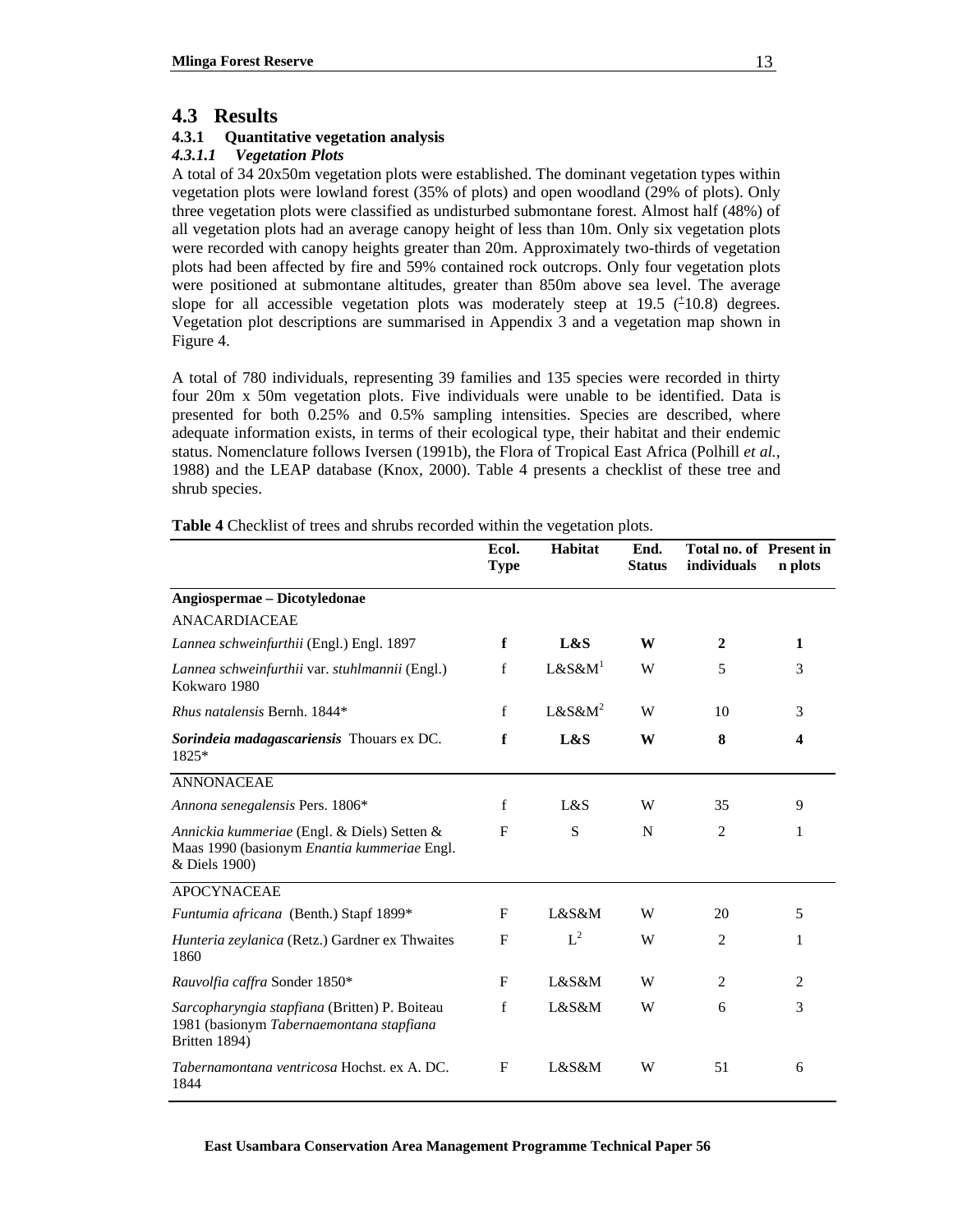## 4.3 Results

### 4.3.1 Quantitative vegetation analysis

#### *4.3.1.1 Vegetation Plots*

A total of 34 20x50m vegetation plots were established. The dominant vegetation types within vegetation plots were lowland forest (35% of plots) and open woodland (29% of plots). Only three vegetation plots were classified as undisturbed submontane forest. Almost half (48%) of all vegetation plots had an average canopy height of less than 10m. Only six vegetation plots were recorded with canopy heights greater than 20m. Approximately two-thirds of vegetation plots had been affected by fire and 59% contained rock outcrops. Only four vegetation plots were positioned at submontane altitudes, greater than 850m above sea level. The average slope for all accessible vegetation plots was moderately steep at 19.5 (±10.8) degrees. Vegetation plot descriptions are summarised in Appendix 3 and a vegetation map shown in Figure 4.

A total of 780 individuals, representing 39 families and 135 species were recorded in thirty four 20m x 50m vegetation plots. Five individuals were unable to be identified. Data is presented for both 0.25% and 0.5% sampling intensities. Species are described, where adequate information exists, in terms of their ecological type, their habitat and their endemic status. Nomenclature follows Iversen (1991b), the Flora of Tropical East Africa (Polhill *et al.*, 1988) and the LEAP database (Knox, 2000). Table 4 presents a checklist of these tree and shrub species.

**Table 4** Checklist of trees and shrubs recorded within the vegetation plots.

| | Ecol. Type | Habitat | End. Status | Total no. of individuals | Present in n plots |
|---|---|---|---|---|---|
| **Angiospermae – Dicotyledonae** | | | | | |
| ANACARDIACEAE | | | | | |
| *Lannea schweinfurthii* (Engl.) Engl. 1897 | **f** | **L&S** | **W** | **2** | **1** |
| *Lannea schweinfurthii* var. *stuhlmannii* (Engl.) Kokwaro 1980 | f | L&S&M[1] | W | 5 | 3 |
| *Rhus natalensis* Bernh. 1844* | f | L&S&M[2] | W | 10 | 3 |
| ***Sorindeia madagascariensis*** Thouars ex DC. 1825* | **f** | **L&S** | **W** | **8** | **4** |
| ANNONACEAE | | | | | |
| *Annona senegalensis* Pers. 1806* | f | L&S | W | 35 | 9 |
| *Annickia kummeriae* (Engl. & Diels) Setten & Maas 1990 (basionym *Enantia kummeriae* Engl. & Diels 1900) | F | S | N | 2 | 1 |
| APOCYNACEAE | | | | | |
| *Funtumia africana* (Benth.) Stapf 1899* | F | L&S&M | W | 20 | 5 |
| *Hunteria zeylanica* (Retz.) Gardner ex Thwaites 1860 | F | L[2] | W | 2 | 1 |
| *Rauvolfia caffra* Sonder 1850* | F | L&S&M | W | 2 | 2 |
| *Sarcopharyngia stapfiana* (Britten) P. Boiteau 1981 (basionym *Tabernaemontana stapfiana* Britten 1894) | f | L&S&M | W | 6 | 3 |
| *Tabernamontana ventricosa* Hochst. ex A. DC. 1844 | F | L&S&M | W | 51 | 6 |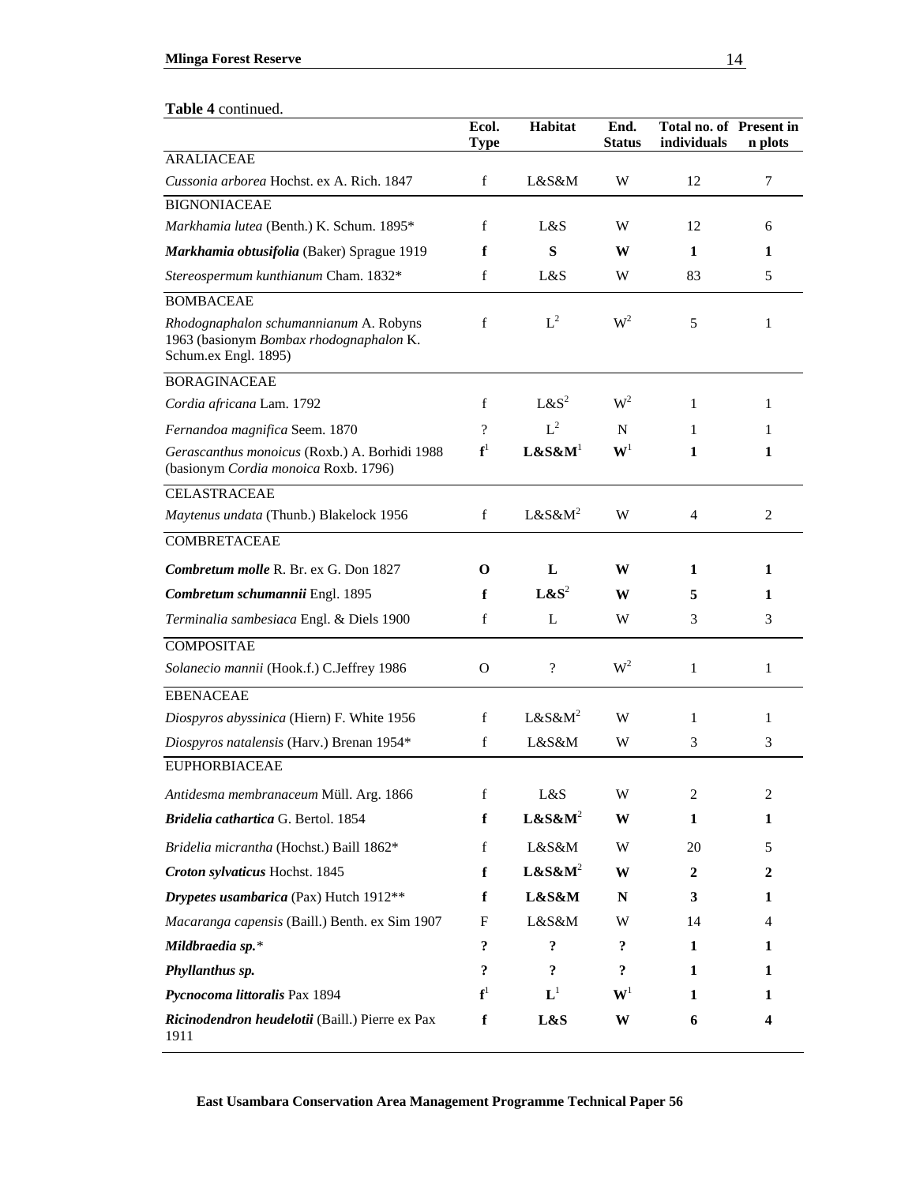**Table 4** continued.

| | Ecol. Type | Habitat | End. Status | Total no. of individuals | Present in n plots |
|---|---|---|---|---|---|
| ARALIACEAE | | | | | |
| *Cussonia arborea* Hochst. ex A. Rich. 1847 | f | L&S&M | W | 12 | 7 |
| BIGNONIACEAE | | | | | |
| *Markhamia lutea* (Benth.) K. Schum. 1895* | f | L&S | W | 12 | 6 |
| ***Markhamia obtusifolia*** **(Baker) Sprague 1919** | **f** | **S** | **W** | **1** | **1** |
| *Stereospermum kunthianum* Cham. 1832* | f | L&S | W | 83 | 5 |
| BOMBACEAE | | | | | |
| *Rhodognaphalon schumannianum* A. Robyns 1963 (basionym *Bombax rhodognaphalon* K. Schum.ex Engl. 1895) | f | L[2] | W[2] | 5 | 1 |
| BORAGINACEAE | | | | | |
| *Cordia africana* Lam. 1792 | f | L&S[2] | W[2] | 1 | 1 |
| *Fernandoa magnifica* Seem. 1870 | ? | L[2] | N | 1 | 1 |
| *Gerascanthus monoicus* (Roxb.) A. Borhidi 1988 (basionym *Cordia monoica* Roxb. 1796) | **f**[1] | **L&S&M**[1] | **W**[1] | **1** | **1** |
| CELASTRACEAE | | | | | |
| *Maytenus undata* (Thunb.) Blakelock 1956 | f | L&S&M[2] | W | 4 | 2 |
| COMBRETACEAE | | | | | |
| ***Combretum molle*** **R. Br. ex G. Don 1827** | **O** | **L** | **W** | **1** | **1** |
| ***Combretum schumannii*** **Engl. 1895** | **f** | **L&S**[2] | **W** | **5** | **1** |
| *Terminalia sambesiaca* Engl. & Diels 1900 | f | L | W | 3 | 3 |
| COMPOSITAE | | | | | |
| *Solanecio mannii* (Hook.f.) C.Jeffrey 1986 | O | ? | W[2] | 1 | 1 |
| EBENACEAE | | | | | |
| *Diospyros abyssinica* (Hiern) F. White 1956 | f | L&S&M[2] | W | 1 | 1 |
| *Diospyros natalensis* (Harv.) Brenan 1954* | f | L&S&M | W | 3 | 3 |
| EUPHORBIACEAE | | | | | |
| *Antidesma membranaceum* Müll. Arg. 1866 | f | L&S | W | 2 | 2 |
| ***Bridelia cathartica*** **G. Bertol. 1854** | **f** | **L&S&M**[2] | **W** | **1** | **1** |
| *Bridelia micrantha* (Hochst.) Baill 1862* | f | L&S&M | W | 20 | 5 |
| ***Croton sylvaticus*** **Hochst. 1845** | **f** | **L&S&M**[2] | **W** | **2** | **2** |
| ***Drypetes usambarica*** **(Pax) Hutch 1912**** | **f** | **L&S&M** | **N** | **3** | **1** |
| *Macaranga capensis* (Baill.) Benth. ex Sim 1907 | F | L&S&M | W | 14 | 4 |
| ***Mildbraedia sp.**** | **?** | **?** | **?** | **1** | **1** |
| ***Phyllanthus sp.*** | **?** | **?** | **?** | **1** | **1** |
| ***Pycnocoma littoralis*** **Pax 1894** | **f**[1] | **L**[1] | **W**[1] | **1** | **1** |
| ***Ricinodendron heudelotii*** **(Baill.) Pierre ex Pax** 1911 | **f** | **L&S** | **W** | **6** | **4** |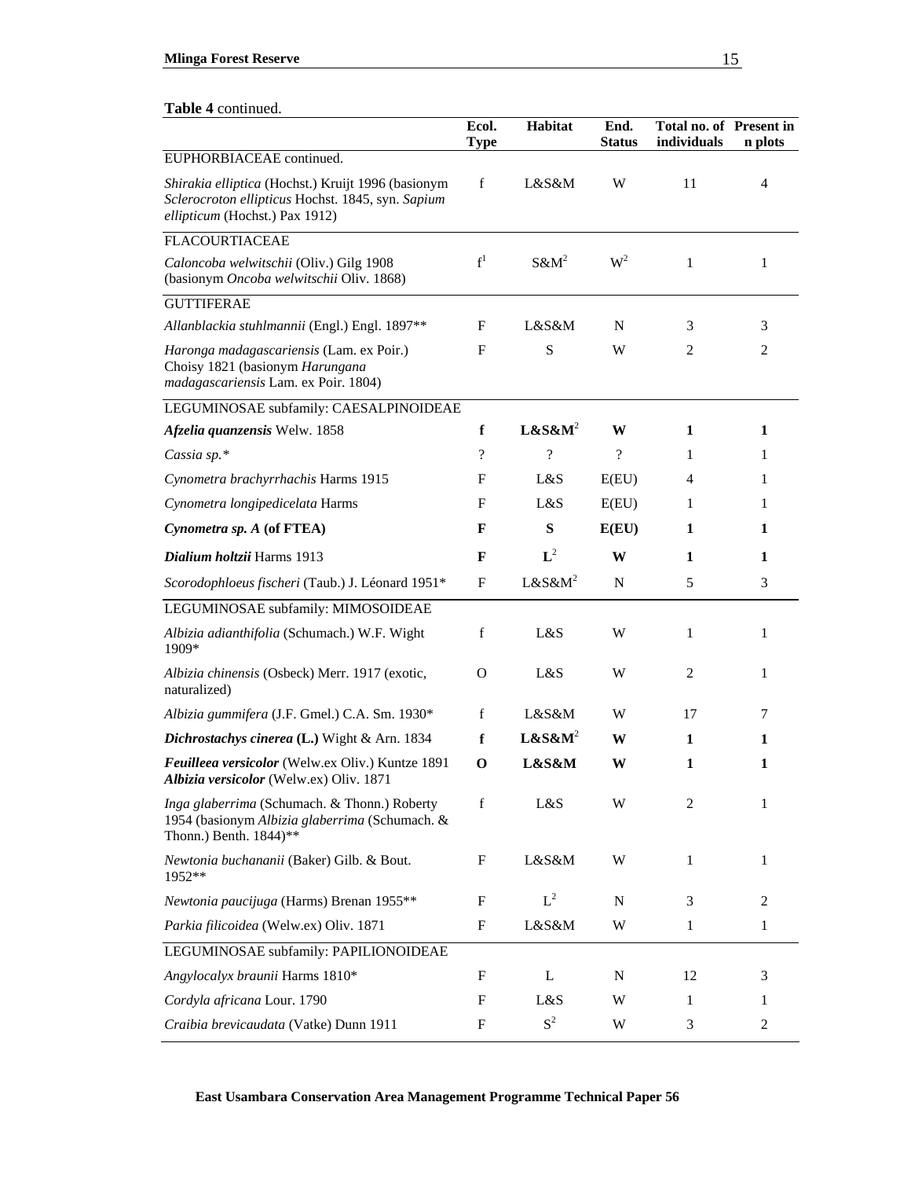**Table 4** continued.

| | Ecol. Type | Habitat | End. Status | Total no. of individuals | Present in n plots |
|---|---|---|---|---|---|
| EUPHORBIACEAE continued. | | | | | |
| *Shirakia elliptica* (Hochst.) Kruijt 1996 (basionym *Sclerocroton ellipticus* Hochst. 1845, syn. *Sapium ellipticum* (Hochst.) Pax 1912) | f | L&S&M | W | 11 | 4 |
| FLACOURTIACEAE | | | | | |
| *Caloncoba welwitschii* (Oliv.) Gilg 1908 (basionym *Oncoba welwitschii* Oliv. 1868) | f[1] | S&M[2] | W[2] | 1 | 1 |
| GUTTIFERAE | | | | | |
| *Allanblackia stuhlmannii* (Engl.) Engl. 1897** | F | L&S&M | N | 3 | 3 |
| *Haronga madagascariensis* (Lam. ex Poir.) Choisy 1821 (basionym *Harungana madagascariensis* Lam. ex Poir. 1804) | F | S | W | 2 | 2 |
| LEGUMINOSAE subfamily: CAESALPINOIDEAE | | | | | |
| ***Afzelia quanzensis*** **Welw. 1858** | **f** | **L&S&M[2]** | **W** | **1** | **1** |
| *Cassia sp.** | ? | ? | ? | 1 | 1 |
| *Cynometra brachyrrhachis* Harms 1915 | F | L&S | E(EU) | 4 | 1 |
| *Cynometra longipedicelata* Harms | F | L&S | E(EU) | 1 | 1 |
| ***Cynometra sp. A*** **(of FTEA)** | **F** | **S** | **E(EU)** | **1** | **1** |
| ***Dialium holtzii*** **Harms 1913** | **F** | **L[2]** | **W** | **1** | **1** |
| *Scorodophloeus fischeri* (Taub.) J. Léonard 1951* | F | L&S&M[2] | N | 5 | 3 |
| LEGUMINOSAE subfamily: MIMOSOIDEAE | | | | | |
| *Albizia adianthifolia* (Schumach.) W.F. Wight 1909* | f | L&S | W | 1 | 1 |
| *Albizia chinensis* (Osbeck) Merr. 1917 (exotic, naturalized) | O | L&S | W | 2 | 1 |
| *Albizia gummifera* (J.F. Gmel.) C.A. Sm. 1930* | f | L&S&M | W | 17 | 7 |
| ***Dichrostachys cinerea*** **(L.) Wight & Arn. 1834** | **f** | **L&S&M[2]** | **W** | **1** | **1** |
| ***Feuilleea versicolor*** **(Welw.ex Oliv.) Kuntze 1891** ***Albizia versicolor*** **(Welw.ex) Oliv. 1871** | **O** | **L&S&M** | **W** | **1** | **1** |
| *Inga glaberrima* (Schumach. & Thonn.) Roberty 1954 (basionym *Albizia glaberrima* (Schumach. & Thonn.) Benth. 1844)** | f | L&S | W | 2 | 1 |
| *Newtonia buchananii* (Baker) Gilb. & Bout. 1952** | F | L&S&M | W | 1 | 1 |
| *Newtonia paucijuga* (Harms) Brenan 1955** | F | L[2] | N | 3 | 2 |
| *Parkia filicoidea* (Welw.ex) Oliv. 1871 | F | L&S&M | W | 1 | 1 |
| LEGUMINOSAE subfamily: PAPILIONOIDEAE | | | | | |
| *Angylocalyx braunii* Harms 1810* | F | L | N | 12 | 3 |
| *Cordyla africana* Lour. 1790 | F | L&S | W | 1 | 1 |
| *Craibia brevicaudata* (Vatke) Dunn 1911 | F | S[2] | W | 3 | 2 |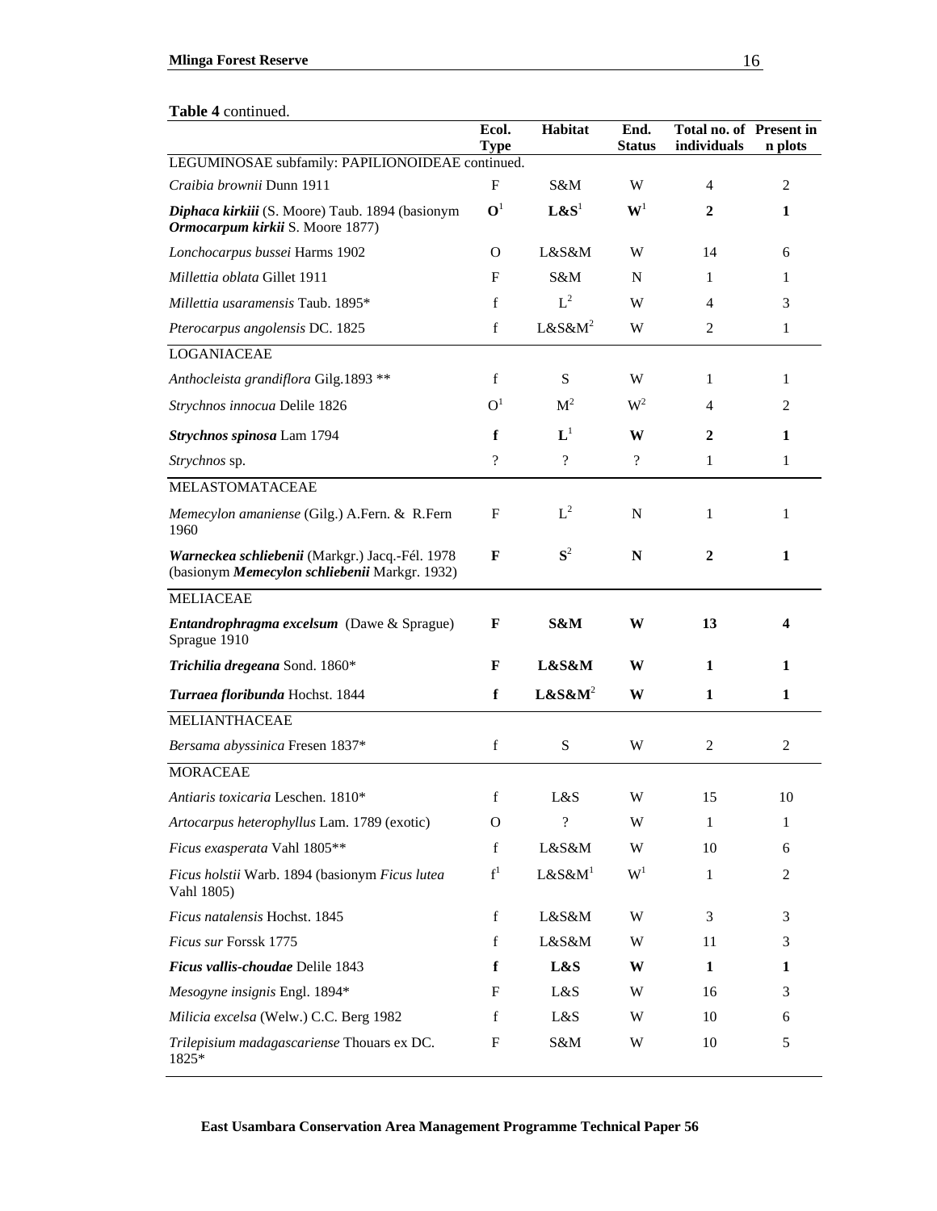**Table 4** continued.

| | Ecol. Type | Habitat | End. Status | Total no. of individuals | Present in n plots |
|---|---|---|---|---|---|
| LEGUMINOSAE subfamily: PAPILIONOIDEAE continued. | | | | | |
| *Craibia brownii* Dunn 1911 | F | S&M | W | 4 | 2 |
| ***Diphaca kirkii*** **(S. Moore) Taub. 1894 (basionym *Ormocarpum kirkii* S. Moore 1877)** | **O**[1] | **L&S**[1] | **W**[1] | **2** | **1** |
| *Lonchocarpus bussei* Harms 1902 | O | L&S&M | W | 14 | 6 |
| *Millettia oblata* Gillet 1911 | F | S&M | N | 1 | 1 |
| *Millettia usaramensis* Taub. 1895* | f | L[2] | W | 4 | 3 |
| *Pterocarpus angolensis* DC. 1825 | f | L&S&M[2] | W | 2 | 1 |
| LOGANIACEAE | | | | | |
| *Anthocleista grandiflora* Gilg.1893 ** | f | S | W | 1 | 1 |
| *Strychnos innocua* Delile 1826 | O[1] | M[2] | W[2] | 4 | 2 |
| ***Strychnos spinosa*** **Lam 1794** | **f** | **L**[1] | **W** | **2** | **1** |
| *Strychnos* sp. | ? | ? | ? | 1 | 1 |
| MELASTOMATACEAE | | | | | |
| *Memecylon amaniense* (Gilg.) A.Fern. & R.Fern 1960 | F | L[2] | N | 1 | 1 |
| ***Warneckea schliebenii*** **(Markgr.) Jacq.-Fél. 1978 (basionym *Memecylon schliebenii* Markgr. 1932)** | **F** | **S**[2] | **N** | **2** | **1** |
| MELIACEAE | | | | | |
| ***Entandrophragma excelsum*** **(Dawe & Sprague) Sprague 1910** | **F** | **S&M** | **W** | **13** | **4** |
| ***Trichilia dregeana*** **Sond. 1860*** | **F** | **L&S&M** | **W** | **1** | **1** |
| ***Turraea floribunda*** **Hochst. 1844** | **f** | **L&S&M**[2] | **W** | **1** | **1** |
| MELIANTHACEAE | | | | | |
| *Bersama abyssinica* Fresen 1837* | f | S | W | 2 | 2 |
| MORACEAE | | | | | |
| *Antiaris toxicaria* Leschen. 1810* | f | L&S | W | 15 | 10 |
| *Artocarpus heterophyllus* Lam. 1789 (exotic) | O | ? | W | 1 | 1 |
| *Ficus exasperata* Vahl 1805** | f | L&S&M | W | 10 | 6 |
| *Ficus holstii* Warb. 1894 (basionym *Ficus lutea* Vahl 1805) | f[1] | L&S&M[1] | W[1] | 1 | 2 |
| *Ficus natalensis* Hochst. 1845 | f | L&S&M | W | 3 | 3 |
| *Ficus sur* Forssk 1775 | f | L&S&M | W | 11 | 3 |
| ***Ficus vallis-choudae*** **Delile 1843** | **f** | **L&S** | **W** | **1** | **1** |
| *Mesogyne insignis* Engl. 1894* | F | L&S | W | 16 | 3 |
| *Milicia excelsa* (Welw.) C.C. Berg 1982 | f | L&S | W | 10 | 6 |
| *Trilepisium madagascariense* Thouars ex DC. 1825* | F | S&M | W | 10 | 5 |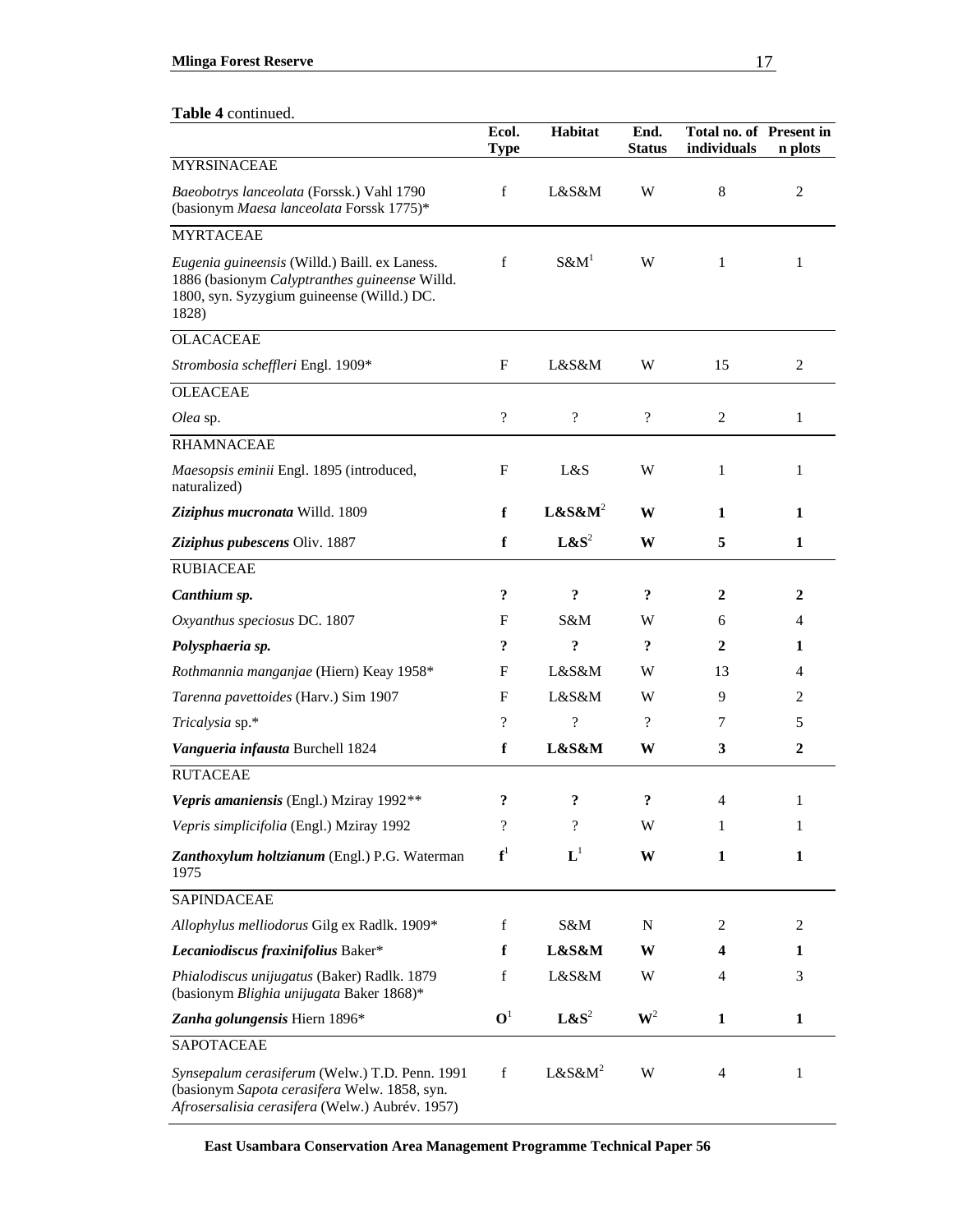**Table 4** continued.

| | Ecol. Type | Habitat | End. Status | Total no. of individuals | Present in n plots |
|---|---|---|---|---|---|
| MYRSINACEAE | | | | | |
| *Baeobotrys lanceolata* (Forssk.) Vahl 1790 (basionym *Maesa lanceolata* Forssk 1775)* | f | L&S&M | W | 8 | 2 |
| MYRTACEAE | | | | | |
| *Eugenia guineensis* (Willd.) Baill. ex Laness. 1886 (basionym *Calyptranthes guineense* Willd. 1800, syn. Syzygium guineense (Willd.) DC. 1828) | f | S&M[1] | W | 1 | 1 |
| OLACACEAE | | | | | |
| *Strombosia scheffleri* Engl. 1909* | F | L&S&M | W | 15 | 2 |
| OLEACEAE | | | | | |
| *Olea* sp. | ? | ? | ? | 2 | 1 |
| RHAMNACEAE | | | | | |
| *Maesopsis eminii* Engl. 1895 (introduced, naturalized) | F | L&S | W | 1 | 1 |
| ***Ziziphus mucronata*** **Willd. 1809** | **f** | **L&S&M**[2] | **W** | **1** | **1** |
| ***Ziziphus pubescens*** **Oliv. 1887** | **f** | **L&S**[2] | **W** | **5** | **1** |
| RUBIACEAE | | | | | |
| ***Canthium sp.*** | **?** | **?** | **?** | **2** | **2** |
| *Oxyanthus speciosus* DC. 1807 | F | S&M | W | 6 | 4 |
| ***Polysphaeria sp.*** | **?** | **?** | **?** | **2** | **1** |
| *Rothmannia manganjae* (Hiern) Keay 1958* | F | L&S&M | W | 13 | 4 |
| *Tarenna pavettoides* (Harv.) Sim 1907 | F | L&S&M | W | 9 | 2 |
| *Tricalysia* sp.* | ? | ? | ? | 7 | 5 |
| ***Vangueria infausta*** **Burchell 1824** | **f** | **L&S&M** | **W** | **3** | **2** |
| RUTACEAE | | | | | |
| ***Vepris amaniensis*** (Engl.) Mziray 1992** | **?** | **?** | **?** | 4 | 1 |
| *Vepris simplicifolia* (Engl.) Mziray 1992 | ? | ? | W | 1 | 1 |
| ***Zanthoxylum holtzianum*** (Engl.) P.G. Waterman 1975 | **f**[1] | **L**[1] | **W** | **1** | **1** |
| SAPINDACEAE | | | | | |
| *Allophylus melliodorus* Gilg ex Radlk. 1909* | f | S&M | N | 2 | 2 |
| ***Lecaniodiscus fraxinifolius*** **Baker*** | **f** | **L&S&M** | **W** | **4** | **1** |
| *Phialodiscus unijugatus* (Baker) Radlk. 1879 (basionym *Blighia unijugata* Baker 1868)* | f | L&S&M | W | 4 | 3 |
| ***Zanha golungensis*** **Hiern 1896*** | **O**[1] | **L&S**[2] | **W**[2] | **1** | **1** |
| SAPOTACEAE | | | | | |
| *Synsepalum cerasiferum* (Welw.) T.D. Penn. 1991 (basionym *Sapota cerasifera* Welw. 1858, syn. *Afrosersalisia cerasifera* (Welw.) Aubrév. 1957) | f | L&S&M[2] | W | 4 | 1 |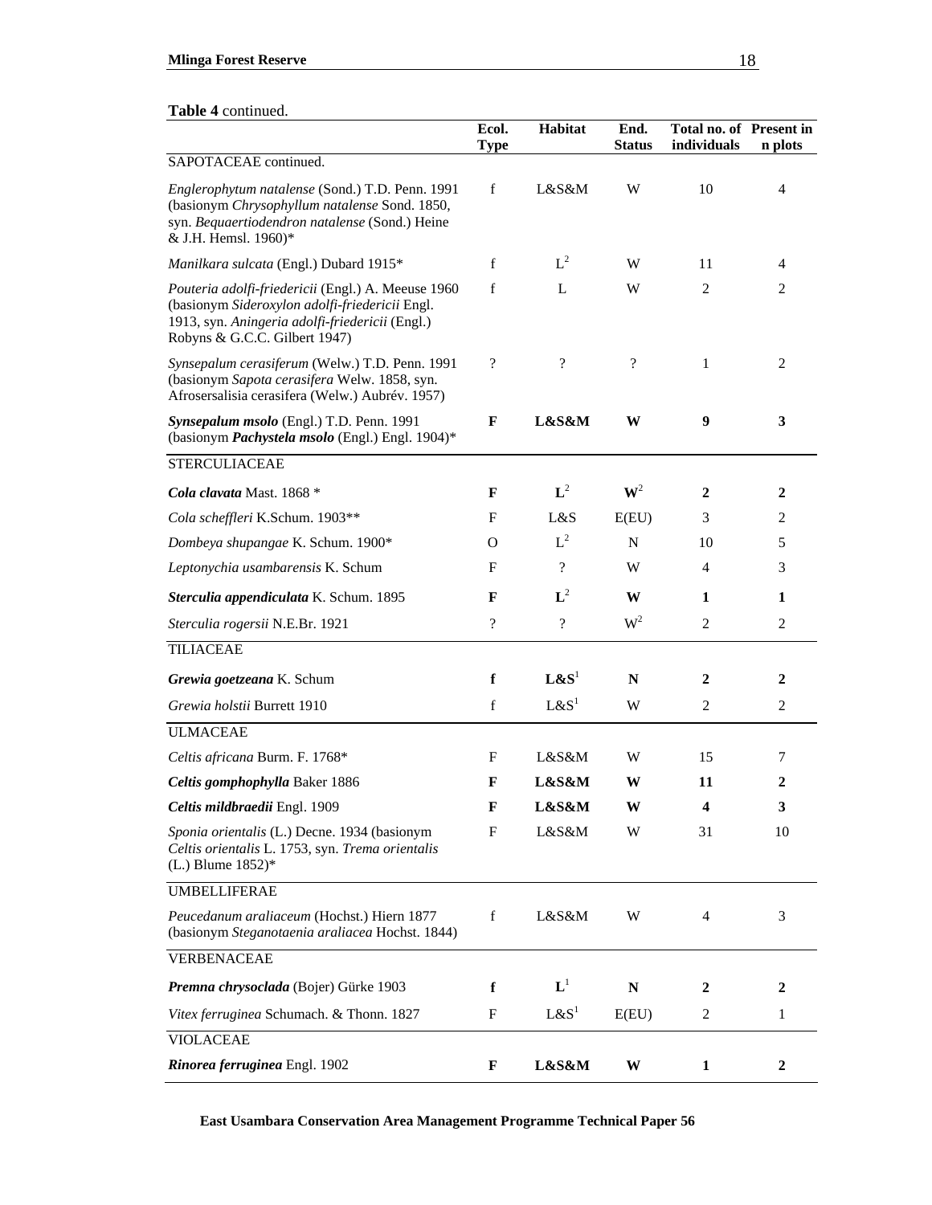**Table 4** continued.

| | Ecol. Type | Habitat | End. Status | Total no. of individuals | Present in n plots |
|---|---|---|---|---|---|
| SAPOTACEAE continued. | | | | | |
| *Englerophytum natalense* (Sond.) T.D. Penn. 1991 (basionym *Chrysophyllum natalense* Sond. 1850, syn. *Bequaertiodendron natalense* (Sond.) Heine & J.H. Hemsl. 1960)* | f | L&S&M | W | 10 | 4 |
| *Manilkara sulcata* (Engl.) Dubard 1915* | f | L[2] | W | 11 | 4 |
| *Pouteria adolfi-friedericii* (Engl.) A. Meeuse 1960 (basionym *Sideroxylon adolfi-friedericii* Engl. 1913, syn. *Aningeria adolfi-friedericii* (Engl.) Robyns & G.C.C. Gilbert 1947) | f | L | W | 2 | 2 |
| *Synsepalum cerasiferum* (Welw.) T.D. Penn. 1991 (basionym *Sapota cerasifera* Welw. 1858, syn. Afrosersalisia cerasifera (Welw.) Aubrév. 1957) | ? | ? | ? | 1 | 2 |
| ***Synsepalum msolo*** **(Engl.) T.D. Penn. 1991** (basionym ***Pachystela msolo*** (Engl.) Engl. 1904)* | **F** | **L&S&M** | **W** | **9** | **3** |
| STERCULIACEAE | | | | | |
| ***Cola clavata*** **Mast. 1868** * | **F** | **L**[2] | **W**[2] | **2** | **2** |
| *Cola scheffleri* K.Schum. 1903** | F | L&S | E(EU) | 3 | 2 |
| *Dombeya shupangae* K. Schum. 1900* | O | L[2] | N | 10 | 5 |
| *Leptonychia usambarensis* K. Schum | F | ? | W | 4 | 3 |
| ***Sterculia appendiculata*** **K. Schum. 1895** | **F** | **L**[2] | **W** | **1** | **1** |
| *Sterculia rogersii* N.E.Br. 1921 | ? | ? | W[2] | 2 | 2 |
| TILIACEAE | | | | | |
| ***Grewia goetzeana*** **K. Schum** | **f** | **L&S**[1] | **N** | **2** | **2** |
| *Grewia holstii* Burrett 1910 | f | L&S[1] | W | 2 | 2 |
| ULMACEAE | | | | | |
| *Celtis africana* Burm. F. 1768* | F | L&S&M | W | 15 | 7 |
| ***Celtis gomphophylla*** **Baker 1886** | **F** | **L&S&M** | **W** | **11** | **2** |
| ***Celtis mildbraedii*** **Engl. 1909** | **F** | **L&S&M** | **W** | **4** | **3** |
| *Sponia orientalis* (L.) Decne. 1934 (basionym *Celtis orientalis* L. 1753, syn. *Trema orientalis* (L.) Blume 1852)* | F | L&S&M | W | 31 | 10 |
| UMBELLIFERAE | | | | | |
| *Peucedanum araliaceum* (Hochst.) Hiern 1877 (basionym *Steganotaenia araliacea* Hochst. 1844) | f | L&S&M | W | 4 | 3 |
| VERBENACEAE | | | | | |
| ***Premna chrysoclada*** **(Bojer) Gürke 1903** | **f** | **L**[1] | **N** | **2** | **2** |
| *Vitex ferruginea* Schumach. & Thonn. 1827 | F | L&S[1] | E(EU) | 2 | 1 |
| VIOLACEAE | | | | | |
| ***Rinorea ferruginea*** **Engl. 1902** | **F** | **L&S&M** | **W** | **1** | **2** |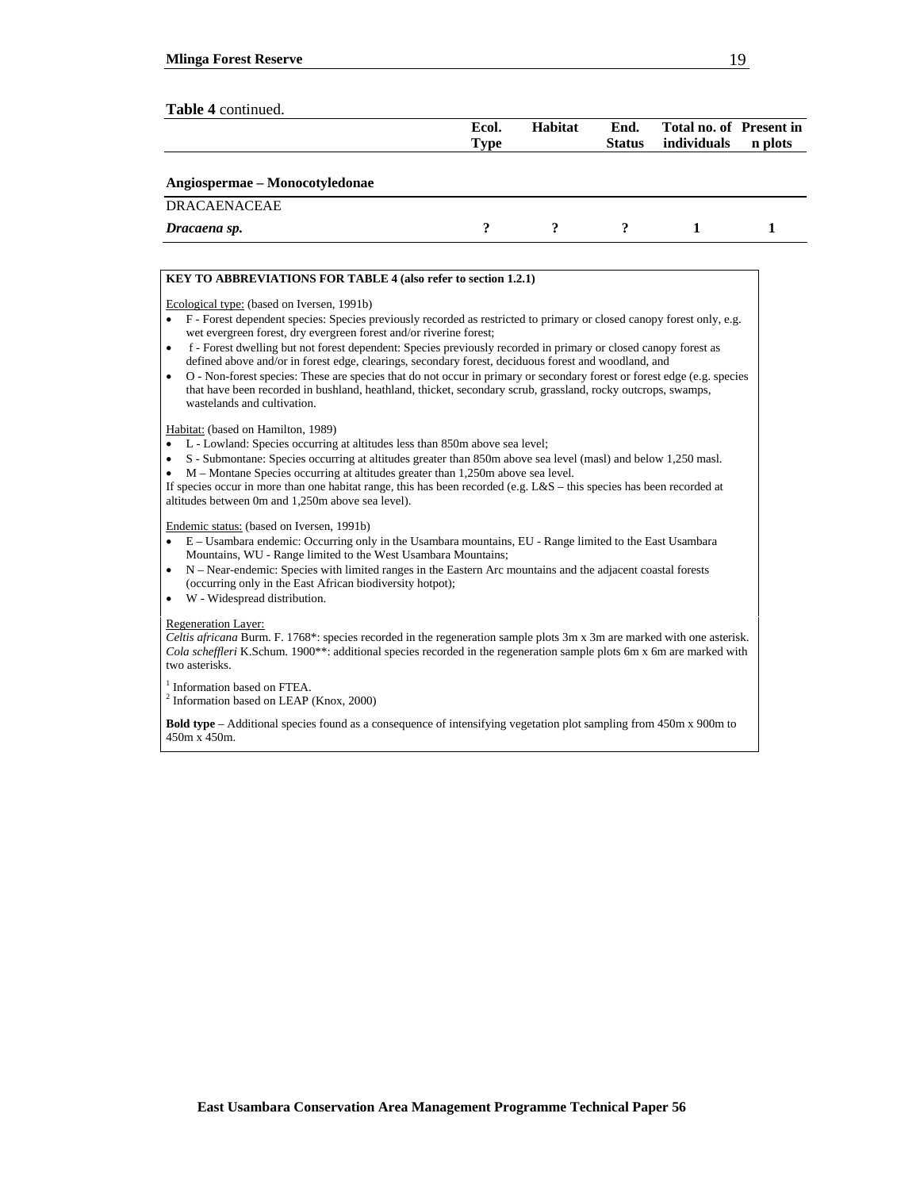**Table 4** continued.

| | Ecol. Type | Habitat | End. Status | Total no. of individuals | Present in n plots |
|---|---|---|---|---|---|
| **Angiospermae – Monocotyledonae** | | | | | |
| DRACAENACEAE | | | | | |
| ***Dracaena sp.*** | **?** | **?** | **?** | **1** | **1** |

**KEY TO ABBREVIATIONS FOR TABLE 4 (also refer to section 1.2.1)**

Ecological type: (based on Iversen, 1991b)

- F - Forest dependent species: Species previously recorded as restricted to primary or closed canopy forest only, e.g. wet evergreen forest, dry evergreen forest and/or riverine forest;
- f - Forest dwelling but not forest dependent: Species previously recorded in primary or closed canopy forest as defined above and/or in forest edge, clearings, secondary forest, deciduous forest and woodland, and
- O - Non-forest species: These are species that do not occur in primary or secondary forest or forest edge (e.g. species that have been recorded in bushland, heathland, thicket, secondary scrub, grassland, rocky outcrops, swamps, wastelands and cultivation.

Habitat: (based on Hamilton, 1989)

- L - Lowland: Species occurring at altitudes less than 850m above sea level;
- S - Submontane: Species occurring at altitudes greater than 850m above sea level (masl) and below 1,250 masl.
- M – Montane Species occurring at altitudes greater than 1,250m above sea level.

If species occur in more than one habitat range, this has been recorded (e.g. L&S – this species has been recorded at altitudes between 0m and 1,250m above sea level).

Endemic status: (based on Iversen, 1991b)

- E – Usambara endemic: Occurring only in the Usambara mountains, EU - Range limited to the East Usambara Mountains, WU - Range limited to the West Usambara Mountains;
- N – Near-endemic: Species with limited ranges in the Eastern Arc mountains and the adjacent coastal forests (occurring only in the East African biodiversity hotpot);
- W - Widespread distribution.

Regeneration Layer:

*Celtis africana* Burm. F. 1768*: species recorded in the regeneration sample plots 3m x 3m are marked with one asterisk. *Cola scheffleri* K.Schum. 1900**: additional species recorded in the regeneration sample plots 6m x 6m are marked with two asterisks.

[1] Information based on FTEA.
[2] Information based on LEAP (Knox, 2000)

**Bold type** – Additional species found as a consequence of intensifying vegetation plot sampling from 450m x 900m to 450m x 450m.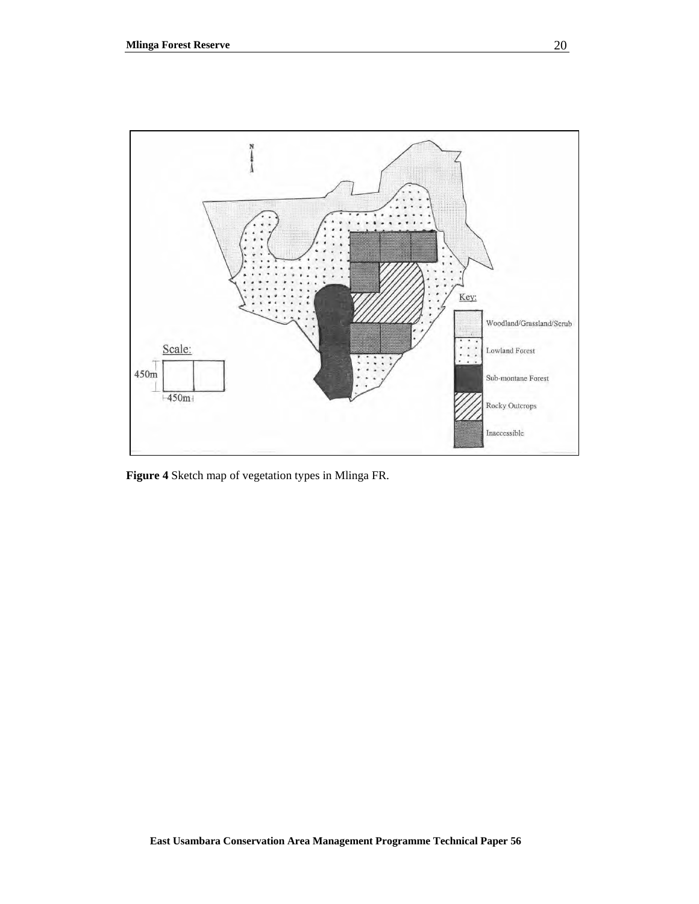**Figure 4** Sketch map of vegetation types in Mlinga FR.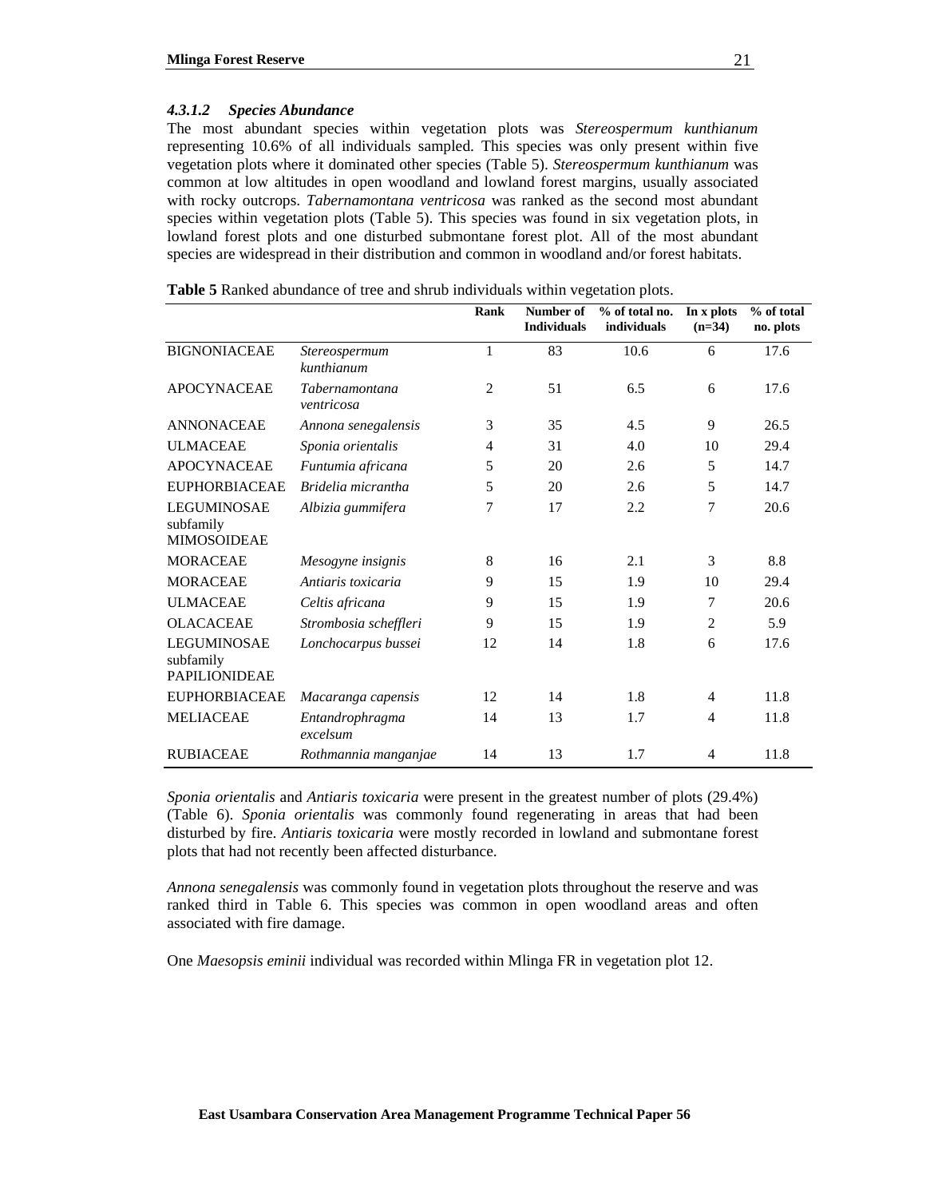#### 4.3.1.2 Species Abundance

The most abundant species within vegetation plots was *Stereospermum kunthianum* representing 10.6% of all individuals sampled. This species was only present within five vegetation plots where it dominated other species (Table 5). *Stereospermum kunthianum* was common at low altitudes in open woodland and lowland forest margins, usually associated with rocky outcrops. *Tabernamontana ventricosa* was ranked as the second most abundant species within vegetation plots (Table 5). This species was found in six vegetation plots, in lowland forest plots and one disturbed submontane forest plot. All of the most abundant species are widespread in their distribution and common in woodland and/or forest habitats.

**Table 5** Ranked abundance of tree and shrub individuals within vegetation plots.

| | | Rank | Number of Individuals | % of total no. individuals | In x plots (n=34) | % of total no. plots |
|---|---|---|---|---|---|---|
| BIGNONIACEAE | *Stereospermum kunthianum* | 1 | 83 | 10.6 | 6 | 17.6 |
| APOCYNACEAE | *Tabernamontana ventricosa* | 2 | 51 | 6.5 | 6 | 17.6 |
| ANNONACEAE | *Annona senegalensis* | 3 | 35 | 4.5 | 9 | 26.5 |
| ULMACEAE | *Sponia orientalis* | 4 | 31 | 4.0 | 10 | 29.4 |
| APOCYNACEAE | *Funtumia africana* | 5 | 20 | 2.6 | 5 | 14.7 |
| EUPHORBIACEAE | *Bridelia micrantha* | 5 | 20 | 2.6 | 5 | 14.7 |
| LEGUMINOSAE subfamily MIMOSOIDEAE | *Albizia gummifera* | 7 | 17 | 2.2 | 7 | 20.6 |
| MORACEAE | *Mesogyne insignis* | 8 | 16 | 2.1 | 3 | 8.8 |
| MORACEAE | *Antiaris toxicaria* | 9 | 15 | 1.9 | 10 | 29.4 |
| ULMACEAE | *Celtis africana* | 9 | 15 | 1.9 | 7 | 20.6 |
| OLACACEAE | *Strombosia scheffleri* | 9 | 15 | 1.9 | 2 | 5.9 |
| LEGUMINOSAE subfamily PAPILIONIDEAE | *Lonchocarpus bussei* | 12 | 14 | 1.8 | 6 | 17.6 |
| EUPHORBIACEAE | *Macaranga capensis* | 12 | 14 | 1.8 | 4 | 11.8 |
| MELIACEAE | *Entandrophragma excelsum* | 14 | 13 | 1.7 | 4 | 11.8 |
| RUBIACEAE | *Rothmannia manganjae* | 14 | 13 | 1.7 | 4 | 11.8 |

*Sponia orientalis* and *Antiaris toxicaria* were present in the greatest number of plots (29.4%) (Table 6). *Sponia orientalis* was commonly found regenerating in areas that had been disturbed by fire. *Antiaris toxicaria* were mostly recorded in lowland and submontane forest plots that had not recently been affected disturbance.

*Annona senegalensis* was commonly found in vegetation plots throughout the reserve and was ranked third in Table 6. This species was common in open woodland areas and often associated with fire damage.

One *Maesopsis eminii* individual was recorded within Mlinga FR in vegetation plot 12.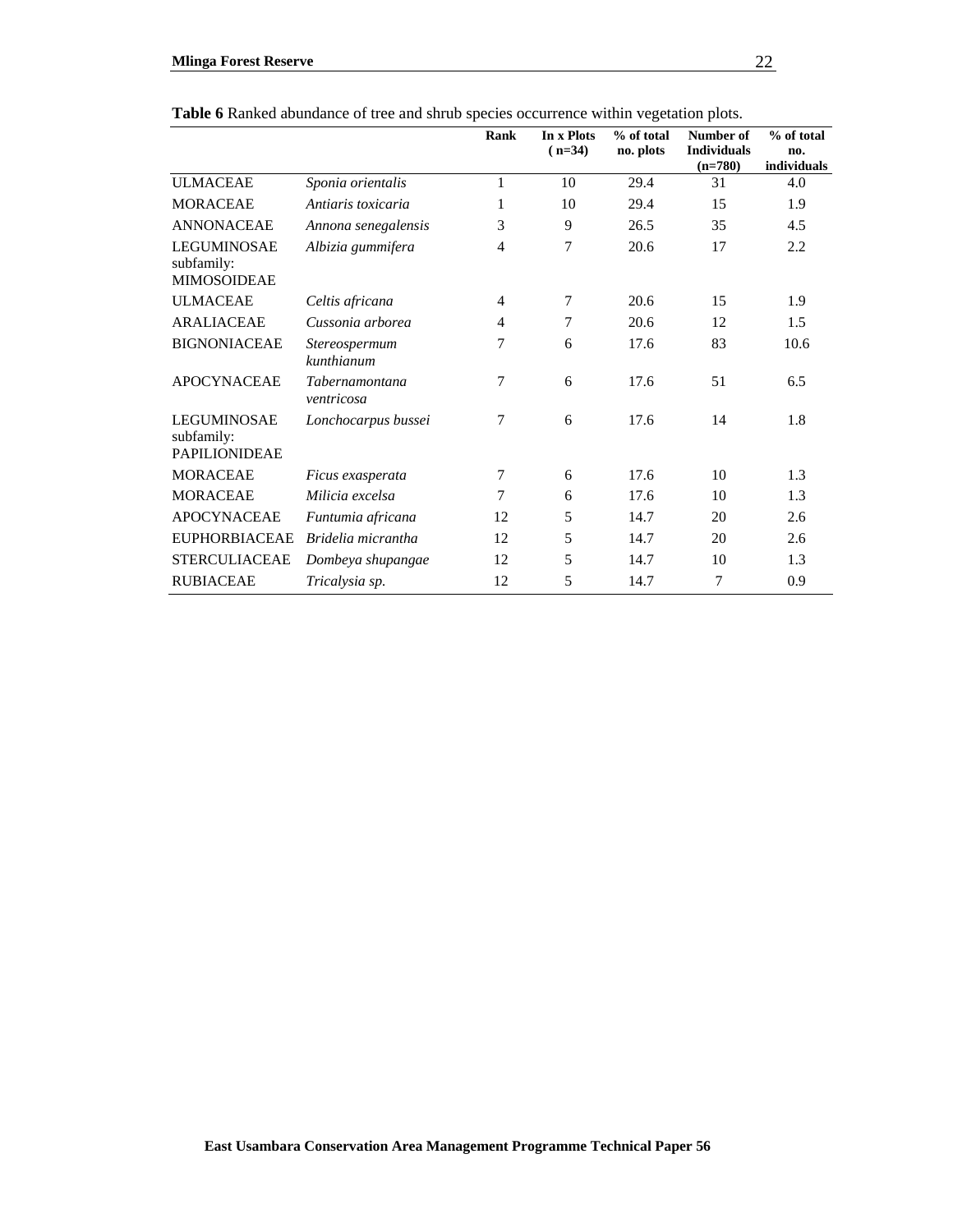**Table 6** Ranked abundance of tree and shrub species occurrence within vegetation plots.

| | | Rank | In x Plots (n=34) | % of total no. plots | Number of Individuals (n=780) | % of total no. individuals |
|---|---|---|---|---|---|---|
| ULMACEAE | *Sponia orientalis* | 1 | 10 | 29.4 | 31 | 4.0 |
| MORACEAE | *Antiaris toxicaria* | 1 | 10 | 29.4 | 15 | 1.9 |
| ANNONACEAE | *Annona senegalensis* | 3 | 9 | 26.5 | 35 | 4.5 |
| LEGUMINOSAE subfamily: MIMOSOIDEAE | *Albizia gummifera* | 4 | 7 | 20.6 | 17 | 2.2 |
| ULMACEAE | *Celtis africana* | 4 | 7 | 20.6 | 15 | 1.9 |
| ARALIACEAE | *Cussonia arborea* | 4 | 7 | 20.6 | 12 | 1.5 |
| BIGNONIACEAE | *Stereospermum kunthianum* | 7 | 6 | 17.6 | 83 | 10.6 |
| APOCYNACEAE | *Tabernamontana ventricosa* | 7 | 6 | 17.6 | 51 | 6.5 |
| LEGUMINOSAE subfamily: PAPILIONIDEAE | *Lonchocarpus bussei* | 7 | 6 | 17.6 | 14 | 1.8 |
| MORACEAE | *Ficus exasperata* | 7 | 6 | 17.6 | 10 | 1.3 |
| MORACEAE | *Milicia excelsa* | 7 | 6 | 17.6 | 10 | 1.3 |
| APOCYNACEAE | *Funtumia africana* | 12 | 5 | 14.7 | 20 | 2.6 |
| EUPHORBIACEAE | *Bridelia micrantha* | 12 | 5 | 14.7 | 20 | 2.6 |
| STERCULIACEAE | *Dombeya shupangae* | 12 | 5 | 14.7 | 10 | 1.3 |
| RUBIACEAE | *Tricalysia sp.* | 12 | 5 | 14.7 | 7 | 0.9 |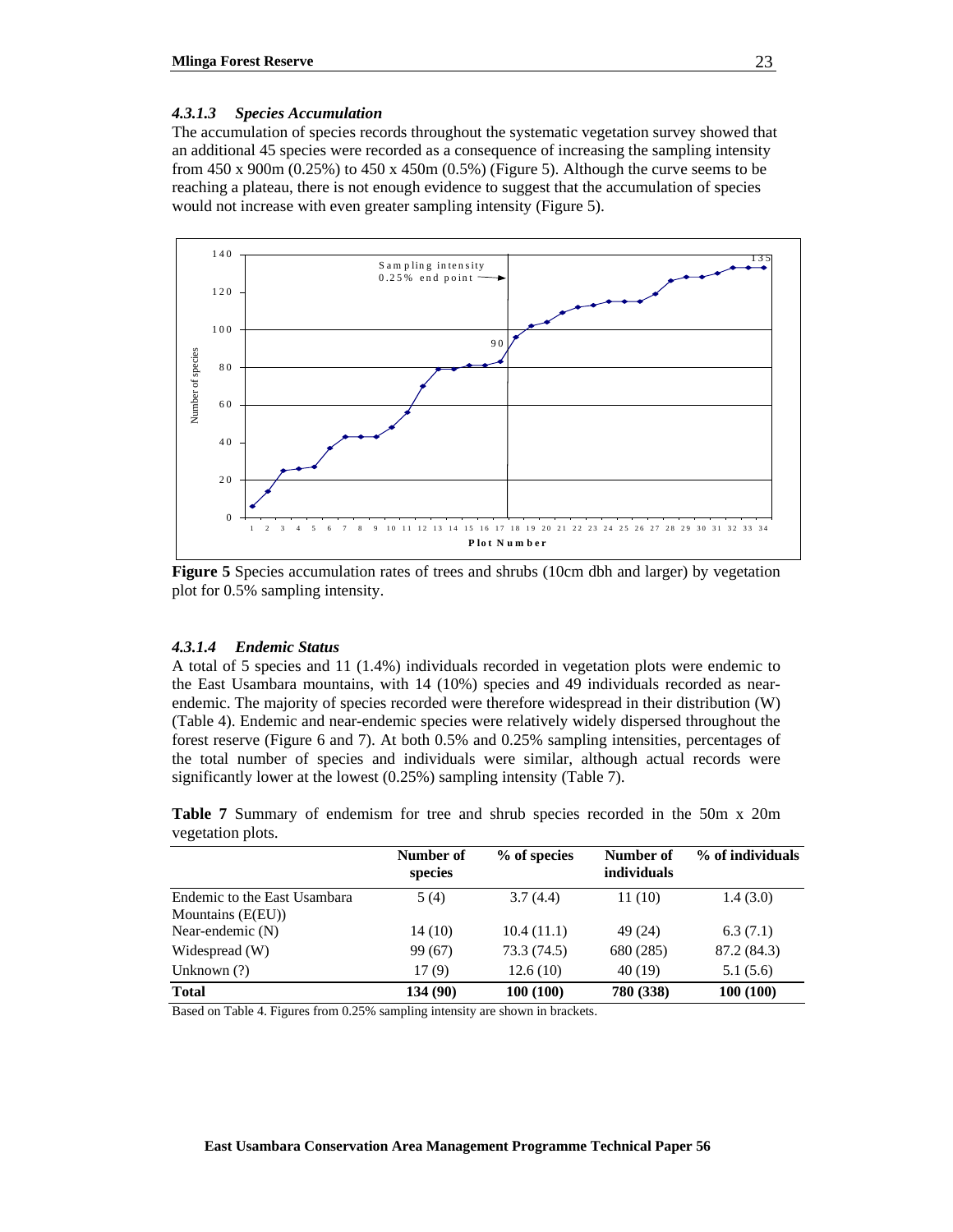#### *4.3.1.3 Species Accumulation*

The accumulation of species records throughout the systematic vegetation survey showed that an additional 45 species were recorded as a consequence of increasing the sampling intensity from 450 x 900m (0.25%) to 450 x 450m (0.5%) (Figure 5). Although the curve seems to be reaching a plateau, there is not enough evidence to suggest that the accumulation of species would not increase with even greater sampling intensity (Figure 5).

**Figure 5** Species accumulation rates of trees and shrubs (10cm dbh and larger) by vegetation plot for 0.5% sampling intensity.

#### *4.3.1.4 Endemic Status*

A total of 5 species and 11 (1.4%) individuals recorded in vegetation plots were endemic to the East Usambara mountains, with 14 (10%) species and 49 individuals recorded as near-endemic. The majority of species recorded were therefore widespread in their distribution (W) (Table 4). Endemic and near-endemic species were relatively widely dispersed throughout the forest reserve (Figure 6 and 7). At both 0.5% and 0.25% sampling intensities, percentages of the total number of species and individuals were similar, although actual records were significantly lower at the lowest (0.25%) sampling intensity (Table 7).

**Table 7** Summary of endemism for tree and shrub species recorded in the 50m x 20m vegetation plots.

| | Number of species | % of species | Number of individuals | % of individuals |
|---|---|---|---|---|
| Endemic to the East Usambara Mountains (E(EU)) | 5 (4) | 3.7 (4.4) | 11 (10) | 1.4 (3.0) |
| Near-endemic (N) | 14 (10) | 10.4 (11.1) | 49 (24) | 6.3 (7.1) |
| Widespread (W) | 99 (67) | 73.3 (74.5) | 680 (285) | 87.2 (84.3) |
| Unknown (?) | 17 (9) | 12.6 (10) | 40 (19) | 5.1 (5.6) |
| **Total** | **134 (90)** | **100 (100)** | **780 (338)** | **100 (100)** |

Based on Table 4. Figures from 0.25% sampling intensity are shown in brackets.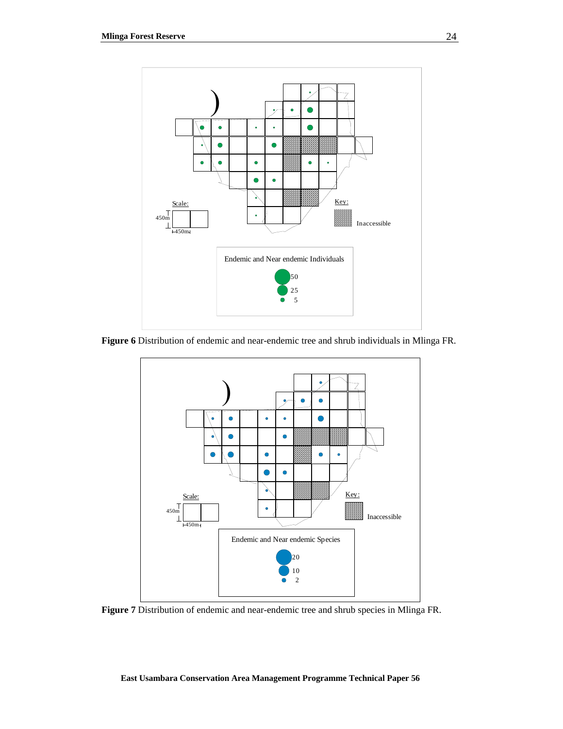Scale:

450m

450m

Key:

Inaccessible

Endemic and Near endemic Individuals

50

25

5

**Figure 6** Distribution of endemic and near-endemic tree and shrub individuals in Mlinga FR.

Scale:

450m

450m

Key:

Inaccessible

Endemic and Near endemic Species

20

10

2

**Figure 7** Distribution of endemic and near-endemic tree and shrub species in Mlinga FR.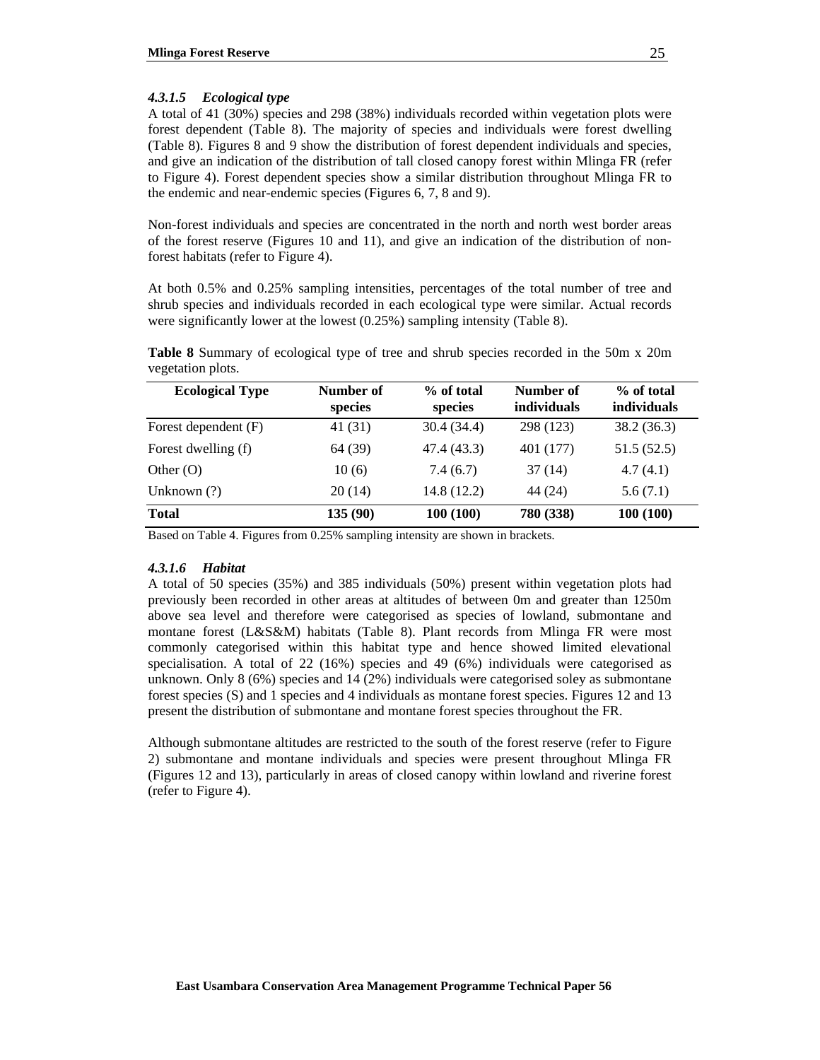#### *4.3.1.5 Ecological type*

A total of 41 (30%) species and 298 (38%) individuals recorded within vegetation plots were forest dependent (Table 8). The majority of species and individuals were forest dwelling (Table 8). Figures 8 and 9 show the distribution of forest dependent individuals and species, and give an indication of the distribution of tall closed canopy forest within Mlinga FR (refer to Figure 4). Forest dependent species show a similar distribution throughout Mlinga FR to the endemic and near-endemic species (Figures 6, 7, 8 and 9).

Non-forest individuals and species are concentrated in the north and north west border areas of the forest reserve (Figures 10 and 11), and give an indication of the distribution of non-forest habitats (refer to Figure 4).

At both 0.5% and 0.25% sampling intensities, percentages of the total number of tree and shrub species and individuals recorded in each ecological type were similar. Actual records were significantly lower at the lowest (0.25%) sampling intensity (Table 8).

**Table 8** Summary of ecological type of tree and shrub species recorded in the 50m x 20m vegetation plots.

| Ecological Type | Number of species | % of total species | Number of individuals | % of total individuals |
|---|---|---|---|---|
| Forest dependent (F) | 41 (31) | 30.4 (34.4) | 298 (123) | 38.2 (36.3) |
| Forest dwelling (f) | 64 (39) | 47.4 (43.3) | 401 (177) | 51.5 (52.5) |
| Other (O) | 10 (6) | 7.4 (6.7) | 37 (14) | 4.7 (4.1) |
| Unknown (?) | 20 (14) | 14.8 (12.2) | 44 (24) | 5.6 (7.1) |
| **Total** | **135 (90)** | **100 (100)** | **780 (338)** | **100 (100)** |

Based on Table 4. Figures from 0.25% sampling intensity are shown in brackets.

#### *4.3.1.6 Habitat*

A total of 50 species (35%) and 385 individuals (50%) present within vegetation plots had previously been recorded in other areas at altitudes of between 0m and greater than 1250m above sea level and therefore were categorised as species of lowland, submontane and montane forest (L&S&M) habitats (Table 8). Plant records from Mlinga FR were most commonly categorised within this habitat type and hence showed limited elevational specialisation. A total of 22 (16%) species and 49 (6%) individuals were categorised as unknown. Only 8 (6%) species and 14 (2%) individuals were categorised soley as submontane forest species (S) and 1 species and 4 individuals as montane forest species. Figures 12 and 13 present the distribution of submontane and montane forest species throughout the FR.

Although submontane altitudes are restricted to the south of the forest reserve (refer to Figure 2) submontane and montane individuals and species were present throughout Mlinga FR (Figures 12 and 13), particularly in areas of closed canopy within lowland and riverine forest (refer to Figure 4).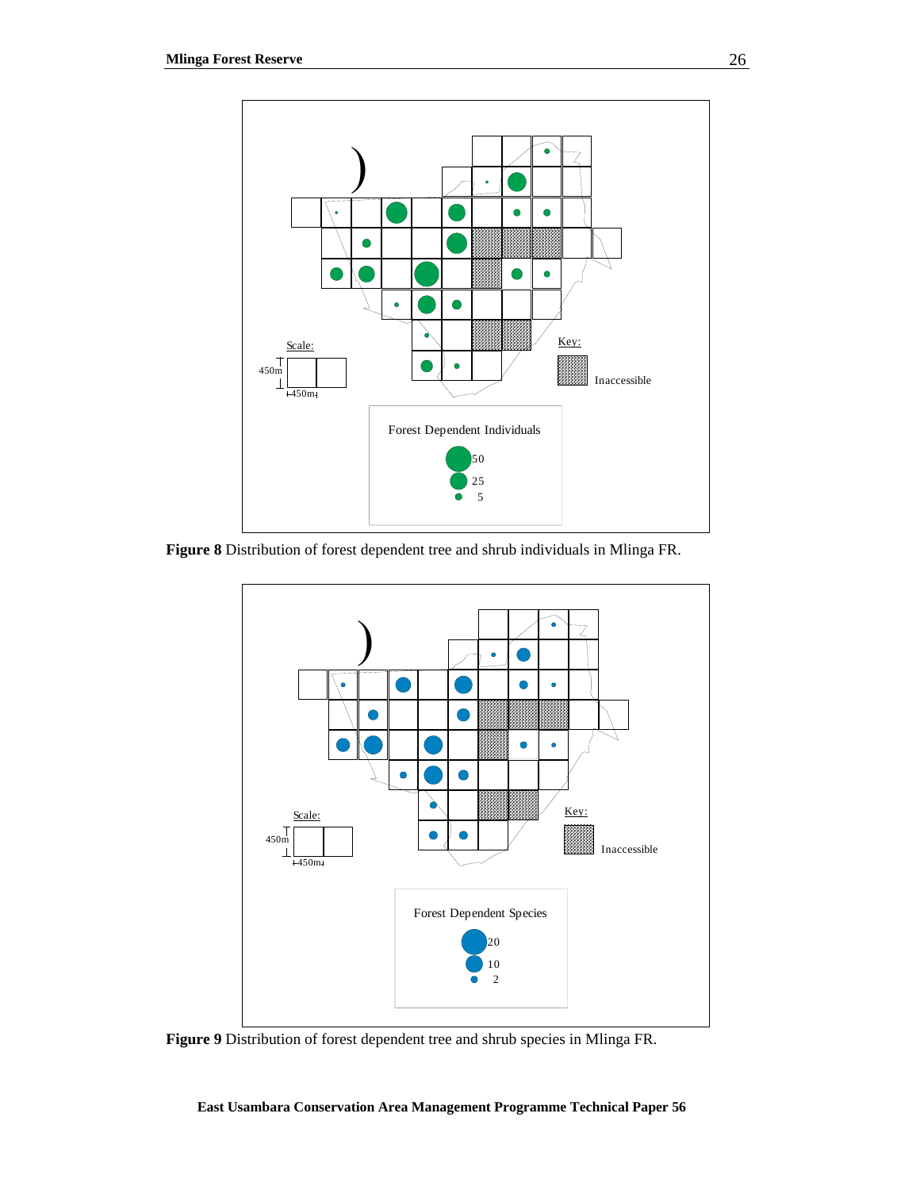**Figure 8** Distribution of forest dependent tree and shrub individuals in Mlinga FR.

**Figure 9** Distribution of forest dependent tree and shrub species in Mlinga FR.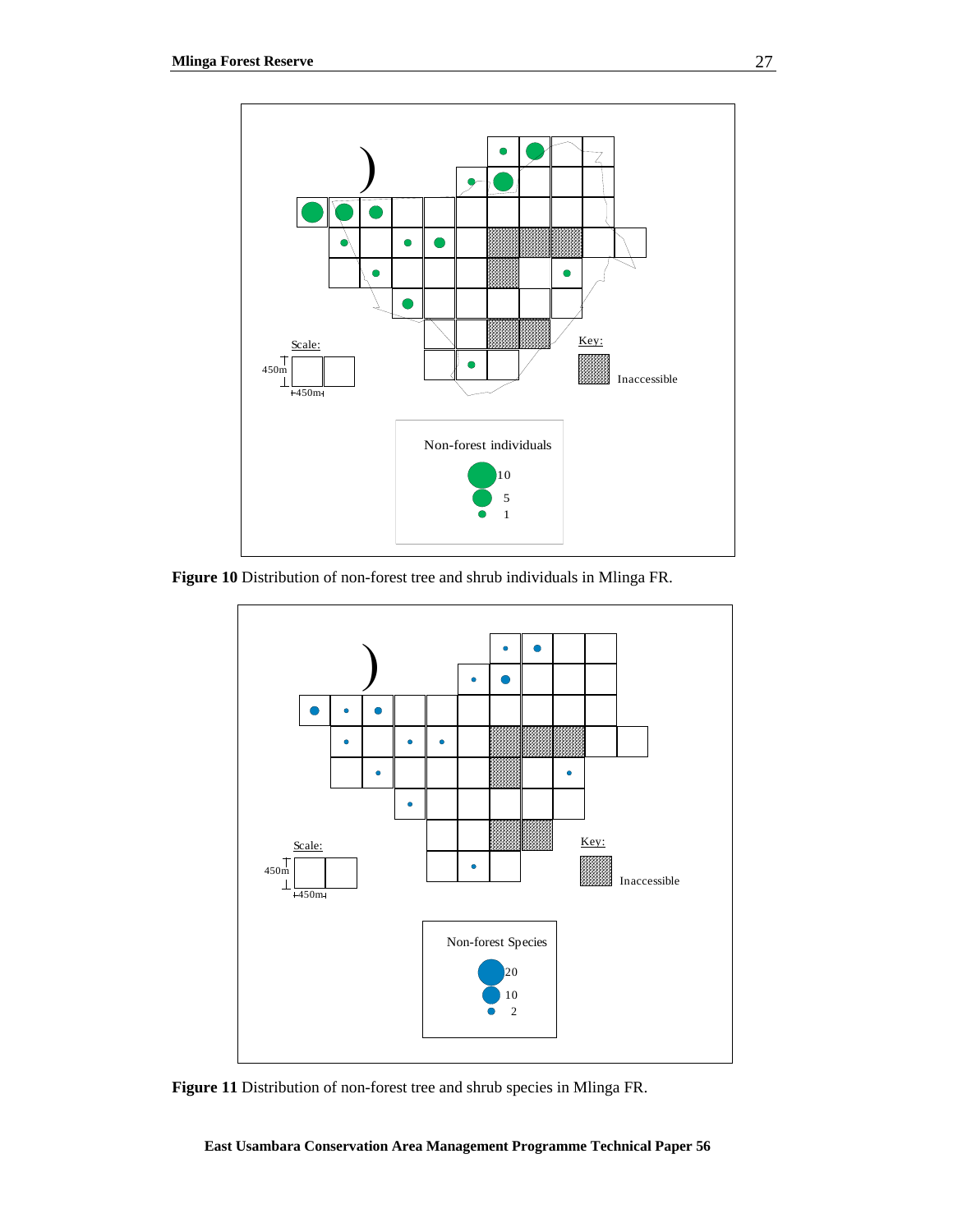**Figure 10** Distribution of non-forest tree and shrub individuals in Mlinga FR.

**Figure 11** Distribution of non-forest tree and shrub species in Mlinga FR.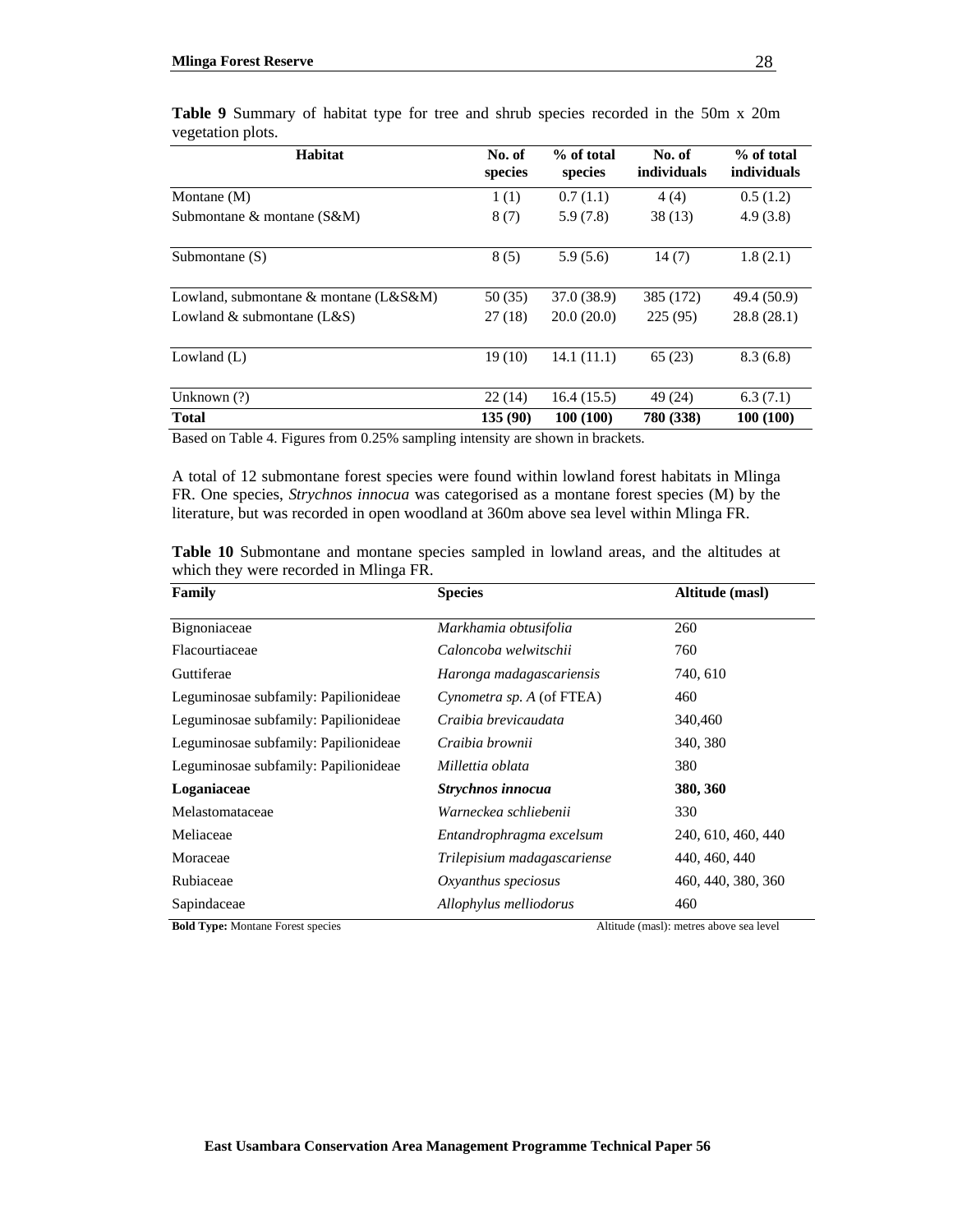**Table 9** Summary of habitat type for tree and shrub species recorded in the 50m x 20m vegetation plots.

| Habitat | No. of species | % of total species | No. of individuals | % of total individuals |
|---|---|---|---|---|
| Montane (M) | 1 (1) | 0.7 (1.1) | 4 (4) | 0.5 (1.2) |
| Submontane & montane (S&M) | 8 (7) | 5.9 (7.8) | 38 (13) | 4.9 (3.8) |
| Submontane (S) | 8 (5) | 5.9 (5.6) | 14 (7) | 1.8 (2.1) |
| Lowland, submontane & montane (L&S&M) | 50 (35) | 37.0 (38.9) | 385 (172) | 49.4 (50.9) |
| Lowland & submontane (L&S) | 27 (18) | 20.0 (20.0) | 225 (95) | 28.8 (28.1) |
| Lowland (L) | 19 (10) | 14.1 (11.1) | 65 (23) | 8.3 (6.8) |
| Unknown (?) | 22 (14) | 16.4 (15.5) | 49 (24) | 6.3 (7.1) |
| **Total** | **135 (90)** | **100 (100)** | **780 (338)** | **100 (100)** |

Based on Table 4. Figures from 0.25% sampling intensity are shown in brackets.

A total of 12 submontane forest species were found within lowland forest habitats in Mlinga FR. One species, *Strychnos innocua* was categorised as a montane forest species (M) by the literature, but was recorded in open woodland at 360m above sea level within Mlinga FR.

**Table 10** Submontane and montane species sampled in lowland areas, and the altitudes at which they were recorded in Mlinga FR.

| Family | Species | Altitude (masl) |
|---|---|---|
| Bignoniaceae | *Markhamia obtusifolia* | 260 |
| Flacourtiaceae | *Caloncoba welwitschii* | 760 |
| Guttiferae | *Haronga madagascariensis* | 740, 610 |
| Leguminosae subfamily: Papilionideae | *Cynometra sp. A* (of FTEA) | 460 |
| Leguminosae subfamily: Papilionideae | *Craibia brevicaudata* | 340,460 |
| Leguminosae subfamily: Papilionideae | *Craibia brownii* | 340, 380 |
| Leguminosae subfamily: Papilionideae | *Millettia oblata* | 380 |
| **Loganiaceae** | ***Strychnos innocua*** | **380, 360** |
| Melastomataceae | *Warneckea schliebenii* | 330 |
| Meliaceae | *Entandrophragma excelsum* | 240, 610, 460, 440 |
| Moraceae | *Trilepisium madagascariense* | 440, 460, 440 |
| Rubiaceae | *Oxyanthus speciosus* | 460, 440, 380, 360 |
| Sapindaceae | *Allophylus melliodorus* | 460 |

**Bold Type:** Montane Forest species — Altitude (masl): metres above sea level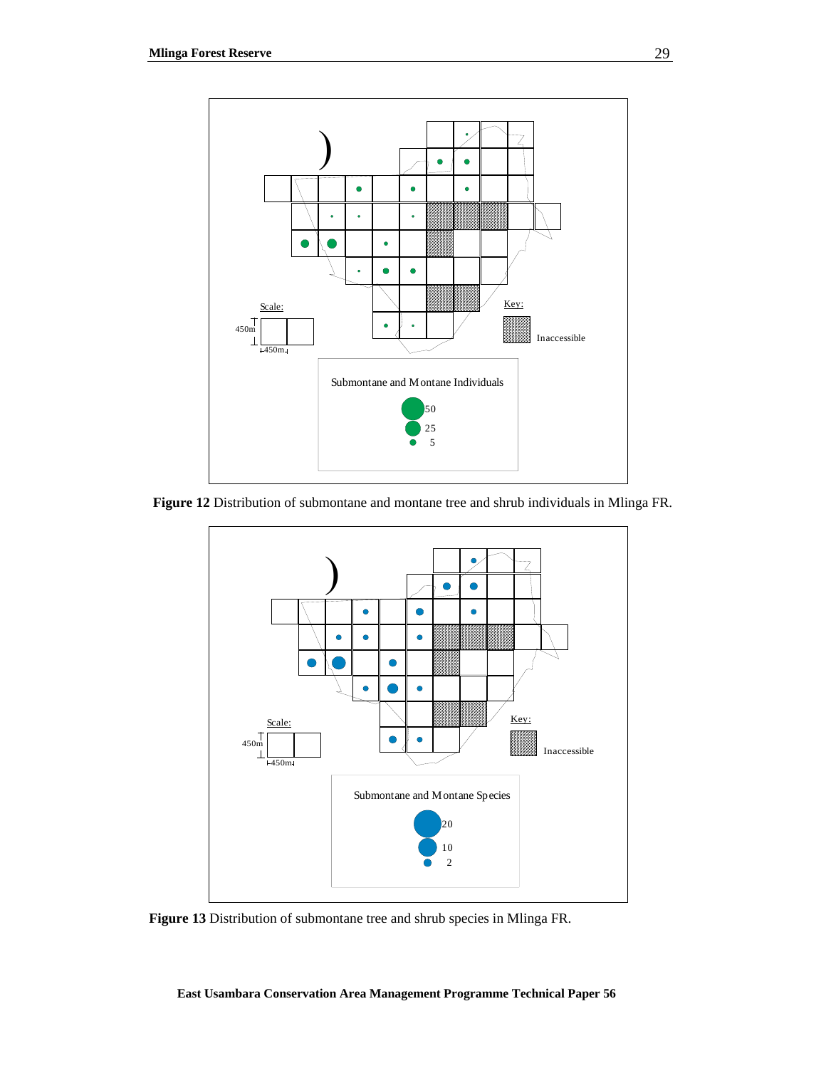Scale:

450m

450m

Key:

Inaccessible

Submontane and Montane Individuals

50

25

5

**Figure 12** Distribution of submontane and montane tree and shrub individuals in Mlinga FR.

Scale:

450m

450m

Key:

Inaccessible

Submontane and Montane Species

20

10

2

**Figure 13** Distribution of submontane tree and shrub species in Mlinga FR.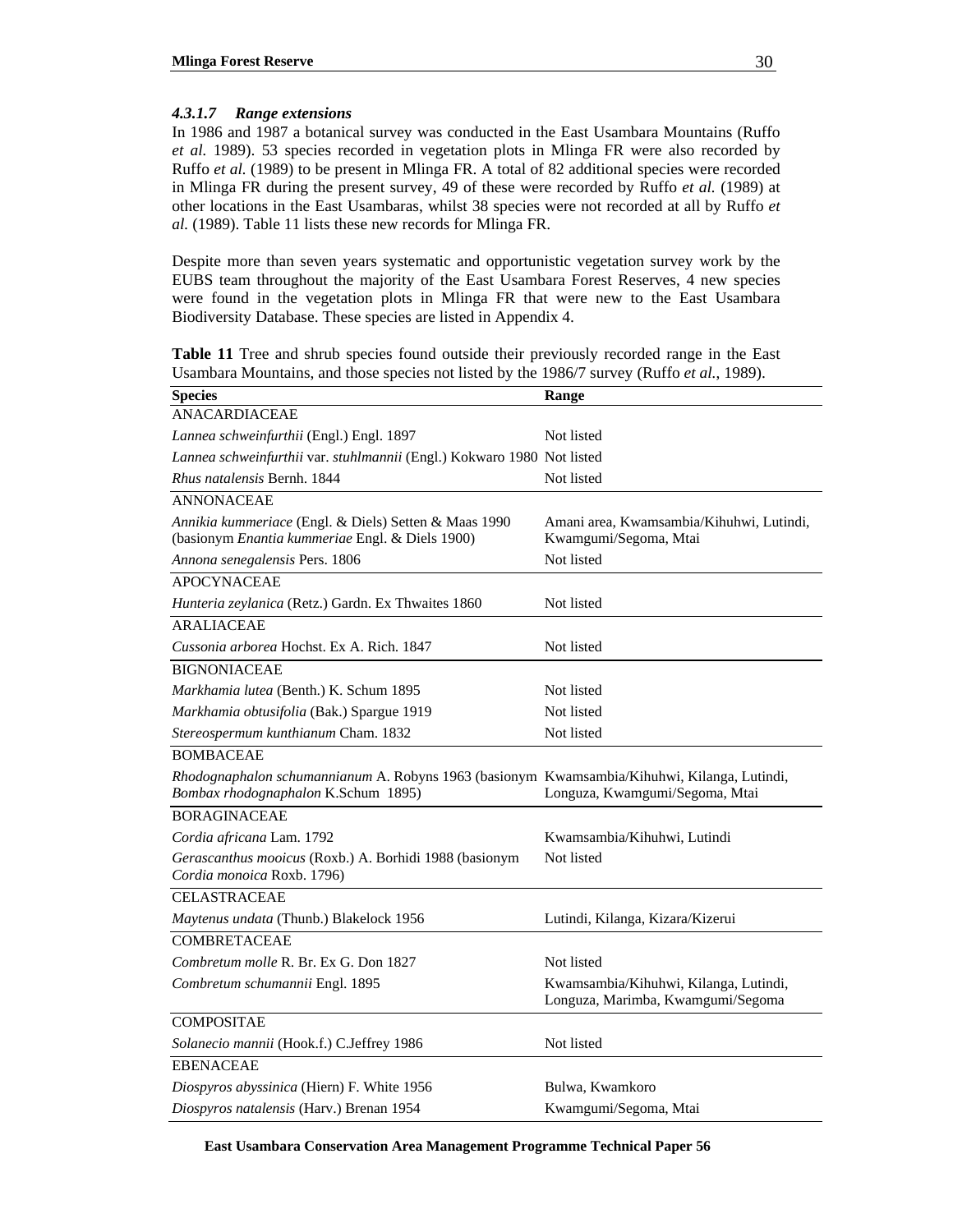#### *4.3.1.7 Range extensions*

In 1986 and 1987 a botanical survey was conducted in the East Usambara Mountains (Ruffo *et al.* 1989). 53 species recorded in vegetation plots in Mlinga FR were also recorded by Ruffo *et al.* (1989) to be present in Mlinga FR. A total of 82 additional species were recorded in Mlinga FR during the present survey, 49 of these were recorded by Ruffo *et al.* (1989) at other locations in the East Usambaras, whilst 38 species were not recorded at all by Ruffo *et al.* (1989). Table 11 lists these new records for Mlinga FR.

Despite more than seven years systematic and opportunistic vegetation survey work by the EUBS team throughout the majority of the East Usambara Forest Reserves, 4 new species were found in the vegetation plots in Mlinga FR that were new to the East Usambara Biodiversity Database. These species are listed in Appendix 4.

**Table 11** Tree and shrub species found outside their previously recorded range in the East Usambara Mountains, and those species not listed by the 1986/7 survey (Ruffo *et al.*, 1989).

| Species | Range |
|---|---|
| ANACARDIACEAE | |
| *Lannea schweinfurthii* (Engl.) Engl. 1897 | Not listed |
| *Lannea schweinfurthii* var. *stuhlmannii* (Engl.) Kokwaro 1980 | Not listed |
| *Rhus natalensis* Bernh. 1844 | Not listed |
| ANNONACEAE | |
| *Annikia kummeriace* (Engl. & Diels) Setten & Maas 1990 (basionym *Enantia kummeriae* Engl. & Diels 1900) | Amani area, Kwamsambia/Kihuhwi, Lutindi, Kwamgumi/Segoma, Mtai |
| *Annona senegalensis* Pers. 1806 | Not listed |
| APOCYNACEAE | |
| *Hunteria zeylanica* (Retz.) Gardn. Ex Thwaites 1860 | Not listed |
| ARALIACEAE | |
| *Cussonia arborea* Hochst. Ex A. Rich. 1847 | Not listed |
| BIGNONIACEAE | |
| *Markhamia lutea* (Benth.) K. Schum 1895 | Not listed |
| *Markhamia obtusifolia* (Bak.) Spargue 1919 | Not listed |
| *Stereospermum kunthianum* Cham. 1832 | Not listed |
| BOMBACEAE | |
| *Rhodognaphalon schumannianum* A. Robyns 1963 (basionym *Bombax rhodognaphalon* K.Schum 1895) | Kwamsambia/Kihuhwi, Kilanga, Lutindi, Longuza, Kwamgumi/Segoma, Mtai |
| BORAGINACEAE | |
| *Cordia africana* Lam. 1792 | Kwamsambia/Kihuhwi, Lutindi |
| *Gerascanthus mooicus* (Roxb.) A. Borhidi 1988 (basionym *Cordia monoica* Roxb. 1796) | Not listed |
| CELASTRACEAE | |
| *Maytenus undata* (Thunb.) Blakelock 1956 | Lutindi, Kilanga, Kizara/Kizerui |
| COMBRETACEAE | |
| *Combretum molle* R. Br. Ex G. Don 1827 | Not listed |
| *Combretum schumannii* Engl. 1895 | Kwamsambia/Kihuhwi, Kilanga, Lutindi, Longuza, Marimba, Kwamgumi/Segoma |
| COMPOSITAE | |
| *Solanecio mannii* (Hook.f.) C.Jeffrey 1986 | Not listed |
| EBENACEAE | |
| *Diospyros abyssinica* (Hiern) F. White 1956 | Bulwa, Kwamkoro |
| *Diospyros natalensis* (Harv.) Brenan 1954 | Kwamgumi/Segoma, Mtai |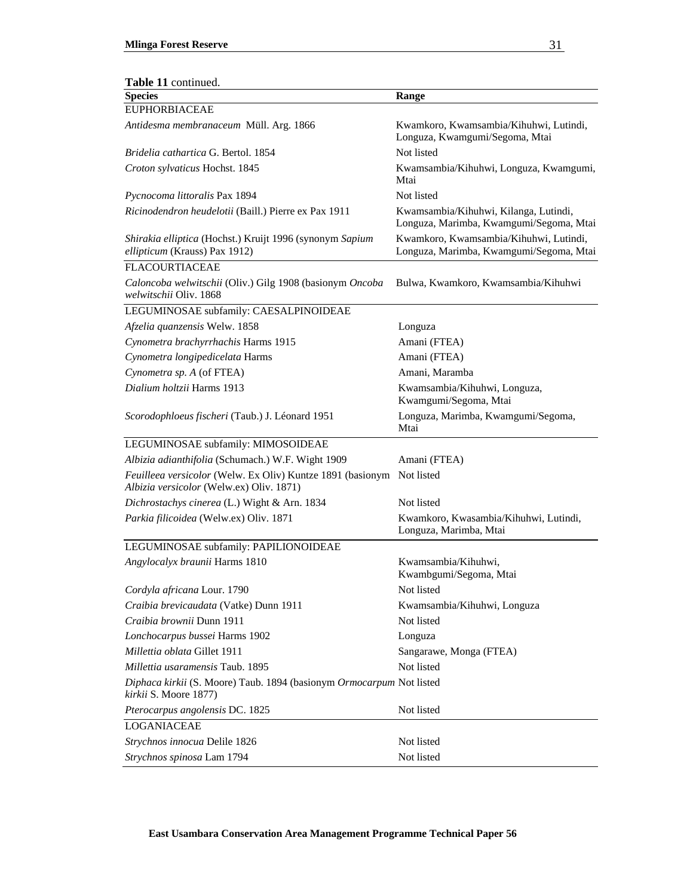**Table 11** continued.

| Species | Range |
|---|---|
| EUPHORBIACEAE | |
| *Antidesma membranaceum* Müll. Arg. 1866 | Kwamkoro, Kwamsambia/Kihuhwi, Lutindi, Longuza, Kwamgumi/Segoma, Mtai |
| *Bridelia cathartica* G. Bertol. 1854 | Not listed |
| *Croton sylvaticus* Hochst. 1845 | Kwamsambia/Kihuhwi, Longuza, Kwamgumi, Mtai |
| *Pycnocoma littoralis* Pax 1894 | Not listed |
| *Ricinodendron heudelotii* (Baill.) Pierre ex Pax 1911 | Kwamsambia/Kihuhwi, Kilanga, Lutindi, Longuza, Marimba, Kwamgumi/Segoma, Mtai |
| *Shirakia elliptica* (Hochst.) Kruijt 1996 (synonym *Sapium ellipticum* (Krauss) Pax 1912) | Kwamkoro, Kwamsambia/Kihuhwi, Lutindi, Longuza, Marimba, Kwamgumi/Segoma, Mtai |
| FLACOURTIACEAE | |
| *Caloncoba welwitschii* (Oliv.) Gilg 1908 (basionym *Oncoba welwitschii* Oliv. 1868 | Bulwa, Kwamkoro, Kwamsambia/Kihuhwi |
| LEGUMINOSAE subfamily: CAESALPINOIDEAE | |
| *Afzelia quanzensis* Welw. 1858 | Longuza |
| *Cynometra brachyrrhachis* Harms 1915 | Amani (FTEA) |
| *Cynometra longipedicelata* Harms | Amani (FTEA) |
| *Cynometra sp. A* (of FTEA) | Amani, Maramba |
| *Dialium holtzii* Harms 1913 | Kwamsambia/Kihuhwi, Longuza, Kwamgumi/Segoma, Mtai |
| *Scorodophloeus fischeri* (Taub.) J. Léonard 1951 | Longuza, Marimba, Kwamgumi/Segoma, Mtai |
| LEGUMINOSAE subfamily: MIMOSOIDEAE | |
| *Albizia adianthifolia* (Schumach.) W.F. Wight 1909 | Amani (FTEA) |
| *Feuilleea versicolor* (Welw. Ex Oliv) Kuntze 1891 (basionym *Albizia versicolor* (Welw.ex) Oliv. 1871) | Not listed |
| *Dichrostachys cinerea* (L.) Wight & Arn. 1834 | Not listed |
| *Parkia filicoidea* (Welw.ex) Oliv. 1871 | Kwamkoro, Kwasambia/Kihuhwi, Lutindi, Longuza, Marimba, Mtai |
| LEGUMINOSAE subfamily: PAPILIONOIDEAE | |
| *Angylocalyx braunii* Harms 1810 | Kwamsambia/Kihuhwi, Kwambgumi/Segoma, Mtai |
| *Cordyla africana* Lour. 1790 | Not listed |
| *Craibia brevicaudata* (Vatke) Dunn 1911 | Kwamsambia/Kihuhwi, Longuza |
| *Craibia brownii* Dunn 1911 | Not listed |
| *Lonchocarpus bussei* Harms 1902 | Longuza |
| *Millettia oblata* Gillet 1911 | Sangarawe, Monga (FTEA) |
| *Millettia usaramensis* Taub. 1895 | Not listed |
| *Diphaca kirkii* (S. Moore) Taub. 1894 (basionym *Ormocarpum kirkii* S. Moore 1877) | Not listed |
| *Pterocarpus angolensis* DC. 1825 | Not listed |
| LOGANIACEAE | |
| *Strychnos innocua* Delile 1826 | Not listed |
| *Strychnos spinosa* Lam 1794 | Not listed |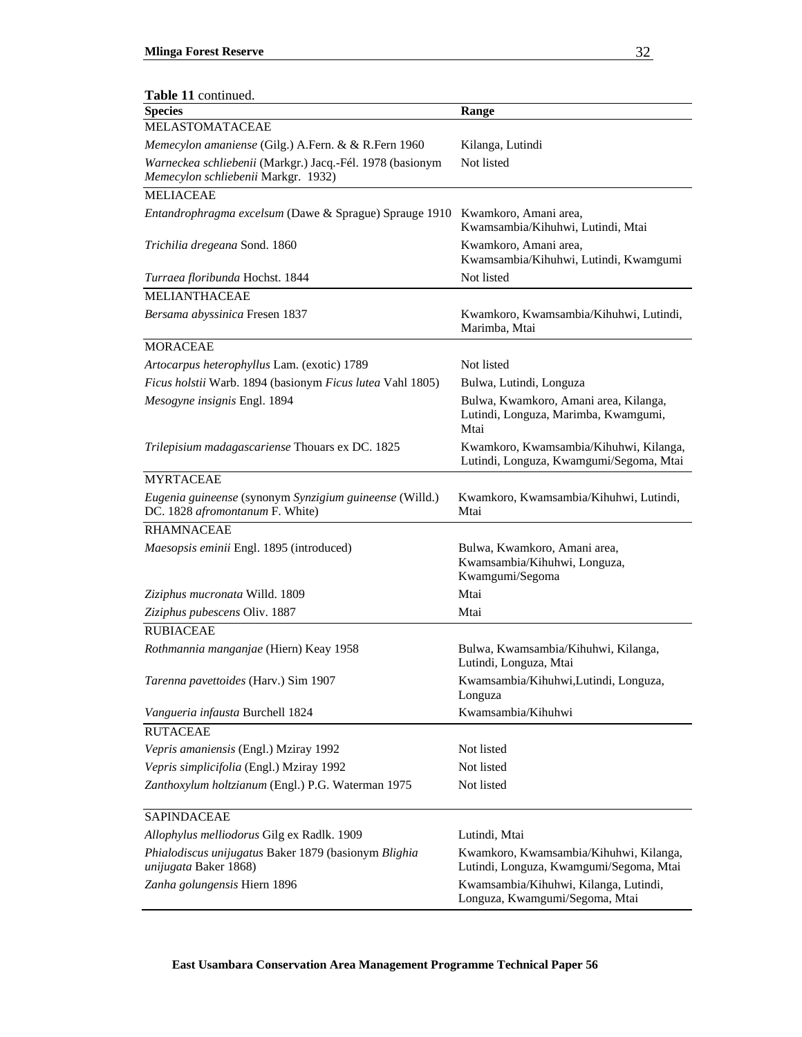**Table 11** continued.

| Species | Range |
|---|---|
| MELASTOMATACEAE | |
| *Memecylon amaniense* (Gilg.) A.Fern. & & R.Fern 1960 | Kilanga, Lutindi |
| *Warneckea schliebenii* (Markgr.) Jacq.-Fél. 1978 (basionym *Memecylon schliebenii* Markgr. 1932) | Not listed |
| MELIACEAE | |
| *Entandrophragma excelsum* (Dawe & Sprague) Sprauge 1910 | Kwamkoro, Amani area, Kwamsambia/Kihuhwi, Lutindi, Mtai |
| *Trichilia dregeana* Sond. 1860 | Kwamkoro, Amani area, Kwamsambia/Kihuhwi, Lutindi, Kwamgumi |
| *Turraea floribunda* Hochst. 1844 | Not listed |
| MELIANTHACEAE | |
| *Bersama abyssinica* Fresen 1837 | Kwamkoro, Kwamsambia/Kihuhwi, Lutindi, Marimba, Mtai |
| MORACEAE | |
| *Artocarpus heterophyllus* Lam. (exotic) 1789 | Not listed |
| *Ficus holstii* Warb. 1894 (basionym *Ficus lutea* Vahl 1805) | Bulwa, Lutindi, Longuza |
| *Mesogyne insignis* Engl. 1894 | Bulwa, Kwamkoro, Amani area, Kilanga, Lutindi, Longuza, Marimba, Kwamgumi, Mtai |
| *Trilepisium madagascariense* Thouars ex DC. 1825 | Kwamkoro, Kwamsambia/Kihuhwi, Kilanga, Lutindi, Longuza, Kwamgumi/Segoma, Mtai |
| MYRTACEAE | |
| *Eugenia guineense* (synonym *Synzigium guineense* (Willd.) DC. 1828 *afromontanum* F. White) | Kwamkoro, Kwamsambia/Kihuhwi, Lutindi, Mtai |
| RHAMNACEAE | |
| *Maesopsis eminii* Engl. 1895 (introduced) | Bulwa, Kwamkoro, Amani area, Kwamsambia/Kihuhwi, Longuza, Kwamgumi/Segoma |
| *Ziziphus mucronata* Willd. 1809 | Mtai |
| *Ziziphus pubescens* Oliv. 1887 | Mtai |
| RUBIACEAE | |
| *Rothmannia manganjae* (Hiern) Keay 1958 | Bulwa, Kwamsambia/Kihuhwi, Kilanga, Lutindi, Longuza, Mtai |
| *Tarenna pavettoides* (Harv.) Sim 1907 | Kwamsambia/Kihuhwi,Lutindi, Longuza, Longuza |
| *Vangueria infausta* Burchell 1824 | Kwamsambia/Kihuhwi |
| RUTACEAE | |
| *Vepris amaniensis* (Engl.) Mziray 1992 | Not listed |
| *Vepris simplicifolia* (Engl.) Mziray 1992 | Not listed |
| *Zanthoxylum holtzianum* (Engl.) P.G. Waterman 1975 | Not listed |
| SAPINDACEAE | |
| *Allophylus melliodorus* Gilg ex Radlk. 1909 | Lutindi, Mtai |
| *Phialodiscus unijugatus* Baker 1879 (basionym *Blighia unijugata* Baker 1868) | Kwamkoro, Kwamsambia/Kihuhwi, Kilanga, Lutindi, Longuza, Kwamgumi/Segoma, Mtai |
| *Zanha golungensis* Hiern 1896 | Kwamsambia/Kihuhwi, Kilanga, Lutindi, Longuza, Kwamgumi/Segoma, Mtai |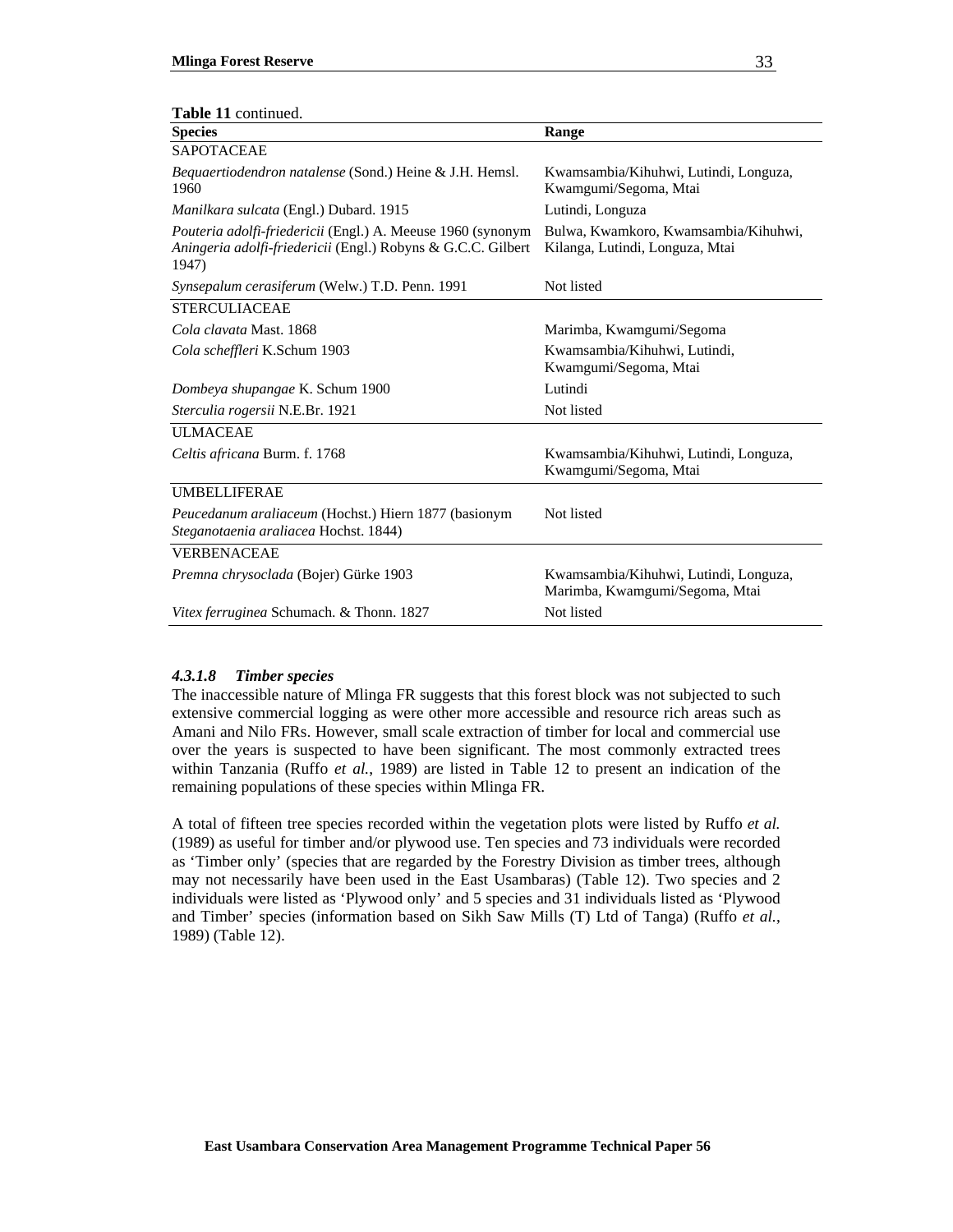**Table 11** continued.

| Species | Range |
|---|---|
| SAPOTACEAE | |
| *Bequaertiodendron natalense* (Sond.) Heine & J.H. Hemsl. 1960 | Kwamsambia/Kihuhwi, Lutindi, Longuza, Kwamgumi/Segoma, Mtai |
| *Manilkara sulcata* (Engl.) Dubard. 1915 | Lutindi, Longuza |
| *Pouteria adolfi-friedericii* (Engl.) A. Meeuse 1960 (synonym *Aningeria adolfi-friedericii* (Engl.) Robyns & G.C.C. Gilbert 1947) | Bulwa, Kwamkoro, Kwamsambia/Kihuhwi, Kilanga, Lutindi, Longuza, Mtai |
| *Synsepalum cerasiferum* (Welw.) T.D. Penn. 1991 | Not listed |
| STERCULIACEAE | |
| *Cola clavata* Mast. 1868 | Marimba, Kwamgumi/Segoma |
| *Cola scheffleri* K.Schum 1903 | Kwamsambia/Kihuhwi, Lutindi, Kwamgumi/Segoma, Mtai |
| *Dombeya shupangae* K. Schum 1900 | Lutindi |
| *Sterculia rogersii* N.E.Br. 1921 | Not listed |
| ULMACEAE | |
| *Celtis africana* Burm. f. 1768 | Kwamsambia/Kihuhwi, Lutindi, Longuza, Kwamgumi/Segoma, Mtai |
| UMBELLIFERAE | |
| *Peucedanum araliaceum* (Hochst.) Hiern 1877 (basionym *Steganotaenia araliacea* Hochst. 1844) | Not listed |
| VERBENACEAE | |
| *Premna chrysoclada* (Bojer) Gürke 1903 | Kwamsambia/Kihuhwi, Lutindi, Longuza, Marimba, Kwamgumi/Segoma, Mtai |
| *Vitex ferruginea* Schumach. & Thonn. 1827 | Not listed |

#### *4.3.1.8 Timber species*

The inaccessible nature of Mlinga FR suggests that this forest block was not subjected to such extensive commercial logging as were other more accessible and resource rich areas such as Amani and Nilo FRs. However, small scale extraction of timber for local and commercial use over the years is suspected to have been significant. The most commonly extracted trees within Tanzania (Ruffo *et al.*, 1989) are listed in Table 12 to present an indication of the remaining populations of these species within Mlinga FR.

A total of fifteen tree species recorded within the vegetation plots were listed by Ruffo *et al.* (1989) as useful for timber and/or plywood use. Ten species and 73 individuals were recorded as 'Timber only' (species that are regarded by the Forestry Division as timber trees, although may not necessarily have been used in the East Usambaras) (Table 12). Two species and 2 individuals were listed as 'Plywood only' and 5 species and 31 individuals listed as 'Plywood and Timber' species (information based on Sikh Saw Mills (T) Ltd of Tanga) (Ruffo *et al.*, 1989) (Table 12).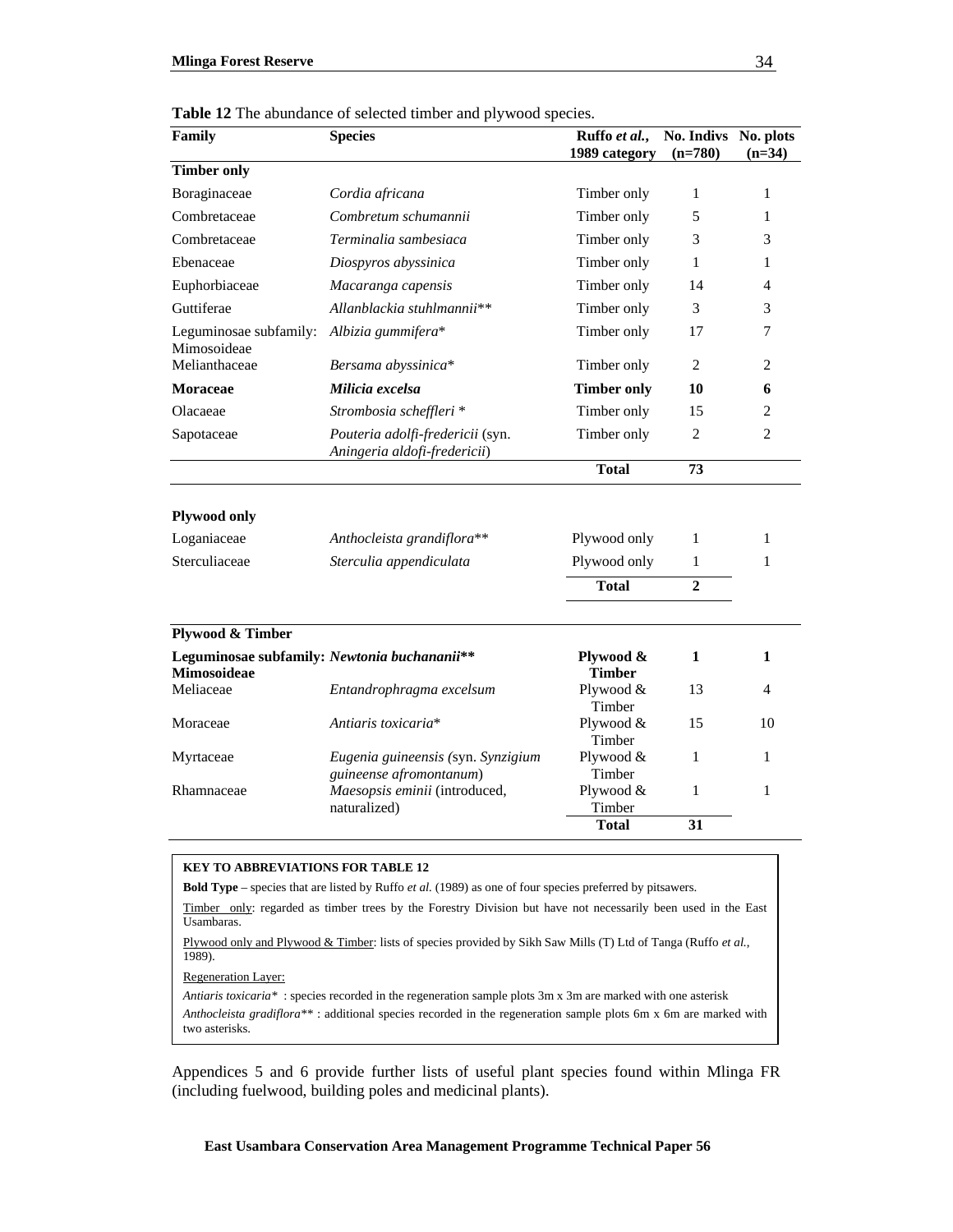**Table 12** The abundance of selected timber and plywood species.

| Family | Species | Ruffo *et al.*, 1989 category | No. Indivs (n=780) | No. plots (n=34) |
|---|---|---|---|---|
| **Timber only** | | | | |
| Boraginaceae | *Cordia africana* | Timber only | 1 | 1 |
| Combretaceae | *Combretum schumannii* | Timber only | 5 | 1 |
| Combretaceae | *Terminalia sambesiaca* | Timber only | 3 | 3 |
| Ebenaceae | *Diospyros abyssinica* | Timber only | 1 | 1 |
| Euphorbiaceae | *Macaranga capensis* | Timber only | 14 | 4 |
| Guttiferae | *Allanblackia stuhlmannii*** | Timber only | 3 | 3 |
| Leguminosae subfamily: Mimosoideae | *Albizia gummifera** | Timber only | 17 | 7 |
| Melianthaceae | *Bersama abyssinica** | Timber only | 2 | 2 |
| **Moraceae** | ***Milicia excelsa*** | **Timber only** | **10** | **6** |
| Olacaeae | *Strombosia scheffleri* * | Timber only | 15 | 2 |
| Sapotaceae | *Pouteria adolfi-fredericii* (syn. *Aningeria aldofi-fredericii*) | Timber only | 2 | 2 |
| | | **Total** | **73** | |
| **Plywood only** | | | | |
| Loganiaceae | *Anthocleista grandiflora*** | Plywood only | 1 | 1 |
| Sterculiaceae | *Sterculia appendiculata* | Plywood only | 1 | 1 |
| | | **Total** | **2** | |
| **Plywood & Timber** | | | | |
| **Leguminosae subfamily: Mimosoideae** | ***Newtonia buchananii***** | **Plywood & Timber** | **1** | **1** |
| Meliaceae | *Entandrophragma excelsum* | Plywood & Timber | 13 | 4 |
| Moraceae | *Antiaris toxicaria** | Plywood & Timber | 15 | 10 |
| Myrtaceae | *Eugenia guineensis (*syn. *Synzigium guineense afromontanum*) | Plywood & Timber | 1 | 1 |
| Rhamnaceae | *Maesopsis eminii* (introduced, naturalized) | Plywood & Timber | 1 | 1 |
| | | **Total** | **31** | |

**KEY TO ABBREVIATIONS FOR TABLE 12**

**Bold Type** – species that are listed by Ruffo *et al.* (1989) as one of four species preferred by pitsawers.

Timber only: regarded as timber trees by the Forestry Division but have not necessarily been used in the East Usambaras.

Plywood only and Plywood & Timber: lists of species provided by Sikh Saw Mills (T) Ltd of Tanga (Ruffo *et al.*, 1989).

Regeneration Layer:

*Antiaris toxicaria** : species recorded in the regeneration sample plots 3m x 3m are marked with one asterisk

*Anthocleista gradiflora*** : additional species recorded in the regeneration sample plots 6m x 6m are marked with two asterisks.

Appendices 5 and 6 provide further lists of useful plant species found within Mlinga FR (including fuelwood, building poles and medicinal plants).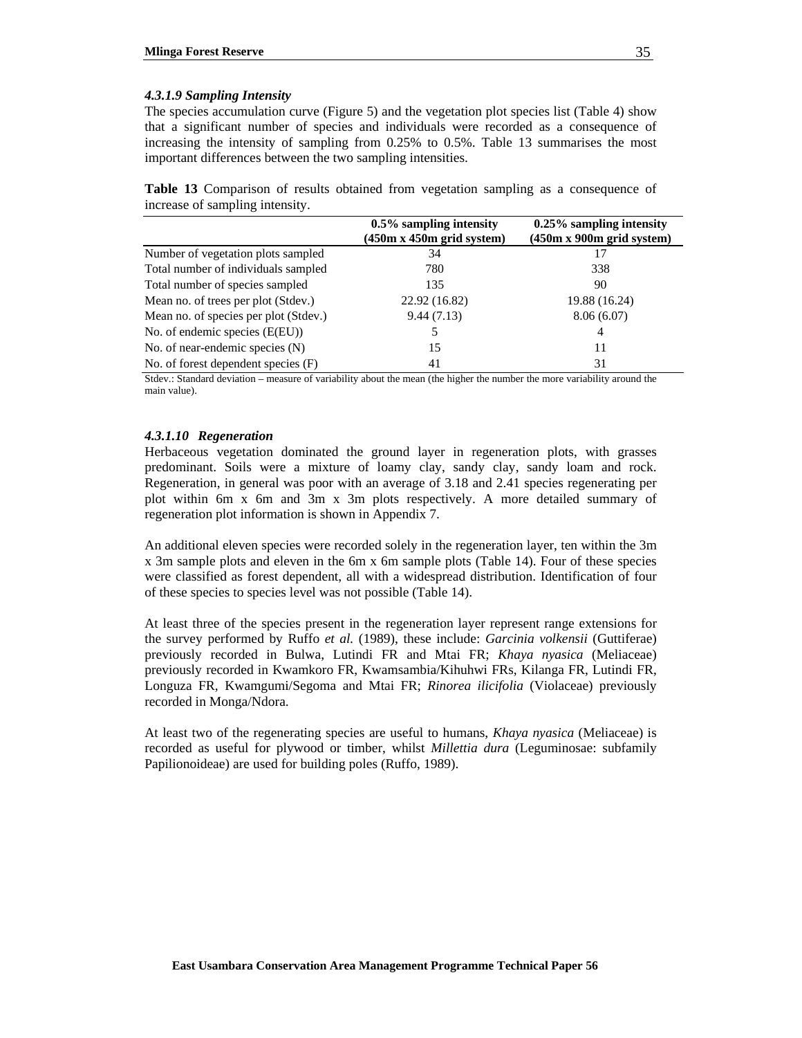#### *4.3.1.9 Sampling Intensity*

The species accumulation curve (Figure 5) and the vegetation plot species list (Table 4) show that a significant number of species and individuals were recorded as a consequence of increasing the intensity of sampling from 0.25% to 0.5%. Table 13 summarises the most important differences between the two sampling intensities.

**Table 13** Comparison of results obtained from vegetation sampling as a consequence of increase of sampling intensity.

| | **0.5% sampling intensity (450m x 450m grid system)** | **0.25% sampling intensity (450m x 900m grid system)** |
|---|---|---|
| Number of vegetation plots sampled | 34 | 17 |
| Total number of individuals sampled | 780 | 338 |
| Total number of species sampled | 135 | 90 |
| Mean no. of trees per plot (Stdev.) | 22.92 (16.82) | 19.88 (16.24) |
| Mean no. of species per plot (Stdev.) | 9.44 (7.13) | 8.06 (6.07) |
| No. of endemic species (E(EU)) | 5 | 4 |
| No. of near-endemic species (N) | 15 | 11 |
| No. of forest dependent species (F) | 41 | 31 |

Stdev.: Standard deviation – measure of variability about the mean (the higher the number the more variability around the main value).

#### *4.3.1.10 Regeneration*

Herbaceous vegetation dominated the ground layer in regeneration plots, with grasses predominant. Soils were a mixture of loamy clay, sandy clay, sandy loam and rock. Regeneration, in general was poor with an average of 3.18 and 2.41 species regenerating per plot within 6m x 6m and 3m x 3m plots respectively. A more detailed summary of regeneration plot information is shown in Appendix 7.

An additional eleven species were recorded solely in the regeneration layer, ten within the 3m x 3m sample plots and eleven in the 6m x 6m sample plots (Table 14). Four of these species were classified as forest dependent, all with a widespread distribution. Identification of four of these species to species level was not possible (Table 14).

At least three of the species present in the regeneration layer represent range extensions for the survey performed by Ruffo *et al.* (1989), these include: *Garcinia volkensii* (Guttiferae) previously recorded in Bulwa, Lutindi FR and Mtai FR; *Khaya nyasica* (Meliaceae) previously recorded in Kwamkoro FR, Kwamsambia/Kihuhwi FRs, Kilanga FR, Lutindi FR, Longuza FR, Kwamgumi/Segoma and Mtai FR; *Rinorea ilicifolia* (Violaceae) previously recorded in Monga/Ndora.

At least two of the regenerating species are useful to humans, *Khaya nyasica* (Meliaceae) is recorded as useful for plywood or timber, whilst *Millettia dura* (Leguminosae: subfamily Papilionoideae) are used for building poles (Ruffo, 1989).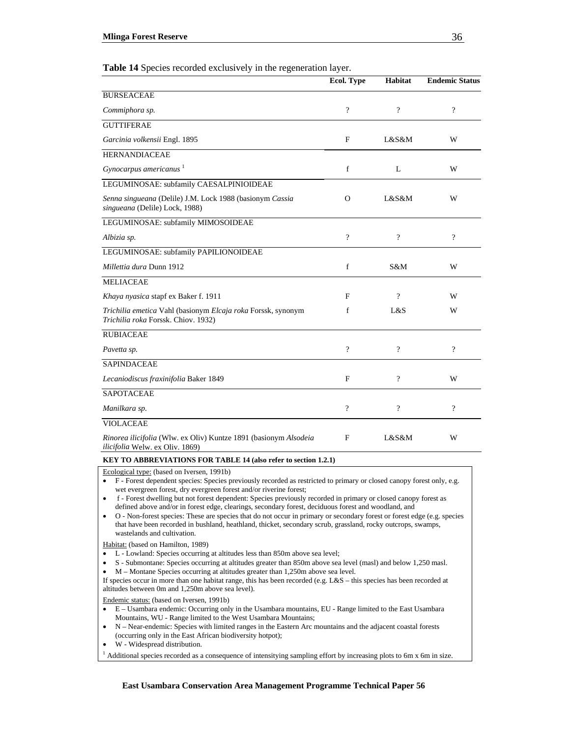**Table 14** Species recorded exclusively in the regeneration layer.

| | Ecol. Type | Habitat | Endemic Status |
|---|---|---|---|
| BURSEACEAE | | | |
| *Commiphora sp.* | ? | ? | ? |
| GUTTIFERAE | | | |
| *Garcinia volkensii* Engl. 1895 | F | L&S&M | W |
| HERNANDIACEAE | | | |
| *Gynocarpus americanus* [1] | f | L | W |
| LEGUMINOSAE: subfamily CAESALPINIOIDEAE | | | |
| *Senna singueana* (Delile) J.M. Lock 1988 (basionym *Cassia singueana* (Delile) Lock, 1988) | O | L&S&M | W |
| LEGUMINOSAE: subfamily MIMOSOIDEAE | | | |
| *Albizia sp.* | ? | ? | ? |
| LEGUMINOSAE: subfamily PAPILIONOIDEAE | | | |
| *Millettia dura* Dunn 1912 | f | S&M | W |
| MELIACEAE | | | |
| *Khaya nyasica* stapf ex Baker f. 1911 | F | ? | W |
| *Trichilia emetica* Vahl (basionym *Elcaja roka* Forssk, synonym *Trichilia roka* Forssk. Chiov. 1932) | f | L&S | W |
| RUBIACEAE | | | |
| *Pavetta sp.* | ? | ? | ? |
| SAPINDACEAE | | | |
| *Lecaniodiscus fraxinifolia* Baker 1849 | F | ? | W |
| SAPOTACEAE | | | |
| *Manilkara sp.* | ? | ? | ? |
| VIOLACEAE | | | |
| *Rinorea ilicifolia* (Wlw. ex Oliv) Kuntze 1891 (basionym *Alsodeia ilicifolia* Welw. ex Oliv. 1869) | F | L&S&M | W |

**KEY TO ABBREVIATIONS FOR TABLE 14 (also refer to section 1.2.1)**

Ecological type: (based on Iversen, 1991b)

- F - Forest dependent species: Species previously recorded as restricted to primary or closed canopy forest only, e.g. wet evergreen forest, dry evergreen forest and/or riverine forest;
- f - Forest dwelling but not forest dependent: Species previously recorded in primary or closed canopy forest as defined above and/or in forest edge, clearings, secondary forest, deciduous forest and woodland, and
- O - Non-forest species: These are species that do not occur in primary or secondary forest or forest edge (e.g. species that have been recorded in bushland, heathland, thicket, secondary scrub, grassland, rocky outcrops, swamps, wastelands and cultivation.

Habitat: (based on Hamilton, 1989)

- L - Lowland: Species occurring at altitudes less than 850m above sea level;
- S - Submontane: Species occurring at altitudes greater than 850m above sea level (masl) and below 1,250 masl.
- M – Montane Species occurring at altitudes greater than 1,250m above sea level.

If species occur in more than one habitat range, this has been recorded (e.g. L&S – this species has been recorded at altitudes between 0m and 1,250m above sea level).

Endemic status: (based on Iversen, 1991b)

- E – Usambara endemic: Occurring only in the Usambara mountains, EU - Range limited to the East Usambara Mountains, WU - Range limited to the West Usambara Mountains;
- N – Near-endemic: Species with limited ranges in the Eastern Arc mountains and the adjacent coastal forests (occurring only in the East African biodiversity hotpot);
- W - Widespread distribution.

[1] Additional species recorded as a consequence of intensitying sampling effort by increasing plots to 6m x 6m in size.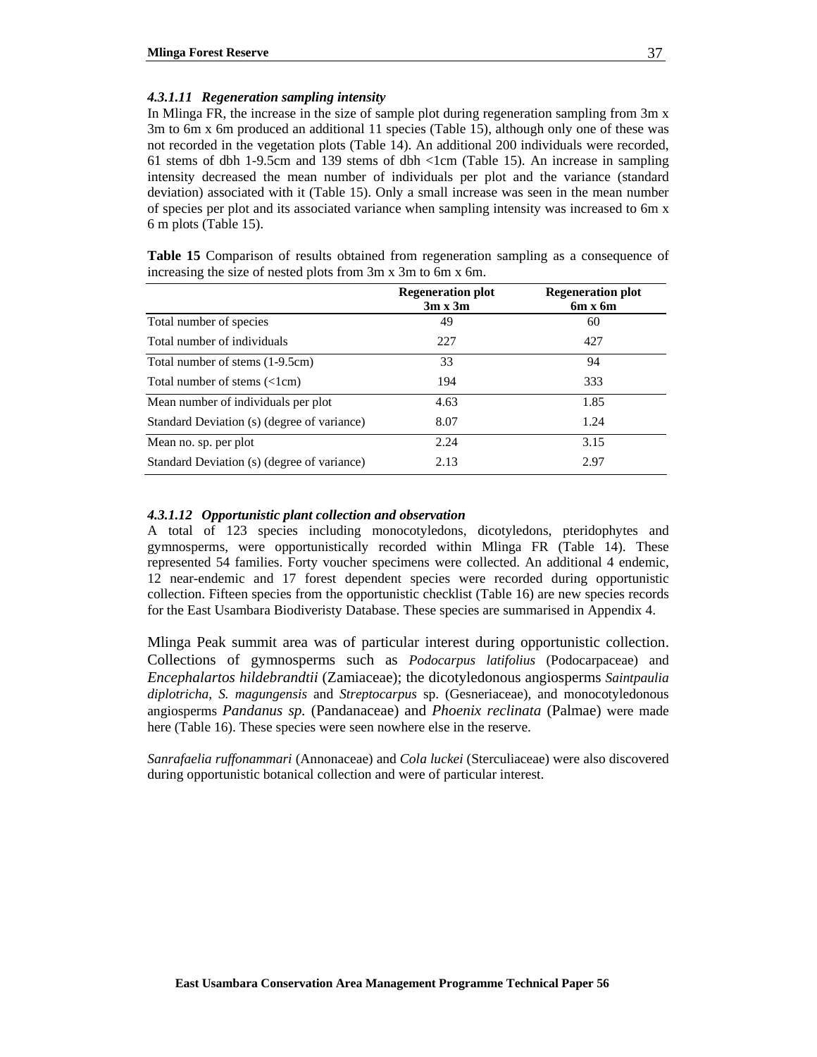#### *4.3.1.11 Regeneration sampling intensity*

In Mlinga FR, the increase in the size of sample plot during regeneration sampling from 3m x 3m to 6m x 6m produced an additional 11 species (Table 15), although only one of these was not recorded in the vegetation plots (Table 14). An additional 200 individuals were recorded, 61 stems of dbh 1-9.5cm and 139 stems of dbh <1cm (Table 15). An increase in sampling intensity decreased the mean number of individuals per plot and the variance (standard deviation) associated with it (Table 15). Only a small increase was seen in the mean number of species per plot and its associated variance when sampling intensity was increased to 6m x 6 m plots (Table 15).

**Table 15** Comparison of results obtained from regeneration sampling as a consequence of increasing the size of nested plots from 3m x 3m to 6m x 6m.

| | Regeneration plot 3m x 3m | Regeneration plot 6m x 6m |
|---|---|---|
| Total number of species | 49 | 60 |
| Total number of individuals | 227 | 427 |
| Total number of stems (1-9.5cm) | 33 | 94 |
| Total number of stems (<1cm) | 194 | 333 |
| Mean number of individuals per plot | 4.63 | 1.85 |
| Standard Deviation (s) (degree of variance) | 8.07 | 1.24 |
| Mean no. sp. per plot | 2.24 | 3.15 |
| Standard Deviation (s) (degree of variance) | 2.13 | 2.97 |

#### *4.3.1.12 Opportunistic plant collection and observation*

A total of 123 species including monocotyledons, dicotyledons, pteridophytes and gymnosperms, were opportunistically recorded within Mlinga FR (Table 14). These represented 54 families. Forty voucher specimens were collected. An additional 4 endemic, 12 near-endemic and 17 forest dependent species were recorded during opportunistic collection. Fifteen species from the opportunistic checklist (Table 16) are new species records for the East Usambara Biodiveristy Database. These species are summarised in Appendix 4.

Mlinga Peak summit area was of particular interest during opportunistic collection. Collections of gymnosperms such as *Podocarpus latifolius* (Podocarpaceae) and *Encephalartos hildebrandtii* (Zamiaceae); the dicotyledonous angiosperms *Saintpaulia diplotricha*, *S. magungensis* and *Streptocarpus* sp. (Gesneriaceae), and monocotyledonous angiosperms *Pandanus sp.* (Pandanaceae) and *Phoenix reclinata* (Palmae) were made here (Table 16). These species were seen nowhere else in the reserve.

*Sanrafaelia ruffonammari* (Annonaceae) and *Cola luckei* (Sterculiaceae) were also discovered during opportunistic botanical collection and were of particular interest.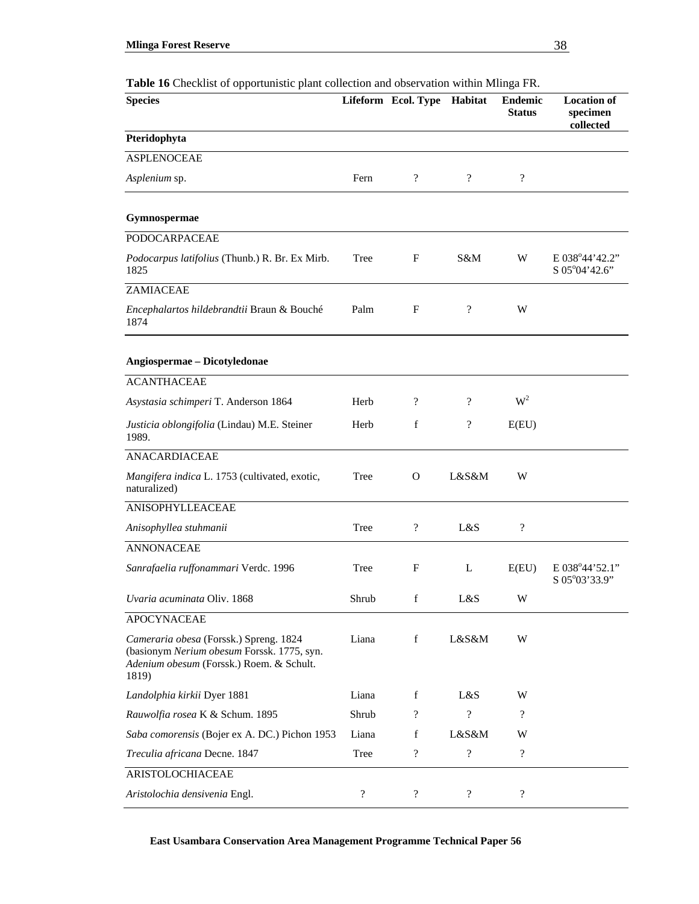**Table 16** Checklist of opportunistic plant collection and observation within Mlinga FR.

| Species | Lifeform | Ecol. Type | Habitat | Endemic Status | Location of specimen collected |
|---|---|---|---|---|---|
| **Pteridophyta** | | | | | |
| ASPLENOCEAE | | | | | |
| *Asplenium* sp. | Fern | ? | ? | ? | |
| **Gymnospermae** | | | | | |
| PODOCARPACEAE | | | | | |
| *Podocarpus latifolius* (Thunb.) R. Br. Ex Mirb. 1825 | Tree | F | S&M | W | E 038°44'42.2" S 05°04'42.6" |
| ZAMIACEAE | | | | | |
| *Encephalartos hildebrandtii* Braun & Bouché 1874 | Palm | F | ? | W | |
| **Angiospermae – Dicotyledonae** | | | | | |
| ACANTHACEAE | | | | | |
| *Asystasia schimperi* T. Anderson 1864 | Herb | ? | ? | $W^2$ | |
| *Justicia oblongifolia* (Lindau) M.E. Steiner 1989. | Herb | f | ? | E(EU) | |
| ANACARDIACEAE | | | | | |
| *Mangifera indica* L. 1753 (cultivated, exotic, naturalized) | Tree | O | L&S&M | W | |
| ANISOPHYLLEACEAE | | | | | |
| *Anisophyllea stuhmanii* | Tree | ? | L&S | ? | |
| ANNONACEAE | | | | | |
| *Sanrafaelia ruffonammari* Verdc. 1996 | Tree | F | L | E(EU) | E 038°44'52.1" S 05°03'33.9" |
| *Uvaria acuminata* Oliv. 1868 | Shrub | f | L&S | W | |
| APOCYNACEAE | | | | | |
| *Cameraria obesa* (Forssk.) Spreng. 1824 (basionym *Nerium obesum* Forssk. 1775, syn. *Adenium obesum* (Forssk.) Roem. & Schult. 1819) | Liana | f | L&S&M | W | |
| *Landolphia kirkii* Dyer 1881 | Liana | f | L&S | W | |
| *Rauwolfia rosea* K & Schum. 1895 | Shrub | ? | ? | ? | |
| *Saba comorensis* (Bojer ex A. DC.) Pichon 1953 | Liana | f | L&S&M | W | |
| *Treculia africana* Decne. 1847 | Tree | ? | ? | ? | |
| ARISTOLOCHIACEAE | | | | | |
| *Aristolochia densivenia* Engl. | ? | ? | ? | ? | |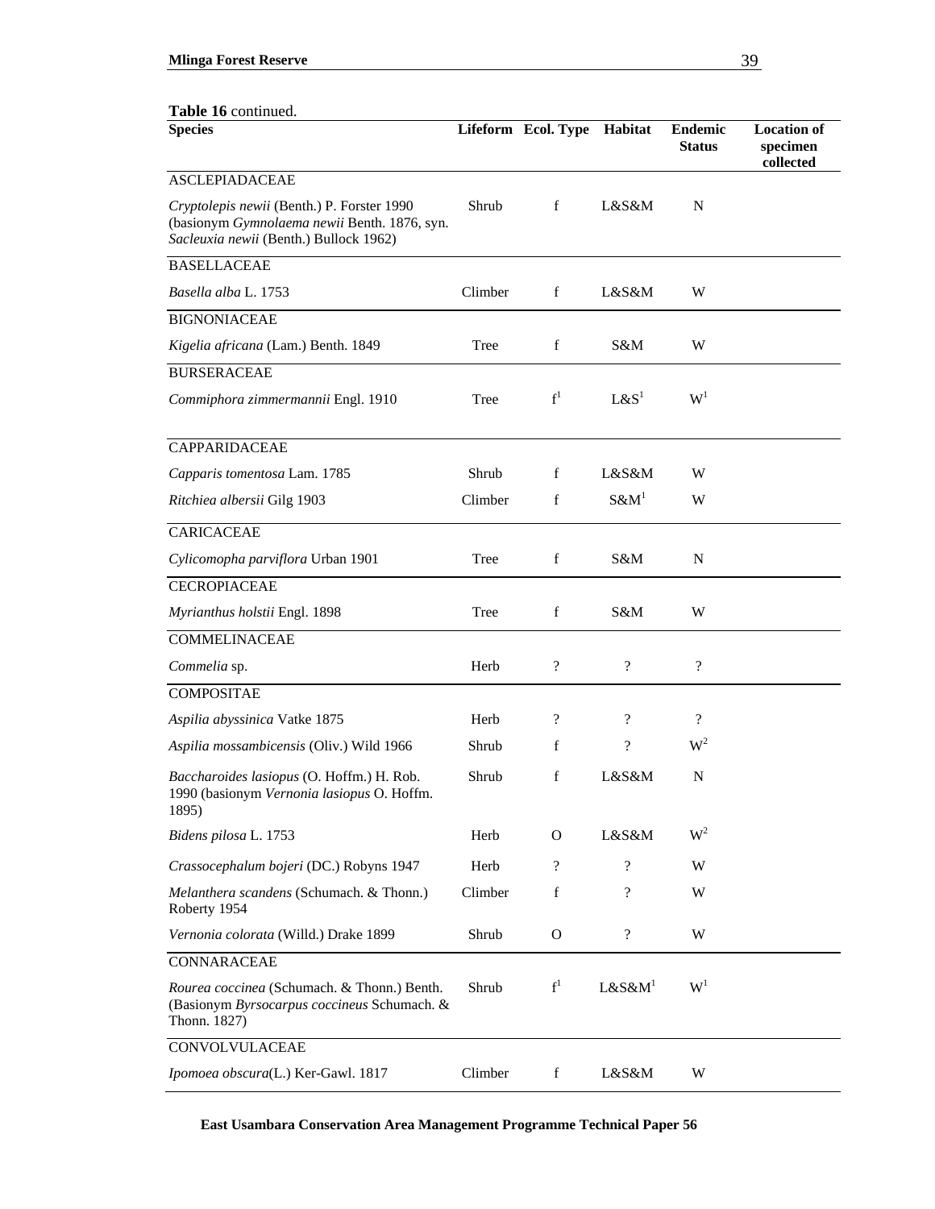**Table 16** continued.

| Species | Lifeform | Ecol. Type | Habitat | Endemic Status | Location of specimen collected |
|---|---|---|---|---|---|
| ASCLEPIADACEAE | | | | | |
| *Cryptolepis newii* (Benth.) P. Forster 1990 (basionym *Gymnolaema newii* Benth. 1876, syn. *Sacleuxia newii* (Benth.) Bullock 1962) | Shrub | f | L&S&M | N | |
| BASELLACEAE | | | | | |
| *Basella alba* L. 1753 | Climber | f | L&S&M | W | |
| BIGNONIACEAE | | | | | |
| *Kigelia africana* (Lam.) Benth. 1849 | Tree | f | S&M | W | |
| BURSERACEAE | | | | | |
| *Commiphora zimmermannii* Engl. 1910 | Tree | f[1] | L&S[1] | W[1] | |
| CAPPARIDACEAE | | | | | |
| *Capparis tomentosa* Lam. 1785 | Shrub | f | L&S&M | W | |
| *Ritchiea albersii* Gilg 1903 | Climber | f | S&M[1] | W | |
| CARICACEAE | | | | | |
| *Cylicomopha parviflora* Urban 1901 | Tree | f | S&M | N | |
| CECROPIACEAE | | | | | |
| *Myrianthus holstii* Engl. 1898 | Tree | f | S&M | W | |
| COMMELINACEAE | | | | | |
| *Commelia* sp. | Herb | ? | ? | ? | |
| COMPOSITAE | | | | | |
| *Aspilia abyssinica* Vatke 1875 | Herb | ? | ? | ? | |
| *Aspilia mossambicensis* (Oliv.) Wild 1966 | Shrub | f | ? | W[2] | |
| *Baccharoides lasiopus* (O. Hoffm.) H. Rob. 1990 (basionym *Vernonia lasiopus* O. Hoffm. 1895) | Shrub | f | L&S&M | N | |
| *Bidens pilosa* L. 1753 | Herb | O | L&S&M | W[2] | |
| *Crassocephalum bojeri* (DC.) Robyns 1947 | Herb | ? | ? | W | |
| *Melanthera scandens* (Schumach. & Thonn.) Roberty 1954 | Climber | f | ? | W | |
| *Vernonia colorata* (Willd.) Drake 1899 | Shrub | O | ? | W | |
| CONNARACEAE | | | | | |
| *Rourea coccinea* (Schumach. & Thonn.) Benth. (Basionym *Byrsocarpus coccineus* Schumach. & Thonn. 1827) | Shrub | f[1] | L&S&M[1] | W[1] | |
| CONVOLVULACEAE | | | | | |
| *Ipomoea obscura*(L.) Ker-Gawl. 1817 | Climber | f | L&S&M | W | |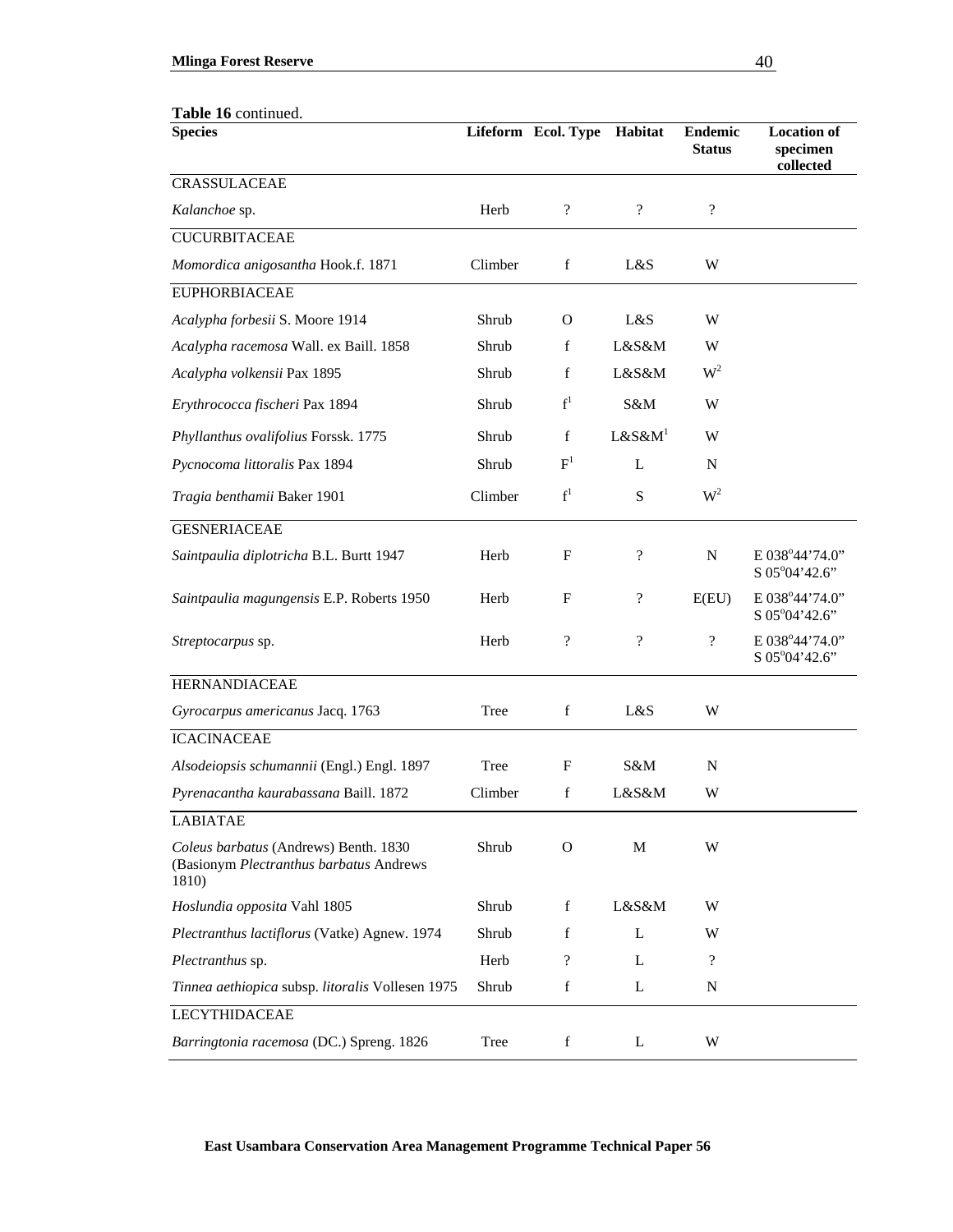**Table 16** continued.

| Species | Lifeform | Ecol. Type | Habitat | Endemic Status | Location of specimen collected |
|---|---|---|---|---|---|
| CRASSULACEAE | | | | | |
| *Kalanchoe* sp. | Herb | ? | ? | ? | |
| CUCURBITACEAE | | | | | |
| *Momordica anigosantha* Hook.f. 1871 | Climber | f | L&S | W | |
| EUPHORBIACEAE | | | | | |
| *Acalypha forbesii* S. Moore 1914 | Shrub | O | L&S | W | |
| *Acalypha racemosa* Wall. ex Baill. 1858 | Shrub | f | L&S&M | W | |
| *Acalypha volkensii* Pax 1895 | Shrub | f | L&S&M | W[2] | |
| *Erythrococca fischeri* Pax 1894 | Shrub | f[1] | S&M | W | |
| *Phyllanthus ovalifolius* Forssk. 1775 | Shrub | f | L&S&M[1] | W | |
| *Pycnocoma littoralis* Pax 1894 | Shrub | F[1] | L | N | |
| *Tragia benthamii* Baker 1901 | Climber | f[1] | S | W[2] | |
| GESNERIACEAE | | | | | |
| *Saintpaulia diplotricha* B.L. Burtt 1947 | Herb | F | ? | N | E 038°44'74.0" S 05°04'42.6" |
| *Saintpaulia magungensis* E.P. Roberts 1950 | Herb | F | ? | E(EU) | E 038°44'74.0" S 05°04'42.6" |
| *Streptocarpus* sp. | Herb | ? | ? | ? | E 038°44'74.0" S 05°04'42.6" |
| HERNANDIACEAE | | | | | |
| *Gyrocarpus americanus* Jacq. 1763 | Tree | f | L&S | W | |
| ICACINACEAE | | | | | |
| *Alsodeiopsis schumannii* (Engl.) Engl. 1897 | Tree | F | S&M | N | |
| *Pyrenacantha kaurabassana* Baill. 1872 | Climber | f | L&S&M | W | |
| LABIATAE | | | | | |
| *Coleus barbatus* (Andrews) Benth. 1830 (Basionym *Plectranthus barbatus* Andrews 1810) | Shrub | O | M | W | |
| *Hoslundia opposita* Vahl 1805 | Shrub | f | L&S&M | W | |
| *Plectranthus lactiflorus* (Vatke) Agnew. 1974 | Shrub | f | L | W | |
| *Plectranthus* sp. | Herb | ? | L | ? | |
| *Tinnea aethiopica* subsp. *litoralis* Vollesen 1975 | Shrub | f | L | N | |
| LECYTHIDACEAE | | | | | |
| *Barringtonia racemosa* (DC.) Spreng. 1826 | Tree | f | L | W | |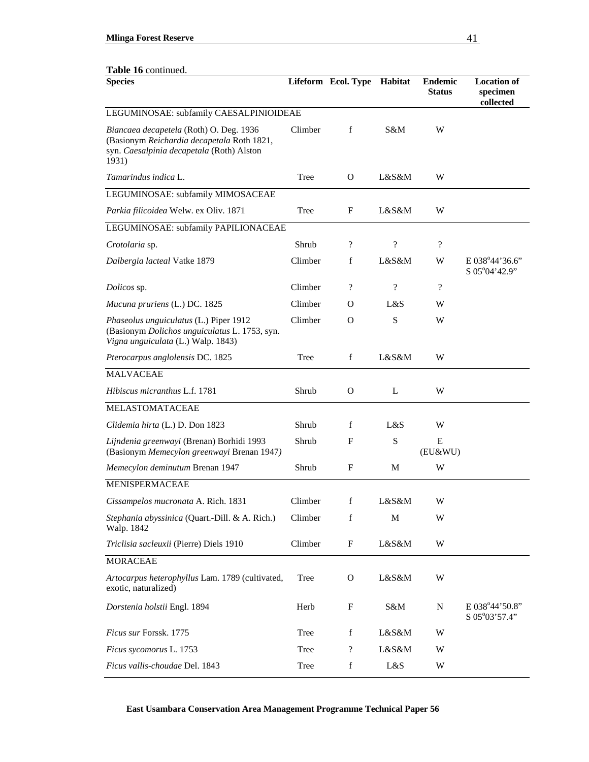**Table 16** continued.

| Species | Lifeform | Ecol. Type | Habitat | Endemic Status | Location of specimen collected |
|---|---|---|---|---|---|
| LEGUMINOSAE: subfamily CAESALPINIOIDEAE | | | | | |
| *Biancaea decapetela* (Roth) O. Deg. 1936 (Basionym *Reichardia decapetala* Roth 1821, syn. *Caesalpinia decapetala* (Roth) Alston 1931) | Climber | f | S&M | W | |
| *Tamarindus indica* L. | Tree | O | L&S&M | W | |
| LEGUMINOSAE: subfamily MIMOSACEAE | | | | | |
| *Parkia filicoidea* Welw. ex Oliv. 1871 | Tree | F | L&S&M | W | |
| LEGUMINOSAE: subfamily PAPILIONACEAE | | | | | |
| *Crotolaria* sp. | Shrub | ? | ? | ? | |
| *Dalbergia lacteal* Vatke 1879 | Climber | f | L&S&M | W | E 038°44'36.6" S 05°04'42.9" |
| *Dolicos* sp. | Climber | ? | ? | ? | |
| *Mucuna pruriens* (L.) DC. 1825 | Climber | O | L&S | W | |
| *Phaseolus unguiculatus* (L.) Piper 1912 (Basionym *Dolichos unguiculatus* L. 1753, syn. *Vigna unguiculata* (L.) Walp. 1843) | Climber | O | S | W | |
| *Pterocarpus anglolensis* DC. 1825 | Tree | f | L&S&M | W | |
| MALVACEAE | | | | | |
| *Hibiscus micranthus* L.f. 1781 | Shrub | O | L | W | |
| MELASTOMATACEAE | | | | | |
| *Clidemia hirta* (L.) D. Don 1823 | Shrub | f | L&S | W | |
| *Lijndenia greenwayi* (Brenan) Borhidi 1993 (Basionym *Memecylon greenwayi* Brenan 1947) | Shrub | F | S | E (EU&WU) | |
| *Memecylon deminutum* Brenan 1947 | Shrub | F | M | W | |
| MENISPERMACEAE | | | | | |
| *Cissampelos mucronata* A. Rich. 1831 | Climber | f | L&S&M | W | |
| *Stephania abyssinica* (Quart.-Dill. & A. Rich.) Walp. 1842 | Climber | f | M | W | |
| *Triclisia sacleuxii* (Pierre) Diels 1910 | Climber | F | L&S&M | W | |
| MORACEAE | | | | | |
| *Artocarpus heterophyllus* Lam. 1789 (cultivated, exotic, naturalized) | Tree | O | L&S&M | W | |
| *Dorstenia holstii* Engl. 1894 | Herb | F | S&M | N | E 038°44'50.8" S 05°03'57.4" |
| *Ficus sur* Forssk. 1775 | Tree | f | L&S&M | W | |
| *Ficus sycomorus* L. 1753 | Tree | ? | L&S&M | W | |
| *Ficus vallis-choudae* Del. 1843 | Tree | f | L&S | W | |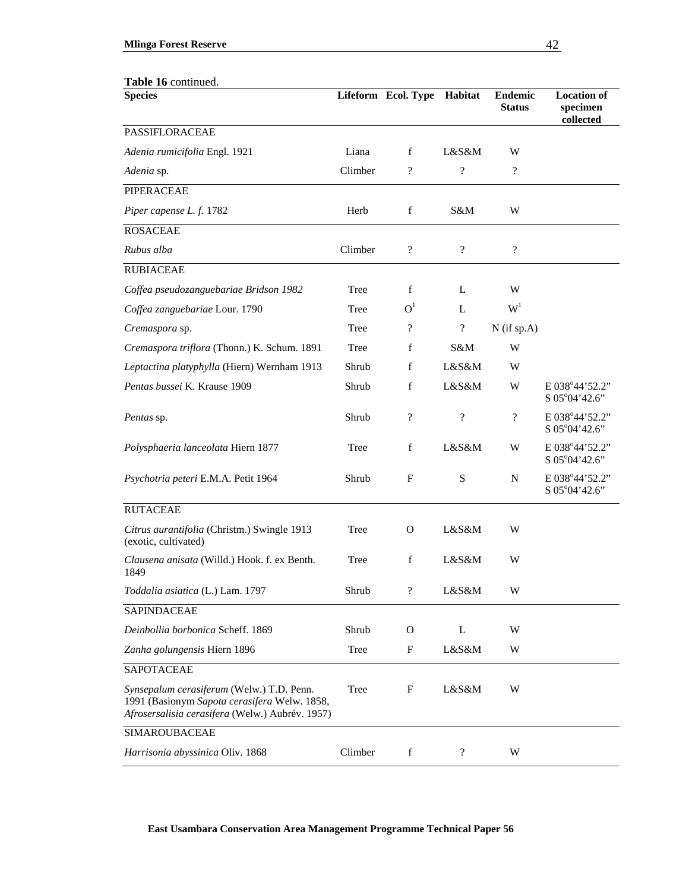**Table 16** continued.

| Species | Lifeform | Ecol. Type | Habitat | Endemic Status | Location of specimen collected |
|---|---|---|---|---|---|
| PASSIFLORACEAE | | | | | |
| *Adenia rumicifolia* Engl. 1921 | Liana | f | L&S&M | W | |
| *Adenia* sp. | Climber | ? | ? | ? | |
| PIPERACEAE | | | | | |
| *Piper capense L. f.* 1782 | Herb | f | S&M | W | |
| ROSACEAE | | | | | |
| *Rubus alba* | Climber | ? | ? | ? | |
| RUBIACEAE | | | | | |
| *Coffea pseudozanguebariae Bridson 1982* | Tree | f | L | W | |
| *Coffea zanguebariae* Lour. 1790 | Tree | O[1] | L | W[1] | |
| *Cremaspora* sp. | Tree | ? | ? | N (if sp.A) | |
| *Cremaspora triflora* (Thonn.) K. Schum. 1891 | Tree | f | S&M | W | |
| *Leptactina platyphylla* (Hiern) Wernham 1913 | Shrub | f | L&S&M | W | |
| *Pentas bussei* K. Krause 1909 | Shrub | f | L&S&M | W | E 038°44'52.2" S 05°04'42.6" |
| *Pentas* sp. | Shrub | ? | ? | ? | E 038°44'52.2" S 05°04'42.6" |
| *Polysphaeria lanceolata* Hiern 1877 | Tree | f | L&S&M | W | E 038°44'52.2" S 05°04'42.6" |
| *Psychotria peteri* E.M.A. Petit 1964 | Shrub | F | S | N | E 038°44'52.2" S 05°04'42.6" |
| RUTACEAE | | | | | |
| *Citrus aurantifolia* (Christm.) Swingle 1913 (exotic, cultivated) | Tree | O | L&S&M | W | |
| *Clausena anisata* (Willd.) Hook. f. ex Benth. 1849 | Tree | f | L&S&M | W | |
| *Toddalia asiatica* (L.) Lam. 1797 | Shrub | ? | L&S&M | W | |
| SAPINDACEAE | | | | | |
| *Deinbollia borbonica* Scheff. 1869 | Shrub | O | L | W | |
| *Zanha golungensis* Hiern 1896 | Tree | F | L&S&M | W | |
| SAPOTACEAE | | | | | |
| *Synsepalum cerasiferum* (Welw.) T.D. Penn. 1991 (Basionym *Sapota cerasifera* Welw. 1858, *Afrosersalisia cerasifera* (Welw.) Aubrév. 1957) | Tree | F | L&S&M | W | |
| SIMAROUBACEAE | | | | | |
| *Harrisonia abyssinica* Oliv. 1868 | Climber | f | ? | W | |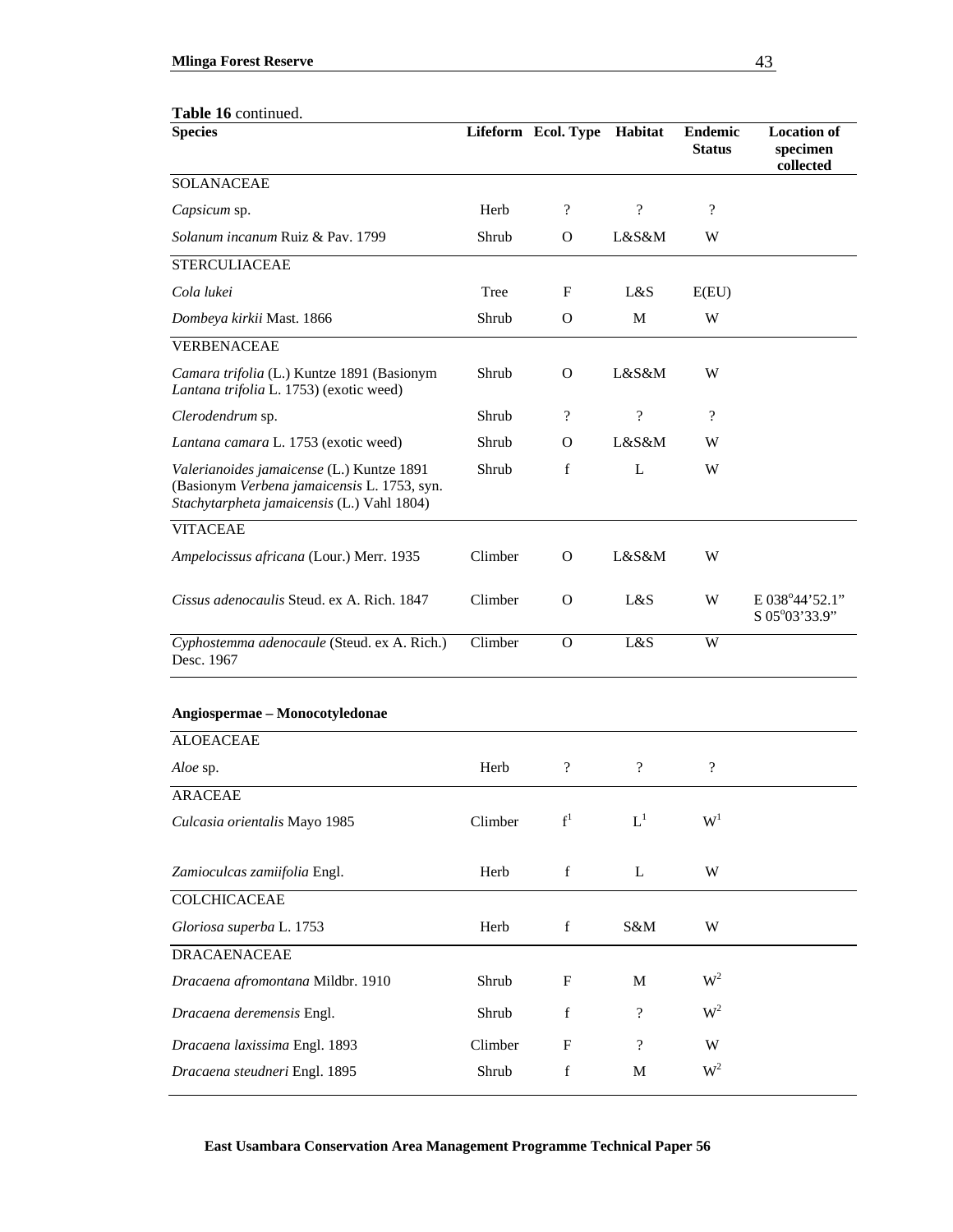**Table 16** continued.

| Species | Lifeform | Ecol. Type | Habitat | Endemic Status | Location of specimen collected |
|---|---|---|---|---|---|
| SOLANACEAE | | | | | |
| *Capsicum* sp. | Herb | ? | ? | ? | |
| *Solanum incanum* Ruiz & Pav. 1799 | Shrub | O | L&S&M | W | |
| STERCULIACEAE | | | | | |
| *Cola lukei* | Tree | F | L&S | E(EU) | |
| *Dombeya kirkii* Mast. 1866 | Shrub | O | M | W | |
| VERBENACEAE | | | | | |
| *Camara trifolia* (L.) Kuntze 1891 (Basionym *Lantana trifolia* L. 1753) (exotic weed) | Shrub | O | L&S&M | W | |
| *Clerodendrum* sp. | Shrub | ? | ? | ? | |
| *Lantana camara* L. 1753 (exotic weed) | Shrub | O | L&S&M | W | |
| *Valerianoides jamaicense* (L.) Kuntze 1891 (Basionym *Verbena jamaicensis* L. 1753, syn. *Stachytarpheta jamaicensis* (L.) Vahl 1804) | Shrub | f | L | W | |
| VITACEAE | | | | | |
| *Ampelocissus africana* (Lour.) Merr. 1935 | Climber | O | L&S&M | W | |
| *Cissus adenocaulis* Steud. ex A. Rich. 1847 | Climber | O | L&S | W | E 038°44'52.1" S 05°03'33.9" |
| *Cyphostemma adenocaule* (Steud. ex A. Rich.) Desc. 1967 | Climber | O | L&S | W | |

**Angiospermae – Monocotyledonae**

| Species | Lifeform | Ecol. Type | Habitat | Endemic Status | Location of specimen collected |
|---|---|---|---|---|---|
| ALOEACEAE | | | | | |
| *Aloe* sp. | Herb | ? | ? | ? | |
| ARACEAE | | | | | |
| *Culcasia orientalis* Mayo 1985 | Climber | f[1] | L[1] | W[1] | |
| *Zamioculcas zamiifolia* Engl. | Herb | f | L | W | |
| COLCHICACEAE | | | | | |
| *Gloriosa superba* L. 1753 | Herb | f | S&M | W | |
| DRACAENACEAE | | | | | |
| *Dracaena afromontana* Mildbr. 1910 | Shrub | F | M | W[2] | |
| *Dracaena deremensis* Engl. | Shrub | f | ? | W[2] | |
| *Dracaena laxissima* Engl. 1893 | Climber | F | ? | W | |
| *Dracaena steudneri* Engl. 1895 | Shrub | f | M | W[2] | |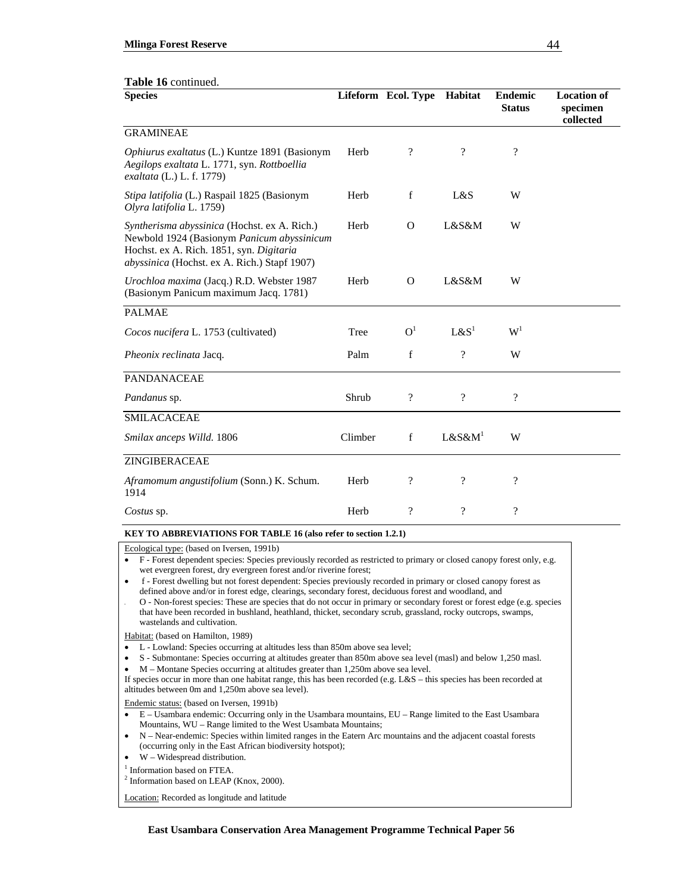**Table 16** continued.

| Species | Lifeform | Ecol. Type | Habitat | Endemic Status | Location of specimen collected |
|---|---|---|---|---|---|
| GRAMINEAE | | | | | |
| *Ophiurus exaltatus* (L.) Kuntze 1891 (Basionym *Aegilops exaltata* L. 1771, syn. *Rottboellia exaltata* (L.) L. f. 1779) | Herb | ? | ? | ? | |
| *Stipa latifolia* (L.) Raspail 1825 (Basionym *Olyra latifolia* L. 1759) | Herb | f | L&S | W | |
| *Syntherisma abyssinica* (Hochst. ex A. Rich.) Newbold 1924 (Basionym *Panicum abyssinicum* Hochst. ex A. Rich. 1851, syn. *Digitaria abyssinica* (Hochst. ex A. Rich.) Stapf 1907) | Herb | O | L&S&M | W | |
| *Urochloa maxima* (Jacq.) R.D. Webster 1987 (Basionym Panicum maximum Jacq. 1781) | Herb | O | L&S&M | W | |
| PALMAE | | | | | |
| *Cocos nucifera* L. 1753 (cultivated) | Tree | O[1] | L&S[1] | W[1] | |
| *Pheonix reclinata* Jacq. | Palm | f | ? | W | |
| PANDANACEAE | | | | | |
| *Pandanus* sp. | Shrub | ? | ? | ? | |
| SMILACACEAE | | | | | |
| *Smilax anceps Willd.* 1806 | Climber | f | L&S&M[1] | W | |
| ZINGIBERACEAE | | | | | |
| *Aframomum angustifolium* (Sonn.) K. Schum. 1914 | Herb | ? | ? | ? | |
| *Costus* sp. | Herb | ? | ? | ? | |

**KEY TO ABBREVIATIONS FOR TABLE 16 (also refer to section 1.2.1)**

Ecological type: (based on Iversen, 1991b)

- F - Forest dependent species: Species previously recorded as restricted to primary or closed canopy forest only, e.g. wet evergreen forest, dry evergreen forest and/or riverine forest;
- f - Forest dwelling but not forest dependent: Species previously recorded in primary or closed canopy forest as defined above and/or in forest edge, clearings, secondary forest, deciduous forest and woodland, and
- O - Non-forest species: These are species that do not occur in primary or secondary forest or forest edge (e.g. species that have been recorded in bushland, heathland, thicket, secondary scrub, grassland, rocky outcrops, swamps, wastelands and cultivation.

Habitat: (based on Hamilton, 1989)

- L - Lowland: Species occurring at altitudes less than 850m above sea level;
- S - Submontane: Species occurring at altitudes greater than 850m above sea level (masl) and below 1,250 masl.
- M – Montane Species occurring at altitudes greater than 1,250m above sea level.

If species occur in more than one habitat range, this has been recorded (e.g. L&S – this species has been recorded at altitudes between 0m and 1,250m above sea level).

Endemic status: (based on Iversen, 1991b)

- E – Usambara endemic: Occurring only in the Usambara mountains, EU – Range limited to the East Usambara Mountains, WU – Range limited to the West Usambata Mountains;
- N – Near-endemic: Species within limited ranges in the Eatern Arc mountains and the adjacent coastal forests (occurring only in the East African biodiversity hotspot);
- W – Widespread distribution.

[1] Information based on FTEA.
[2] Information based on LEAP (Knox, 2000).

Location: Recorded as longitude and latitude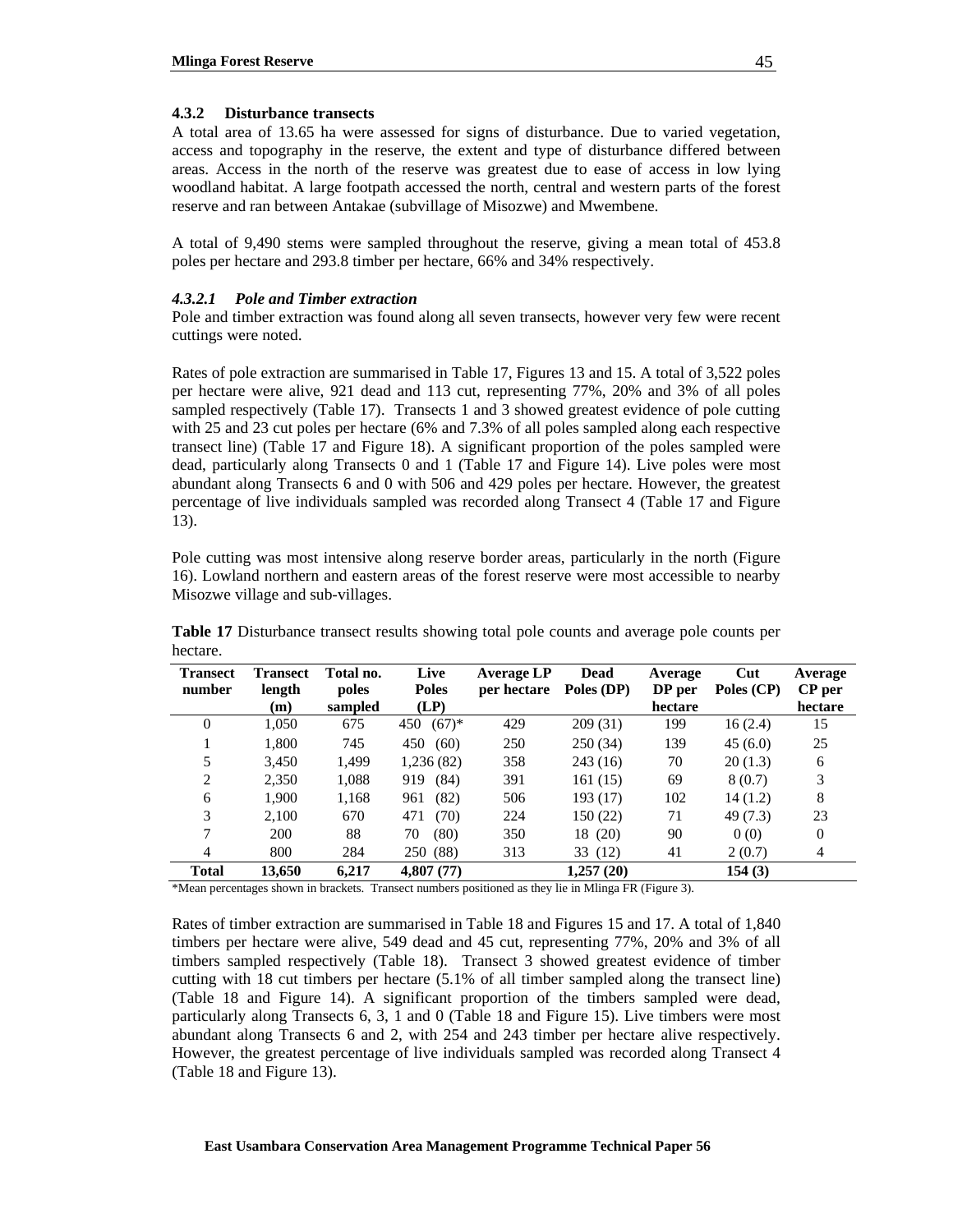### 4.3.2 Disturbance transects

A total area of 13.65 ha were assessed for signs of disturbance. Due to varied vegetation, access and topography in the reserve, the extent and type of disturbance differed between areas. Access in the north of the reserve was greatest due to ease of access in low lying woodland habitat. A large footpath accessed the north, central and western parts of the forest reserve and ran between Antakae (subvillage of Misozwe) and Mwembene.

A total of 9,490 stems were sampled throughout the reserve, giving a mean total of 453.8 poles per hectare and 293.8 timber per hectare, 66% and 34% respectively.

#### *4.3.2.1 Pole and Timber extraction*

Pole and timber extraction was found along all seven transects, however very few were recent cuttings were noted.

Rates of pole extraction are summarised in Table 17, Figures 13 and 15. A total of 3,522 poles per hectare were alive, 921 dead and 113 cut, representing 77%, 20% and 3% of all poles sampled respectively (Table 17). Transects 1 and 3 showed greatest evidence of pole cutting with 25 and 23 cut poles per hectare (6% and 7.3% of all poles sampled along each respective transect line) (Table 17 and Figure 18). A significant proportion of the poles sampled were dead, particularly along Transects 0 and 1 (Table 17 and Figure 14). Live poles were most abundant along Transects 6 and 0 with 506 and 429 poles per hectare. However, the greatest percentage of live individuals sampled was recorded along Transect 4 (Table 17 and Figure 13).

Pole cutting was most intensive along reserve border areas, particularly in the north (Figure 16). Lowland northern and eastern areas of the forest reserve were most accessible to nearby Misozwe village and sub-villages.

**Table 17** Disturbance transect results showing total pole counts and average pole counts per hectare.

| Transect number | Transect length (m) | Total no. poles sampled | Live Poles (LP) | Average LP per hectare | Dead Poles (DP) | Average DP per hectare | Cut Poles (CP) | Average CP per hectare |
|---|---|---|---|---|---|---|---|---|
| 0 | 1,050 | 675 | 450 (67)* | 429 | 209 (31) | 199 | 16 (2.4) | 15 |
| 1 | 1,800 | 745 | 450 (60) | 250 | 250 (34) | 139 | 45 (6.0) | 25 |
| 5 | 3,450 | 1,499 | 1,236 (82) | 358 | 243 (16) | 70 | 20 (1.3) | 6 |
| 2 | 2,350 | 1,088 | 919 (84) | 391 | 161 (15) | 69 | 8 (0.7) | 3 |
| 6 | 1,900 | 1,168 | 961 (82) | 506 | 193 (17) | 102 | 14 (1.2) | 8 |
| 3 | 2,100 | 670 | 471 (70) | 224 | 150 (22) | 71 | 49 (7.3) | 23 |
| 7 | 200 | 88 | 70 (80) | 350 | 18 (20) | 90 | 0 (0) | 0 |
| 4 | 800 | 284 | 250 (88) | 313 | 33 (12) | 41 | 2 (0.7) | 4 |
| **Total** | **13,650** | **6,217** | **4,807 (77)** | | **1,257 (20)** | | **154 (3)** | |

*Mean percentages shown in brackets. Transect numbers positioned as they lie in Mlinga FR (Figure 3).

Rates of timber extraction are summarised in Table 18 and Figures 15 and 17. A total of 1,840 timbers per hectare were alive, 549 dead and 45 cut, representing 77%, 20% and 3% of all timbers sampled respectively (Table 18). Transect 3 showed greatest evidence of timber cutting with 18 cut timbers per hectare (5.1% of all timber sampled along the transect line) (Table 18 and Figure 14). A significant proportion of the timbers sampled were dead, particularly along Transects 6, 3, 1 and 0 (Table 18 and Figure 15). Live timbers were most abundant along Transects 6 and 2, with 254 and 243 timber per hectare alive respectively. However, the greatest percentage of live individuals sampled was recorded along Transect 4 (Table 18 and Figure 13).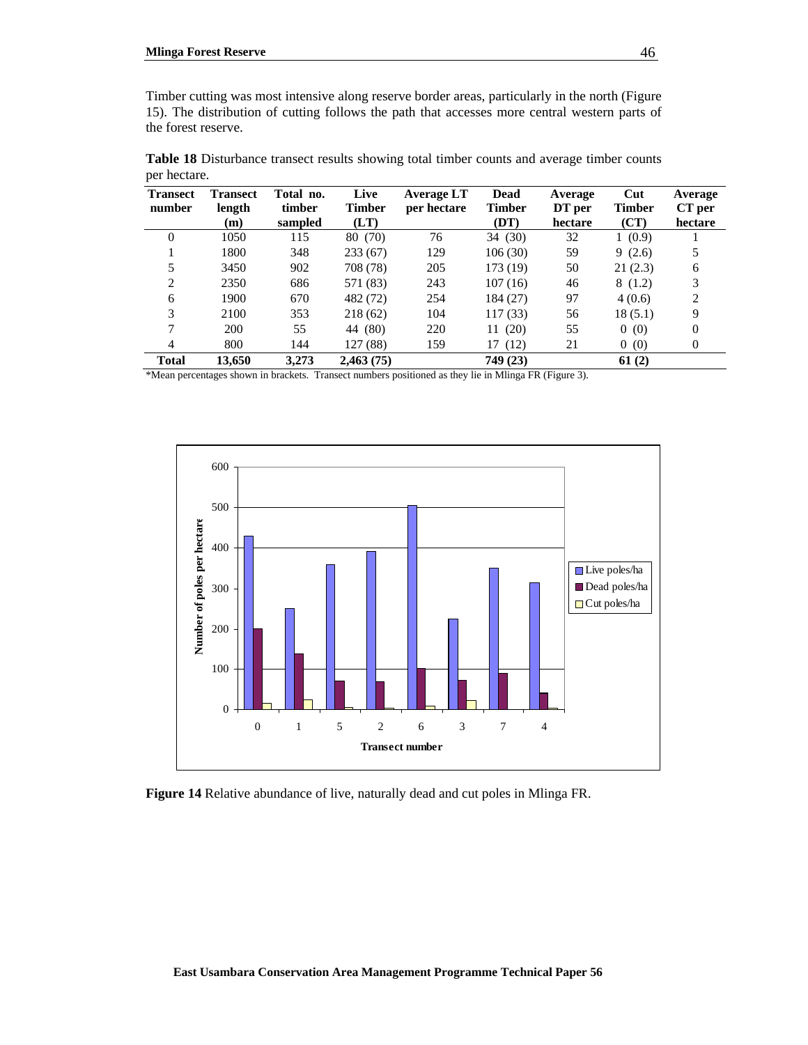Timber cutting was most intensive along reserve border areas, particularly in the north (Figure 15). The distribution of cutting follows the path that accesses more central western parts of the forest reserve.

**Table 18** Disturbance transect results showing total timber counts and average timber counts per hectare.

| Transect number | Transect length (m) | Total no. timber sampled | Live Timber (LT) | Average LT per hectare | Dead Timber (DT) | Average DT per hectare | Cut Timber (CT) | Average CT per hectare |
|---|---|---|---|---|---|---|---|---|
| 0 | 1050 | 115 | 80 (70) | 76 | 34 (30) | 32 | 1 (0.9) | 1 |
| 1 | 1800 | 348 | 233 (67) | 129 | 106 (30) | 59 | 9 (2.6) | 5 |
| 5 | 3450 | 902 | 708 (78) | 205 | 173 (19) | 50 | 21 (2.3) | 6 |
| 2 | 2350 | 686 | 571 (83) | 243 | 107 (16) | 46 | 8 (1.2) | 3 |
| 6 | 1900 | 670 | 482 (72) | 254 | 184 (27) | 97 | 4 (0.6) | 2 |
| 3 | 2100 | 353 | 218 (62) | 104 | 117 (33) | 56 | 18 (5.1) | 9 |
| 7 | 200 | 55 | 44 (80) | 220 | 11 (20) | 55 | 0 (0) | 0 |
| 4 | 800 | 144 | 127 (88) | 159 | 17 (12) | 21 | 0 (0) | 0 |
| **Total** | **13,650** | **3,273** | **2,463 (75)** | | **749 (23)** | | **61 (2)** | |

*Mean percentages shown in brackets. Transect numbers positioned as they lie in Mlinga FR (Figure 3).

**Figure 14** Relative abundance of live, naturally dead and cut poles in Mlinga FR.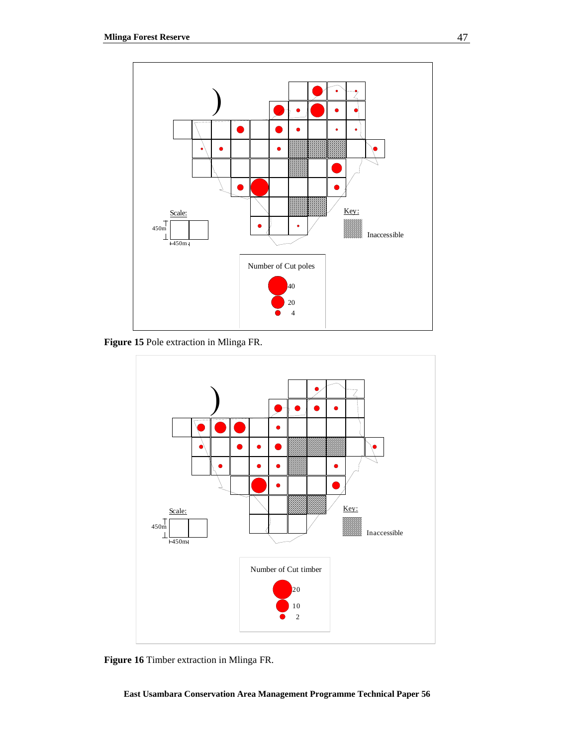Figure 15 Pole extraction in Mlinga FR.

Figure 16 Timber extraction in Mlinga FR.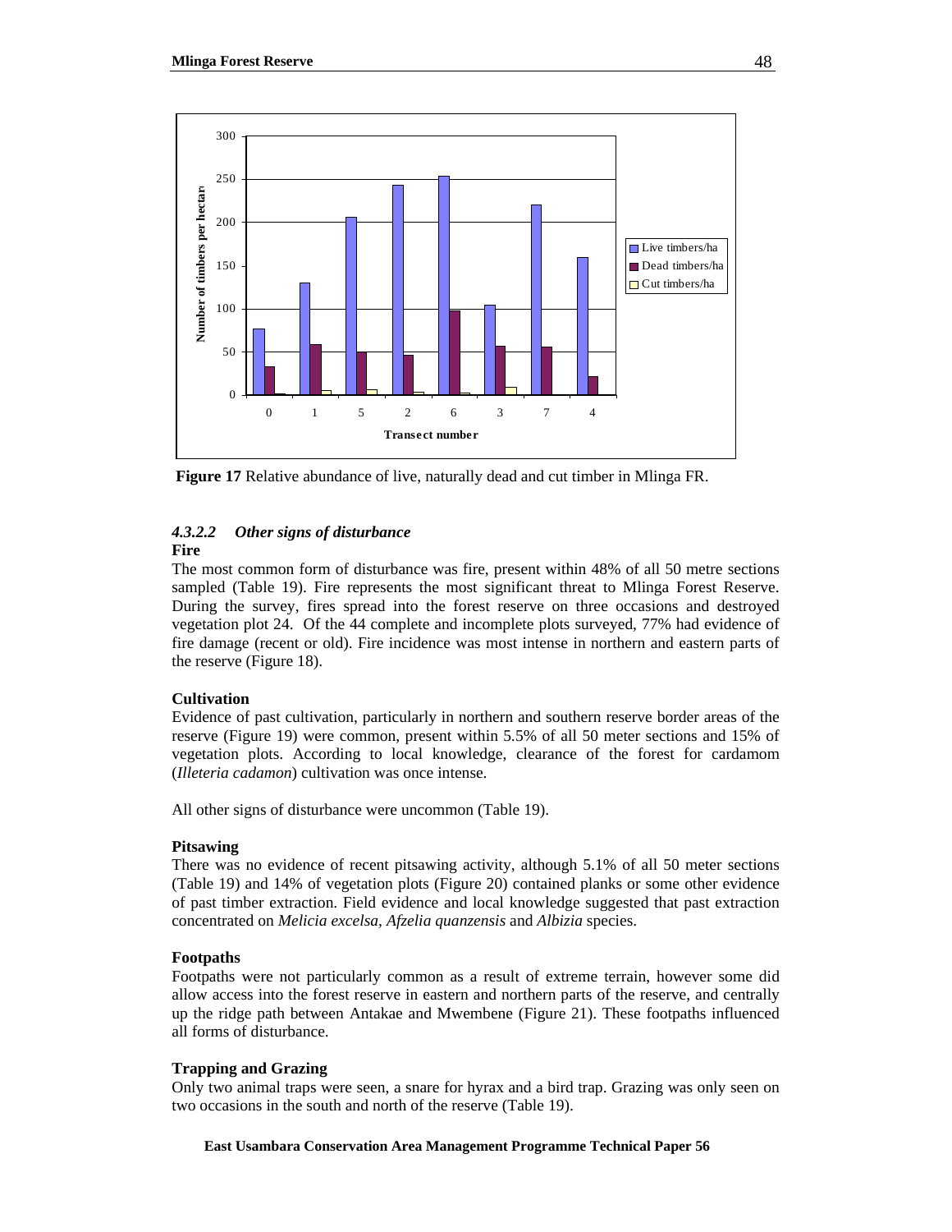**Figure 17** Relative abundance of live, naturally dead and cut timber in Mlinga FR.

#### *4.3.2.2 Other signs of disturbance*

**Fire**

The most common form of disturbance was fire, present within 48% of all 50 metre sections sampled (Table 19). Fire represents the most significant threat to Mlinga Forest Reserve. During the survey, fires spread into the forest reserve on three occasions and destroyed vegetation plot 24. Of the 44 complete and incomplete plots surveyed, 77% had evidence of fire damage (recent or old). Fire incidence was most intense in northern and eastern parts of the reserve (Figure 18).

**Cultivation**

Evidence of past cultivation, particularly in northern and southern reserve border areas of the reserve (Figure 19) were common, present within 5.5% of all 50 meter sections and 15% of vegetation plots. According to local knowledge, clearance of the forest for cardamom (*Illeteria cadamon*) cultivation was once intense.

All other signs of disturbance were uncommon (Table 19).

**Pitsawing**

There was no evidence of recent pitsawing activity, although 5.1% of all 50 meter sections (Table 19) and 14% of vegetation plots (Figure 20) contained planks or some other evidence of past timber extraction. Field evidence and local knowledge suggested that past extraction concentrated on *Melicia excelsa*, *Afzelia quanzensis* and *Albizia* species.

**Footpaths**

Footpaths were not particularly common as a result of extreme terrain, however some did allow access into the forest reserve in eastern and northern parts of the reserve, and centrally up the ridge path between Antakae and Mwembene (Figure 21). These footpaths influenced all forms of disturbance.

**Trapping and Grazing**

Only two animal traps were seen, a snare for hyrax and a bird trap. Grazing was only seen on two occasions in the south and north of the reserve (Table 19).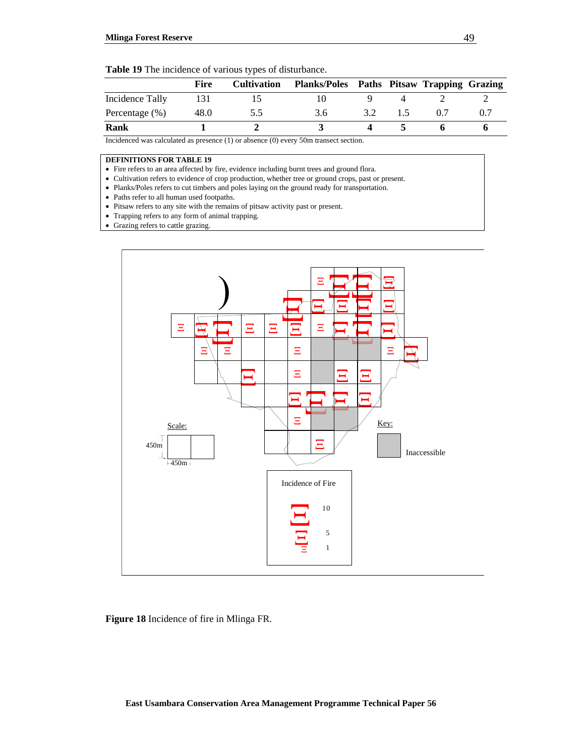**Table 19** The incidence of various types of disturbance.

| | Fire | Cultivation | Planks/Poles | Paths | Pitsaw | Trapping | Grazing |
|---|---|---|---|---|---|---|---|
| Incidence Tally | 131 | 15 | 10 | 9 | 4 | 2 | 2 |
| Percentage (%) | 48.0 | 5.5 | 3.6 | 3.2 | 1.5 | 0.7 | 0.7 |
| **Rank** | **1** | **2** | **3** | **4** | **5** | **6** | **6** |

Incidenced was calculated as presence (1) or absence (0) every 50m transect section.

**DEFINITIONS FOR TABLE 19**

- Fire refers to an area affected by fire, evidence including burnt trees and ground flora.
- Cultivation refers to evidence of crop production, whether tree or ground crops, past or present.
- Planks/Poles refers to cut timbers and poles laying on the ground ready for transportation.
- Paths refer to all human used footpaths.
- Pitsaw refers to any site with the remains of pitsaw activity past or present.
- Trapping refers to any form of animal trapping.
- Grazing refers to cattle grazing.

Scale: 450m × 450m

Key: Inaccessible

Incidence of Fire: 10, 5, 1

**Figure 18** Incidence of fire in Mlinga FR.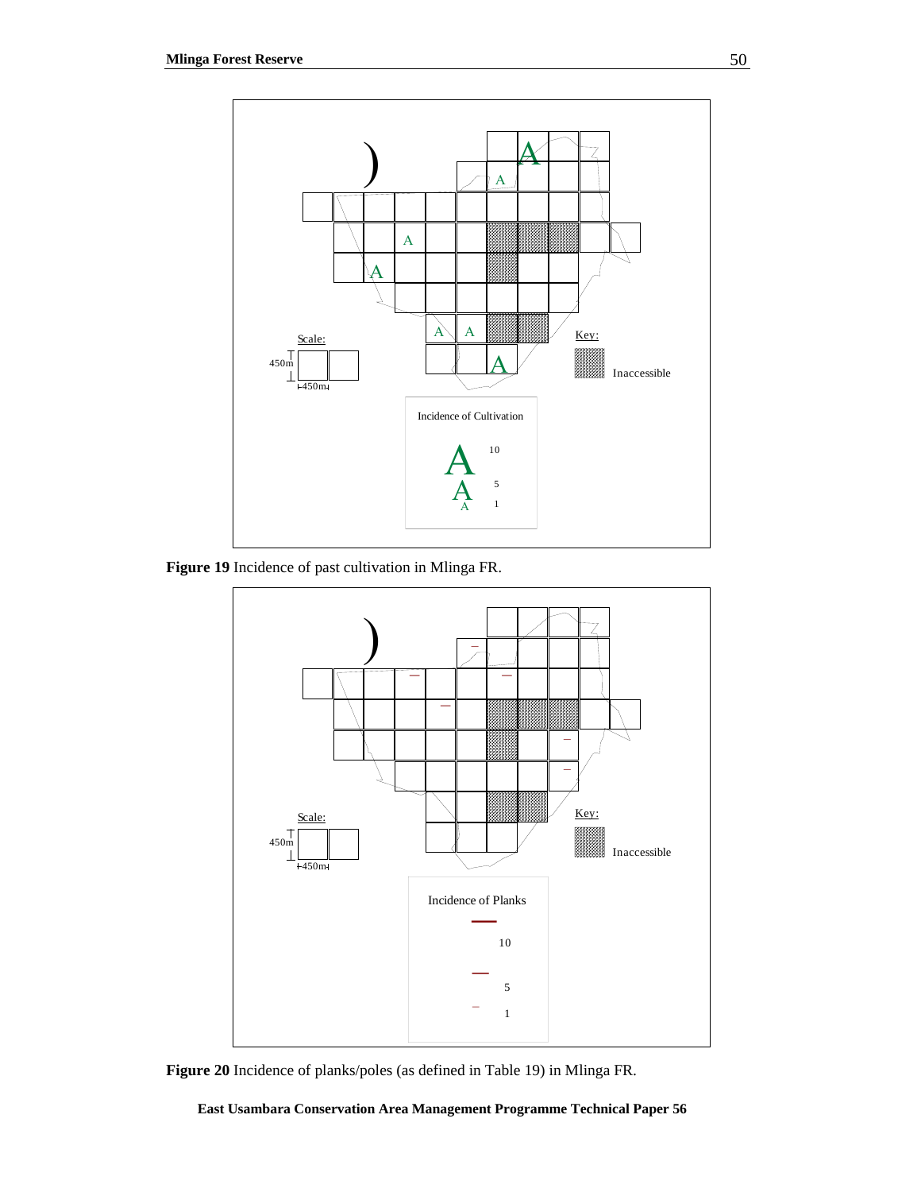Scale:

450m

450m

Key:

Inaccessible

Incidence of Cultivation

10

5

1

**Figure 19** Incidence of past cultivation in Mlinga FR.

Scale:

450m

450m

Key:

Inaccessible

Incidence of Planks

10

5

1

**Figure 20** Incidence of planks/poles (as defined in Table 19) in Mlinga FR.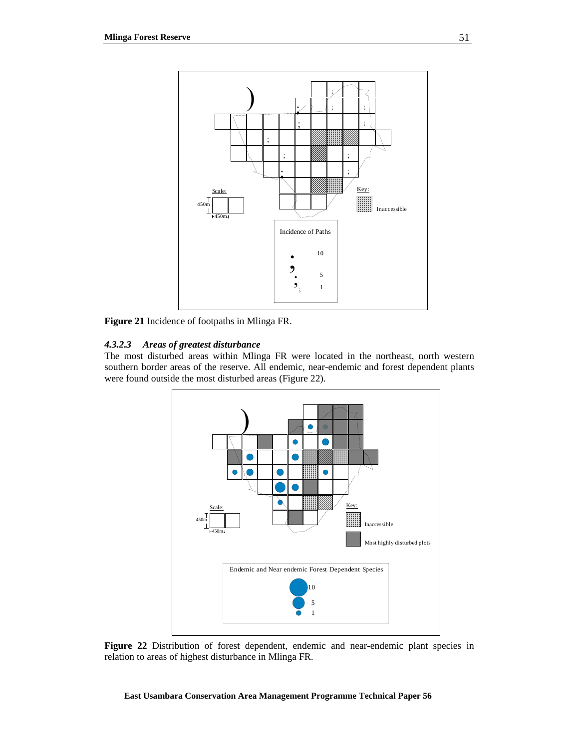**Figure 21** Incidence of footpaths in Mlinga FR.

#### *4.3.2.3 Areas of greatest disturbance*

The most disturbed areas within Mlinga FR were located in the northeast, north western southern border areas of the reserve. All endemic, near-endemic and forest dependent plants were found outside the most disturbed areas (Figure 22).

**Figure 22** Distribution of forest dependent, endemic and near-endemic plant species in relation to areas of highest disturbance in Mlinga FR.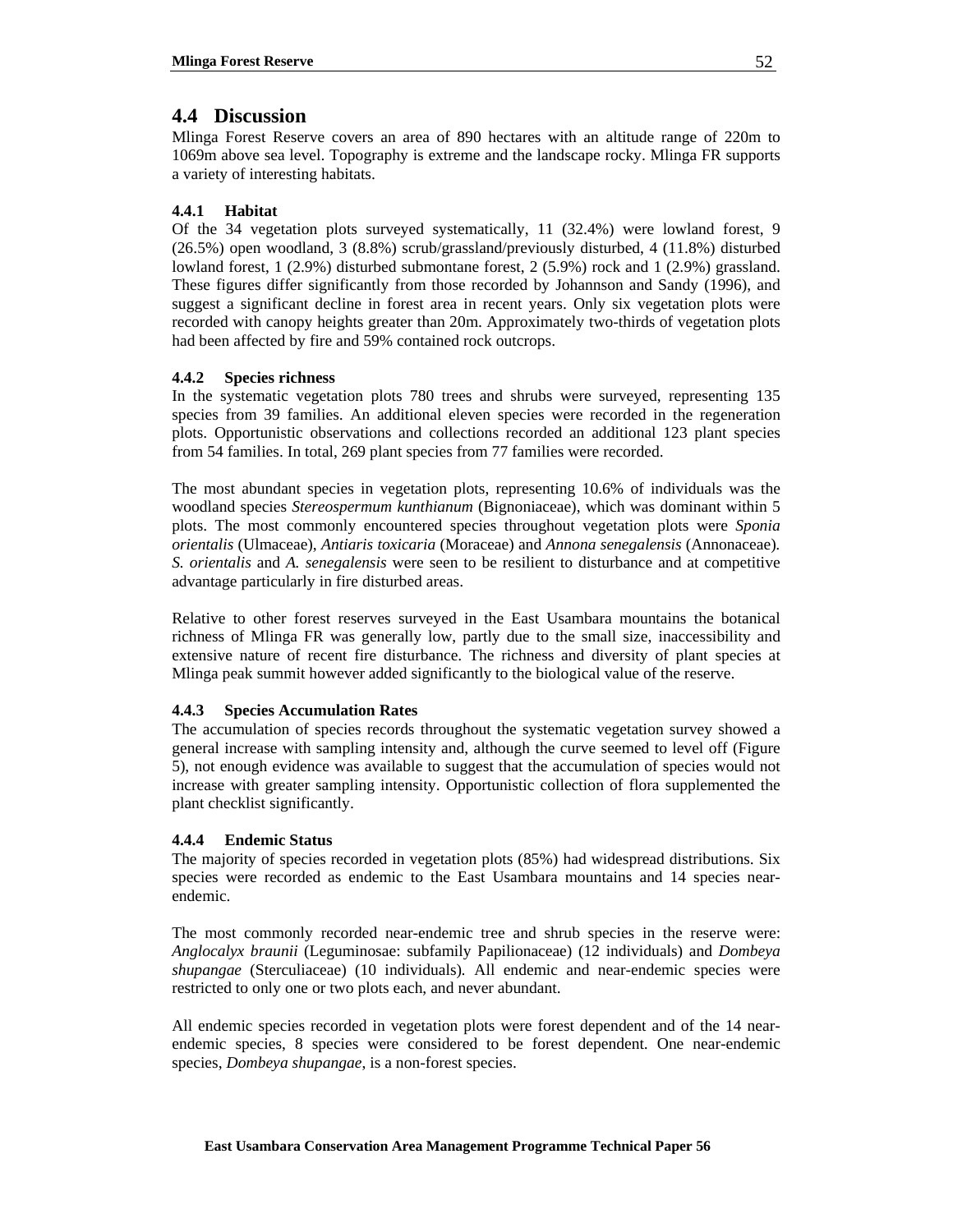## 4.4 Discussion

Mlinga Forest Reserve covers an area of 890 hectares with an altitude range of 220m to 1069m above sea level. Topography is extreme and the landscape rocky. Mlinga FR supports a variety of interesting habitats.

### 4.4.1 Habitat

Of the 34 vegetation plots surveyed systematically, 11 (32.4%) were lowland forest, 9 (26.5%) open woodland, 3 (8.8%) scrub/grassland/previously disturbed, 4 (11.8%) disturbed lowland forest, 1 (2.9%) disturbed submontane forest, 2 (5.9%) rock and 1 (2.9%) grassland. These figures differ significantly from those recorded by Johannson and Sandy (1996), and suggest a significant decline in forest area in recent years. Only six vegetation plots were recorded with canopy heights greater than 20m. Approximately two-thirds of vegetation plots had been affected by fire and 59% contained rock outcrops.

### 4.4.2 Species richness

In the systematic vegetation plots 780 trees and shrubs were surveyed, representing 135 species from 39 families. An additional eleven species were recorded in the regeneration plots. Opportunistic observations and collections recorded an additional 123 plant species from 54 families. In total, 269 plant species from 77 families were recorded.

The most abundant species in vegetation plots, representing 10.6% of individuals was the woodland species *Stereospermum kunthianum* (Bignoniaceae), which was dominant within 5 plots. The most commonly encountered species throughout vegetation plots were *Sponia orientalis* (Ulmaceae), *Antiaris toxicaria* (Moraceae) and *Annona senegalensis* (Annonaceae). *S. orientalis* and *A. senegalensis* were seen to be resilient to disturbance and at competitive advantage particularly in fire disturbed areas.

Relative to other forest reserves surveyed in the East Usambara mountains the botanical richness of Mlinga FR was generally low, partly due to the small size, inaccessibility and extensive nature of recent fire disturbance. The richness and diversity of plant species at Mlinga peak summit however added significantly to the biological value of the reserve.

### 4.4.3 Species Accumulation Rates

The accumulation of species records throughout the systematic vegetation survey showed a general increase with sampling intensity and, although the curve seemed to level off (Figure 5), not enough evidence was available to suggest that the accumulation of species would not increase with greater sampling intensity. Opportunistic collection of flora supplemented the plant checklist significantly.

### 4.4.4 Endemic Status

The majority of species recorded in vegetation plots (85%) had widespread distributions. Six species were recorded as endemic to the East Usambara mountains and 14 species near-endemic.

The most commonly recorded near-endemic tree and shrub species in the reserve were: *Anglocalyx braunii* (Leguminosae: subfamily Papilionaceae) (12 individuals) and *Dombeya shupangae* (Sterculiaceae) (10 individuals). All endemic and near-endemic species were restricted to only one or two plots each, and never abundant.

All endemic species recorded in vegetation plots were forest dependent and of the 14 near-endemic species, 8 species were considered to be forest dependent. One near-endemic species, *Dombeya shupangae*, is a non-forest species.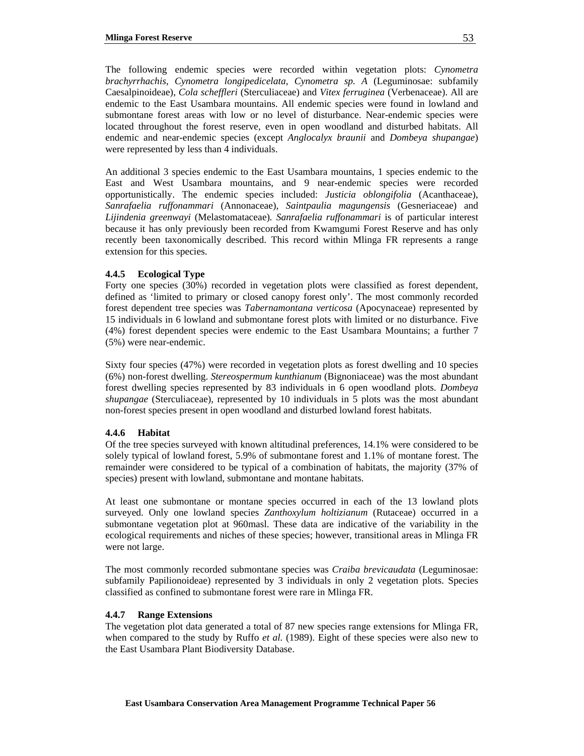The following endemic species were recorded within vegetation plots: *Cynometra brachyrrhachis*, *Cynometra longipedicelata*, *Cynometra sp. A* (Leguminosae: subfamily Caesalpinoideae), *Cola scheffleri* (Sterculiaceae) and *Vitex ferruginea* (Verbenaceae). All are endemic to the East Usambara mountains. All endemic species were found in lowland and submontane forest areas with low or no level of disturbance. Near-endemic species were located throughout the forest reserve, even in open woodland and disturbed habitats. All endemic and near-endemic species (except *Anglocalyx braunii* and *Dombeya shupangae*) were represented by less than 4 individuals.

An additional 3 species endemic to the East Usambara mountains, 1 species endemic to the East and West Usambara mountains, and 9 near-endemic species were recorded opportunistically. The endemic species included: *Justicia oblongifolia* (Acanthaceae), *Sanrafaelia ruffonammari* (Annonaceae), *Saintpaulia magungensis* (Gesneriaceae) and *Lijindenia greenwayi* (Melastomataceae). *Sanrafaelia ruffonammari* is of particular interest because it has only previously been recorded from Kwamgumi Forest Reserve and has only recently been taxonomically described. This record within Mlinga FR represents a range extension for this species.

### 4.4.5 Ecological Type

Forty one species (30%) recorded in vegetation plots were classified as forest dependent, defined as 'limited to primary or closed canopy forest only'. The most commonly recorded forest dependent tree species was *Tabernamontana verticosa* (Apocynaceae) represented by 15 individuals in 6 lowland and submontane forest plots with limited or no disturbance. Five (4%) forest dependent species were endemic to the East Usambara Mountains; a further 7 (5%) were near-endemic.

Sixty four species (47%) were recorded in vegetation plots as forest dwelling and 10 species (6%) non-forest dwelling. *Stereospermum kunthianum* (Bignoniaceae) was the most abundant forest dwelling species represented by 83 individuals in 6 open woodland plots. *Dombeya shupangae* (Sterculiaceae), represented by 10 individuals in 5 plots was the most abundant non-forest species present in open woodland and disturbed lowland forest habitats.

### 4.4.6 Habitat

Of the tree species surveyed with known altitudinal preferences, 14.1% were considered to be solely typical of lowland forest, 5.9% of submontane forest and 1.1% of montane forest. The remainder were considered to be typical of a combination of habitats, the majority (37% of species) present with lowland, submontane and montane habitats.

At least one submontane or montane species occurred in each of the 13 lowland plots surveyed. Only one lowland species *Zanthoxylum holtizianum* (Rutaceae) occurred in a submontane vegetation plot at 960masl. These data are indicative of the variability in the ecological requirements and niches of these species; however, transitional areas in Mlinga FR were not large.

The most commonly recorded submontane species was *Craiba brevicaudata* (Leguminosae: subfamily Papilionoideae) represented by 3 individuals in only 2 vegetation plots. Species classified as confined to submontane forest were rare in Mlinga FR.

### 4.4.7 Range Extensions

The vegetation plot data generated a total of 87 new species range extensions for Mlinga FR, when compared to the study by Ruffo *et al.* (1989). Eight of these species were also new to the East Usambara Plant Biodiversity Database.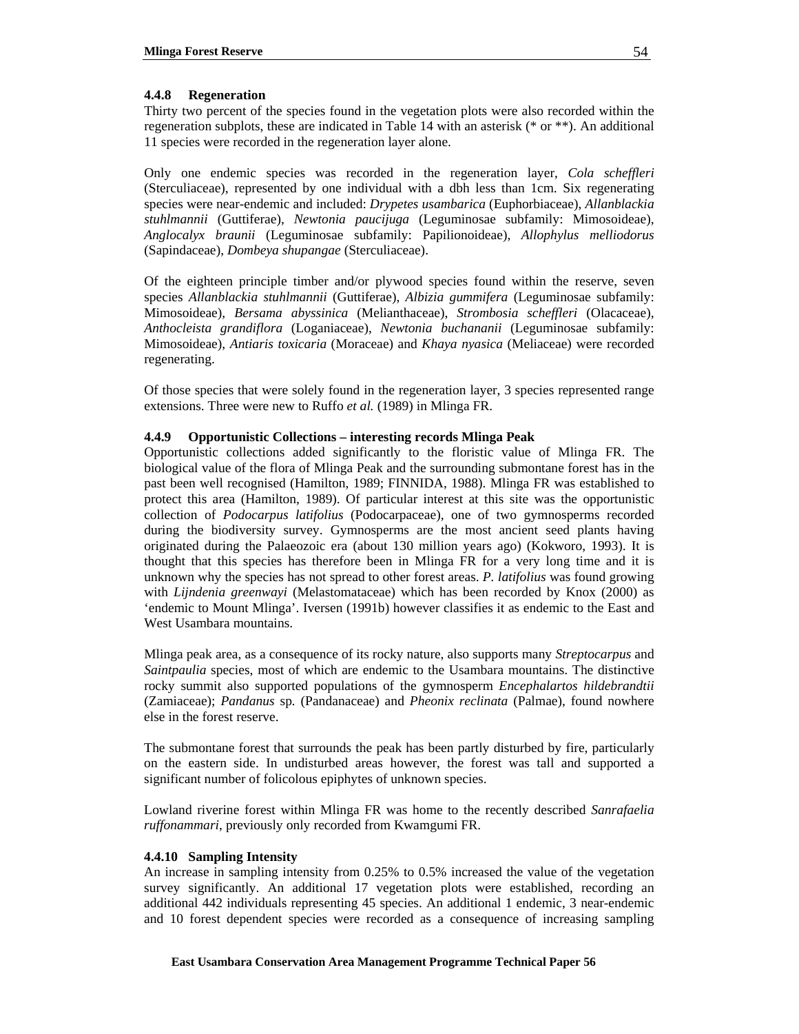### 4.4.8 Regeneration

Thirty two percent of the species found in the vegetation plots were also recorded within the regeneration subplots, these are indicated in Table 14 with an asterisk (* or **). An additional 11 species were recorded in the regeneration layer alone.

Only one endemic species was recorded in the regeneration layer, *Cola scheffleri* (Sterculiaceae), represented by one individual with a dbh less than 1cm. Six regenerating species were near-endemic and included: *Drypetes usambarica* (Euphorbiaceae), *Allanblackia stuhlmannii* (Guttiferae), *Newtonia paucijuga* (Leguminosae subfamily: Mimosoideae), *Anglocalyx braunii* (Leguminosae subfamily: Papilionoideae), *Allophylus melliodorus* (Sapindaceae), *Dombeya shupangae* (Sterculiaceae).

Of the eighteen principle timber and/or plywood species found within the reserve, seven species *Allanblackia stuhlmannii* (Guttiferae), *Albizia gummifera* (Leguminosae subfamily: Mimosoideae), *Bersama abyssinica* (Melianthaceae), *Strombosia scheffleri* (Olacaceae), *Anthocleista grandiflora* (Loganiaceae), *Newtonia buchananii* (Leguminosae subfamily: Mimosoideae), *Antiaris toxicaria* (Moraceae) and *Khaya nyasica* (Meliaceae) were recorded regenerating.

Of those species that were solely found in the regeneration layer, 3 species represented range extensions. Three were new to Ruffo *et al.* (1989) in Mlinga FR.

### 4.4.9 Opportunistic Collections – interesting records Mlinga Peak

Opportunistic collections added significantly to the floristic value of Mlinga FR. The biological value of the flora of Mlinga Peak and the surrounding submontane forest has in the past been well recognised (Hamilton, 1989; FINNIDA, 1988). Mlinga FR was established to protect this area (Hamilton, 1989). Of particular interest at this site was the opportunistic collection of *Podocarpus latifolius* (Podocarpaceae), one of two gymnosperms recorded during the biodiversity survey. Gymnosperms are the most ancient seed plants having originated during the Palaeozoic era (about 130 million years ago) (Kokworo, 1993). It is thought that this species has therefore been in Mlinga FR for a very long time and it is unknown why the species has not spread to other forest areas. *P. latifolius* was found growing with *Lijndenia greenwayi* (Melastomataceae) which has been recorded by Knox (2000) as 'endemic to Mount Mlinga'. Iversen (1991b) however classifies it as endemic to the East and West Usambara mountains.

Mlinga peak area, as a consequence of its rocky nature, also supports many *Streptocarpus* and *Saintpaulia* species, most of which are endemic to the Usambara mountains. The distinctive rocky summit also supported populations of the gymnosperm *Encephalartos hildebrandtii* (Zamiaceae); *Pandanus* sp. (Pandanaceae) and *Pheonix reclinata* (Palmae), found nowhere else in the forest reserve.

The submontane forest that surrounds the peak has been partly disturbed by fire, particularly on the eastern side. In undisturbed areas however, the forest was tall and supported a significant number of folicolous epiphytes of unknown species.

Lowland riverine forest within Mlinga FR was home to the recently described *Sanrafaelia ruffonammari*, previously only recorded from Kwamgumi FR.

### 4.4.10 Sampling Intensity

An increase in sampling intensity from 0.25% to 0.5% increased the value of the vegetation survey significantly. An additional 17 vegetation plots were established, recording an additional 442 individuals representing 45 species. An additional 1 endemic, 3 near-endemic and 10 forest dependent species were recorded as a consequence of increasing sampling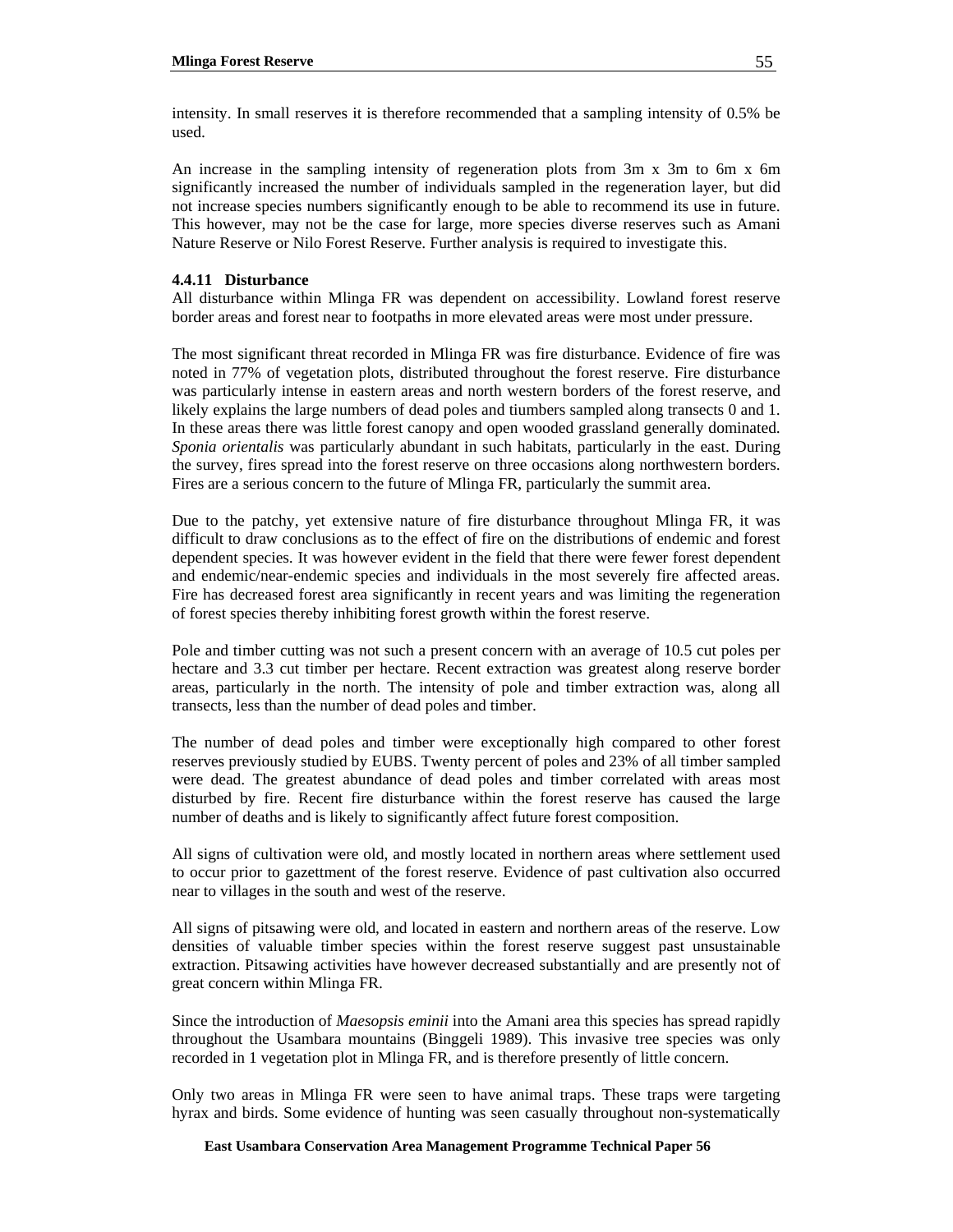intensity. In small reserves it is therefore recommended that a sampling intensity of 0.5% be used.

An increase in the sampling intensity of regeneration plots from 3m x 3m to 6m x 6m significantly increased the number of individuals sampled in the regeneration layer, but did not increase species numbers significantly enough to be able to recommend its use in future. This however, may not be the case for large, more species diverse reserves such as Amani Nature Reserve or Nilo Forest Reserve. Further analysis is required to investigate this.

#### 4.4.11 Disturbance

All disturbance within Mlinga FR was dependent on accessibility. Lowland forest reserve border areas and forest near to footpaths in more elevated areas were most under pressure.

The most significant threat recorded in Mlinga FR was fire disturbance. Evidence of fire was noted in 77% of vegetation plots, distributed throughout the forest reserve. Fire disturbance was particularly intense in eastern areas and north western borders of the forest reserve, and likely explains the large numbers of dead poles and tiumbers sampled along transects 0 and 1. In these areas there was little forest canopy and open wooded grassland generally dominated. *Sponia orientalis* was particularly abundant in such habitats, particularly in the east. During the survey, fires spread into the forest reserve on three occasions along northwestern borders. Fires are a serious concern to the future of Mlinga FR, particularly the summit area.

Due to the patchy, yet extensive nature of fire disturbance throughout Mlinga FR, it was difficult to draw conclusions as to the effect of fire on the distributions of endemic and forest dependent species. It was however evident in the field that there were fewer forest dependent and endemic/near-endemic species and individuals in the most severely fire affected areas. Fire has decreased forest area significantly in recent years and was limiting the regeneration of forest species thereby inhibiting forest growth within the forest reserve.

Pole and timber cutting was not such a present concern with an average of 10.5 cut poles per hectare and 3.3 cut timber per hectare. Recent extraction was greatest along reserve border areas, particularly in the north. The intensity of pole and timber extraction was, along all transects, less than the number of dead poles and timber.

The number of dead poles and timber were exceptionally high compared to other forest reserves previously studied by EUBS. Twenty percent of poles and 23% of all timber sampled were dead. The greatest abundance of dead poles and timber correlated with areas most disturbed by fire. Recent fire disturbance within the forest reserve has caused the large number of deaths and is likely to significantly affect future forest composition.

All signs of cultivation were old, and mostly located in northern areas where settlement used to occur prior to gazettment of the forest reserve. Evidence of past cultivation also occurred near to villages in the south and west of the reserve.

All signs of pitsawing were old, and located in eastern and northern areas of the reserve. Low densities of valuable timber species within the forest reserve suggest past unsustainable extraction. Pitsawing activities have however decreased substantially and are presently not of great concern within Mlinga FR.

Since the introduction of *Maesopsis eminii* into the Amani area this species has spread rapidly throughout the Usambara mountains (Binggeli 1989). This invasive tree species was only recorded in 1 vegetation plot in Mlinga FR, and is therefore presently of little concern.

Only two areas in Mlinga FR were seen to have animal traps. These traps were targeting hyrax and birds. Some evidence of hunting was seen casually throughout non-systematically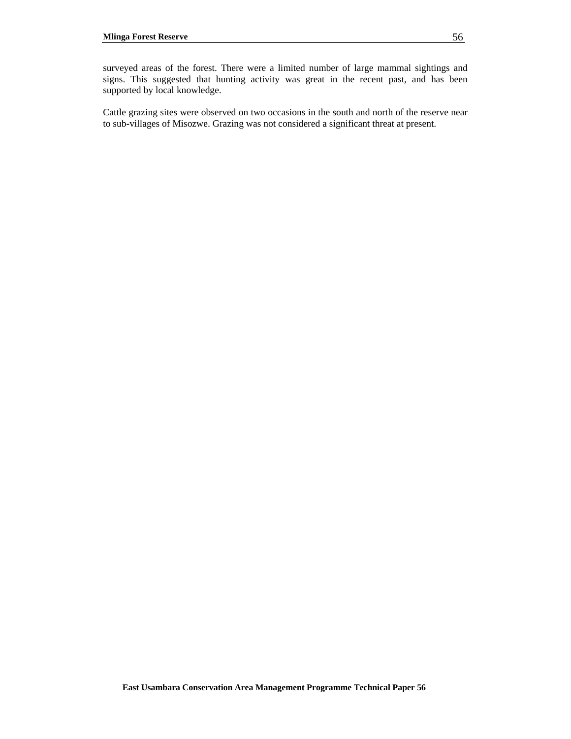surveyed areas of the forest. There were a limited number of large mammal sightings and signs. This suggested that hunting activity was great in the recent past, and has been supported by local knowledge.

Cattle grazing sites were observed on two occasions in the south and north of the reserve near to sub-villages of Misozwe. Grazing was not considered a significant threat at present.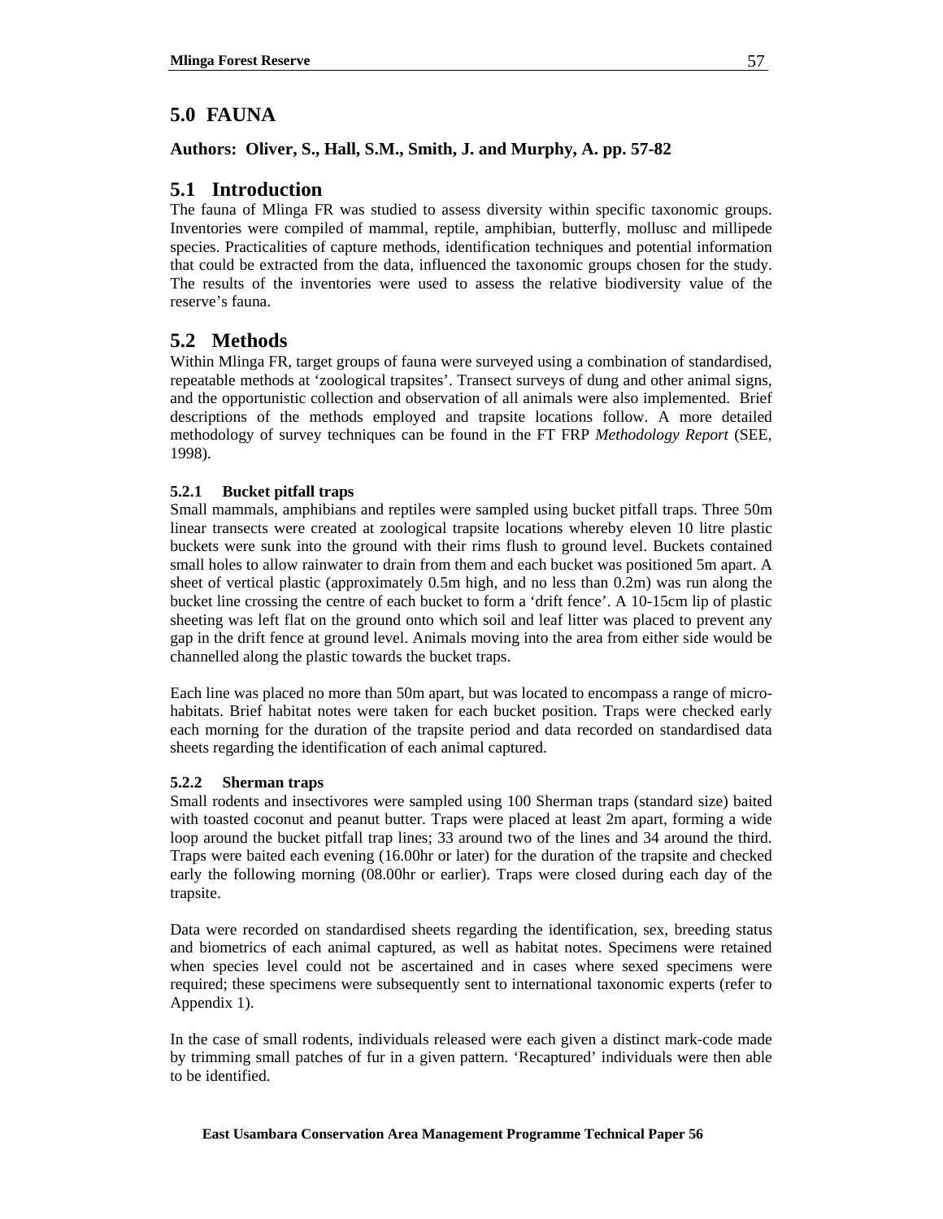# 5.0 FAUNA

**Authors: Oliver, S., Hall, S.M., Smith, J. and Murphy, A. pp. 57-82**

## 5.1 Introduction

The fauna of Mlinga FR was studied to assess diversity within specific taxonomic groups. Inventories were compiled of mammal, reptile, amphibian, butterfly, mollusc and millipede species. Practicalities of capture methods, identification techniques and potential information that could be extracted from the data, influenced the taxonomic groups chosen for the study. The results of the inventories were used to assess the relative biodiversity value of the reserve's fauna.

## 5.2 Methods

Within Mlinga FR, target groups of fauna were surveyed using a combination of standardised, repeatable methods at 'zoological trapsites'. Transect surveys of dung and other animal signs, and the opportunistic collection and observation of all animals were also implemented. Brief descriptions of the methods employed and trapsite locations follow. A more detailed methodology of survey techniques can be found in the FT FRP *Methodology Report* (SEE, 1998).

### 5.2.1 Bucket pitfall traps

Small mammals, amphibians and reptiles were sampled using bucket pitfall traps. Three 50m linear transects were created at zoological trapsite locations whereby eleven 10 litre plastic buckets were sunk into the ground with their rims flush to ground level. Buckets contained small holes to allow rainwater to drain from them and each bucket was positioned 5m apart. A sheet of vertical plastic (approximately 0.5m high, and no less than 0.2m) was run along the bucket line crossing the centre of each bucket to form a 'drift fence'. A 10-15cm lip of plastic sheeting was left flat on the ground onto which soil and leaf litter was placed to prevent any gap in the drift fence at ground level. Animals moving into the area from either side would be channelled along the plastic towards the bucket traps.

Each line was placed no more than 50m apart, but was located to encompass a range of micro-habitats. Brief habitat notes were taken for each bucket position. Traps were checked early each morning for the duration of the trapsite period and data recorded on standardised data sheets regarding the identification of each animal captured.

### 5.2.2 Sherman traps

Small rodents and insectivores were sampled using 100 Sherman traps (standard size) baited with toasted coconut and peanut butter. Traps were placed at least 2m apart, forming a wide loop around the bucket pitfall trap lines; 33 around two of the lines and 34 around the third. Traps were baited each evening (16.00hr or later) for the duration of the trapsite and checked early the following morning (08.00hr or earlier). Traps were closed during each day of the trapsite.

Data were recorded on standardised sheets regarding the identification, sex, breeding status and biometrics of each animal captured, as well as habitat notes. Specimens were retained when species level could not be ascertained and in cases where sexed specimens were required; these specimens were subsequently sent to international taxonomic experts (refer to Appendix 1).

In the case of small rodents, individuals released were each given a distinct mark-code made by trimming small patches of fur in a given pattern. 'Recaptured' individuals were then able to be identified.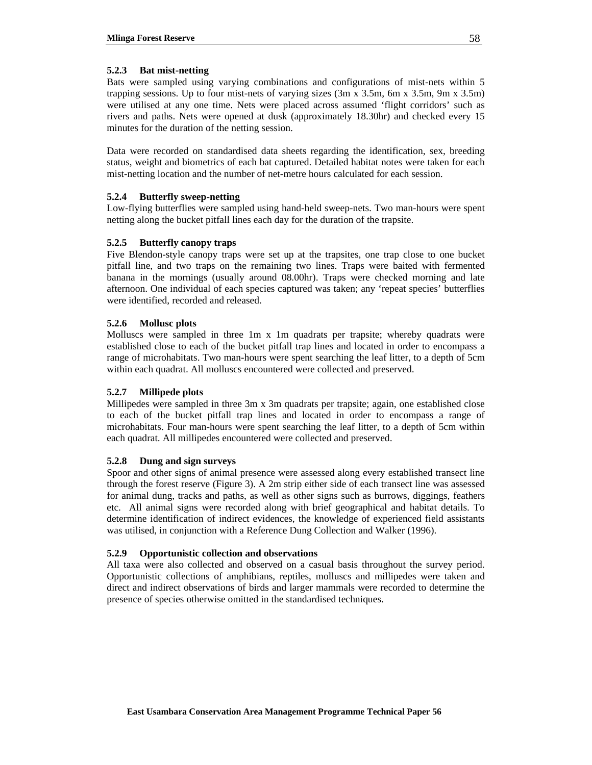### 5.2.3 Bat mist-netting

Bats were sampled using varying combinations and configurations of mist-nets within 5 trapping sessions. Up to four mist-nets of varying sizes (3m x 3.5m, 6m x 3.5m, 9m x 3.5m) were utilised at any one time. Nets were placed across assumed 'flight corridors' such as rivers and paths. Nets were opened at dusk (approximately 18.30hr) and checked every 15 minutes for the duration of the netting session.

Data were recorded on standardised data sheets regarding the identification, sex, breeding status, weight and biometrics of each bat captured. Detailed habitat notes were taken for each mist-netting location and the number of net-metre hours calculated for each session.

### 5.2.4 Butterfly sweep-netting

Low-flying butterflies were sampled using hand-held sweep-nets. Two man-hours were spent netting along the bucket pitfall lines each day for the duration of the trapsite.

### 5.2.5 Butterfly canopy traps

Five Blendon-style canopy traps were set up at the trapsites, one trap close to one bucket pitfall line, and two traps on the remaining two lines. Traps were baited with fermented banana in the mornings (usually around 08.00hr). Traps were checked morning and late afternoon. One individual of each species captured was taken; any 'repeat species' butterflies were identified, recorded and released.

### 5.2.6 Mollusc plots

Molluscs were sampled in three 1m x 1m quadrats per trapsite; whereby quadrats were established close to each of the bucket pitfall trap lines and located in order to encompass a range of microhabitats. Two man-hours were spent searching the leaf litter, to a depth of 5cm within each quadrat. All molluscs encountered were collected and preserved.

### 5.2.7 Millipede plots

Millipedes were sampled in three 3m x 3m quadrats per trapsite; again, one established close to each of the bucket pitfall trap lines and located in order to encompass a range of microhabitats. Four man-hours were spent searching the leaf litter, to a depth of 5cm within each quadrat. All millipedes encountered were collected and preserved.

### 5.2.8 Dung and sign surveys

Spoor and other signs of animal presence were assessed along every established transect line through the forest reserve (Figure 3). A 2m strip either side of each transect line was assessed for animal dung, tracks and paths, as well as other signs such as burrows, diggings, feathers etc. All animal signs were recorded along with brief geographical and habitat details. To determine identification of indirect evidences, the knowledge of experienced field assistants was utilised, in conjunction with a Reference Dung Collection and Walker (1996).

### 5.2.9 Opportunistic collection and observations

All taxa were also collected and observed on a casual basis throughout the survey period. Opportunistic collections of amphibians, reptiles, molluscs and millipedes were taken and direct and indirect observations of birds and larger mammals were recorded to determine the presence of species otherwise omitted in the standardised techniques.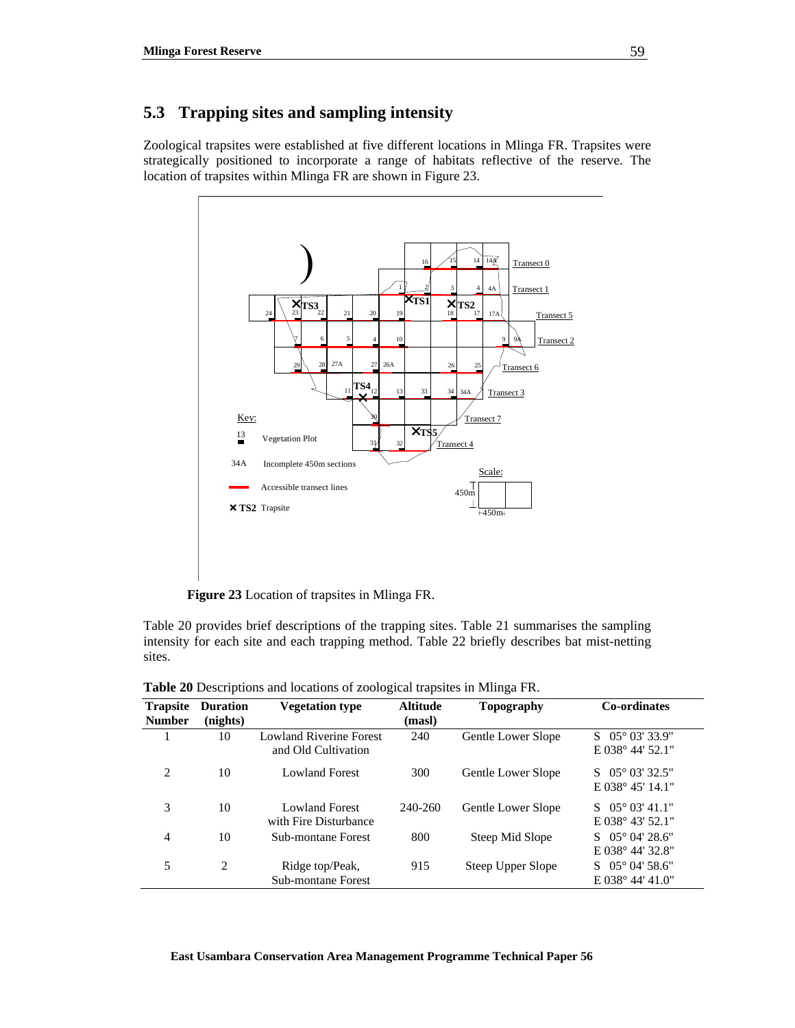## 5.3 Trapping sites and sampling intensity

Zoological trapsites were established at five different locations in Mlinga FR. Trapsites were strategically positioned to incorporate a range of habitats reflective of the reserve. The location of trapsites within Mlinga FR are shown in Figure 23.

**Figure 23** Location of trapsites in Mlinga FR.

Table 20 provides brief descriptions of the trapping sites. Table 21 summarises the sampling intensity for each site and each trapping method. Table 22 briefly describes bat mist-netting sites.

**Table 20** Descriptions and locations of zoological trapsites in Mlinga FR.

| Trapsite Number | Duration (nights) | Vegetation type | Altitude (masl) | Topography | Co-ordinates |
|---|---|---|---|---|---|
| 1 | 10 | Lowland Riverine Forest and Old Cultivation | 240 | Gentle Lower Slope | S 05° 03' 33.9" E 038° 44' 52.1" |
| 2 | 10 | Lowland Forest | 300 | Gentle Lower Slope | S 05° 03' 32.5" E 038° 45' 14.1" |
| 3 | 10 | Lowland Forest with Fire Disturbance | 240-260 | Gentle Lower Slope | S 05° 03' 41.1" E 038° 43' 52.1" |
| 4 | 10 | Sub-montane Forest | 800 | Steep Mid Slope | S 05° 04' 28.6" E 038° 44' 32.8" |
| 5 | 2 | Ridge top/Peak, Sub-montane Forest | 915 | Steep Upper Slope | S 05° 04' 58.6" E 038° 44' 41.0" |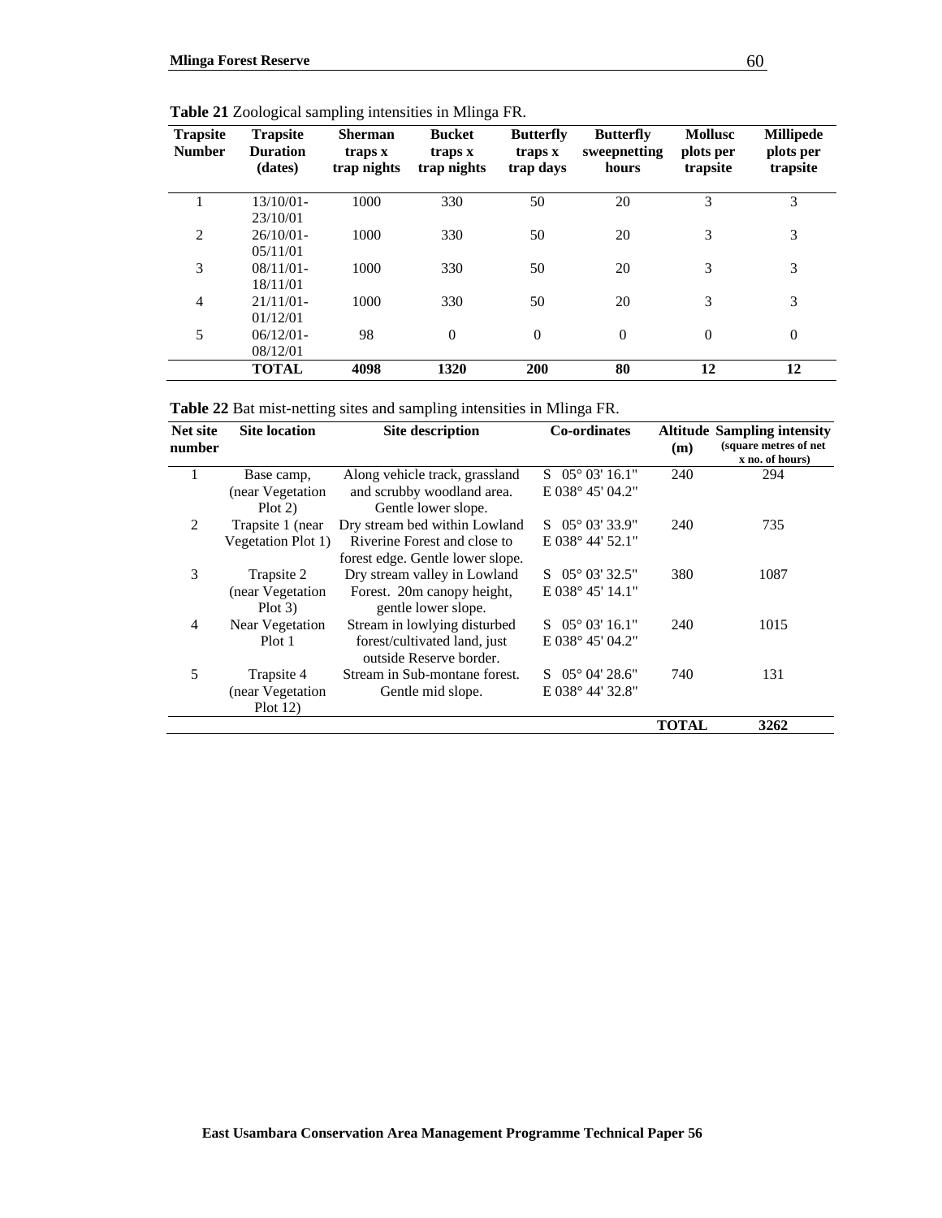**Table 21** Zoological sampling intensities in Mlinga FR.

| Trapsite Number | Trapsite Duration (dates) | Sherman traps x trap nights | Bucket traps x trap nights | Butterfly traps x trap days | Butterfly sweepnetting hours | Mollusc plots per trapsite | Millipede plots per trapsite |
|---|---|---|---|---|---|---|---|
| 1 | 13/10/01-23/10/01 | 1000 | 330 | 50 | 20 | 3 | 3 |
| 2 | 26/10/01-05/11/01 | 1000 | 330 | 50 | 20 | 3 | 3 |
| 3 | 08/11/01-18/11/01 | 1000 | 330 | 50 | 20 | 3 | 3 |
| 4 | 21/11/01-01/12/01 | 1000 | 330 | 50 | 20 | 3 | 3 |
| 5 | 06/12/01-08/12/01 | 98 | 0 | 0 | 0 | 0 | 0 |
| | **TOTAL** | **4098** | **1320** | **200** | **80** | **12** | **12** |

**Table 22** Bat mist-netting sites and sampling intensities in Mlinga FR.

| Net site number | Site location | Site description | Co-ordinates | Altitude (m) | Sampling intensity (square metres of net x no. of hours) |
|---|---|---|---|---|---|
| 1 | Base camp, (near Vegetation Plot 2) | Along vehicle track, grassland and scrubby woodland area. Gentle lower slope. | S 05° 03' 16.1" E 038° 45' 04.2" | 240 | 294 |
| 2 | Trapsite 1 (near Vegetation Plot 1) | Dry stream bed within Lowland Riverine Forest and close to forest edge. Gentle lower slope. | S 05° 03' 33.9" E 038° 44' 52.1" | 240 | 735 |
| 3 | Trapsite 2 (near Vegetation Plot 3) | Dry stream valley in Lowland Forest. 20m canopy height, gentle lower slope. | S 05° 03' 32.5" E 038° 45' 14.1" | 380 | 1087 |
| 4 | Near Vegetation Plot 1 | Stream in lowlying disturbed forest/cultivated land, just outside Reserve border. | S 05° 03' 16.1" E 038° 45' 04.2" | 240 | 1015 |
| 5 | Trapsite 4 (near Vegetation Plot 12) | Stream in Sub-montane forest. Gentle mid slope. | S 05° 04' 28.6" E 038° 44' 32.8" | 740 | 131 |
| | | | | **TOTAL** | **3262** |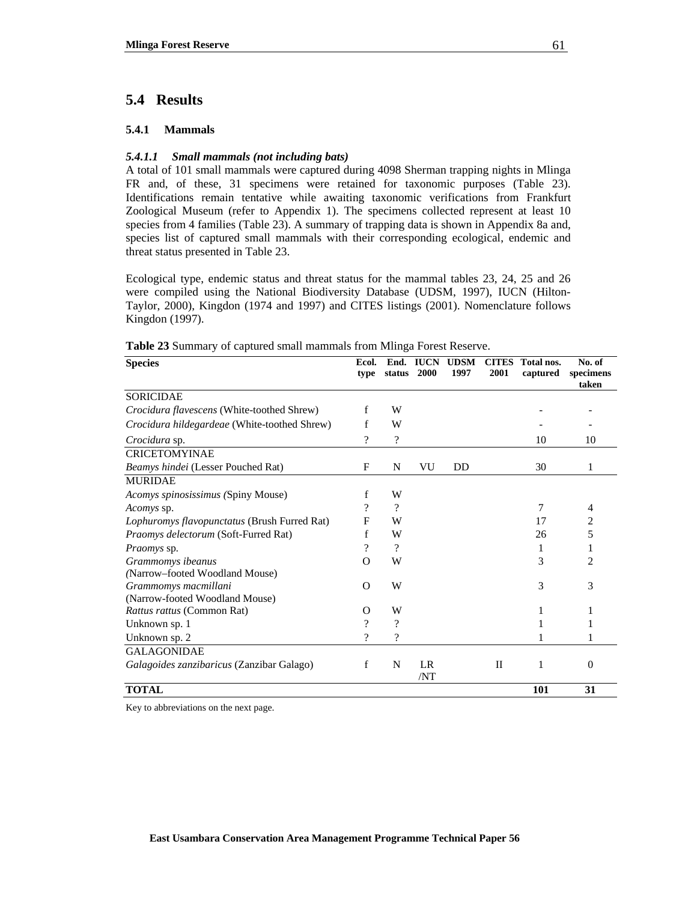## 5.4 Results

### 5.4.1 Mammals

#### *5.4.1.1 Small mammals (not including bats)*

A total of 101 small mammals were captured during 4098 Sherman trapping nights in Mlinga FR and, of these, 31 specimens were retained for taxonomic purposes (Table 23). Identifications remain tentative while awaiting taxonomic verifications from Frankfurt Zoological Museum (refer to Appendix 1). The specimens collected represent at least 10 species from 4 families (Table 23). A summary of trapping data is shown in Appendix 8a and, species list of captured small mammals with their corresponding ecological, endemic and threat status presented in Table 23.

Ecological type, endemic status and threat status for the mammal tables 23, 24, 25 and 26 were compiled using the National Biodiversity Database (UDSM, 1997), IUCN (Hilton-Taylor, 2000), Kingdon (1974 and 1997) and CITES listings (2001). Nomenclature follows Kingdon (1997).

**Table 23** Summary of captured small mammals from Mlinga Forest Reserve.

| Species | Ecol. type | End. status | IUCN 2000 | UDSM 1997 | CITES 2001 | Total nos. captured | No. of specimens taken |
|---|---|---|---|---|---|---|---|
| SORICIDAE | | | | | | | |
| *Crocidura flavescens* (White-toothed Shrew) | f | W | | | | - | - |
| *Crocidura hildegardeae* (White-toothed Shrew) | f | W | | | | - | - |
| *Crocidura* sp. | ? | ? | | | | 10 | 10 |
| CRICETOMYINAE | | | | | | | |
| *Beamys hindei* (Lesser Pouched Rat) | F | N | VU | DD | | 30 | 1 |
| MURIDAE | | | | | | | |
| *Acomys spinosissimus (*Spiny Mouse) | f | W | | | | | |
| *Acomys* sp. | ? | ? | | | | 7 | 4 |
| *Lophuromys flavopunctatus* (Brush Furred Rat) | F | W | | | | 17 | 2 |
| *Praomys delectorum* (Soft-Furred Rat) | f | W | | | | 26 | 5 |
| *Praomys* sp. | ? | ? | | | | 1 | 1 |
| *Grammomys ibeanus* (Narrow–footed Woodland Mouse) | O | W | | | | 3 | 2 |
| *Grammomys macmillani* (Narrow-footed Woodland Mouse) | O | W | | | | 3 | 3 |
| *Rattus rattus* (Common Rat) | O | W | | | | 1 | 1 |
| Unknown sp. 1 | ? | ? | | | | 1 | 1 |
| Unknown sp. 2 | ? | ? | | | | 1 | 1 |
| GALAGONIDAE | | | | | | | |
| *Galagoides zanzibaricus* (Zanzibar Galago) | f | N | LR /NT | | II | 1 | 0 |
| **TOTAL** | | | | | | **101** | **31** |

Key to abbreviations on the next page.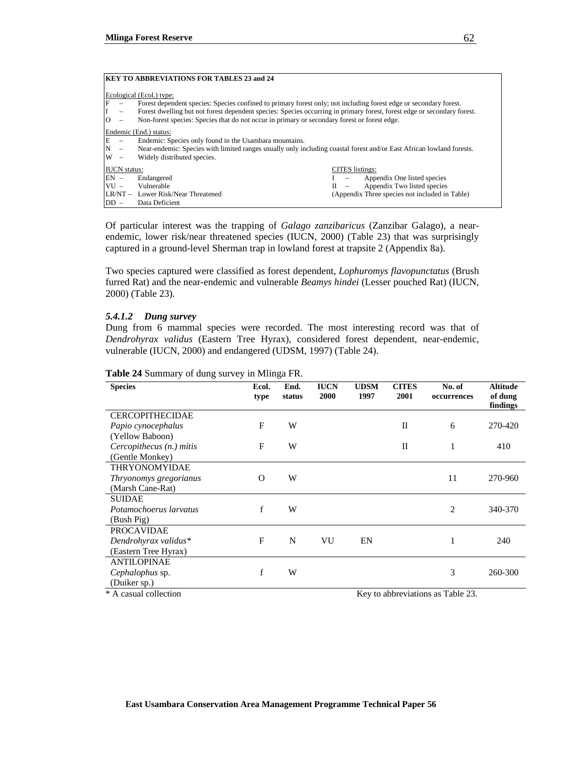**KEY TO ABBREVIATIONS FOR TABLES 23 and 24**

Ecological (Ecol.) type:

- F – Forest dependent species: Species confined to primary forest only; not including forest edge or secondary forest.
- f – Forest dwelling but not forest dependent species: Species occurring in primary forest, forest edge or secondary forest.
- O – Non-forest species: Species that do not occur in primary or secondary forest or forest edge.

Endemic (End.) status:

- E – Endemic: Species only found in the Usambara mountains.
- N – Near-endemic: Species with limited ranges usually only including coastal forest and/or East African lowland forests.
- W – Widely distributed species.

IUCN status:

- EN – Endangered
- VU – Vulnerable
- LR/NT – Lower Risk/Near Threatened
- DD – Data Deficient

CITES listings:

- I – Appendix One listed species
- II – Appendix Two listed species
- (Appendix Three species not included in Table)

Of particular interest was the trapping of *Galago zanzibaricus* (Zanzibar Galago), a near-endemic, lower risk/near threatened species (IUCN, 2000) (Table 23) that was surprisingly captured in a ground-level Sherman trap in lowland forest at trapsite 2 (Appendix 8a).

Two species captured were classified as forest dependent, *Lophuromys flavopunctatus* (Brush furred Rat) and the near-endemic and vulnerable *Beamys hindei* (Lesser pouched Rat) (IUCN, 2000) (Table 23).

#### *5.4.1.2 Dung survey*

Dung from 6 mammal species were recorded. The most interesting record was that of *Dendrohyrax validus* (Eastern Tree Hyrax), considered forest dependent, near-endemic, vulnerable (IUCN, 2000) and endangered (UDSM, 1997) (Table 24).

**Table 24** Summary of dung survey in Mlinga FR.

| Species | Ecol. type | End. status | IUCN 2000 | UDSM 1997 | CITES 2001 | No. of occurrences | Altitude of dung findings |
|---|---|---|---|---|---|---|---|
| CERCOPITHECIDAE | | | | | | | |
| *Papio cynocephalus* (Yellow Baboon) | F | W | | | II | 6 | 270-420 |
| *Cercopithecus (n.) mitis* (Gentle Monkey) | F | W | | | II | 1 | 410 |
| THRYONOMYIDAE | | | | | | | |
| *Thryonomys gregorianus* (Marsh Cane-Rat) | O | W | | | | 11 | 270-960 |
| SUIDAE | | | | | | | |
| *Potamochoerus larvatus* (Bush Pig) | f | W | | | | 2 | 340-370 |
| PROCAVIDAE | | | | | | | |
| *Dendrohyrax validus** (Eastern Tree Hyrax) | F | N | VU | EN | | 1 | 240 |
| ANTILOPINAE | | | | | | | |
| *Cephalophus* sp. (Duiker sp.) | f | W | | | | 3 | 260-300 |

\* A casual collection

Key to abbreviations as Table 23.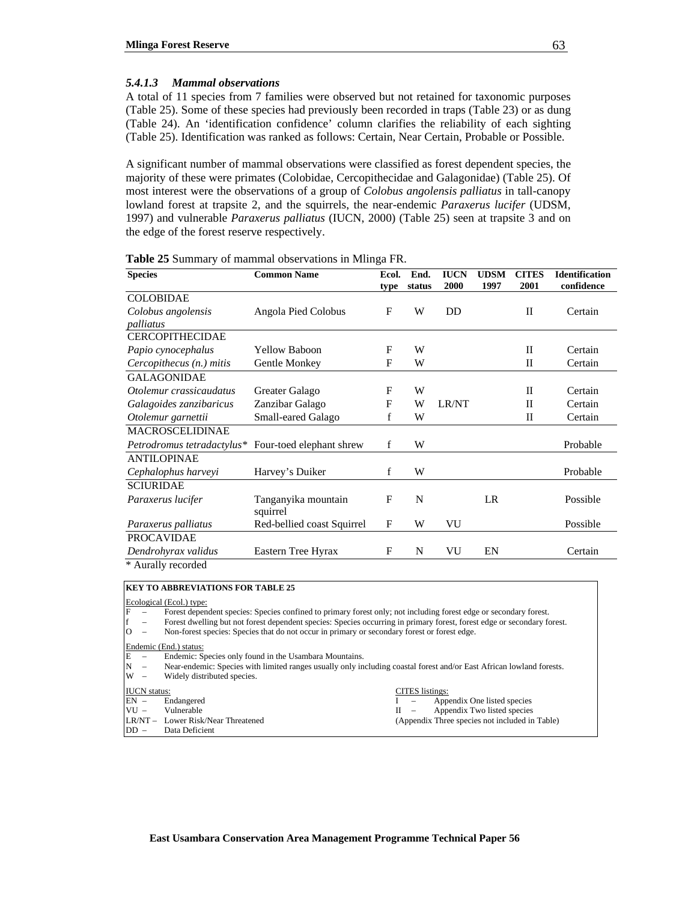#### *5.4.1.3 Mammal observations*

A total of 11 species from 7 families were observed but not retained for taxonomic purposes (Table 25). Some of these species had previously been recorded in traps (Table 23) or as dung (Table 24). An 'identification confidence' column clarifies the reliability of each sighting (Table 25). Identification was ranked as follows: Certain, Near Certain, Probable or Possible.

A significant number of mammal observations were classified as forest dependent species, the majority of these were primates (Colobidae, Cercopithecidae and Galagonidae) (Table 25). Of most interest were the observations of a group of *Colobus angolensis palliatus* in tall-canopy lowland forest at trapsite 2, and the squirrels, the near-endemic *Paraxerus lucifer* (UDSM, 1997) and vulnerable *Paraxerus palliatus* (IUCN, 2000) (Table 25) seen at trapsite 3 and on the edge of the forest reserve respectively.

**Table 25** Summary of mammal observations in Mlinga FR.

| Species | Common Name | Ecol. type | End. status | IUCN 2000 | UDSM 1997 | CITES 2001 | Identification confidence |
|---|---|---|---|---|---|---|---|
| COLOBIDAE | | | | | | | |
| *Colobus angolensis palliatus* | Angola Pied Colobus | F | W | DD | | II | Certain |
| CERCOPITHECIDAE | | | | | | | |
| *Papio cynocephalus* | Yellow Baboon | F | W | | | II | Certain |
| *Cercopithecus (n.) mitis* | Gentle Monkey | F | W | | | II | Certain |
| GALAGONIDAE | | | | | | | |
| *Otolemur crassicaudatus* | Greater Galago | F | W | | | II | Certain |
| *Galagoides zanzibaricus* | Zanzibar Galago | F | W | LR/NT | | II | Certain |
| *Otolemur garnettii* | Small-eared Galago | f | W | | | II | Certain |
| MACROSCELIDINAE | | | | | | | |
| *Petrodromus tetradactylus*\* | Four-toed elephant shrew | f | W | | | | Probable |
| ANTILOPINAE | | | | | | | |
| *Cephalophus harveyi* | Harvey's Duiker | f | W | | | | Probable |
| SCIURIDAE | | | | | | | |
| *Paraxerus lucifer* | Tanganyika mountain squirrel | F | N | | LR | | Possible |
| *Paraxerus palliatus* | Red-bellied coast Squirrel | F | W | VU | | | Possible |
| PROCAVIDAE | | | | | | | |
| *Dendrohyrax validus* | Eastern Tree Hyrax | F | N | VU | EN | | Certain |

\* Aurally recorded

**KEY TO ABBREVIATIONS FOR TABLE 25**

Ecological (Ecol.) type:
- F – Forest dependent species: Species confined to primary forest only; not including forest edge or secondary forest.
- f – Forest dwelling but not forest dependent species: Species occurring in primary forest, forest edge or secondary forest.
- O – Non-forest species: Species that do not occur in primary or secondary forest or forest edge.

Endemic (End.) status:
- E – Endemic: Species only found in the Usambara Mountains.
- N – Near-endemic: Species with limited ranges usually only including coastal forest and/or East African lowland forests.
- W – Widely distributed species.

IUCN status:
- EN – Endangered
- VU – Vulnerable
- LR/NT – Lower Risk/Near Threatened
- DD – Data Deficient

CITES listings:
- I – Appendix One listed species
- II – Appendix Two listed species
- (Appendix Three species not included in Table)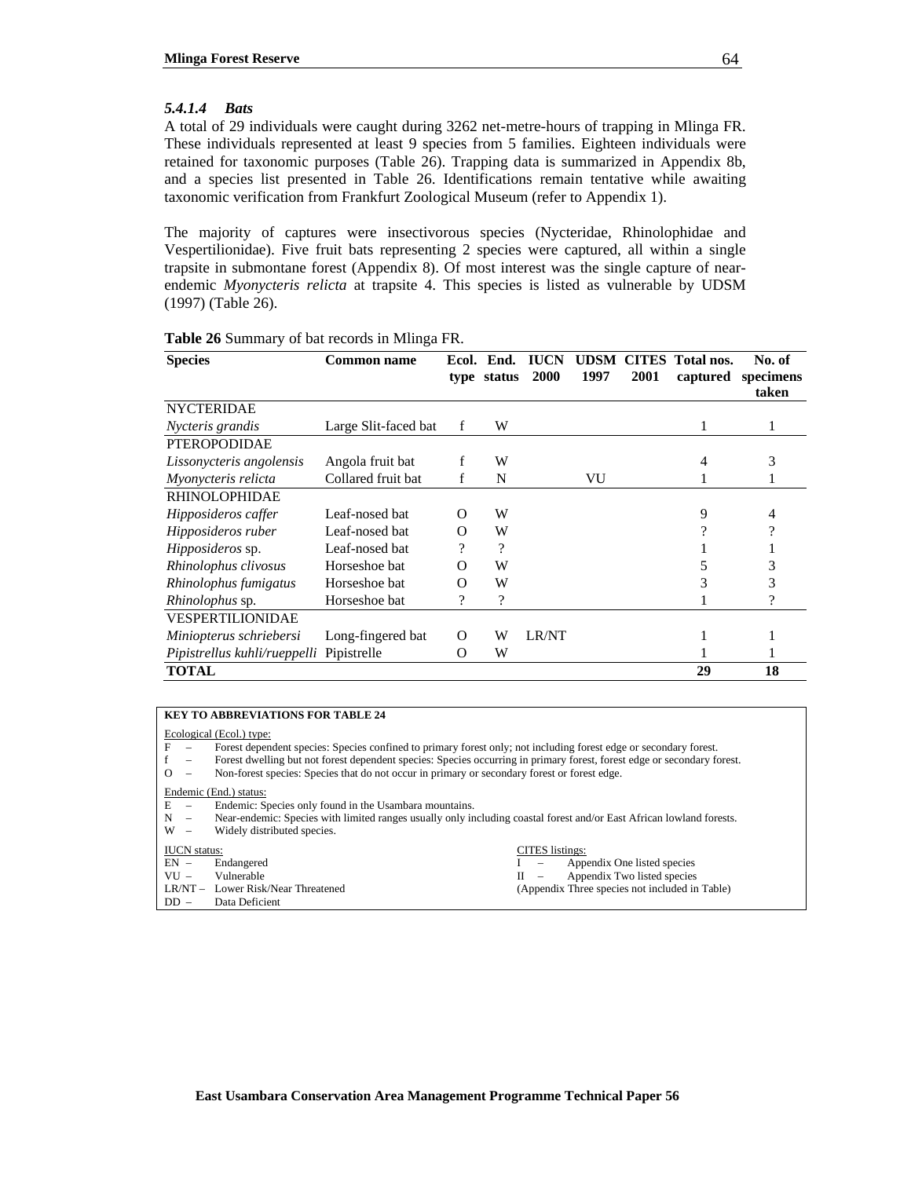#### *5.4.1.4 Bats*

A total of 29 individuals were caught during 3262 net-metre-hours of trapping in Mlinga FR. These individuals represented at least 9 species from 5 families. Eighteen individuals were retained for taxonomic purposes (Table 26). Trapping data is summarized in Appendix 8b, and a species list presented in Table 26. Identifications remain tentative while awaiting taxonomic verification from Frankfurt Zoological Museum (refer to Appendix 1).

The majority of captures were insectivorous species (Nycteridae, Rhinolophidae and Vespertilionidae). Five fruit bats representing 2 species were captured, all within a single trapsite in submontane forest (Appendix 8). Of most interest was the single capture of near-endemic *Myonycteris relicta* at trapsite 4. This species is listed as vulnerable by UDSM (1997) (Table 26).

**Table 26** Summary of bat records in Mlinga FR.

| Species | Common name | Ecol. type | End. status | IUCN 2000 | UDSM 1997 | CITES 2001 | Total nos. captured | No. of specimens taken |
|---|---|---|---|---|---|---|---|---|
| NYCTERIDAE | | | | | | | | |
| *Nycteris grandis* | Large Slit-faced bat | f | W | | | | 1 | 1 |
| PTEROPODIDAE | | | | | | | | |
| *Lissonycteris angolensis* | Angola fruit bat | f | W | | | | 4 | 3 |
| *Myonycteris relicta* | Collared fruit bat | f | N | | VU | | 1 | 1 |
| RHINOLOPHIDAE | | | | | | | | |
| *Hipposideros caffer* | Leaf-nosed bat | O | W | | | | 9 | 4 |
| *Hipposideros ruber* | Leaf-nosed bat | O | W | | | | ? | ? |
| *Hipposideros* sp. | Leaf-nosed bat | ? | ? | | | | 1 | 1 |
| *Rhinolophus clivosus* | Horseshoe bat | O | W | | | | 5 | 3 |
| *Rhinolophus fumigatus* | Horseshoe bat | O | W | | | | 3 | 3 |
| *Rhinolophus* sp. | Horseshoe bat | ? | ? | | | | 1 | ? |
| VESPERTILIONIDAE | | | | | | | | |
| *Miniopterus schriebersi* | Long-fingered bat | O | W | LR/NT | | | 1 | 1 |
| *Pipistrellus kuhli/rueppelli* | Pipistrelle | O | W | | | | 1 | 1 |
| **TOTAL** | | | | | | | **29** | **18** |

**KEY TO ABBREVIATIONS FOR TABLE 24**

Ecological (Ecol.) type:
- F – Forest dependent species: Species confined to primary forest only; not including forest edge or secondary forest.
- f – Forest dwelling but not forest dependent species: Species occurring in primary forest, forest edge or secondary forest.
- O – Non-forest species: Species that do not occur in primary or secondary forest or forest edge.

Endemic (End.) status:
- E – Endemic: Species only found in the Usambara mountains.
- N – Near-endemic: Species with limited ranges usually only including coastal forest and/or East African lowland forests.
- W – Widely distributed species.

IUCN status:
- EN – Endangered
- VU – Vulnerable
- LR/NT – Lower Risk/Near Threatened
- DD – Data Deficient

CITES listings:
- I – Appendix One listed species
- II – Appendix Two listed species
- (Appendix Three species not included in Table)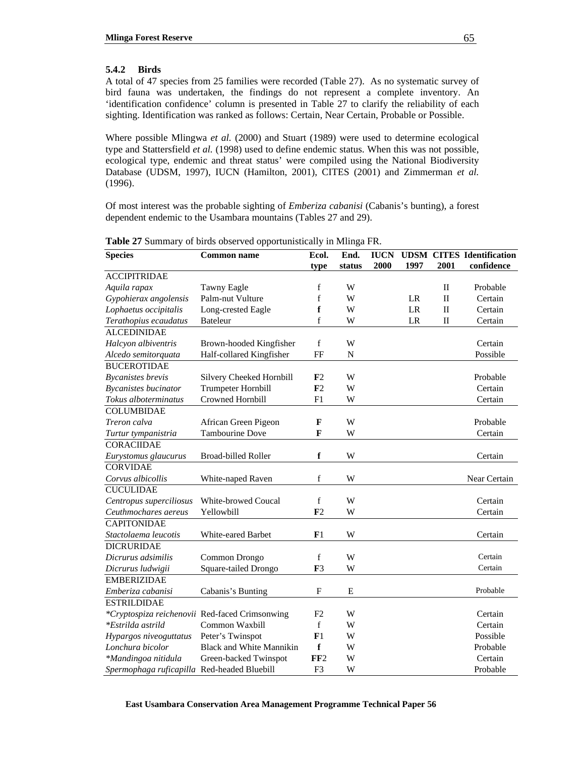### 5.4.2 Birds

A total of 47 species from 25 families were recorded (Table 27). As no systematic survey of bird fauna was undertaken, the findings do not represent a complete inventory. An 'identification confidence' column is presented in Table 27 to clarify the reliability of each sighting. Identification was ranked as follows: Certain, Near Certain, Probable or Possible.

Where possible Mlingwa *et al.* (2000) and Stuart (1989) were used to determine ecological type and Stattersfield *et al.* (1998) used to define endemic status. When this was not possible, ecological type, endemic and threat status' were compiled using the National Biodiversity Database (UDSM, 1997), IUCN (Hamilton, 2001), CITES (2001) and Zimmerman *et al.* (1996).

Of most interest was the probable sighting of *Emberiza cabanisi* (Cabanis's bunting), a forest dependent endemic to the Usambara mountains (Tables 27 and 29).

**Table 27** Summary of birds observed opportunistically in Mlinga FR.

| Species | Common name | Ecol. type | End. status | IUCN 2000 | UDSM 1997 | CITES 2001 | Identification confidence |
|---|---|---|---|---|---|---|---|
| ACCIPITRIDAE | | | | | | | |
| *Aquila rapax* | Tawny Eagle | f | W | | | II | Probable |
| *Gypohierax angolensis* | Palm-nut Vulture | f | W | | LR | II | Certain |
| *Lophaetus occipitalis* | Long-crested Eagle | **f** | W | | LR | II | Certain |
| *Terathopius ecaudatus* | Bateleur | f | W | | LR | II | Certain |
| ALCEDINIDAE | | | | | | | |
| *Halcyon albiventris* | Brown-hooded Kingfisher | f | W | | | | Certain |
| *Alcedo semitorquata* | Half-collared Kingfisher | FF | N | | | | Possible |
| BUCEROTIDAE | | | | | | | |
| *Bycanistes brevis* | Silvery Cheeked Hornbill | **F**2 | W | | | | Probable |
| *Bycanistes bucinator* | Trumpeter Hornbill | **F**2 | W | | | | Certain |
| *Tokus alboterminatus* | Crowned Hornbill | F1 | W | | | | Certain |
| COLUMBIDAE | | | | | | | |
| *Treron calva* | African Green Pigeon | **F** | W | | | | Probable |
| *Turtur tympanistria* | Tambourine Dove | **F** | W | | | | Certain |
| CORACIIDAE | | | | | | | |
| *Eurystomus glaucurus* | Broad-billed Roller | **f** | W | | | | Certain |
| CORVIDAE | | | | | | | |
| *Corvus albicollis* | White-naped Raven | f | W | | | | Near Certain |
| CUCULIDAE | | | | | | | |
| *Centropus superciliosus* | White-browed Coucal | f | W | | | | Certain |
| *Ceuthmochares aereus* | Yellowbill | **F**2 | W | | | | Certain |
| CAPITONIDAE | | | | | | | |
| *Stactolaema leucotis* | White-eared Barbet | **F**1 | W | | | | Certain |
| DICRURIDAE | | | | | | | |
| *Dicrurus adsimilis* | Common Drongo | f | W | | | | Certain |
| *Dicrurus ludwigii* | Square-tailed Drongo | **F**3 | W | | | | Certain |
| EMBERIZIDAE | | | | | | | |
| *Emberiza cabanisi* | Cabanis's Bunting | F | E | | | | Probable |
| ESTRILDIDAE | | | | | | | |
| **Cryptospiza reichenovii* | Red-faced Crimsonwing | F2 | W | | | | Certain |
| **Estrilda astrild* | Common Waxbill | f | W | | | | Certain |
| *Hypargos niveoguttatus* | Peter's Twinspot | **F**1 | W | | | | Possible |
| *Lonchura bicolor* | Black and White Mannikin | **f** | W | | | | Probable |
| **Mandingoa nitidula* | Green-backed Twinspot | **FF**2 | W | | | | Certain |
| *Spermophaga ruficapilla* | Red-headed Bluebill | F3 | W | | | | Probable |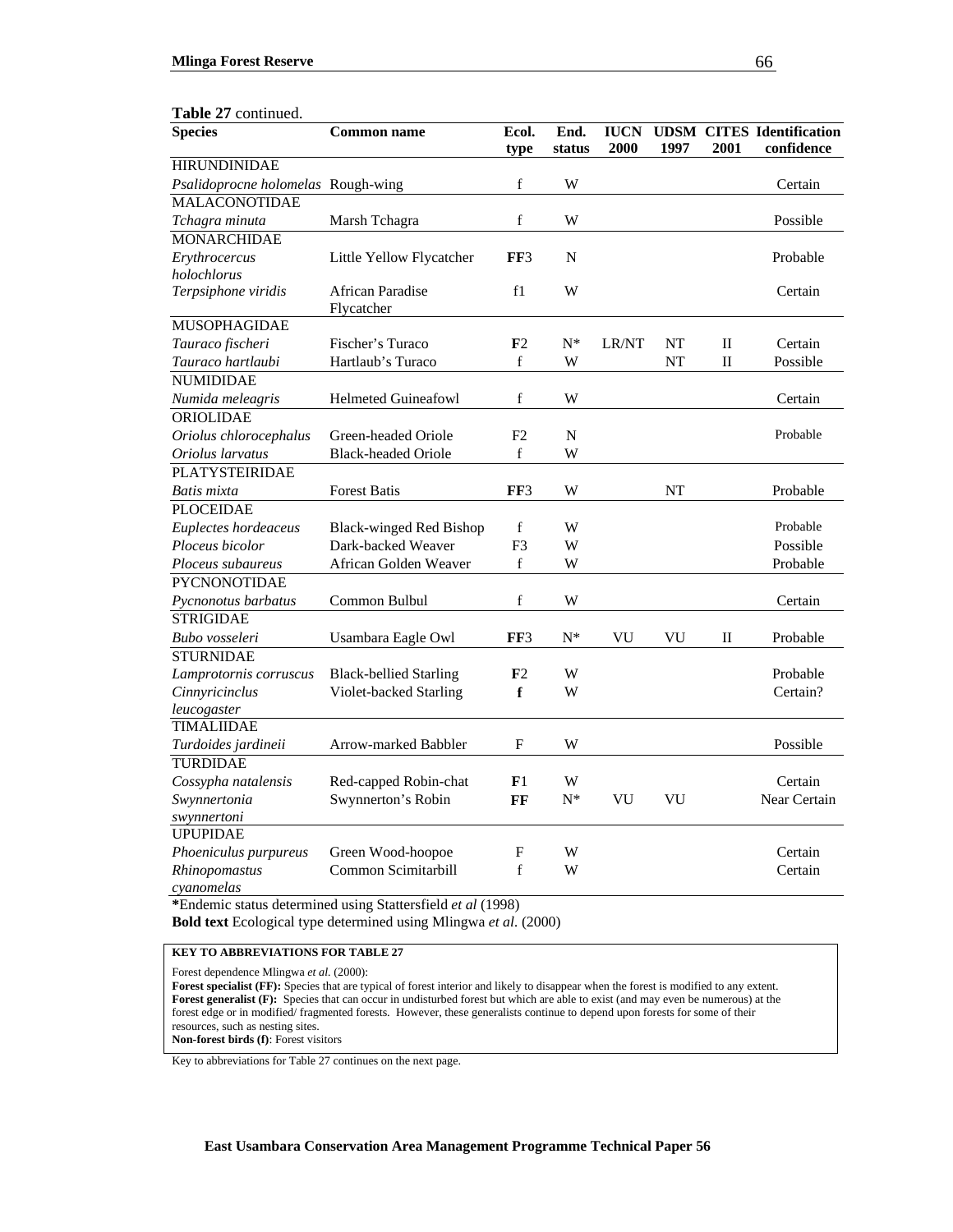**Table 27** continued.

| Species | Common name | Ecol. type | End. status | IUCN 2000 | UDSM 1997 | CITES 2001 | Identification confidence |
|---|---|---|---|---|---|---|---|
| HIRUNDINIDAE | | | | | | | |
| *Psalidoprocne holomelas* | Rough-wing | f | W | | | | Certain |
| MALACONOTIDAE | | | | | | | |
| *Tchagra minuta* | Marsh Tchagra | f | W | | | | Possible |
| MONARCHIDAE | | | | | | | |
| *Erythrocercus holochlorus* | Little Yellow Flycatcher | **FF**3 | N | | | | Probable |
| *Terpsiphone viridis* | African Paradise Flycatcher | f1 | W | | | | Certain |
| MUSOPHAGIDAE | | | | | | | |
| *Tauraco fischeri* | Fischer's Turaco | **F**2 | N* | LR/NT | NT | II | Certain |
| *Tauraco hartlaubi* | Hartlaub's Turaco | f | W | | NT | II | Possible |
| NUMIDIDAE | | | | | | | |
| *Numida meleagris* | Helmeted Guineafowl | f | W | | | | Certain |
| ORIOLIDAE | | | | | | | |
| *Oriolus chlorocephalus* | Green-headed Oriole | F2 | N | | | | Probable |
| *Oriolus larvatus* | Black-headed Oriole | f | W | | | | |
| PLATYSTEIRIDAE | | | | | | | |
| *Batis mixta* | Forest Batis | **FF**3 | W | | NT | | Probable |
| PLOCEIDAE | | | | | | | |
| *Euplectes hordeaceus* | Black-winged Red Bishop | f | W | | | | Probable |
| *Ploceus bicolor* | Dark-backed Weaver | F3 | W | | | | Possible |
| *Ploceus subaureus* | African Golden Weaver | f | W | | | | Probable |
| PYCNONOTIDAE | | | | | | | |
| *Pycnonotus barbatus* | Common Bulbul | f | W | | | | Certain |
| STRIGIDAE | | | | | | | |
| *Bubo vosseleri* | Usambara Eagle Owl | **FF**3 | N* | VU | VU | II | Probable |
| STURNIDAE | | | | | | | |
| *Lamprotornis corruscus* | Black-bellied Starling | **F**2 | W | | | | Probable |
| *Cinnyricinclus leucogaster* | Violet-backed Starling | **f** | W | | | | Certain? |
| TIMALIIDAE | | | | | | | |
| *Turdoides jardineii* | Arrow-marked Babbler | F | W | | | | Possible |
| TURDIDAE | | | | | | | |
| *Cossypha natalensis* | Red-capped Robin-chat | **F**1 | W | | | | Certain |
| *Swynnertonia swynnertoni* | Swynnerton's Robin | **FF** | N* | VU | VU | | Near Certain |
| UPUPIDAE | | | | | | | |
| *Phoeniculus purpureus* | Green Wood-hoopoe | F | W | | | | Certain |
| *Rhinopomastus cyanomelas* | Common Scimitarbill | f | W | | | | Certain |

***Endemic status determined using Stattersfield *et al* (1998)

**Bold text** Ecological type determined using Mlingwa *et al*. (2000)

**KEY TO ABBREVIATIONS FOR TABLE 27**

Forest dependence Mlingwa *et al.* (2000):
**Forest specialist (FF):** Species that are typical of forest interior and likely to disappear when the forest is modified to any extent.
**Forest generalist (F):** Species that can occur in undisturbed forest but which are able to exist (and may even be numerous) at the forest edge or in modified/ fragmented forests. However, these generalists continue to depend upon forests for some of their resources, such as nesting sites.
**Non-forest birds (f)**: Forest visitors

Key to abbreviations for Table 27 continues on the next page.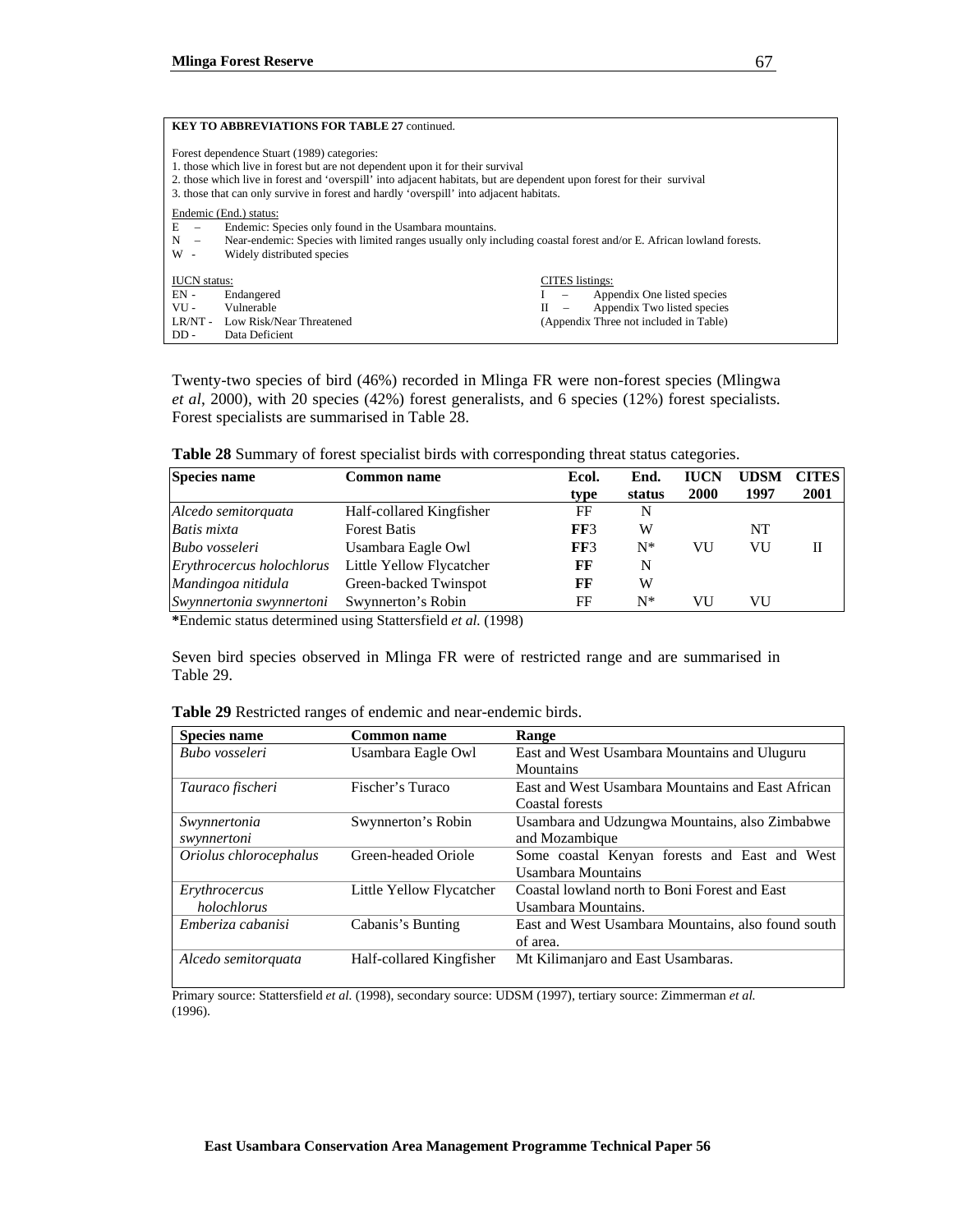**KEY TO ABBREVIATIONS FOR TABLE 27** continued.

Forest dependence Stuart (1989) categories:
1. those which live in forest but are not dependent upon it for their survival
2. those which live in forest and 'overspill' into adjacent habitats, but are dependent upon forest for their survival
3. those that can only survive in forest and hardly 'overspill' into adjacent habitats.

Endemic (End.) status:
E – Endemic: Species only found in the Usambara mountains.
N – Near-endemic: Species with limited ranges usually only including coastal forest and/or E. African lowland forests.
W - Widely distributed species

IUCN status:
EN - Endangered
VU - Vulnerable
LR/NT - Low Risk/Near Threatened
DD - Data Deficient

CITES listings:
I – Appendix One listed species
II – Appendix Two listed species
(Appendix Three not included in Table)

Twenty-two species of bird (46%) recorded in Mlinga FR were non-forest species (Mlingwa *et al*, 2000), with 20 species (42%) forest generalists, and 6 species (12%) forest specialists. Forest specialists are summarised in Table 28.

**Table 28** Summary of forest specialist birds with corresponding threat status categories.

| Species name | Common name | Ecol. type | End. status | IUCN 2000 | UDSM 1997 | CITES 2001 |
|---|---|---|---|---|---|---|
| *Alcedo semitorquata* | Half-collared Kingfisher | FF | N | | | |
| *Batis mixta* | Forest Batis | **FF**3 | W | | NT | |
| *Bubo vosseleri* | Usambara Eagle Owl | **FF**3 | N* | VU | VU | II |
| *Erythrocercus holochlorus* | Little Yellow Flycatcher | **FF** | N | | | |
| *Mandingoa nitidula* | Green-backed Twinspot | **FF** | W | | | |
| *Swynnertonia swynnertoni* | Swynnerton's Robin | FF | N* | VU | VU | |

*Endemic status determined using Stattersfield *et al.* (1998)

Seven bird species observed in Mlinga FR were of restricted range and are summarised in Table 29.

**Table 29** Restricted ranges of endemic and near-endemic birds.

| Species name | Common name | Range |
|---|---|---|
| *Bubo vosseleri* | Usambara Eagle Owl | East and West Usambara Mountains and Uluguru Mountains |
| *Tauraco fischeri* | Fischer's Turaco | East and West Usambara Mountains and East African Coastal forests |
| *Swynnertonia swynnertoni* | Swynnerton's Robin | Usambara and Udzungwa Mountains, also Zimbabwe and Mozambique |
| *Oriolus chlorocephalus* | Green-headed Oriole | Some coastal Kenyan forests and East and West Usambara Mountains |
| *Erythrocercus holochlorus* | Little Yellow Flycatcher | Coastal lowland north to Boni Forest and East Usambara Mountains. |
| *Emberiza cabanisi* | Cabanis's Bunting | East and West Usambara Mountains, also found south of area. |
| *Alcedo semitorquata* | Half-collared Kingfisher | Mt Kilimanjaro and East Usambaras. |

Primary source: Stattersfield *et al.* (1998), secondary source: UDSM (1997), tertiary source: Zimmerman *et al.* (1996).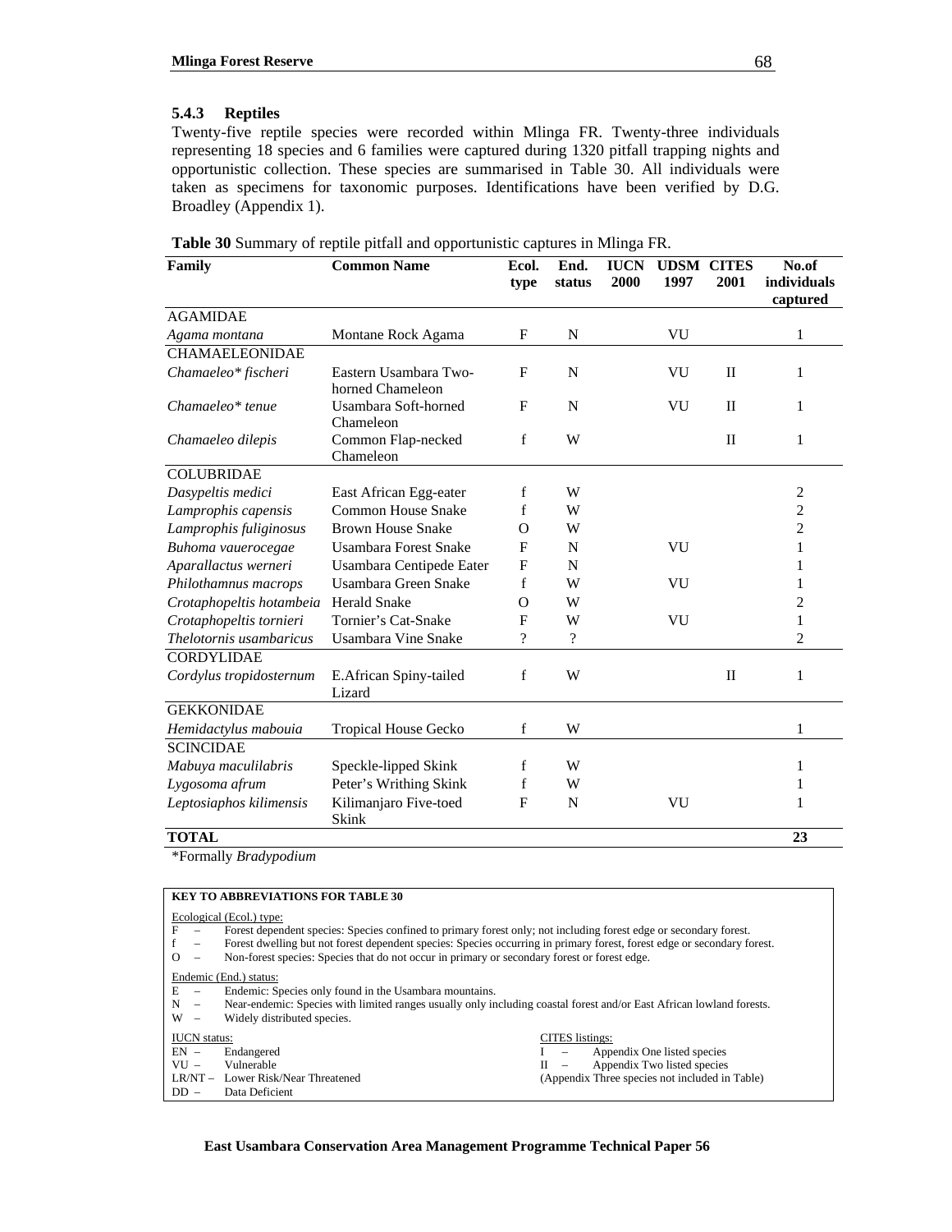### 5.4.3 Reptiles

Twenty-five reptile species were recorded within Mlinga FR. Twenty-three individuals representing 18 species and 6 families were captured during 1320 pitfall trapping nights and opportunistic collection. These species are summarised in Table 30. All individuals were taken as specimens for taxonomic purposes. Identifications have been verified by D.G. Broadley (Appendix 1).

**Table 30** Summary of reptile pitfall and opportunistic captures in Mlinga FR.

| Family | Common Name | Ecol. type | End. status | IUCN 2000 | UDSM 1997 | CITES 2001 | No.of individuals captured |
|---|---|---|---|---|---|---|---|
| AGAMIDAE | | | | | | | |
| *Agama montana* | Montane Rock Agama | F | N | | VU | | 1 |
| CHAMAELEONIDAE | | | | | | | |
| *Chamaeleo\* fischeri* | Eastern Usambara Two-horned Chameleon | F | N | | VU | II | 1 |
| *Chamaeleo\* tenue* | Usambara Soft-horned Chameleon | F | N | | VU | II | 1 |
| *Chamaeleo dilepis* | Common Flap-necked Chameleon | f | W | | | II | 1 |
| COLUBRIDAE | | | | | | | |
| *Dasypeltis medici* | East African Egg-eater | f | W | | | | 2 |
| *Lamprophis capensis* | Common House Snake | f | W | | | | 2 |
| *Lamprophis fuliginosus* | Brown House Snake | O | W | | | | 2 |
| *Buhoma vauerocegae* | Usambara Forest Snake | F | N | | VU | | 1 |
| *Aparallactus werneri* | Usambara Centipede Eater | F | N | | | | 1 |
| *Philothamnus macrops* | Usambara Green Snake | f | W | | VU | | 1 |
| *Crotaphopeltis hotambeia* | Herald Snake | O | W | | | | 2 |
| *Crotaphopeltis tornieri* | Tornier's Cat-Snake | F | W | | VU | | 1 |
| *Thelotornis usambaricus* | Usambara Vine Snake | ? | ? | | | | 2 |
| CORDYLIDAE | | | | | | | |
| *Cordylus tropidosternum* | E.African Spiny-tailed Lizard | f | W | | | II | 1 |
| GEKKONIDAE | | | | | | | |
| *Hemidactylus mabouia* | Tropical House Gecko | f | W | | | | 1 |
| SCINCIDAE | | | | | | | |
| *Mabuya maculilabris* | Speckle-lipped Skink | f | W | | | | 1 |
| *Lygosoma afrum* | Peter's Writhing Skink | f | W | | | | 1 |
| *Leptosiaphos kilimensis* | Kilimanjaro Five-toed Skink | F | N | | VU | | 1 |
| **TOTAL** | | | | | | | **23** |

*Formally *Bradypodium*

**KEY TO ABBREVIATIONS FOR TABLE 30**

Ecological (Ecol.) type:
- F – Forest dependent species: Species confined to primary forest only; not including forest edge or secondary forest.
- f – Forest dwelling but not forest dependent species: Species occurring in primary forest, forest edge or secondary forest.
- O – Non-forest species: Species that do not occur in primary or secondary forest or forest edge.

Endemic (End.) status:
- E – Endemic: Species only found in the Usambara mountains.
- N – Near-endemic: Species with limited ranges usually only including coastal forest and/or East African lowland forests.
- W – Widely distributed species.

IUCN status:
- EN – Endangered
- VU – Vulnerable
- LR/NT – Lower Risk/Near Threatened
- DD – Data Deficient

CITES listings:
- I – Appendix One listed species
- II – Appendix Two listed species
- (Appendix Three species not included in Table)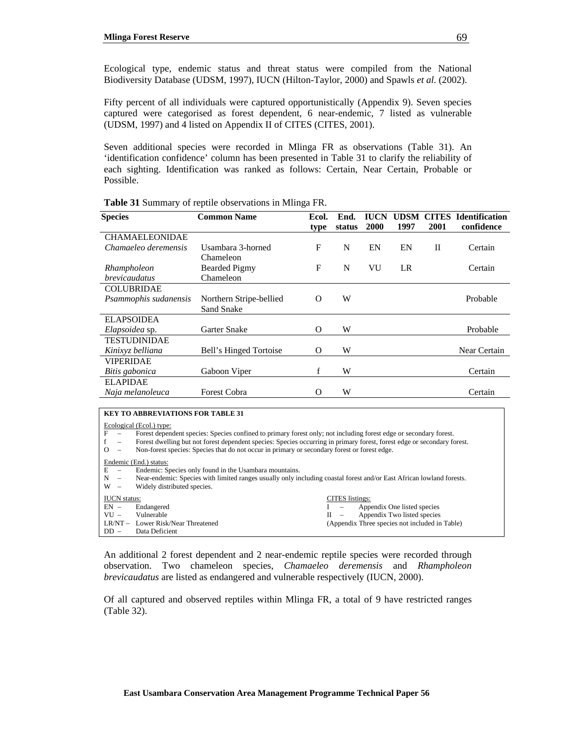Ecological type, endemic status and threat status were compiled from the National Biodiversity Database (UDSM, 1997), IUCN (Hilton-Taylor, 2000) and Spawls *et al.* (2002).

Fifty percent of all individuals were captured opportunistically (Appendix 9). Seven species captured were categorised as forest dependent, 6 near-endemic, 7 listed as vulnerable (UDSM, 1997) and 4 listed on Appendix II of CITES (CITES, 2001).

Seven additional species were recorded in Mlinga FR as observations (Table 31). An 'identification confidence' column has been presented in Table 31 to clarify the reliability of each sighting. Identification was ranked as follows: Certain, Near Certain, Probable or Possible.

**Table 31** Summary of reptile observations in Mlinga FR.

| Species | Common Name | Ecol. type | End. status | IUCN 2000 | UDSM 1997 | CITES 2001 | Identification confidence |
|---|---|---|---|---|---|---|---|
| CHAMAELEONIDAE | | | | | | | |
| *Chamaeleo deremensis* | Usambara 3-horned Chameleon | F | N | EN | EN | II | Certain |
| *Rhampholeon brevicaudatus* | Bearded Pigmy Chameleon | F | N | VU | LR | | Certain |
| COLUBRIDAE | | | | | | | |
| *Psammophis sudanensis* | Northern Stripe-bellied Sand Snake | O | W | | | | Probable |
| ELAPSOIDEA | | | | | | | |
| *Elapsoidea* sp. | Garter Snake | O | W | | | | Probable |
| TESTUDINIDAE | | | | | | | |
| *Kinixyz belliana* | Bell's Hinged Tortoise | O | W | | | | Near Certain |
| VIPERIDAE | | | | | | | |
| *Bitis gabonica* | Gaboon Viper | f | W | | | | Certain |
| ELAPIDAE | | | | | | | |
| *Naja melanoleuca* | Forest Cobra | O | W | | | | Certain |

**KEY TO ABBREVIATIONS FOR TABLE 31**

Ecological (Ecol.) type:
- F – Forest dependent species: Species confined to primary forest only; not including forest edge or secondary forest.
- f – Forest dwelling but not forest dependent species: Species occurring in primary forest, forest edge or secondary forest.
- O – Non-forest species: Species that do not occur in primary or secondary forest or forest edge.

Endemic (End.) status:
- E – Endemic: Species only found in the Usambara mountains.
- N – Near-endemic: Species with limited ranges usually only including coastal forest and/or East African lowland forests.
- W – Widely distributed species.

IUCN status:
- EN – Endangered
- VU – Vulnerable
- LR/NT – Lower Risk/Near Threatened
- DD – Data Deficient

CITES listings:
- I – Appendix One listed species
- II – Appendix Two listed species
- (Appendix Three species not included in Table)

An additional 2 forest dependent and 2 near-endemic reptile species were recorded through observation. Two chameleon species, *Chamaeleo deremensis* and *Rhampholeon brevicaudatus* are listed as endangered and vulnerable respectively (IUCN, 2000).

Of all captured and observed reptiles within Mlinga FR, a total of 9 have restricted ranges (Table 32).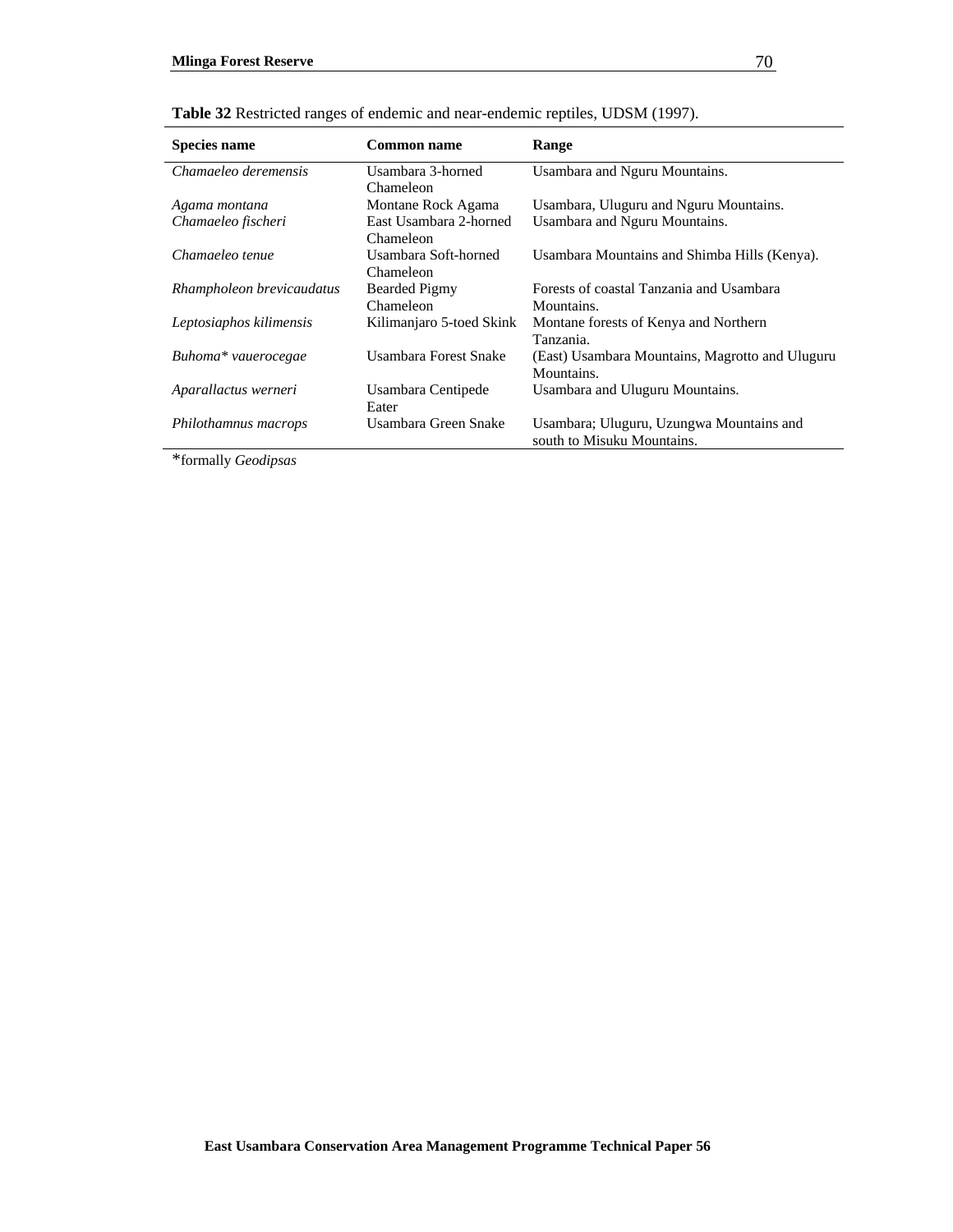**Table 32** Restricted ranges of endemic and near-endemic reptiles, UDSM (1997).

| Species name | Common name | Range |
|---|---|---|
| *Chamaeleo deremensis* | Usambara 3-horned Chameleon | Usambara and Nguru Mountains. |
| *Agama montana* | Montane Rock Agama | Usambara, Uluguru and Nguru Mountains. |
| *Chamaeleo fischeri* | East Usambara 2-horned Chameleon | Usambara and Nguru Mountains. |
| *Chamaeleo tenue* | Usambara Soft-horned Chameleon | Usambara Mountains and Shimba Hills (Kenya). |
| *Rhampholeon brevicaudatus* | Bearded Pigmy Chameleon | Forests of coastal Tanzania and Usambara Mountains. |
| *Leptosiaphos kilimensis* | Kilimanjaro 5-toed Skink | Montane forests of Kenya and Northern Tanzania. |
| *Buhoma\* vauerocegae* | Usambara Forest Snake | (East) Usambara Mountains, Magrotto and Uluguru Mountains. |
| *Aparallactus werneri* | Usambara Centipede Eater | Usambara and Uluguru Mountains. |
| *Philothamnus macrops* | Usambara Green Snake | Usambara; Uluguru, Uzungwa Mountains and south to Misuku Mountains. |

*formally *Geodipsas*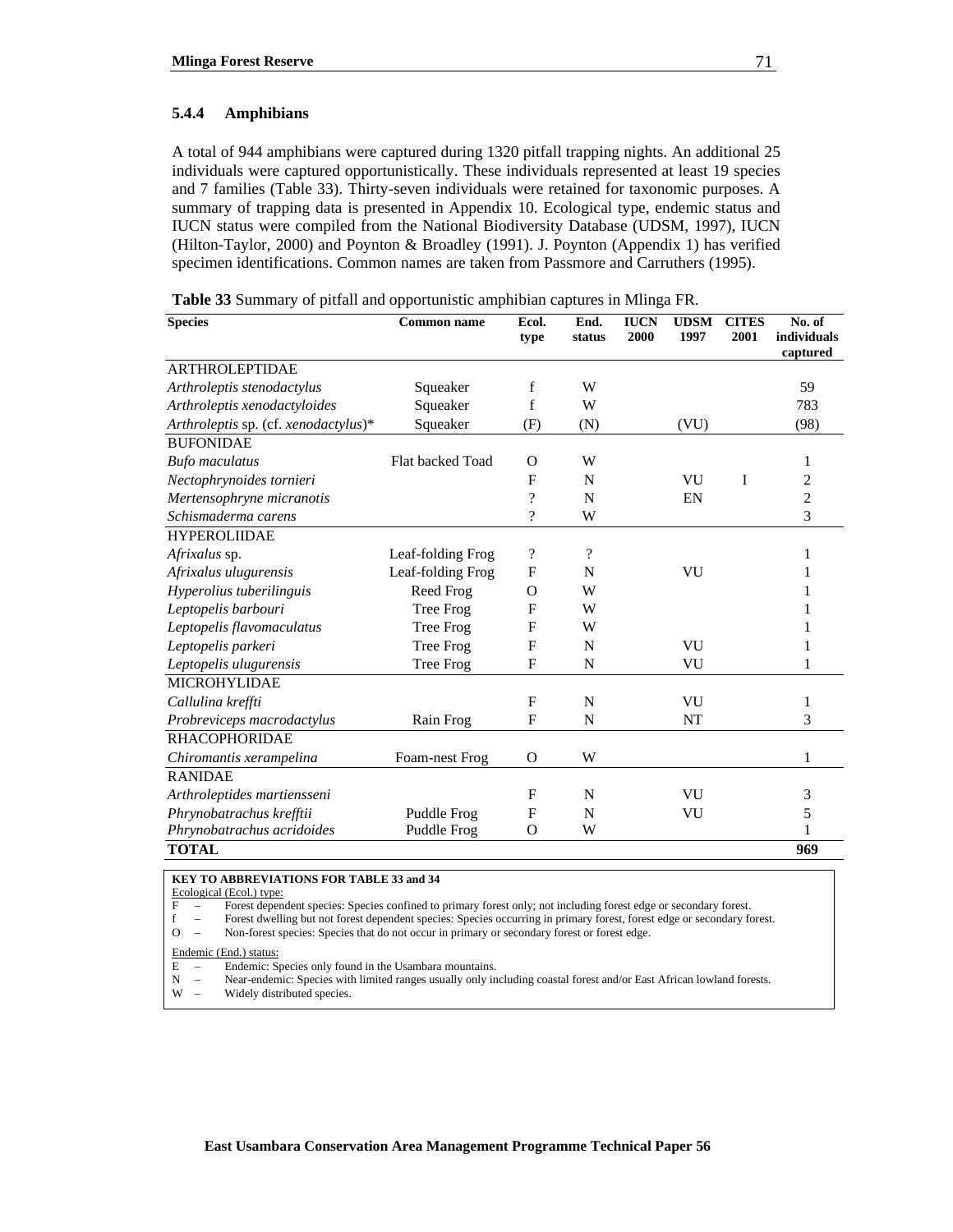### 5.4.4 Amphibians

A total of 944 amphibians were captured during 1320 pitfall trapping nights. An additional 25 individuals were captured opportunistically. These individuals represented at least 19 species and 7 families (Table 33). Thirty-seven individuals were retained for taxonomic purposes. A summary of trapping data is presented in Appendix 10. Ecological type, endemic status and IUCN status were compiled from the National Biodiversity Database (UDSM, 1997), IUCN (Hilton-Taylor, 2000) and Poynton & Broadley (1991). J. Poynton (Appendix 1) has verified specimen identifications. Common names are taken from Passmore and Carruthers (1995).

**Table 33** Summary of pitfall and opportunistic amphibian captures in Mlinga FR.

| Species | Common name | Ecol. type | End. status | IUCN 2000 | UDSM 1997 | CITES 2001 | No. of individuals captured |
|---|---|---|---|---|---|---|---|
| ARTHROLEPTIDAE | | | | | | | |
| *Arthroleptis stenodactylus* | Squeaker | f | W | | | | 59 |
| *Arthroleptis xenodactyloides* | Squeaker | f | W | | | | 783 |
| *Arthroleptis* sp. (cf. *xenodactylus*)* | Squeaker | (F) | (N) | | (VU) | | (98) |
| BUFONIDAE | | | | | | | |
| *Bufo maculatus* | Flat backed Toad | O | W | | | | 1 |
| *Nectophrynoides tornieri* | | F | N | | VU | I | 2 |
| *Mertensophryne micranotis* | | ? | N | | EN | | 2 |
| *Schismaderma carens* | | ? | W | | | | 3 |
| HYPEROLIIDAE | | | | | | | |
| *Afrixalus* sp. | Leaf-folding Frog | ? | ? | | | | 1 |
| *Afrixalus ulugurensis* | Leaf-folding Frog | F | N | | VU | | 1 |
| *Hyperolius tuberilinguis* | Reed Frog | O | W | | | | 1 |
| *Leptopelis barbouri* | Tree Frog | F | W | | | | 1 |
| *Leptopelis flavomaculatus* | Tree Frog | F | W | | | | 1 |
| *Leptopelis parkeri* | Tree Frog | F | N | | VU | | 1 |
| *Leptopelis ulugurensis* | Tree Frog | F | N | | VU | | 1 |
| MICROHYLIDAE | | | | | | | |
| *Callulina kreffti* | | F | N | | VU | | 1 |
| *Probreviceps macrodactylus* | Rain Frog | F | N | | NT | | 3 |
| RHACOPHORIDAE | | | | | | | |
| *Chiromantis xerampelina* | Foam-nest Frog | O | W | | | | 1 |
| RANIDAE | | | | | | | |
| *Arthroleptides martiensseni* | | F | N | | VU | | 3 |
| *Phrynobatrachus krefftii* | Puddle Frog | F | N | | VU | | 5 |
| *Phrynobatrachus acridoides* | Puddle Frog | O | W | | | | 1 |
| **TOTAL** | | | | | | | **969** |

**KEY TO ABBREVIATIONS FOR TABLE 33 and 34**

Ecological (Ecol.) type:
- F – Forest dependent species: Species confined to primary forest only; not including forest edge or secondary forest.
- f – Forest dwelling but not forest dependent species: Species occurring in primary forest, forest edge or secondary forest.
- O – Non-forest species: Species that do not occur in primary or secondary forest or forest edge.

Endemic (End.) status:
- E – Endemic: Species only found in the Usambara mountains.
- N – Near-endemic: Species with limited ranges usually only including coastal forest and/or East African lowland forests.
- W – Widely distributed species.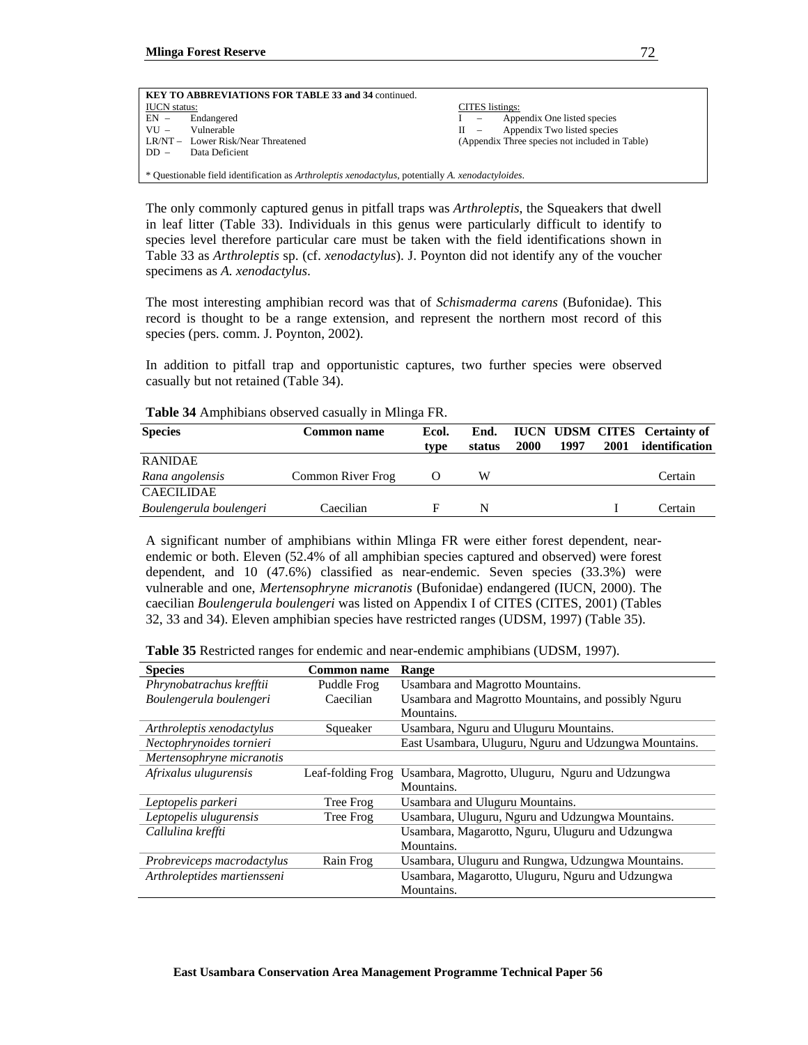**KEY TO ABBREVIATIONS FOR TABLE 33 and 34** continued.

IUCN status:
EN – Endangered
VU – Vulnerable
LR/NT – Lower Risk/Near Threatened
DD – Data Deficient

CITES listings:
I – Appendix One listed species
II – Appendix Two listed species
(Appendix Three species not included in Table)

* Questionable field identification as *Arthroleptis xenodactylus*, potentially *A. xenodactyloides*.

The only commonly captured genus in pitfall traps was *Arthroleptis*, the Squeakers that dwell in leaf litter (Table 33). Individuals in this genus were particularly difficult to identify to species level therefore particular care must be taken with the field identifications shown in Table 33 as *Arthroleptis* sp. (cf. *xenodactylus*). J. Poynton did not identify any of the voucher specimens as *A. xenodactylus*.

The most interesting amphibian record was that of *Schismaderma carens* (Bufonidae). This record is thought to be a range extension, and represent the northern most record of this species (pers. comm. J. Poynton, 2002).

In addition to pitfall trap and opportunistic captures, two further species were observed casually but not retained (Table 34).

**Table 34** Amphibians observed casually in Mlinga FR.

| Species | Common name | Ecol. type | End. status | IUCN 2000 | UDSM 1997 | CITES 2001 | Certainty of identification |
|---|---|---|---|---|---|---|---|
| RANIDAE | | | | | | | |
| *Rana angolensis* | Common River Frog | O | W | | | | Certain |
| CAECILIDAE | | | | | | | |
| *Boulengerula boulengeri* | Caecilian | F | N | | | I | Certain |

A significant number of amphibians within Mlinga FR were either forest dependent, near-endemic or both. Eleven (52.4% of all amphibian species captured and observed) were forest dependent, and 10 (47.6%) classified as near-endemic. Seven species (33.3%) were vulnerable and one, *Mertensophryne micranotis* (Bufonidae) endangered (IUCN, 2000). The caecilian *Boulengerula boulengeri* was listed on Appendix I of CITES (CITES, 2001) (Tables 32, 33 and 34). Eleven amphibian species have restricted ranges (UDSM, 1997) (Table 35).

**Table 35** Restricted ranges for endemic and near-endemic amphibians (UDSM, 1997).

| Species | Common name | Range |
|---|---|---|
| *Phrynobatrachus krefftii* | Puddle Frog | Usambara and Magrotto Mountains. |
| *Boulengerula boulengeri* | Caecilian | Usambara and Magrotto Mountains, and possibly Nguru Mountains. |
| *Arthroleptis xenodactylus* | Squeaker | Usambara, Nguru and Uluguru Mountains. |
| *Nectophrynoides tornieri* | | East Usambara, Uluguru, Nguru and Udzungwa Mountains. |
| *Mertensophryne micranotis* | | |
| *Afrixalus ulugurensis* | Leaf-folding Frog | Usambara, Magrotto, Uluguru, Nguru and Udzungwa Mountains. |
| *Leptopelis parkeri* | Tree Frog | Usambara and Uluguru Mountains. |
| *Leptopelis ulugurensis* | Tree Frog | Usambara, Uluguru, Nguru and Udzungwa Mountains. |
| *Callulina kreffti* | | Usambara, Magarotto, Nguru, Uluguru and Udzungwa Mountains. |
| *Probreviceps macrodactylus* | Rain Frog | Usambara, Uluguru and Rungwa, Udzungwa Mountains. |
| *Arthroleptides martiensseni* | | Usambara, Magarotto, Uluguru, Nguru and Udzungwa Mountains. |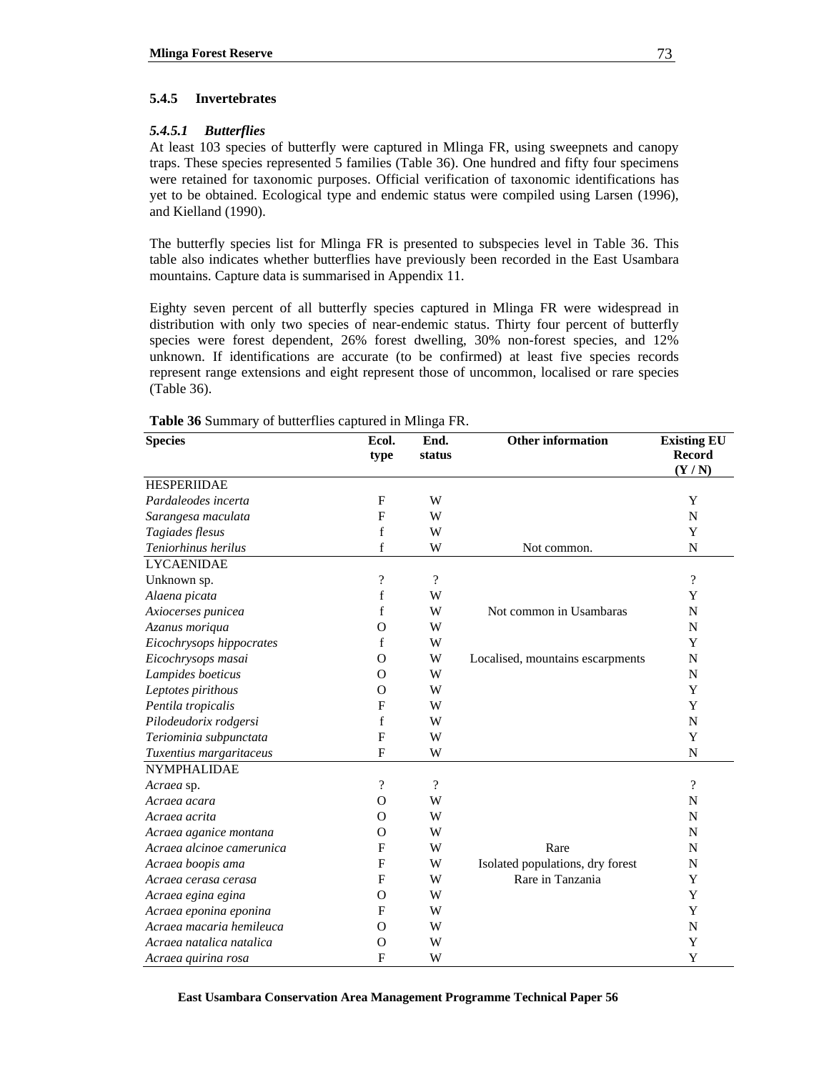### 5.4.5 Invertebrates

#### *5.4.5.1 Butterflies*

At least 103 species of butterfly were captured in Mlinga FR, using sweepnets and canopy traps. These species represented 5 families (Table 36). One hundred and fifty four specimens were retained for taxonomic purposes. Official verification of taxonomic identifications has yet to be obtained. Ecological type and endemic status were compiled using Larsen (1996), and Kielland (1990).

The butterfly species list for Mlinga FR is presented to subspecies level in Table 36. This table also indicates whether butterflies have previously been recorded in the East Usambara mountains. Capture data is summarised in Appendix 11.

Eighty seven percent of all butterfly species captured in Mlinga FR were widespread in distribution with only two species of near-endemic status. Thirty four percent of butterfly species were forest dependent, 26% forest dwelling, 30% non-forest species, and 12% unknown. If identifications are accurate (to be confirmed) at least five species records represent range extensions and eight represent those of uncommon, localised or rare species (Table 36).

**Table 36** Summary of butterflies captured in Mlinga FR.

| Species | Ecol. type | End. status | Other information | Existing EU Record (Y / N) |
|---|---|---|---|---|
| HESPERIIDAE | | | | |
| *Pardaleodes incerta* | F | W | | Y |
| *Sarangesa maculata* | F | W | | N |
| *Tagiades flesus* | f | W | | Y |
| *Teniorhinus herilus* | f | W | Not common. | N |
| LYCAENIDAE | | | | |
| Unknown sp. | ? | ? | | ? |
| *Alaena picata* | f | W | | Y |
| *Axiocerses punicea* | f | W | Not common in Usambaras | N |
| *Azanus moriqua* | O | W | | N |
| *Eicochrysops hippocrates* | f | W | | Y |
| *Eicochrysops masai* | O | W | Localised, mountains escarpments | N |
| *Lampides boeticus* | O | W | | N |
| *Leptotes pirithous* | O | W | | Y |
| *Pentila tropicalis* | F | W | | Y |
| *Pilodeudorix rodgersi* | f | W | | N |
| *Teriominia subpunctata* | F | W | | Y |
| *Tuxentius margaritaceus* | F | W | | N |
| NYMPHALIDAE | | | | |
| *Acraea* sp. | ? | ? | | ? |
| *Acraea acara* | O | W | | N |
| *Acraea acrita* | O | W | | N |
| *Acraea aganice montana* | O | W | | N |
| *Acraea alcinoe camerunica* | F | W | Rare | N |
| *Acraea boopis ama* | F | W | Isolated populations, dry forest | N |
| *Acraea cerasa cerasa* | F | W | Rare in Tanzania | Y |
| *Acraea egina egina* | O | W | | Y |
| *Acraea eponina eponina* | F | W | | Y |
| *Acraea macaria hemileuca* | O | W | | N |
| *Acraea natalica natalica* | O | W | | Y |
| *Acraea quirina rosa* | F | W | | Y |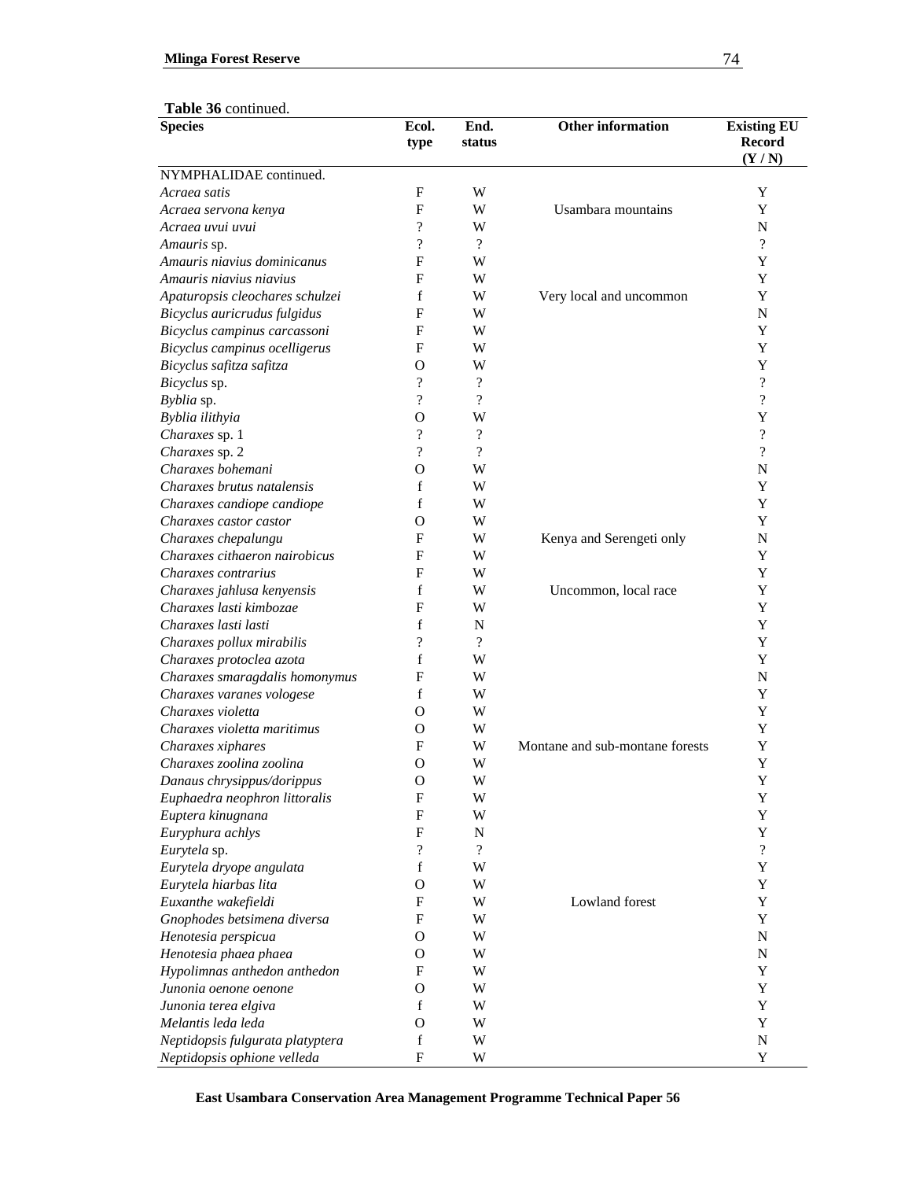**Table 36** continued.

| Species | Ecol. type | End. status | Other information | Existing EU Record (Y / N) |
|---|---|---|---|---|
| NYMPHALIDAE continued. | | | | |
| *Acraea satis* | F | W | | Y |
| *Acraea servona kenya* | F | W | Usambara mountains | Y |
| *Acraea uvui uvui* | ? | W | | N |
| *Amauris* sp. | ? | ? | | ? |
| *Amauris niavius dominicanus* | F | W | | Y |
| *Amauris niavius niavius* | F | W | | Y |
| *Apaturopsis cleochares schulzei* | f | W | Very local and uncommon | Y |
| *Bicyclus auricrudus fulgidus* | F | W | | N |
| *Bicyclus campinus carcassoni* | F | W | | Y |
| *Bicyclus campinus ocelligerus* | F | W | | Y |
| *Bicyclus safitza safitza* | O | W | | Y |
| *Bicyclus* sp. | ? | ? | | ? |
| *Byblia* sp. | ? | ? | | ? |
| *Byblia ilithyia* | O | W | | Y |
| *Charaxes* sp. 1 | ? | ? | | ? |
| *Charaxes* sp. 2 | ? | ? | | ? |
| *Charaxes bohemani* | O | W | | N |
| *Charaxes brutus natalensis* | f | W | | Y |
| *Charaxes candiope candiope* | f | W | | Y |
| *Charaxes castor castor* | O | W | | Y |
| *Charaxes chepalungu* | F | W | Kenya and Serengeti only | N |
| *Charaxes cithaeron nairobicus* | F | W | | Y |
| *Charaxes contrarius* | F | W | | Y |
| *Charaxes jahlusa kenyensis* | f | W | Uncommon, local race | Y |
| *Charaxes lasti kimbozae* | F | W | | Y |
| *Charaxes lasti lasti* | f | N | | Y |
| *Charaxes pollux mirabilis* | ? | ? | | Y |
| *Charaxes protoclea azota* | f | W | | Y |
| *Charaxes smaragdalis homonymus* | F | W | | N |
| *Charaxes varanes vologese* | f | W | | Y |
| *Charaxes violetta* | O | W | | Y |
| *Charaxes violetta maritimus* | O | W | | Y |
| *Charaxes xiphares* | F | W | Montane and sub-montane forests | Y |
| *Charaxes zoolina zoolina* | O | W | | Y |
| *Danaus chrysippus/dorippus* | O | W | | Y |
| *Euphaedra neophron littoralis* | F | W | | Y |
| *Euptera kinugnana* | F | W | | Y |
| *Euryphura achlys* | F | N | | Y |
| *Eurytela* sp. | ? | ? | | ? |
| *Eurytela dryope angulata* | f | W | | Y |
| *Eurytela hiarbas lita* | O | W | | Y |
| *Euxanthe wakefieldi* | F | W | Lowland forest | Y |
| *Gnophodes betsimena diversa* | F | W | | Y |
| *Henotesia perspicua* | O | W | | N |
| *Henotesia phaea phaea* | O | W | | N |
| *Hypolimnas anthedon anthedon* | F | W | | Y |
| *Junonia oenone oenone* | O | W | | Y |
| *Junonia terea elgiva* | f | W | | Y |
| *Melantis leda leda* | O | W | | Y |
| *Neptidopsis fulgurata platyptera* | f | W | | N |
| *Neptidopsis ophione velleda* | F | W | | Y |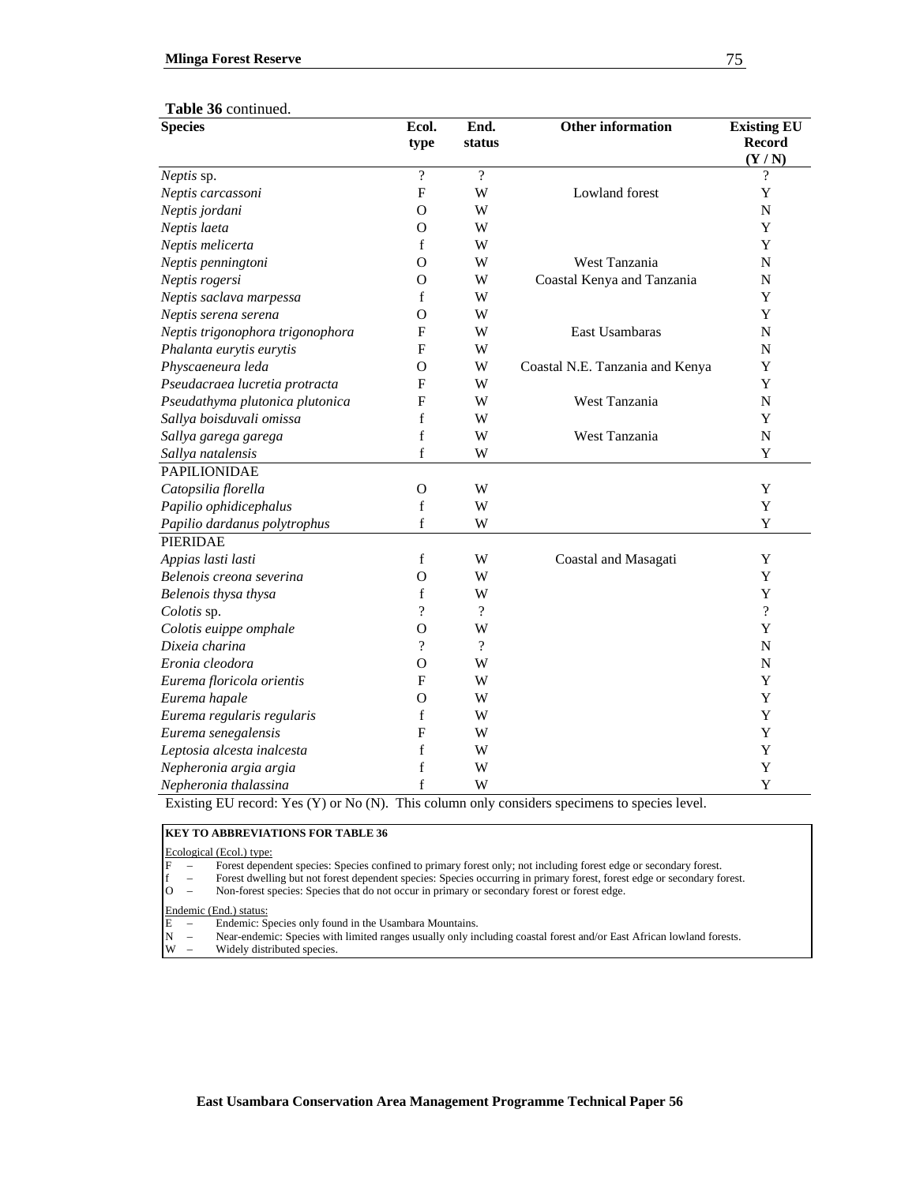**Table 36** continued.

| Species | Ecol. type | End. status | Other information | Existing EU Record (Y / N) |
|---|---|---|---|---|
| *Neptis* sp. | ? | ? | | ? |
| *Neptis carcassoni* | F | W | Lowland forest | Y |
| *Neptis jordani* | O | W | | N |
| *Neptis laeta* | O | W | | Y |
| *Neptis melicerta* | f | W | | Y |
| *Neptis penningtoni* | O | W | West Tanzania | N |
| *Neptis rogersi* | O | W | Coastal Kenya and Tanzania | N |
| *Neptis saclava marpessa* | f | W | | Y |
| *Neptis serena serena* | O | W | | Y |
| *Neptis trigonophora trigonophora* | F | W | East Usambaras | N |
| *Phalanta eurytis eurytis* | F | W | | N |
| *Physcaeneura leda* | O | W | Coastal N.E. Tanzania and Kenya | Y |
| *Pseudacraea lucretia protracta* | F | W | | Y |
| *Pseudathyma plutonica plutonica* | F | W | West Tanzania | N |
| *Sallya boisduvali omissa* | f | W | | Y |
| *Sallya garega garega* | f | W | West Tanzania | N |
| *Sallya natalensis* | f | W | | Y |
| PAPILIONIDAE | | | | |
| *Catopsilia florella* | O | W | | Y |
| *Papilio ophidicephalus* | f | W | | Y |
| *Papilio dardanus polytrophus* | f | W | | Y |
| PIERIDAE | | | | |
| *Appias lasti lasti* | f | W | Coastal and Masagati | Y |
| *Belenois creona severina* | O | W | | Y |
| *Belenois thysa thysa* | f | W | | Y |
| *Colotis* sp. | ? | ? | | ? |
| *Colotis euippe omphale* | O | W | | Y |
| *Dixeia charina* | ? | ? | | N |
| *Eronia cleodora* | O | W | | N |
| *Eurema floricola orientis* | F | W | | Y |
| *Eurema hapale* | O | W | | Y |
| *Eurema regularis regularis* | f | W | | Y |
| *Eurema senegalensis* | F | W | | Y |
| *Leptosia alcesta inalcesta* | f | W | | Y |
| *Nepheronia argia argia* | f | W | | Y |
| *Nepheronia thalassina* | f | W | | Y |

Existing EU record: Yes (Y) or No (N). This column only considers specimens to species level.

**KEY TO ABBREVIATIONS FOR TABLE 36**

Ecological (Ecol.) type:
- F – Forest dependent species: Species confined to primary forest only; not including forest edge or secondary forest.
- f – Forest dwelling but not forest dependent species: Species occurring in primary forest, forest edge or secondary forest.
- O – Non-forest species: Species that do not occur in primary or secondary forest or forest edge.

Endemic (End.) status:
- E – Endemic: Species only found in the Usambara Mountains.
- N – Near-endemic: Species with limited ranges usually only including coastal forest and/or East African lowland forests.
- W – Widely distributed species.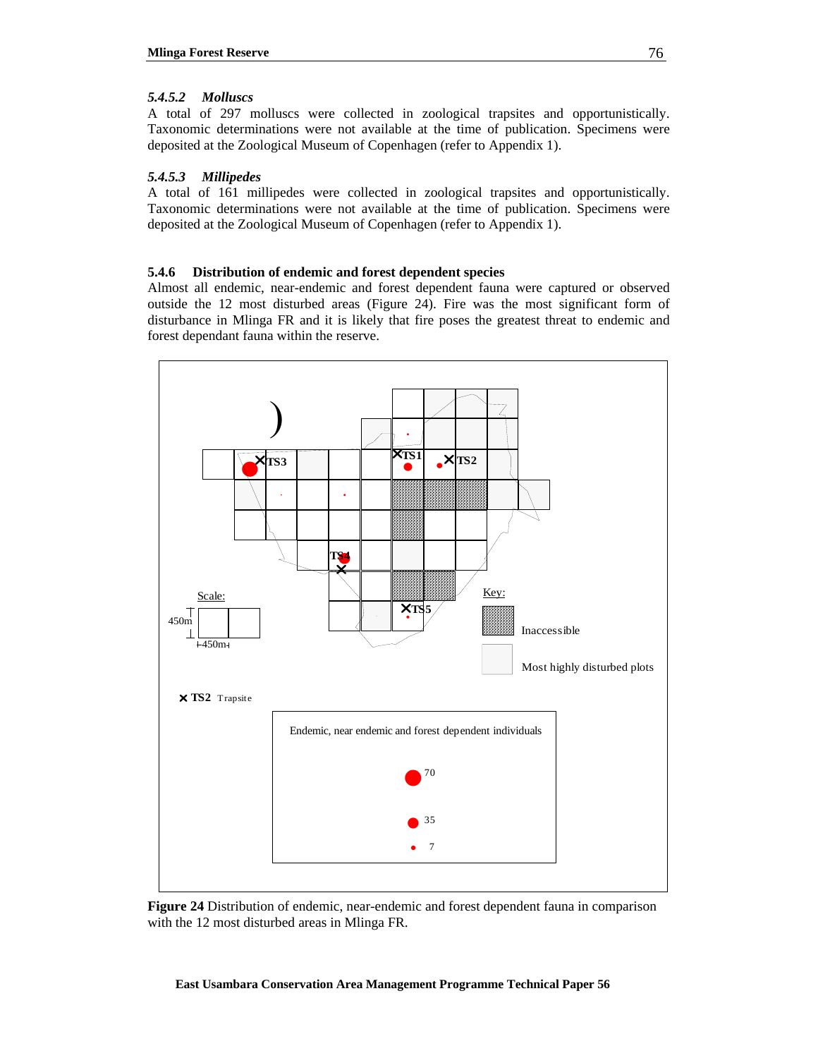#### *5.4.5.2 Molluscs*

A total of 297 molluscs were collected in zoological trapsites and opportunistically. Taxonomic determinations were not available at the time of publication. Specimens were deposited at the Zoological Museum of Copenhagen (refer to Appendix 1).

#### *5.4.5.3 Millipedes*

A total of 161 millipedes were collected in zoological trapsites and opportunistically. Taxonomic determinations were not available at the time of publication. Specimens were deposited at the Zoological Museum of Copenhagen (refer to Appendix 1).

### 5.4.6 Distribution of endemic and forest dependent species

Almost all endemic, near-endemic and forest dependent fauna were captured or observed outside the 12 most disturbed areas (Figure 24). Fire was the most significant form of disturbance in Mlinga FR and it is likely that fire poses the greatest threat to endemic and forest dependant fauna within the reserve.

**Figure 24** Distribution of endemic, near-endemic and forest dependent fauna in comparison with the 12 most disturbed areas in Mlinga FR.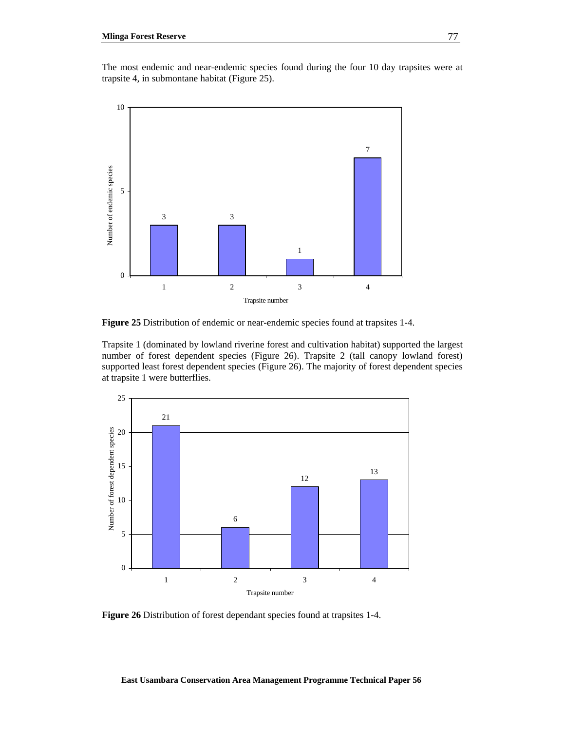The most endemic and near-endemic species found during the four 10 day trapsites were at trapsite 4, in submontane habitat (Figure 25).

**Figure 25** Distribution of endemic or near-endemic species found at trapsites 1-4.

Trapsite 1 (dominated by lowland riverine forest and cultivation habitat) supported the largest number of forest dependent species (Figure 26). Trapsite 2 (tall canopy lowland forest) supported least forest dependent species (Figure 26). The majority of forest dependent species at trapsite 1 were butterflies.

**Figure 26** Distribution of forest dependant species found at trapsites 1-4.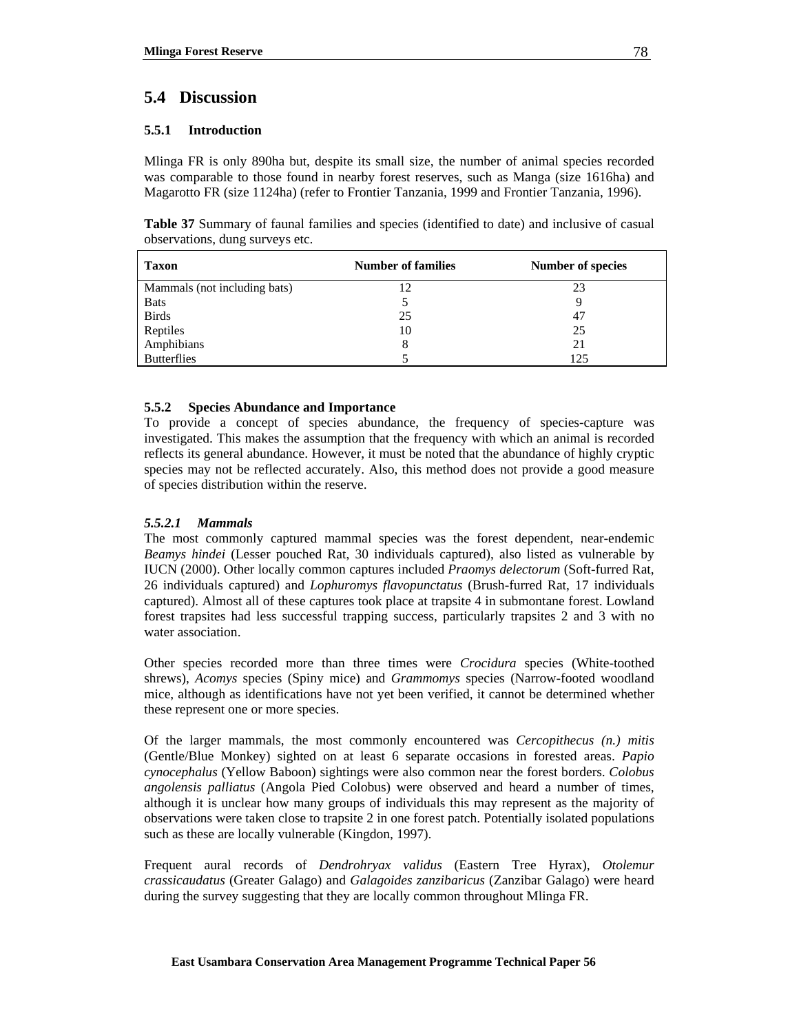## 5.4 Discussion

### 5.5.1 Introduction

Mlinga FR is only 890ha but, despite its small size, the number of animal species recorded was comparable to those found in nearby forest reserves, such as Manga (size 1616ha) and Magarotto FR (size 1124ha) (refer to Frontier Tanzania, 1999 and Frontier Tanzania, 1996).

**Table 37** Summary of faunal families and species (identified to date) and inclusive of casual observations, dung surveys etc.

| Taxon | Number of families | Number of species |
|---|---|---|
| Mammals (not including bats) | 12 | 23 |
| Bats | 5 | 9 |
| Birds | 25 | 47 |
| Reptiles | 10 | 25 |
| Amphibians | 8 | 21 |
| Butterflies | 5 | 125 |

### 5.5.2 Species Abundance and Importance

To provide a concept of species abundance, the frequency of species-capture was investigated. This makes the assumption that the frequency with which an animal is recorded reflects its general abundance. However, it must be noted that the abundance of highly cryptic species may not be reflected accurately. Also, this method does not provide a good measure of species distribution within the reserve.

#### *5.5.2.1 Mammals*

The most commonly captured mammal species was the forest dependent, near-endemic *Beamys hindei* (Lesser pouched Rat, 30 individuals captured), also listed as vulnerable by IUCN (2000). Other locally common captures included *Praomys delectorum* (Soft-furred Rat, 26 individuals captured) and *Lophuromys flavopunctatus* (Brush-furred Rat, 17 individuals captured). Almost all of these captures took place at trapsite 4 in submontane forest. Lowland forest trapsites had less successful trapping success, particularly trapsites 2 and 3 with no water association.

Other species recorded more than three times were *Crocidura* species (White-toothed shrews), *Acomys* species (Spiny mice) and *Grammomys* species (Narrow-footed woodland mice, although as identifications have not yet been verified, it cannot be determined whether these represent one or more species.

Of the larger mammals, the most commonly encountered was *Cercopithecus (n.) mitis* (Gentle/Blue Monkey) sighted on at least 6 separate occasions in forested areas. *Papio cynocephalus* (Yellow Baboon) sightings were also common near the forest borders. *Colobus angolensis palliatus* (Angola Pied Colobus) were observed and heard a number of times, although it is unclear how many groups of individuals this may represent as the majority of observations were taken close to trapsite 2 in one forest patch. Potentially isolated populations such as these are locally vulnerable (Kingdon, 1997).

Frequent aural records of *Dendrohryax validus* (Eastern Tree Hyrax), *Otolemur crassicaudatus* (Greater Galago) and *Galagoides zanzibaricus* (Zanzibar Galago) were heard during the survey suggesting that they are locally common throughout Mlinga FR.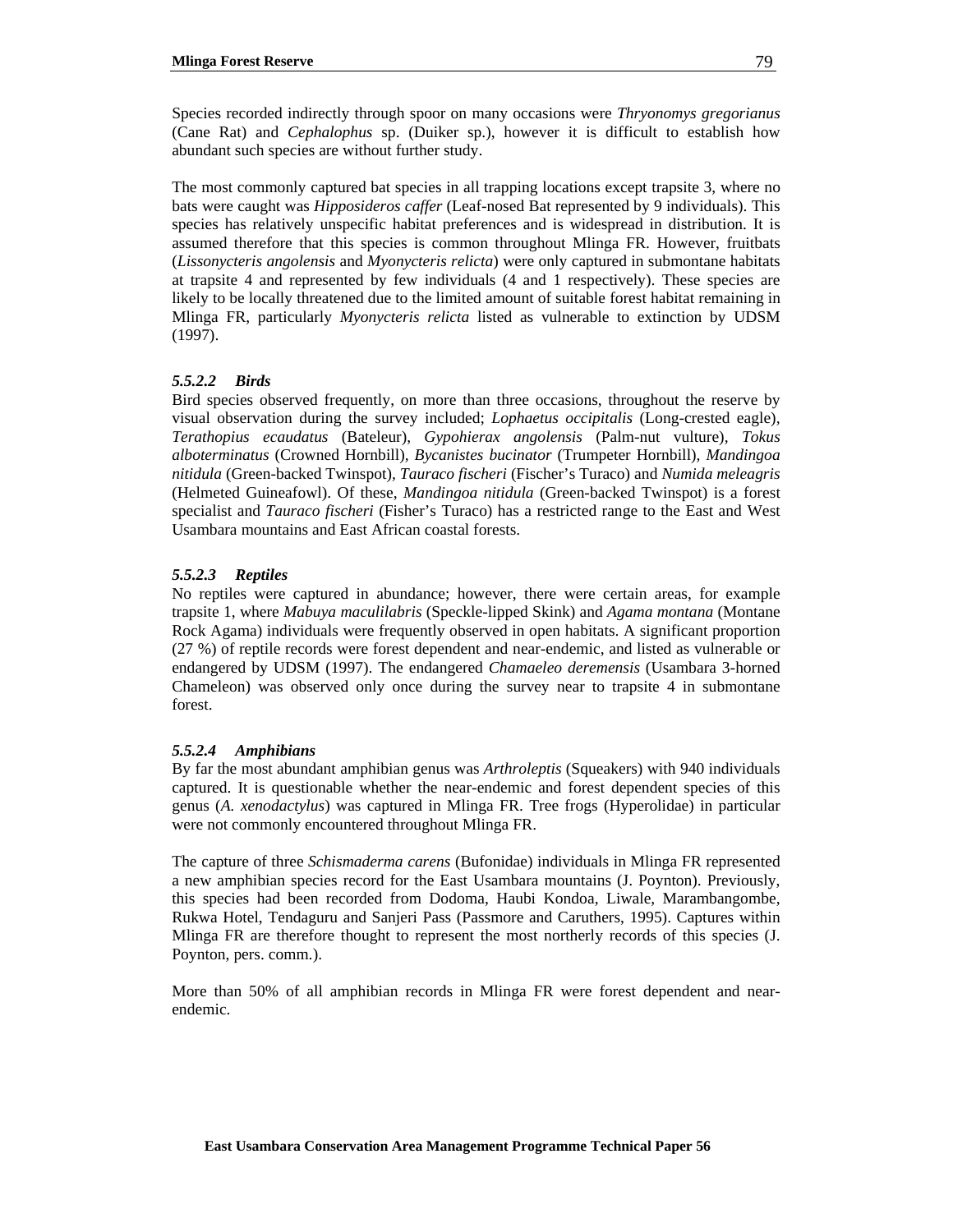Species recorded indirectly through spoor on many occasions were *Thryonomys gregorianus* (Cane Rat) and *Cephalophus* sp. (Duiker sp.), however it is difficult to establish how abundant such species are without further study.

The most commonly captured bat species in all trapping locations except trapsite 3, where no bats were caught was *Hipposideros caffer* (Leaf-nosed Bat represented by 9 individuals). This species has relatively unspecific habitat preferences and is widespread in distribution. It is assumed therefore that this species is common throughout Mlinga FR. However, fruitbats (*Lissonycteris angolensis* and *Myonycteris relicta*) were only captured in submontane habitats at trapsite 4 and represented by few individuals (4 and 1 respectively). These species are likely to be locally threatened due to the limited amount of suitable forest habitat remaining in Mlinga FR, particularly *Myonycteris relicta* listed as vulnerable to extinction by UDSM (1997).

#### *5.5.2.2 Birds*

Bird species observed frequently, on more than three occasions, throughout the reserve by visual observation during the survey included; *Lophaetus occipitalis* (Long-crested eagle), *Terathopius ecaudatus* (Bateleur), *Gypohierax angolensis* (Palm-nut vulture), *Tokus alboterminatus* (Crowned Hornbill), *Bycanistes bucinator* (Trumpeter Hornbill), *Mandingoa nitidula* (Green-backed Twinspot), *Tauraco fischeri* (Fischer's Turaco) and *Numida meleagris* (Helmeted Guineafowl). Of these, *Mandingoa nitidula* (Green-backed Twinspot) is a forest specialist and *Tauraco fischeri* (Fisher's Turaco) has a restricted range to the East and West Usambara mountains and East African coastal forests.

#### *5.5.2.3 Reptiles*

No reptiles were captured in abundance; however, there were certain areas, for example trapsite 1, where *Mabuya maculilabris* (Speckle-lipped Skink) and *Agama montana* (Montane Rock Agama) individuals were frequently observed in open habitats. A significant proportion (27 %) of reptile records were forest dependent and near-endemic, and listed as vulnerable or endangered by UDSM (1997). The endangered *Chamaeleo deremensis* (Usambara 3-horned Chameleon) was observed only once during the survey near to trapsite 4 in submontane forest.

#### *5.5.2.4 Amphibians*

By far the most abundant amphibian genus was *Arthroleptis* (Squeakers) with 940 individuals captured. It is questionable whether the near-endemic and forest dependent species of this genus (*A. xenodactylus*) was captured in Mlinga FR. Tree frogs (Hyperolidae) in particular were not commonly encountered throughout Mlinga FR.

The capture of three *Schismaderma carens* (Bufonidae) individuals in Mlinga FR represented a new amphibian species record for the East Usambara mountains (J. Poynton). Previously, this species had been recorded from Dodoma, Haubi Kondoa, Liwale, Marambangombe, Rukwa Hotel, Tendaguru and Sanjeri Pass (Passmore and Caruthers, 1995). Captures within Mlinga FR are therefore thought to represent the most northerly records of this species (J. Poynton, pers. comm.).

More than 50% of all amphibian records in Mlinga FR were forest dependent and near-endemic.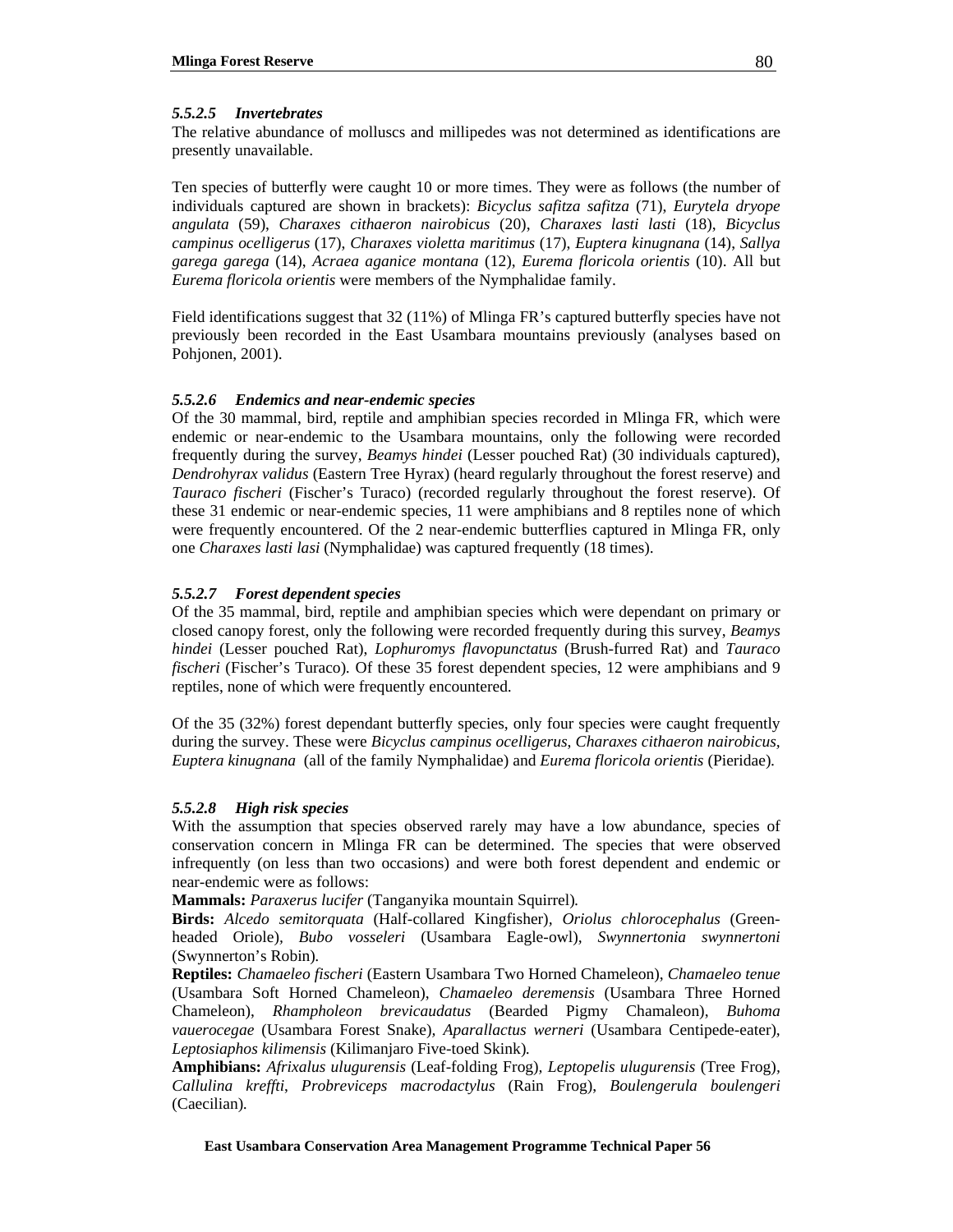#### *5.5.2.5 Invertebrates*

The relative abundance of molluscs and millipedes was not determined as identifications are presently unavailable.

Ten species of butterfly were caught 10 or more times. They were as follows (the number of individuals captured are shown in brackets): *Bicyclus safitza safitza* (71), *Eurytela dryope angulata* (59), *Charaxes cithaeron nairobicus* (20), *Charaxes lasti lasti* (18), *Bicyclus campinus ocelligerus* (17), *Charaxes violetta maritimus* (17), *Euptera kinugnana* (14), *Sallya garega garega* (14), *Acraea aganice montana* (12), *Eurema floricola orientis* (10). All but *Eurema floricola orientis* were members of the Nymphalidae family.

Field identifications suggest that 32 (11%) of Mlinga FR's captured butterfly species have not previously been recorded in the East Usambara mountains previously (analyses based on Pohjonen, 2001).

#### *5.5.2.6 Endemics and near-endemic species*

Of the 30 mammal, bird, reptile and amphibian species recorded in Mlinga FR, which were endemic or near-endemic to the Usambara mountains, only the following were recorded frequently during the survey, *Beamys hindei* (Lesser pouched Rat) (30 individuals captured), *Dendrohyrax validus* (Eastern Tree Hyrax) (heard regularly throughout the forest reserve) and *Tauraco fischeri* (Fischer's Turaco) (recorded regularly throughout the forest reserve). Of these 31 endemic or near-endemic species, 11 were amphibians and 8 reptiles none of which were frequently encountered. Of the 2 near-endemic butterflies captured in Mlinga FR, only one *Charaxes lasti lasi* (Nymphalidae) was captured frequently (18 times).

#### *5.5.2.7 Forest dependent species*

Of the 35 mammal, bird, reptile and amphibian species which were dependant on primary or closed canopy forest, only the following were recorded frequently during this survey, *Beamys hindei* (Lesser pouched Rat), *Lophuromys flavopunctatus* (Brush-furred Rat) and *Tauraco fischeri* (Fischer's Turaco). Of these 35 forest dependent species, 12 were amphibians and 9 reptiles, none of which were frequently encountered.

Of the 35 (32%) forest dependant butterfly species, only four species were caught frequently during the survey. These were *Bicyclus campinus ocelligerus*, *Charaxes cithaeron nairobicus*, *Euptera kinugnana* (all of the family Nymphalidae) and *Eurema floricola orientis* (Pieridae).

#### *5.5.2.8 High risk species*

With the assumption that species observed rarely may have a low abundance, species of conservation concern in Mlinga FR can be determined. The species that were observed infrequently (on less than two occasions) and were both forest dependent and endemic or near-endemic were as follows:

**Mammals:** *Paraxerus lucifer* (Tanganyika mountain Squirrel).

**Birds:** *Alcedo semitorquata* (Half-collared Kingfisher), *Oriolus chlorocephalus* (Green-headed Oriole), *Bubo vosseleri* (Usambara Eagle-owl), *Swynnertonia swynnertoni* (Swynnerton's Robin).

**Reptiles:** *Chamaeleo fischeri* (Eastern Usambara Two Horned Chameleon), *Chamaeleo tenue* (Usambara Soft Horned Chameleon), *Chamaeleo deremensis* (Usambara Three Horned Chameleon), *Rhampholeon brevicaudatus* (Bearded Pigmy Chamaleon), *Buhoma vauerocegae* (Usambara Forest Snake), *Aparallactus werneri* (Usambara Centipede-eater), *Leptosiaphos kilimensis* (Kilimanjaro Five-toed Skink).

**Amphibians:** *Afrixalus ulugurensis* (Leaf-folding Frog), *Leptopelis ulugurensis* (Tree Frog), *Callulina kreffti*, *Probreviceps macrodactylus* (Rain Frog), *Boulengerula boulengeri* (Caecilian).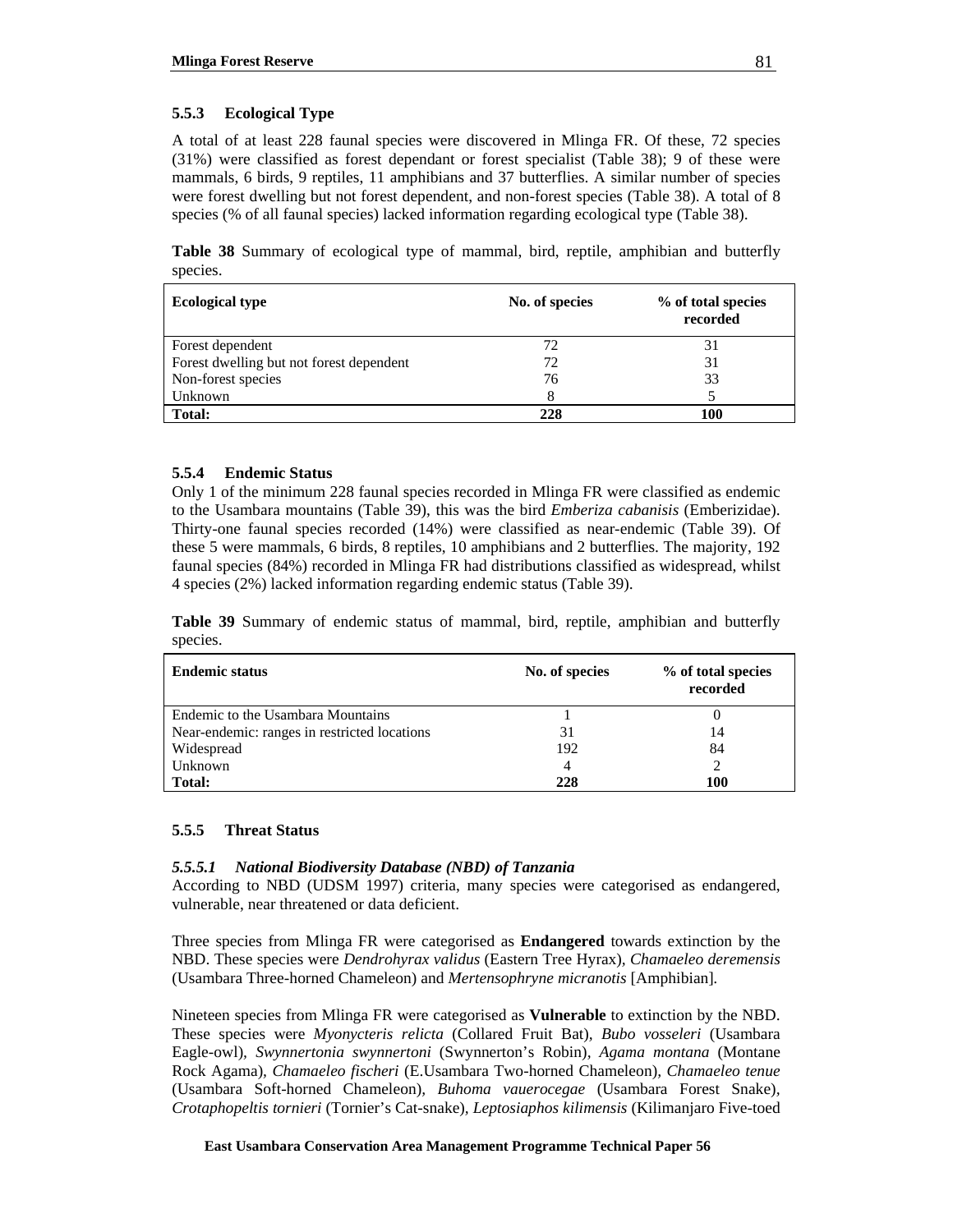### 5.5.3 Ecological Type

A total of at least 228 faunal species were discovered in Mlinga FR. Of these, 72 species (31%) were classified as forest dependant or forest specialist (Table 38); 9 of these were mammals, 6 birds, 9 reptiles, 11 amphibians and 37 butterflies. A similar number of species were forest dwelling but not forest dependent, and non-forest species (Table 38). A total of 8 species (% of all faunal species) lacked information regarding ecological type (Table 38).

**Table 38** Summary of ecological type of mammal, bird, reptile, amphibian and butterfly species.

| Ecological type | No. of species | % of total species recorded |
|---|---|---|
| Forest dependent | 72 | 31 |
| Forest dwelling but not forest dependent | 72 | 31 |
| Non-forest species | 76 | 33 |
| Unknown | 8 | 5 |
| **Total:** | **228** | **100** |

### 5.5.4 Endemic Status

Only 1 of the minimum 228 faunal species recorded in Mlinga FR were classified as endemic to the Usambara mountains (Table 39), this was the bird *Emberiza cabanisis* (Emberizidae). Thirty-one faunal species recorded (14%) were classified as near-endemic (Table 39). Of these 5 were mammals, 6 birds, 8 reptiles, 10 amphibians and 2 butterflies. The majority, 192 faunal species (84%) recorded in Mlinga FR had distributions classified as widespread, whilst 4 species (2%) lacked information regarding endemic status (Table 39).

**Table 39** Summary of endemic status of mammal, bird, reptile, amphibian and butterfly species.

| Endemic status | No. of species | % of total species recorded |
|---|---|---|
| Endemic to the Usambara Mountains | 1 | 0 |
| Near-endemic: ranges in restricted locations | 31 | 14 |
| Widespread | 192 | 84 |
| Unknown | 4 | 2 |
| **Total:** | **228** | **100** |

### 5.5.5 Threat Status

#### *5.5.5.1 National Biodiversity Database (NBD) of Tanzania*

According to NBD (UDSM 1997) criteria, many species were categorised as endangered, vulnerable, near threatened or data deficient.

Three species from Mlinga FR were categorised as **Endangered** towards extinction by the NBD. These species were *Dendrohyrax validus* (Eastern Tree Hyrax), *Chamaeleo deremensis* (Usambara Three-horned Chameleon) and *Mertensophryne micranotis* [Amphibian].

Nineteen species from Mlinga FR were categorised as **Vulnerable** to extinction by the NBD. These species were *Myonycteris relicta* (Collared Fruit Bat), *Bubo vosseleri* (Usambara Eagle-owl), *Swynnertonia swynnertoni* (Swynnerton's Robin), *Agama montana* (Montane Rock Agama), *Chamaeleo fischeri* (E.Usambara Two-horned Chameleon), *Chamaeleo tenue* (Usambara Soft-horned Chameleon), *Buhoma vauerocegae* (Usambara Forest Snake), *Crotaphopeltis tornieri* (Tornier's Cat-snake), *Leptosiaphos kilimensis* (Kilimanjaro Five-toed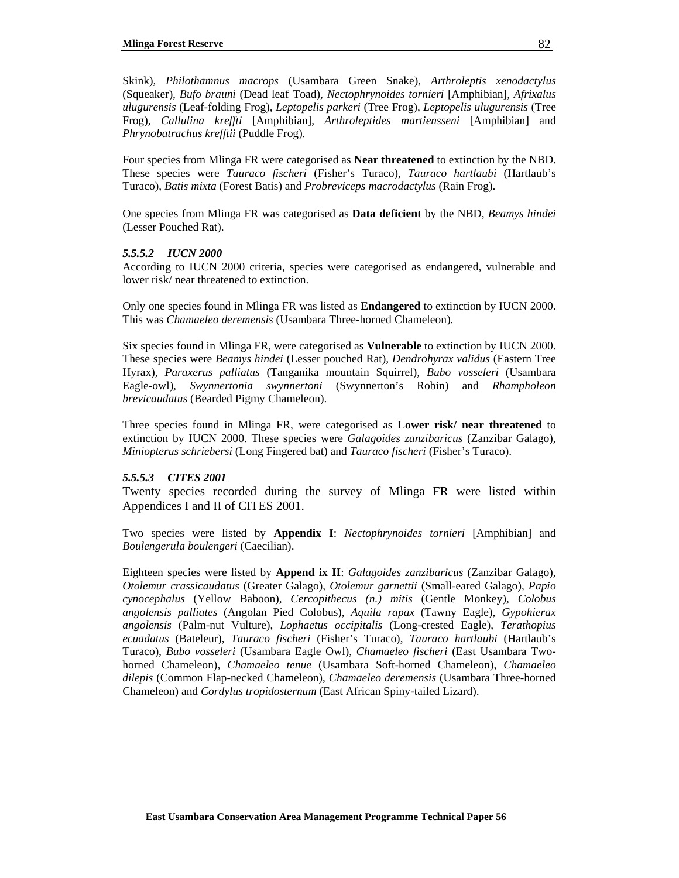Skink), *Philothamnus macrops* (Usambara Green Snake), *Arthroleptis xenodactylus* (Squeaker), *Bufo brauni* (Dead leaf Toad), *Nectophrynoides tornieri* [Amphibian], *Afrixalus ulugurensis* (Leaf-folding Frog), *Leptopelis parkeri* (Tree Frog), *Leptopelis ulugurensis* (Tree Frog), *Callulina kreffti* [Amphibian], *Arthroleptides martiensseni* [Amphibian] and *Phrynobatrachus krefftii* (Puddle Frog).

Four species from Mlinga FR were categorised as **Near threatened** to extinction by the NBD. These species were *Tauraco fischeri* (Fisher's Turaco), *Tauraco hartlaubi* (Hartlaub's Turaco), *Batis mixta* (Forest Batis) and *Probreviceps macrodactylus* (Rain Frog).

One species from Mlinga FR was categorised as **Data deficient** by the NBD, *Beamys hindei* (Lesser Pouched Rat).

#### *5.5.5.2 IUCN 2000*

According to IUCN 2000 criteria, species were categorised as endangered, vulnerable and lower risk/ near threatened to extinction.

Only one species found in Mlinga FR was listed as **Endangered** to extinction by IUCN 2000. This was *Chamaeleo deremensis* (Usambara Three-horned Chameleon).

Six species found in Mlinga FR, were categorised as **Vulnerable** to extinction by IUCN 2000. These species were *Beamys hindei* (Lesser pouched Rat), *Dendrohyrax validus* (Eastern Tree Hyrax), *Paraxerus palliatus* (Tanganika mountain Squirrel), *Bubo vosseleri* (Usambara Eagle-owl), *Swynnertonia swynnertoni* (Swynnerton's Robin) and *Rhampholeon brevicaudatus* (Bearded Pigmy Chameleon).

Three species found in Mlinga FR, were categorised as **Lower risk/ near threatened** to extinction by IUCN 2000. These species were *Galagoides zanzibaricus* (Zanzibar Galago), *Miniopterus schriebersi* (Long Fingered bat) and *Tauraco fischeri* (Fisher's Turaco).

#### *5.5.5.3 CITES 2001*

Twenty species recorded during the survey of Mlinga FR were listed within Appendices I and II of CITES 2001.

Two species were listed by **Appendix I**: *Nectophrynoides tornieri* [Amphibian] and *Boulengerula boulengeri* (Caecilian).

Eighteen species were listed by **Append ix II**: *Galagoides zanzibaricus* (Zanzibar Galago), *Otolemur crassicaudatus* (Greater Galago), *Otolemur garnettii* (Small-eared Galago), *Papio cynocephalus* (Yellow Baboon), *Cercopithecus (n.) mitis* (Gentle Monkey), *Colobus angolensis palliates* (Angolan Pied Colobus), *Aquila rapax* (Tawny Eagle), *Gypohierax angolensis* (Palm-nut Vulture), *Lophaetus occipitalis* (Long-crested Eagle), *Terathopius ecuadatus* (Bateleur), *Tauraco fischeri* (Fisher's Turaco), *Tauraco hartlaubi* (Hartlaub's Turaco), *Bubo vosseleri* (Usambara Eagle Owl), *Chamaeleo fischeri* (East Usambara Two-horned Chameleon), *Chamaeleo tenue* (Usambara Soft-horned Chameleon), *Chamaeleo dilepis* (Common Flap-necked Chameleon), *Chamaeleo deremensis* (Usambara Three-horned Chameleon) and *Cordylus tropidosternum* (East African Spiny-tailed Lizard).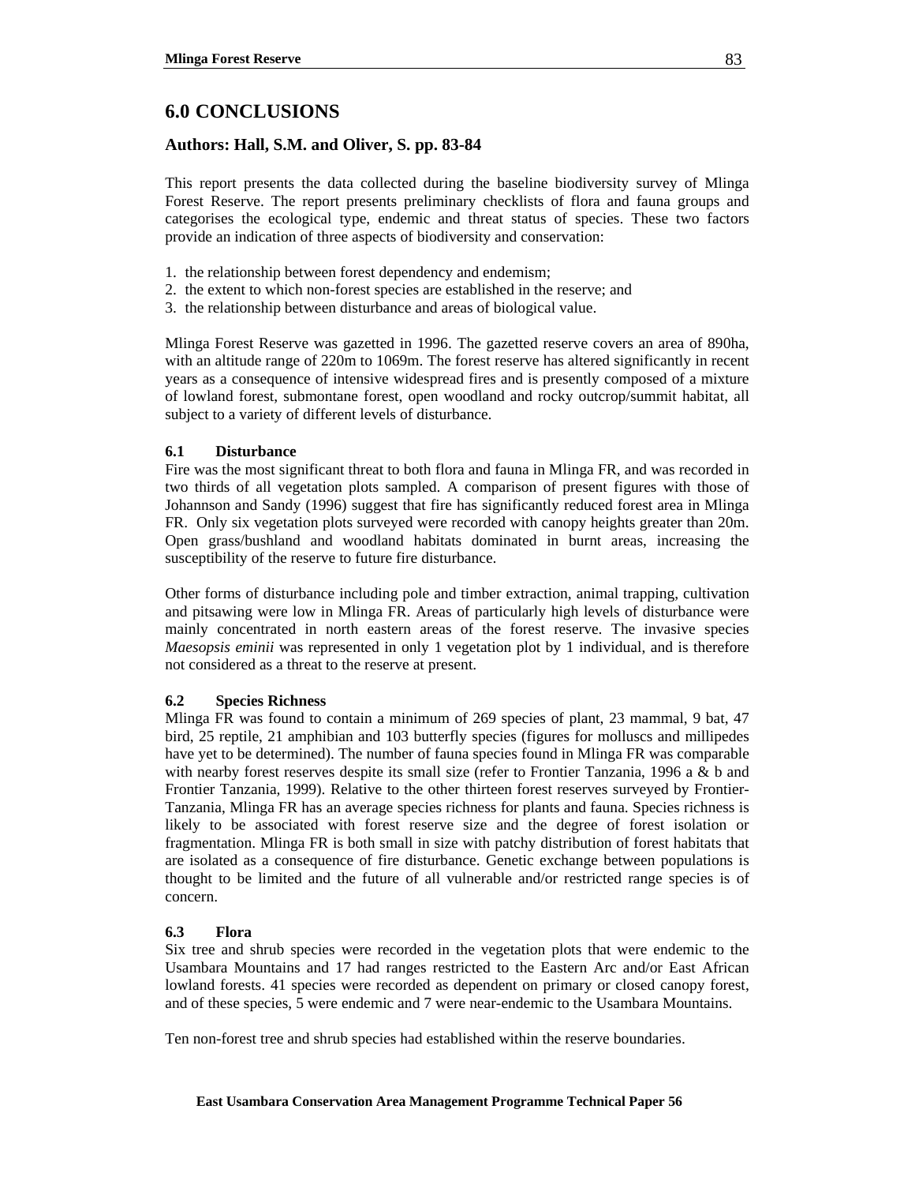# 6.0 CONCLUSIONS

## Authors: Hall, S.M. and Oliver, S. pp. 83-84

This report presents the data collected during the baseline biodiversity survey of Mlinga Forest Reserve. The report presents preliminary checklists of flora and fauna groups and categorises the ecological type, endemic and threat status of species. These two factors provide an indication of three aspects of biodiversity and conservation:

1. the relationship between forest dependency and endemism;
2. the extent to which non-forest species are established in the reserve; and
3. the relationship between disturbance and areas of biological value.

Mlinga Forest Reserve was gazetted in 1996. The gazetted reserve covers an area of 890ha, with an altitude range of 220m to 1069m. The forest reserve has altered significantly in recent years as a consequence of intensive widespread fires and is presently composed of a mixture of lowland forest, submontane forest, open woodland and rocky outcrop/summit habitat, all subject to a variety of different levels of disturbance.

### 6.1 Disturbance

Fire was the most significant threat to both flora and fauna in Mlinga FR, and was recorded in two thirds of all vegetation plots sampled. A comparison of present figures with those of Johannson and Sandy (1996) suggest that fire has significantly reduced forest area in Mlinga FR. Only six vegetation plots surveyed were recorded with canopy heights greater than 20m. Open grass/bushland and woodland habitats dominated in burnt areas, increasing the susceptibility of the reserve to future fire disturbance.

Other forms of disturbance including pole and timber extraction, animal trapping, cultivation and pitsawing were low in Mlinga FR. Areas of particularly high levels of disturbance were mainly concentrated in north eastern areas of the forest reserve. The invasive species *Maesopsis eminii* was represented in only 1 vegetation plot by 1 individual, and is therefore not considered as a threat to the reserve at present.

### 6.2 Species Richness

Mlinga FR was found to contain a minimum of 269 species of plant, 23 mammal, 9 bat, 47 bird, 25 reptile, 21 amphibian and 103 butterfly species (figures for molluscs and millipedes have yet to be determined). The number of fauna species found in Mlinga FR was comparable with nearby forest reserves despite its small size (refer to Frontier Tanzania, 1996 a & b and Frontier Tanzania, 1999). Relative to the other thirteen forest reserves surveyed by Frontier-Tanzania, Mlinga FR has an average species richness for plants and fauna. Species richness is likely to be associated with forest reserve size and the degree of forest isolation or fragmentation. Mlinga FR is both small in size with patchy distribution of forest habitats that are isolated as a consequence of fire disturbance. Genetic exchange between populations is thought to be limited and the future of all vulnerable and/or restricted range species is of concern.

### 6.3 Flora

Six tree and shrub species were recorded in the vegetation plots that were endemic to the Usambara Mountains and 17 had ranges restricted to the Eastern Arc and/or East African lowland forests. 41 species were recorded as dependent on primary or closed canopy forest, and of these species, 5 were endemic and 7 were near-endemic to the Usambara Mountains.

Ten non-forest tree and shrub species had established within the reserve boundaries.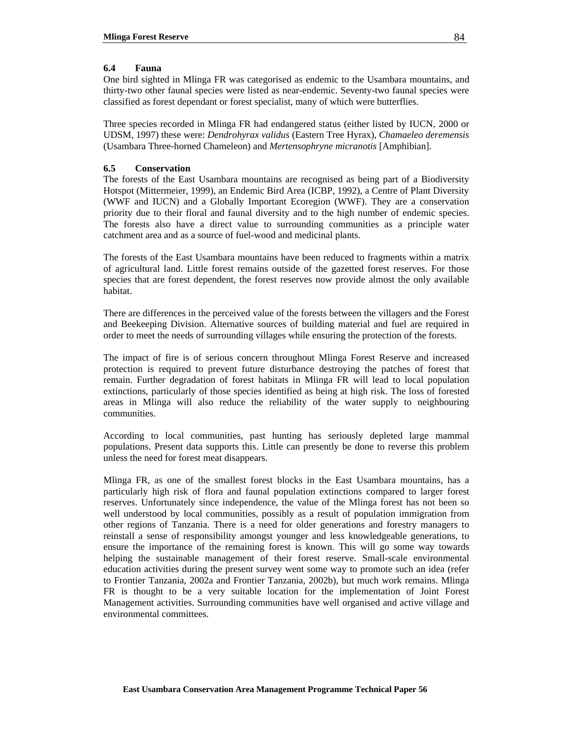### 6.4 Fauna

One bird sighted in Mlinga FR was categorised as endemic to the Usambara mountains, and thirty-two other faunal species were listed as near-endemic. Seventy-two faunal species were classified as forest dependant or forest specialist, many of which were butterflies.

Three species recorded in Mlinga FR had endangered status (either listed by IUCN, 2000 or UDSM, 1997) these were: *Dendrohyrax validus* (Eastern Tree Hyrax), *Chamaeleo deremensis* (Usambara Three-horned Chameleon) and *Mertensophryne micranotis* [Amphibian].

### 6.5 Conservation

The forests of the East Usambara mountains are recognised as being part of a Biodiversity Hotspot (Mittermeier, 1999), an Endemic Bird Area (ICBP, 1992), a Centre of Plant Diversity (WWF and IUCN) and a Globally Important Ecoregion (WWF). They are a conservation priority due to their floral and faunal diversity and to the high number of endemic species. The forests also have a direct value to surrounding communities as a principle water catchment area and as a source of fuel-wood and medicinal plants.

The forests of the East Usambara mountains have been reduced to fragments within a matrix of agricultural land. Little forest remains outside of the gazetted forest reserves. For those species that are forest dependent, the forest reserves now provide almost the only available habitat.

There are differences in the perceived value of the forests between the villagers and the Forest and Beekeeping Division. Alternative sources of building material and fuel are required in order to meet the needs of surrounding villages while ensuring the protection of the forests.

The impact of fire is of serious concern throughout Mlinga Forest Reserve and increased protection is required to prevent future disturbance destroying the patches of forest that remain. Further degradation of forest habitats in Mlinga FR will lead to local population extinctions, particularly of those species identified as being at high risk. The loss of forested areas in Mlinga will also reduce the reliability of the water supply to neighbouring communities.

According to local communities, past hunting has seriously depleted large mammal populations. Present data supports this. Little can presently be done to reverse this problem unless the need for forest meat disappears.

Mlinga FR, as one of the smallest forest blocks in the East Usambara mountains, has a particularly high risk of flora and faunal population extinctions compared to larger forest reserves. Unfortunately since independence, the value of the Mlinga forest has not been so well understood by local communities, possibly as a result of population immigration from other regions of Tanzania. There is a need for older generations and forestry managers to reinstall a sense of responsibility amongst younger and less knowledgeable generations, to ensure the importance of the remaining forest is known. This will go some way towards helping the sustainable management of their forest reserve. Small-scale environmental education activities during the present survey went some way to promote such an idea (refer to Frontier Tanzania, 2002a and Frontier Tanzania, 2002b), but much work remains. Mlinga FR is thought to be a very suitable location for the implementation of Joint Forest Management activities. Surrounding communities have well organised and active village and environmental committees.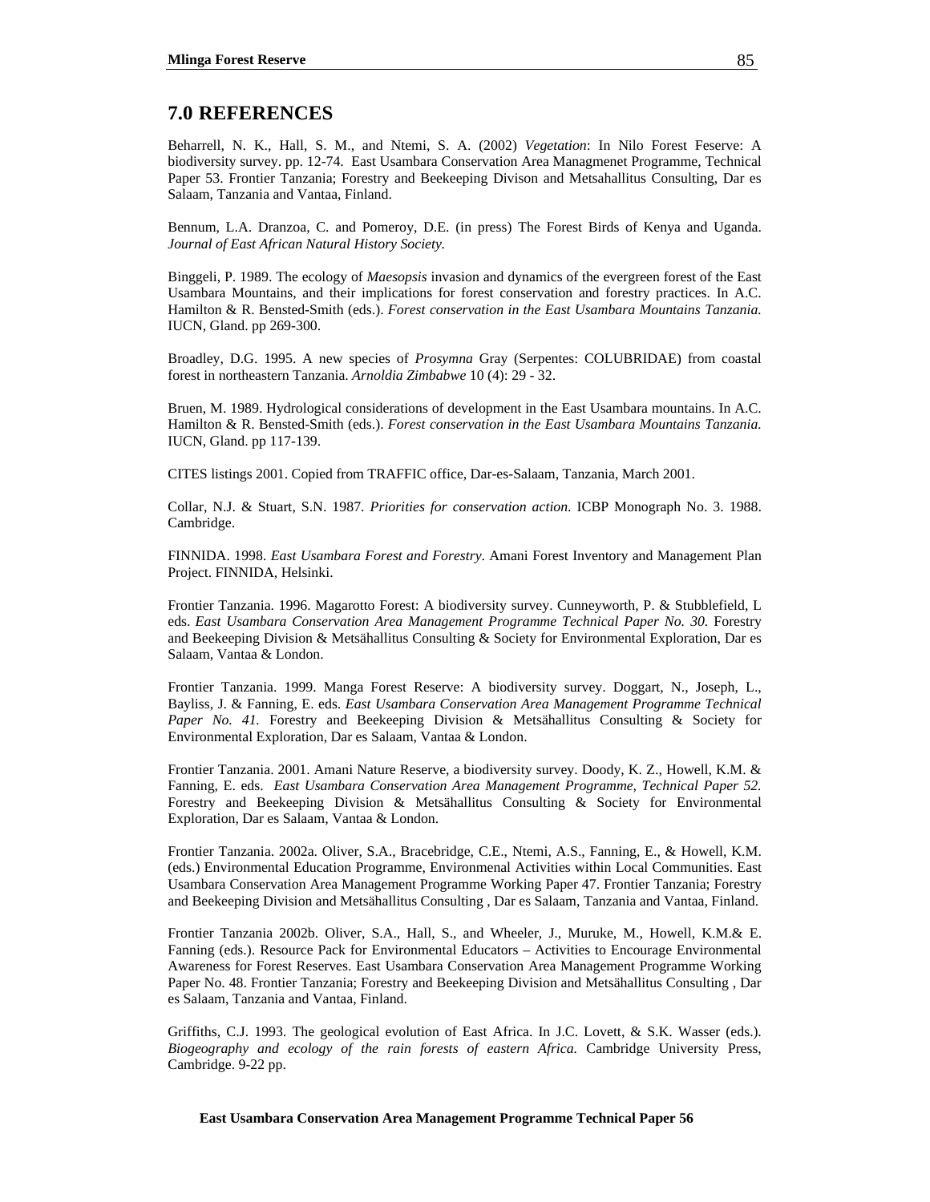## 7.0 REFERENCES

Beharrell, N. K., Hall, S. M., and Ntemi, S. A. (2002) *Vegetation*: In Nilo Forest Feserve: A biodiversity survey. pp. 12-74. East Usambara Conservation Area Managmenet Programme, Technical Paper 53. Frontier Tanzania; Forestry and Beekeeping Divison and Metsahallitus Consulting, Dar es Salaam, Tanzania and Vantaa, Finland.

Bennum, L.A. Dranzoa, C. and Pomeroy, D.E. (in press) The Forest Birds of Kenya and Uganda. *Journal of East African Natural History Society.*

Binggeli, P. 1989. The ecology of *Maesopsis* invasion and dynamics of the evergreen forest of the East Usambara Mountains, and their implications for forest conservation and forestry practices. In A.C. Hamilton & R. Bensted-Smith (eds.). *Forest conservation in the East Usambara Mountains Tanzania.* IUCN, Gland. pp 269-300.

Broadley, D.G. 1995. A new species of *Prosymna* Gray (Serpentes: COLUBRIDAE) from coastal forest in northeastern Tanzania. *Arnoldia Zimbabwe* 10 (4): 29 - 32.

Bruen, M. 1989. Hydrological considerations of development in the East Usambara mountains. In A.C. Hamilton & R. Bensted-Smith (eds.). *Forest conservation in the East Usambara Mountains Tanzania.* IUCN, Gland. pp 117-139.

CITES listings 2001. Copied from TRAFFIC office, Dar-es-Salaam, Tanzania, March 2001.

Collar, N.J. & Stuart, S.N. 1987. *Priorities for conservation action.* ICBP Monograph No. 3. 1988. Cambridge.

FINNIDA. 1998. *East Usambara Forest and Forestry*. Amani Forest Inventory and Management Plan Project. FINNIDA, Helsinki.

Frontier Tanzania. 1996. Magarotto Forest: A biodiversity survey. Cunneyworth, P. & Stubblefield, L eds. *East Usambara Conservation Area Management Programme Technical Paper No. 30.* Forestry and Beekeeping Division & Metsähallitus Consulting & Society for Environmental Exploration, Dar es Salaam, Vantaa & London.

Frontier Tanzania. 1999. Manga Forest Reserve: A biodiversity survey. Doggart, N., Joseph, L., Bayliss, J. & Fanning, E. eds. *East Usambara Conservation Area Management Programme Technical Paper No. 41.* Forestry and Beekeeping Division & Metsähallitus Consulting & Society for Environmental Exploration, Dar es Salaam, Vantaa & London.

Frontier Tanzania. 2001. Amani Nature Reserve, a biodiversity survey. Doody, K. Z., Howell, K.M. & Fanning, E. eds. *East Usambara Conservation Area Management Programme, Technical Paper 52.* Forestry and Beekeeping Division & Metsähallitus Consulting & Society for Environmental Exploration, Dar es Salaam, Vantaa & London.

Frontier Tanzania. 2002a. Oliver, S.A., Bracebridge, C.E., Ntemi, A.S., Fanning, E., & Howell, K.M. (eds.) Environmental Education Programme, Environmenal Activities within Local Communities. East Usambara Conservation Area Management Programme Working Paper 47. Frontier Tanzania; Forestry and Beekeeping Division and Metsähallitus Consulting , Dar es Salaam, Tanzania and Vantaa, Finland.

Frontier Tanzania 2002b. Oliver, S.A., Hall, S., and Wheeler, J., Muruke, M., Howell, K.M.& E. Fanning (eds.). Resource Pack for Environmental Educators – Activities to Encourage Environmental Awareness for Forest Reserves. East Usambara Conservation Area Management Programme Working Paper No. 48. Frontier Tanzania; Forestry and Beekeeping Division and Metsähallitus Consulting , Dar es Salaam, Tanzania and Vantaa, Finland.

Griffiths, C.J. 1993. The geological evolution of East Africa. In J.C. Lovett, & S.K. Wasser (eds.). *Biogeography and ecology of the rain forests of eastern Africa.* Cambridge University Press, Cambridge. 9-22 pp.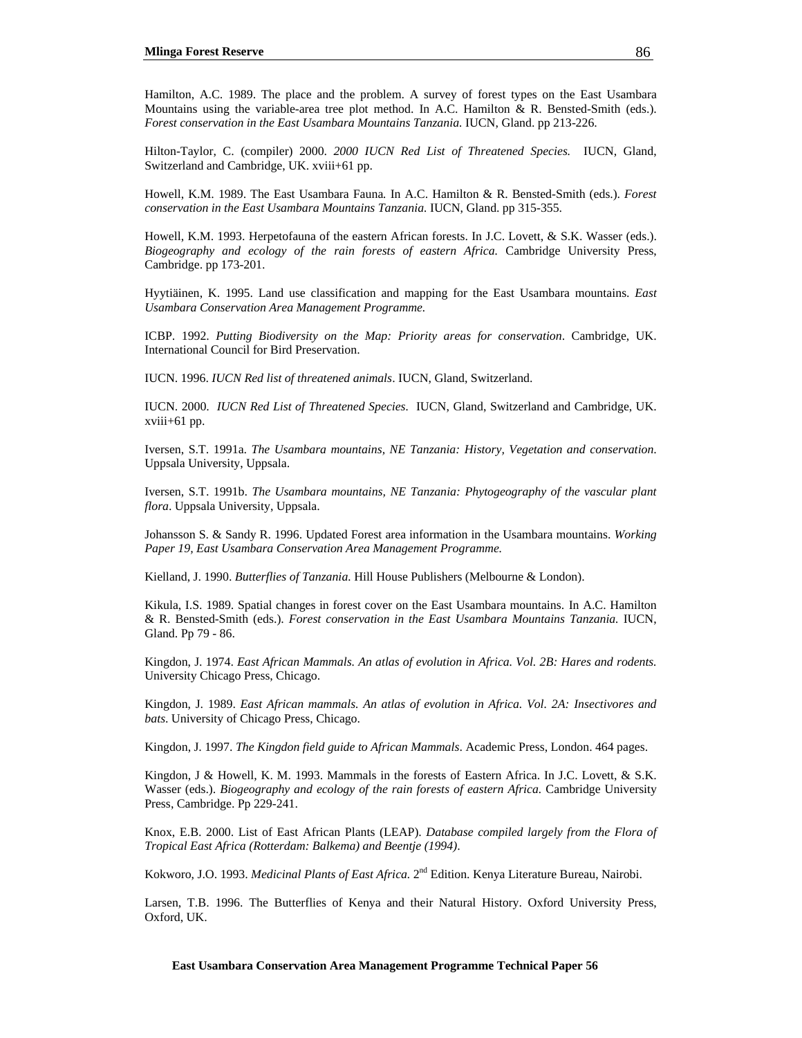Hamilton, A.C. 1989. The place and the problem. A survey of forest types on the East Usambara Mountains using the variable-area tree plot method. In A.C. Hamilton & R. Bensted-Smith (eds.). *Forest conservation in the East Usambara Mountains Tanzania.* IUCN, Gland. pp 213-226.

Hilton-Taylor, C. (compiler) 2000. *2000 IUCN Red List of Threatened Species.* IUCN, Gland, Switzerland and Cambridge, UK. xviii+61 pp.

Howell, K.M. 1989. The East Usambara Fauna. In A.C. Hamilton & R. Bensted-Smith (eds.). *Forest conservation in the East Usambara Mountains Tanzania.* IUCN, Gland. pp 315-355.

Howell, K.M. 1993. Herpetofauna of the eastern African forests. In J.C. Lovett, & S.K. Wasser (eds.). *Biogeography and ecology of the rain forests of eastern Africa.* Cambridge University Press, Cambridge. pp 173-201.

Hyytiäinen, K. 1995. Land use classification and mapping for the East Usambara mountains. *East Usambara Conservation Area Management Programme.*

ICBP. 1992. *Putting Biodiversity on the Map: Priority areas for conservation*. Cambridge, UK. International Council for Bird Preservation.

IUCN. 1996. *IUCN Red list of threatened animals*. IUCN, Gland, Switzerland.

IUCN. 2000. *IUCN Red List of Threatened Species*. IUCN, Gland, Switzerland and Cambridge, UK. xviii+61 pp.

Iversen, S.T. 1991a. *The Usambara mountains, NE Tanzania: History, Vegetation and conservation*. Uppsala University, Uppsala.

Iversen, S.T. 1991b. *The Usambara mountains, NE Tanzania: Phytogeography of the vascular plant flora*. Uppsala University, Uppsala.

Johansson S. & Sandy R. 1996. Updated Forest area information in the Usambara mountains. *Working Paper 19, East Usambara Conservation Area Management Programme.*

Kielland, J. 1990. *Butterflies of Tanzania.* Hill House Publishers (Melbourne & London).

Kikula, I.S. 1989. Spatial changes in forest cover on the East Usambara mountains. In A.C. Hamilton & R. Bensted-Smith (eds.). *Forest conservation in the East Usambara Mountains Tanzania.* IUCN, Gland. Pp 79 - 86.

Kingdon, J. 1974. *East African Mammals. An atlas of evolution in Africa. Vol. 2B: Hares and rodents.* University Chicago Press, Chicago.

Kingdon, J. 1989. *East African mammals. An atlas of evolution in Africa. Vol. 2A: Insectivores and bats*. University of Chicago Press, Chicago.

Kingdon, J. 1997. *The Kingdon field guide to African Mammals*. Academic Press, London. 464 pages.

Kingdon, J & Howell, K. M. 1993. Mammals in the forests of Eastern Africa. In J.C. Lovett, & S.K. Wasser (eds.). *Biogeography and ecology of the rain forests of eastern Africa.* Cambridge University Press, Cambridge. Pp 229-241.

Knox, E.B. 2000. List of East African Plants (LEAP). *Database compiled largely from the Flora of Tropical East Africa (Rotterdam: Balkema) and Beentje (1994)*.

Kokworo, J.O. 1993. *Medicinal Plants of East Africa.* 2nd Edition. Kenya Literature Bureau, Nairobi.

Larsen, T.B. 1996. The Butterflies of Kenya and their Natural History. Oxford University Press, Oxford, UK.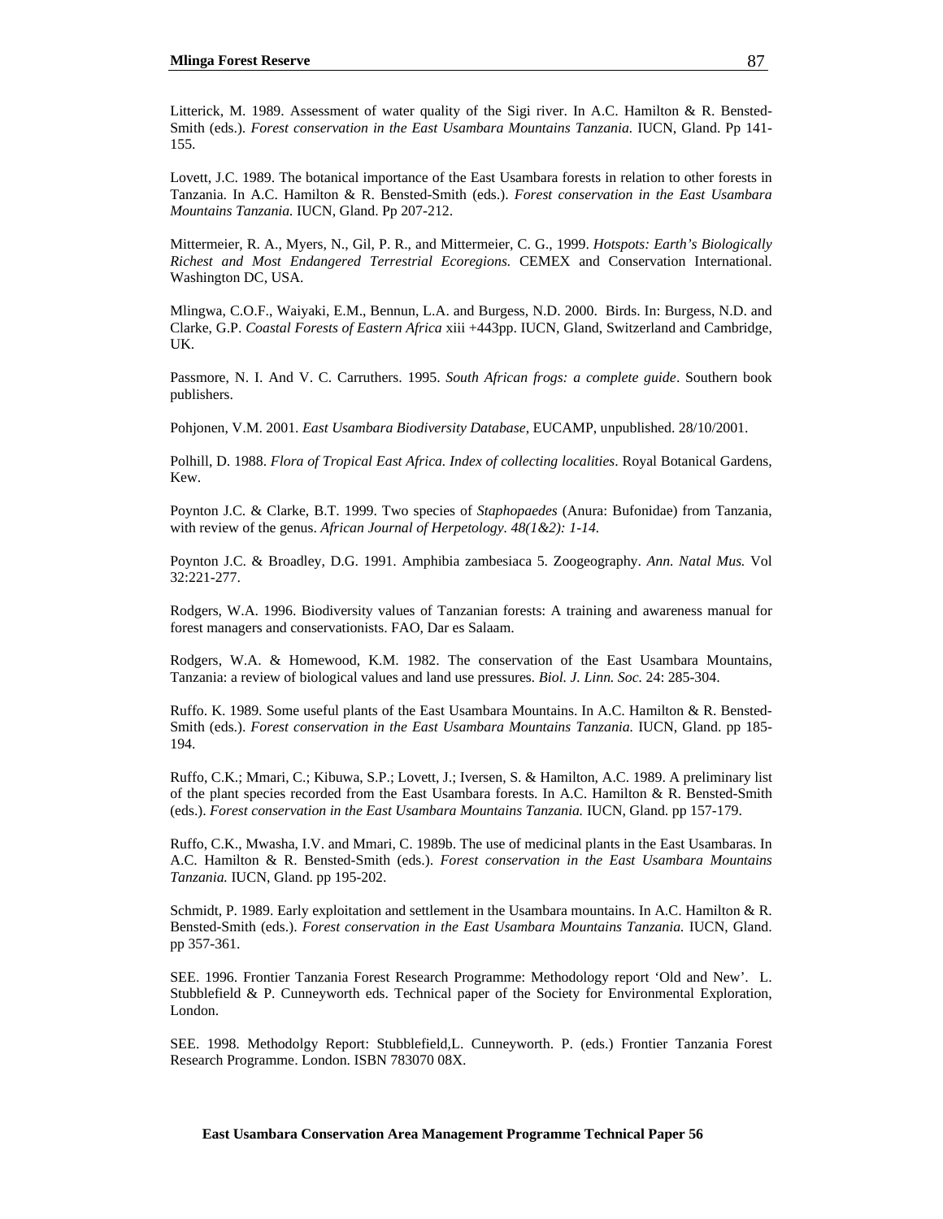Litterick, M. 1989. Assessment of water quality of the Sigi river. In A.C. Hamilton & R. Bensted-Smith (eds.). *Forest conservation in the East Usambara Mountains Tanzania.* IUCN, Gland. Pp 141-155.

Lovett, J.C. 1989. The botanical importance of the East Usambara forests in relation to other forests in Tanzania. In A.C. Hamilton & R. Bensted-Smith (eds.). *Forest conservation in the East Usambara Mountains Tanzania.* IUCN, Gland. Pp 207-212.

Mittermeier, R. A., Myers, N., Gil, P. R., and Mittermeier, C. G., 1999. *Hotspots: Earth's Biologically Richest and Most Endangered Terrestrial Ecoregions.* CEMEX and Conservation International. Washington DC, USA.

Mlingwa, C.O.F., Waiyaki, E.M., Bennun, L.A. and Burgess, N.D. 2000. Birds. In: Burgess, N.D. and Clarke, G.P. *Coastal Forests of Eastern Africa* xiii +443pp. IUCN, Gland, Switzerland and Cambridge, UK.

Passmore, N. I. And V. C. Carruthers. 1995. *South African frogs: a complete guide*. Southern book publishers.

Pohjonen, V.M. 2001. *East Usambara Biodiversity Database*, EUCAMP, unpublished. 28/10/2001.

Polhill, D. 1988. *Flora of Tropical East Africa. Index of collecting localities*. Royal Botanical Gardens, Kew.

Poynton J.C. & Clarke, B.T. 1999. Two species of *Staphopaedes* (Anura: Bufonidae) from Tanzania, with review of the genus. *African Journal of Herpetology. 48(1&2): 1-14.*

Poynton J.C. & Broadley, D.G. 1991. Amphibia zambesiaca 5. Zoogeography. *Ann. Natal Mus.* Vol 32:221-277.

Rodgers, W.A. 1996. Biodiversity values of Tanzanian forests: A training and awareness manual for forest managers and conservationists. FAO, Dar es Salaam.

Rodgers, W.A. & Homewood, K.M. 1982. The conservation of the East Usambara Mountains, Tanzania: a review of biological values and land use pressures. *Biol. J. Linn. Soc.* 24: 285-304.

Ruffo. K. 1989. Some useful plants of the East Usambara Mountains. In A.C. Hamilton & R. Bensted-Smith (eds.). *Forest conservation in the East Usambara Mountains Tanzania.* IUCN, Gland. pp 185-194.

Ruffo, C.K.; Mmari, C.; Kibuwa, S.P.; Lovett, J.; Iversen, S. & Hamilton, A.C. 1989. A preliminary list of the plant species recorded from the East Usambara forests. In A.C. Hamilton & R. Bensted-Smith (eds.). *Forest conservation in the East Usambara Mountains Tanzania.* IUCN, Gland. pp 157-179.

Ruffo, C.K., Mwasha, I.V. and Mmari, C. 1989b. The use of medicinal plants in the East Usambaras. In A.C. Hamilton & R. Bensted-Smith (eds.). *Forest conservation in the East Usambara Mountains Tanzania.* IUCN, Gland. pp 195-202.

Schmidt, P. 1989. Early exploitation and settlement in the Usambara mountains. In A.C. Hamilton & R. Bensted-Smith (eds.). *Forest conservation in the East Usambara Mountains Tanzania.* IUCN, Gland. pp 357-361.

SEE. 1996. Frontier Tanzania Forest Research Programme: Methodology report 'Old and New'. L. Stubblefield & P. Cunneyworth eds. Technical paper of the Society for Environmental Exploration, London.

SEE. 1998. Methodolgy Report: Stubblefield,L. Cunneyworth. P. (eds.) Frontier Tanzania Forest Research Programme. London. ISBN 783070 08X.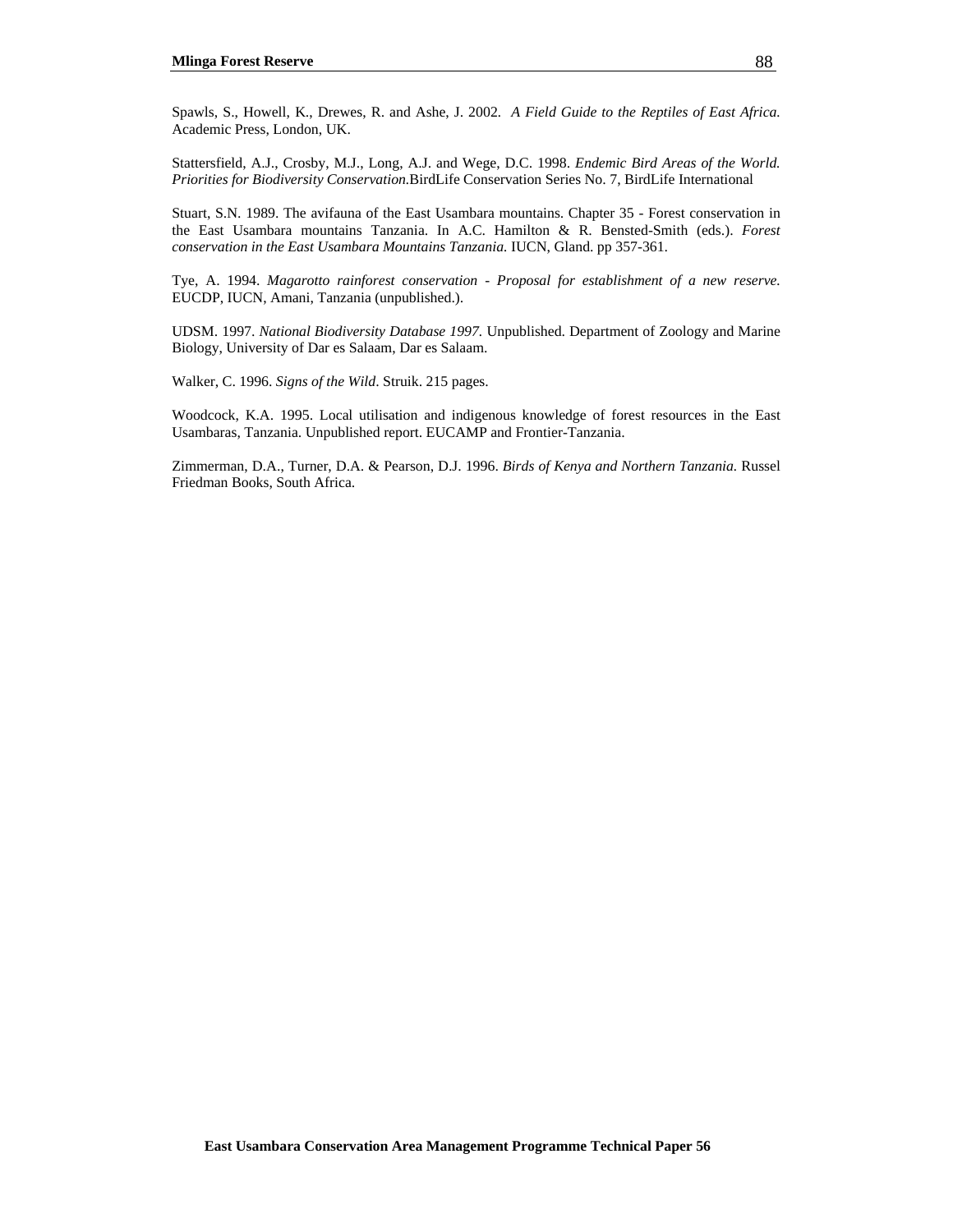Spawls, S., Howell, K., Drewes, R. and Ashe, J. 2002. *A Field Guide to the Reptiles of East Africa.* Academic Press, London, UK.

Stattersfield, A.J., Crosby, M.J., Long, A.J. and Wege, D.C. 1998. *Endemic Bird Areas of the World. Priorities for Biodiversity Conservation.*BirdLife Conservation Series No. 7, BirdLife International

Stuart, S.N. 1989. The avifauna of the East Usambara mountains. Chapter 35 - Forest conservation in the East Usambara mountains Tanzania. In A.C. Hamilton & R. Bensted-Smith (eds.). *Forest conservation in the East Usambara Mountains Tanzania.* IUCN, Gland. pp 357-361.

Tye, A. 1994. *Magarotto rainforest conservation - Proposal for establishment of a new reserve.* EUCDP, IUCN, Amani, Tanzania (unpublished.).

UDSM. 1997. *National Biodiversity Database 1997.* Unpublished. Department of Zoology and Marine Biology, University of Dar es Salaam, Dar es Salaam.

Walker, C. 1996. *Signs of the Wild*. Struik. 215 pages.

Woodcock, K.A. 1995. Local utilisation and indigenous knowledge of forest resources in the East Usambaras, Tanzania. Unpublished report. EUCAMP and Frontier-Tanzania.

Zimmerman, D.A., Turner, D.A. & Pearson, D.J. 1996. *Birds of Kenya and Northern Tanzania.* Russel Friedman Books, South Africa.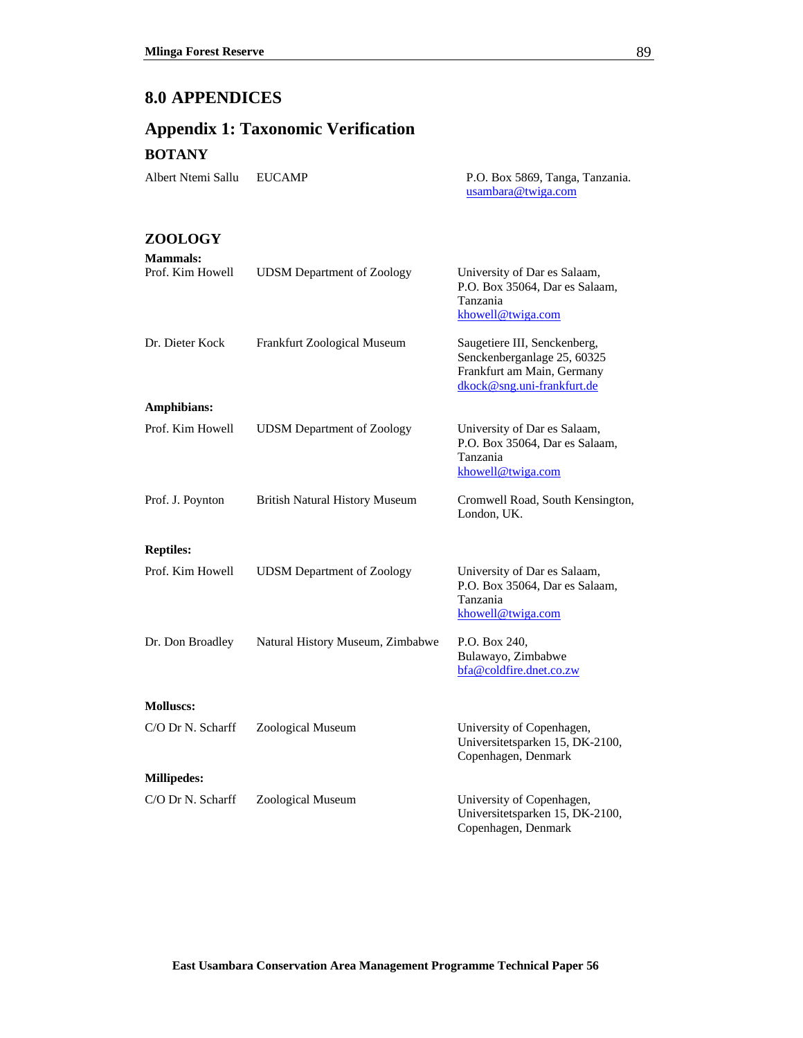# 8.0 APPENDICES

## Appendix 1: Taxonomic Verification

### BOTANY

| | | |
|---|---|---|
| Albert Ntemi Sallu | EUCAMP | P.O. Box 5869, Tanga, Tanzania. usambara@twiga.com |

### ZOOLOGY

**Mammals:**

| | | |
|---|---|---|
| Prof. Kim Howell | UDSM Department of Zoology | University of Dar es Salaam, P.O. Box 35064, Dar es Salaam, Tanzania khowell@twiga.com |
| Dr. Dieter Kock | Frankfurt Zoological Museum | Saugetiere III, Senckenberg, Senckenberganlage 25, 60325 Frankfurt am Main, Germany dkock@sng.uni-frankfurt.de |

**Amphibians:**

| | | |
|---|---|---|
| Prof. Kim Howell | UDSM Department of Zoology | University of Dar es Salaam, P.O. Box 35064, Dar es Salaam, Tanzania khowell@twiga.com |
| Prof. J. Poynton | British Natural History Museum | Cromwell Road, South Kensington, London, UK. |

**Reptiles:**

| | | |
|---|---|---|
| Prof. Kim Howell | UDSM Department of Zoology | University of Dar es Salaam, P.O. Box 35064, Dar es Salaam, Tanzania khowell@twiga.com |
| Dr. Don Broadley | Natural History Museum, Zimbabwe | P.O. Box 240, Bulawayo, Zimbabwe bfa@coldfire.dnet.co.zw |

**Molluscs:**

| | | |
|---|---|---|
| C/O Dr N. Scharff | Zoological Museum | University of Copenhagen, Universitetsparken 15, DK-2100, Copenhagen, Denmark |

**Millipedes:**

| | | |
|---|---|---|
| C/O Dr N. Scharff | Zoological Museum | University of Copenhagen, Universitetsparken 15, DK-2100, Copenhagen, Denmark |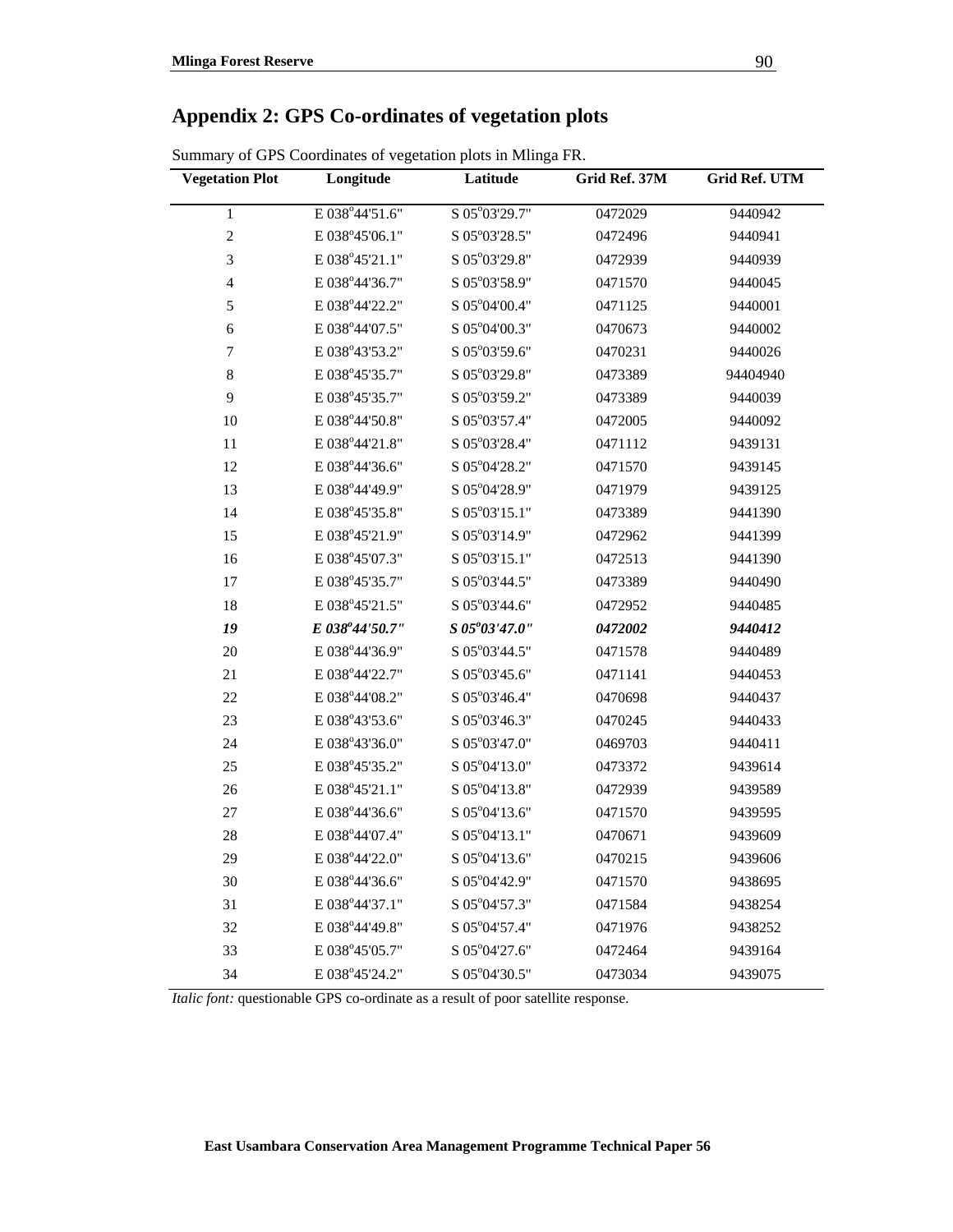## Appendix 2: GPS Co-ordinates of vegetation plots

Summary of GPS Coordinates of vegetation plots in Mlinga FR.

| Vegetation Plot | Longitude | Latitude | Grid Ref. 37M | Grid Ref. UTM |
|---|---|---|---|---|
| 1 | E 038°44'51.6" | S 05°03'29.7" | 0472029 | 9440942 |
| 2 | E 038°45'06.1" | S 05°03'28.5" | 0472496 | 9440941 |
| 3 | E 038°45'21.1" | S 05°03'29.8" | 0472939 | 9440939 |
| 4 | E 038°44'36.7" | S 05°03'58.9" | 0471570 | 9440045 |
| 5 | E 038°44'22.2" | S 05°04'00.4" | 0471125 | 9440001 |
| 6 | E 038°44'07.5" | S 05°04'00.3" | 0470673 | 9440002 |
| 7 | E 038°43'53.2" | S 05°03'59.6" | 0470231 | 9440026 |
| 8 | E 038°45'35.7" | S 05°03'29.8" | 0473389 | 94404940 |
| 9 | E 038°45'35.7" | S 05°03'59.2" | 0473389 | 9440039 |
| 10 | E 038°44'50.8" | S 05°03'57.4" | 0472005 | 9440092 |
| 11 | E 038°44'21.8" | S 05°03'28.4" | 0471112 | 9439131 |
| 12 | E 038°44'36.6" | S 05°04'28.2" | 0471570 | 9439145 |
| 13 | E 038°44'49.9" | S 05°04'28.9" | 0471979 | 9439125 |
| 14 | E 038°45'35.8" | S 05°03'15.1" | 0473389 | 9441390 |
| 15 | E 038°45'21.9" | S 05°03'14.9" | 0472962 | 9441399 |
| 16 | E 038°45'07.3" | S 05°03'15.1" | 0472513 | 9441390 |
| 17 | E 038°45'35.7" | S 05°03'44.5" | 0473389 | 9440490 |
| 18 | E 038°45'21.5" | S 05°03'44.6" | 0472952 | 9440485 |
| ***19*** | ***E 038°44'50.7"*** | ***S 05°03'47.0"*** | ***0472002*** | ***9440412*** |
| 20 | E 038°44'36.9" | S 05°03'44.5" | 0471578 | 9440489 |
| 21 | E 038°44'22.7" | S 05°03'45.6" | 0471141 | 9440453 |
| 22 | E 038°44'08.2" | S 05°03'46.4" | 0470698 | 9440437 |
| 23 | E 038°43'53.6" | S 05°03'46.3" | 0470245 | 9440433 |
| 24 | E 038°43'36.0" | S 05°03'47.0" | 0469703 | 9440411 |
| 25 | E 038°45'35.2" | S 05°04'13.0" | 0473372 | 9439614 |
| 26 | E 038°45'21.1" | S 05°04'13.8" | 0472939 | 9439589 |
| 27 | E 038°44'36.6" | S 05°04'13.6" | 0471570 | 9439595 |
| 28 | E 038°44'07.4" | S 05°04'13.1" | 0470671 | 9439609 |
| 29 | E 038°44'22.0" | S 05°04'13.6" | 0470215 | 9439606 |
| 30 | E 038°44'36.6" | S 05°04'42.9" | 0471570 | 9438695 |
| 31 | E 038°44'37.1" | S 05°04'57.3" | 0471584 | 9438254 |
| 32 | E 038°44'49.8" | S 05°04'57.4" | 0471976 | 9438252 |
| 33 | E 038°45'05.7" | S 05°04'27.6" | 0472464 | 9439164 |
| 34 | E 038°45'24.2" | S 05°04'30.5" | 0473034 | 9439075 |

*Italic font:* questionable GPS co-ordinate as a result of poor satellite response.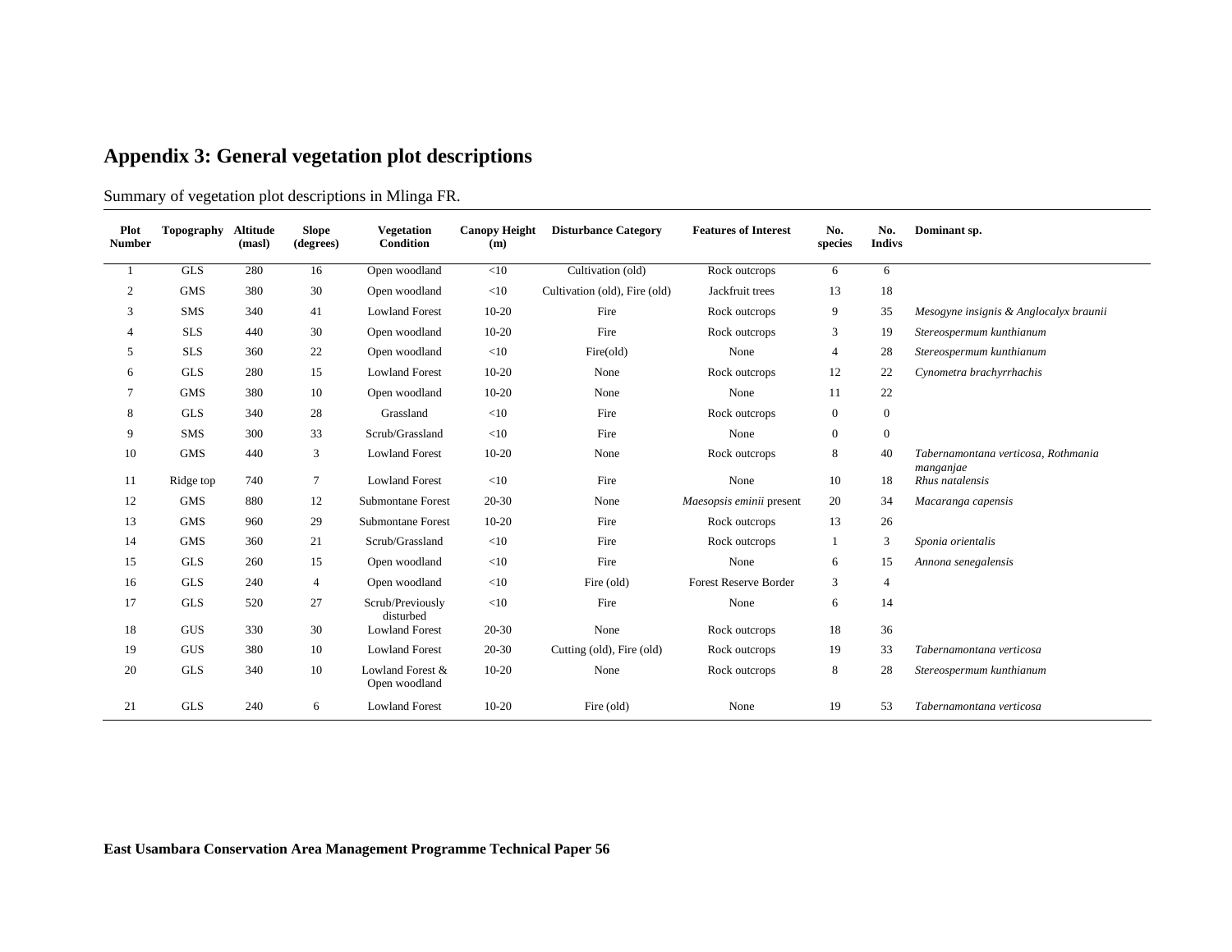# Appendix 3: General vegetation plot descriptions

Summary of vegetation plot descriptions in Mlinga FR.

| Plot Number | Topography | Altitude (masl) | Slope (degrees) | Vegetation Condition | Canopy Height (m) | Disturbance Category | Features of Interest | No. species | No. Indivs | Dominant sp. |
|---|---|---|---|---|---|---|---|---|---|---|
| 1 | GLS | 280 | 16 | Open woodland | <10 | Cultivation (old) | Rock outcrops | 6 | 6 | |
| 2 | GMS | 380 | 30 | Open woodland | <10 | Cultivation (old), Fire (old) | Jackfruit trees | 13 | 18 | |
| 3 | SMS | 340 | 41 | Lowland Forest | 10-20 | Fire | Rock outcrops | 9 | 35 | *Mesogyne insignis & Anglocalyx braunii* |
| 4 | SLS | 440 | 30 | Open woodland | 10-20 | Fire | Rock outcrops | 3 | 19 | *Stereospermum kunthianum* |
| 5 | SLS | 360 | 22 | Open woodland | <10 | Fire(old) | None | 4 | 28 | *Stereospermum kunthianum* |
| 6 | GLS | 280 | 15 | Lowland Forest | 10-20 | None | Rock outcrops | 12 | 22 | *Cynometra brachyrrhachis* |
| 7 | GMS | 380 | 10 | Open woodland | 10-20 | None | None | 11 | 22 | |
| 8 | GLS | 340 | 28 | Grassland | <10 | Fire | Rock outcrops | 0 | 0 | |
| 9 | SMS | 300 | 33 | Scrub/Grassland | <10 | Fire | None | 0 | 0 | |
| 10 | GMS | 440 | 3 | Lowland Forest | 10-20 | None | Rock outcrops | 8 | 40 | *Tabernamontana verticosa, Rothmania manganjae* |
| 11 | Ridge top | 740 | 7 | Lowland Forest | <10 | Fire | None | 10 | 18 | *Rhus natalensis* |
| 12 | GMS | 880 | 12 | Submontane Forest | 20-30 | None | *Maesopsis eminii* present | 20 | 34 | *Macaranga capensis* |
| 13 | GMS | 960 | 29 | Submontane Forest | 10-20 | Fire | Rock outcrops | 13 | 26 | |
| 14 | GMS | 360 | 21 | Scrub/Grassland | <10 | Fire | Rock outcrops | 1 | 3 | *Sponia orientalis* |
| 15 | GLS | 260 | 15 | Open woodland | <10 | Fire | None | 6 | 15 | *Annona senegalensis* |
| 16 | GLS | 240 | 4 | Open woodland | <10 | Fire (old) | Forest Reserve Border | 3 | 4 | |
| 17 | GLS | 520 | 27 | Scrub/Previously disturbed | <10 | Fire | None | 6 | 14 | |
| 18 | GUS | 330 | 30 | Lowland Forest | 20-30 | None | Rock outcrops | 18 | 36 | |
| 19 | GUS | 380 | 10 | Lowland Forest | 20-30 | Cutting (old), Fire (old) | Rock outcrops | 19 | 33 | *Tabernamontana verticosa* |
| 20 | GLS | 340 | 10 | Lowland Forest & Open woodland | 10-20 | None | Rock outcrops | 8 | 28 | *Stereospermum kunthianum* |
| 21 | GLS | 240 | 6 | Lowland Forest | 10-20 | Fire (old) | None | 19 | 53 | *Tabernamontana verticosa* |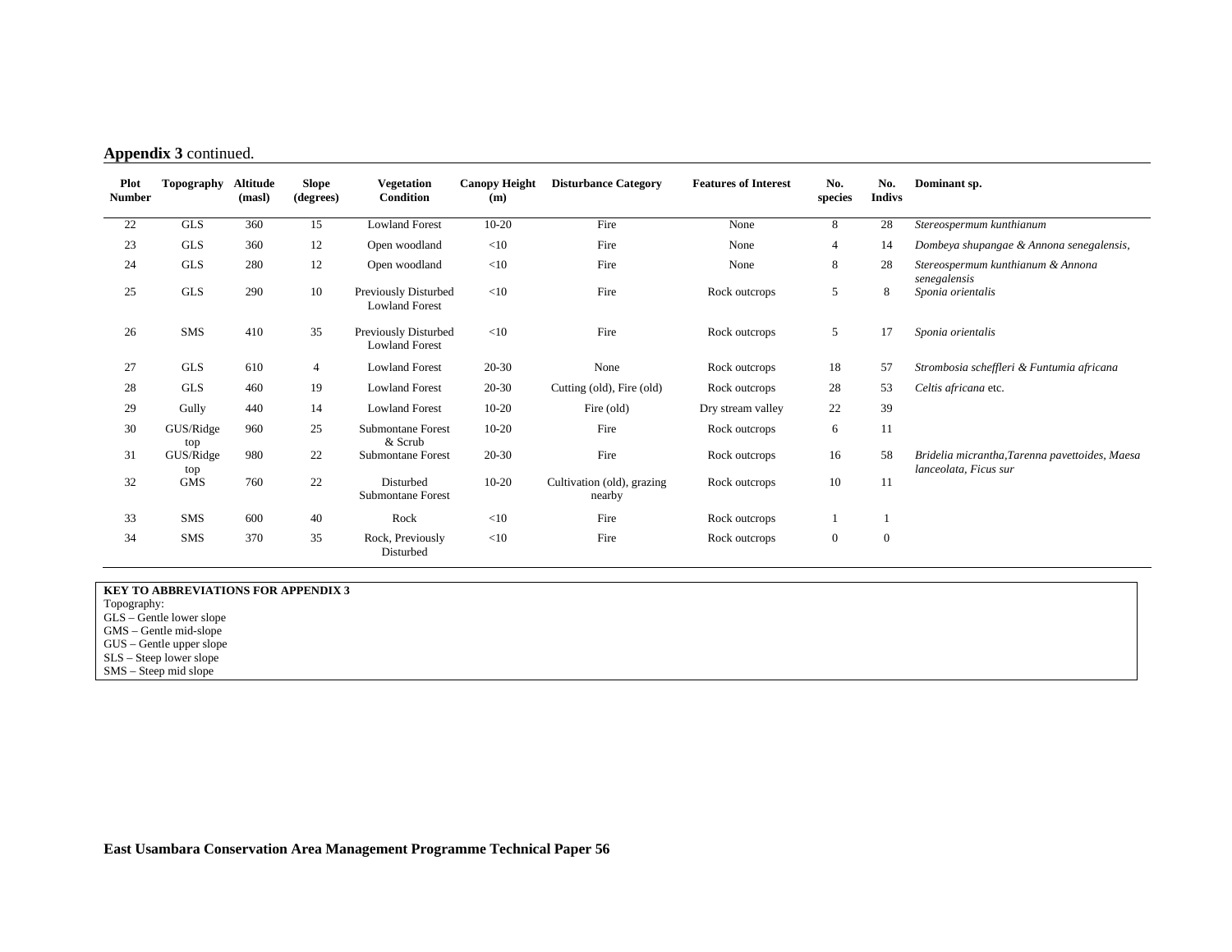**Appendix 3** continued.

| Plot Number | Topography | Altitude (masl) | Slope (degrees) | Vegetation Condition | Canopy Height (m) | Disturbance Category | Features of Interest | No. species | No. Indivs | Dominant sp. |
|---|---|---|---|---|---|---|---|---|---|---|
| 22 | GLS | 360 | 15 | Lowland Forest | 10-20 | Fire | None | 8 | 28 | *Stereospermum kunthianum* |
| 23 | GLS | 360 | 12 | Open woodland | <10 | Fire | None | 4 | 14 | *Dombeya shupangae & Annona senegalensis*, |
| 24 | GLS | 280 | 12 | Open woodland | <10 | Fire | None | 8 | 28 | *Stereospermum kunthianum & Annona senegalensis* |
| 25 | GLS | 290 | 10 | Previously Disturbed Lowland Forest | <10 | Fire | Rock outcrops | 5 | 8 | *Sponia orientalis* |
| 26 | SMS | 410 | 35 | Previously Disturbed Lowland Forest | <10 | Fire | Rock outcrops | 5 | 17 | *Sponia orientalis* |
| 27 | GLS | 610 | 4 | Lowland Forest | 20-30 | None | Rock outcrops | 18 | 57 | *Strombosia scheffleri & Funtumia africana* |
| 28 | GLS | 460 | 19 | Lowland Forest | 20-30 | Cutting (old), Fire (old) | Rock outcrops | 28 | 53 | *Celtis africana* etc. |
| 29 | Gully | 440 | 14 | Lowland Forest | 10-20 | Fire (old) | Dry stream valley | 22 | 39 | |
| 30 | GUS/Ridge top | 960 | 25 | Submontane Forest & Scrub | 10-20 | Fire | Rock outcrops | 6 | 11 | |
| 31 | GUS/Ridge top | 980 | 22 | Submontane Forest | 20-30 | Fire | Rock outcrops | 16 | 58 | *Bridelia micrantha,Tarenna pavettoides, Maesa lanceolata, Ficus sur* |
| 32 | GMS | 760 | 22 | Disturbed Submontane Forest | 10-20 | Cultivation (old), grazing nearby | Rock outcrops | 10 | 11 | |
| 33 | SMS | 600 | 40 | Rock | <10 | Fire | Rock outcrops | 1 | 1 | |
| 34 | SMS | 370 | 35 | Rock, Previously Disturbed | <10 | Fire | Rock outcrops | 0 | 0 | |

**KEY TO ABBREVIATIONS FOR APPENDIX 3**
Topography:
GLS – Gentle lower slope
GMS – Gentle mid-slope
GUS – Gentle upper slope
SLS – Steep lower slope
SMS – Steep mid slope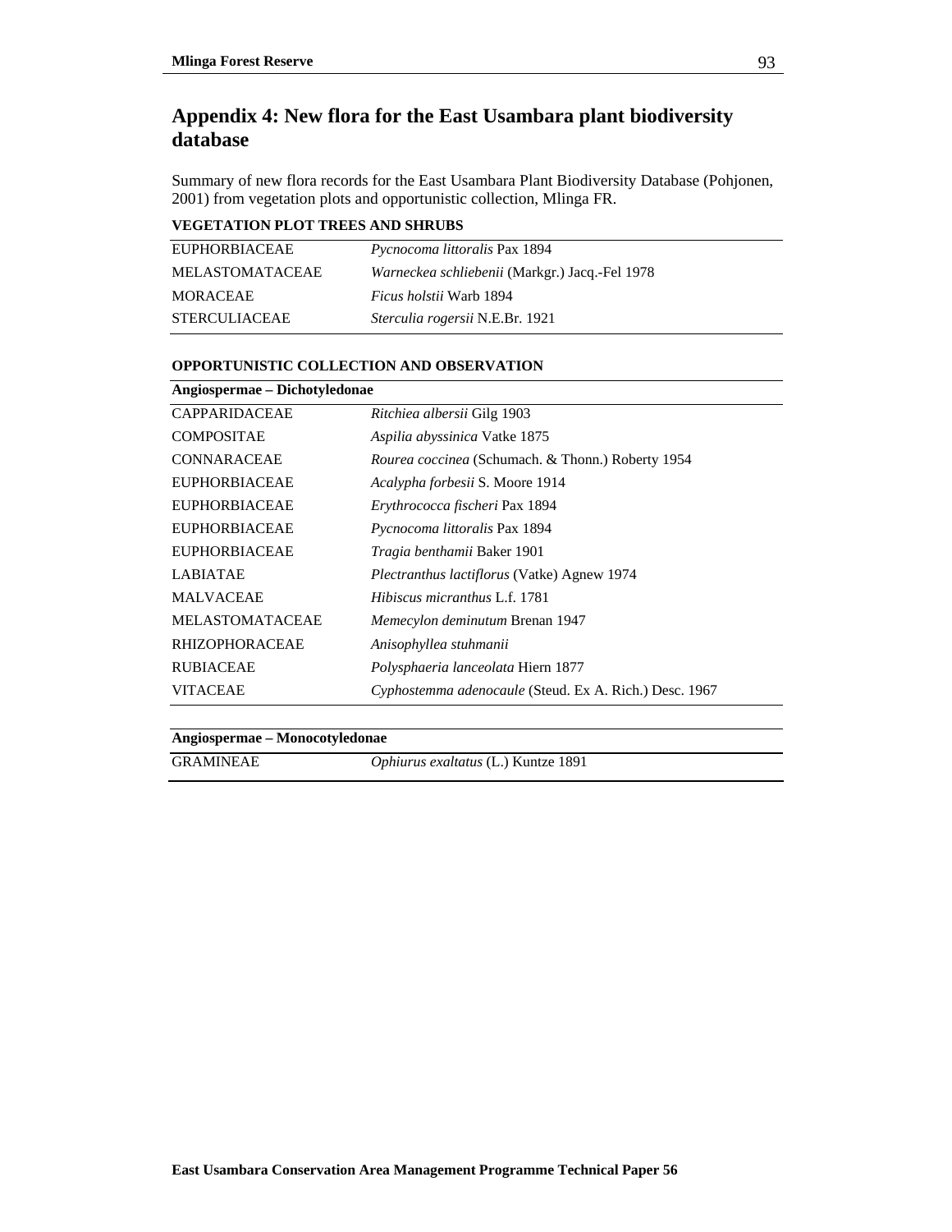# Appendix 4: New flora for the East Usambara plant biodiversity database

Summary of new flora records for the East Usambara Plant Biodiversity Database (Pohjonen, 2001) from vegetation plots and opportunistic collection, Mlinga FR.

**VEGETATION PLOT TREES AND SHRUBS**

| | |
|---|---|
| EUPHORBIACEAE | *Pycnocoma littoralis* Pax 1894 |
| MELASTOMATACEAE | *Warneckea schliebenii* (Markgr.) Jacq.-Fel 1978 |
| MORACEAE | *Ficus holstii* Warb 1894 |
| STERCULIACEAE | *Sterculia rogersii* N.E.Br. 1921 |

**OPPORTUNISTIC COLLECTION AND OBSERVATION**

| **Angiospermae – Dichotyledonae** | |
|---|---|
| CAPPARIDACEAE | *Ritchiea albersii* Gilg 1903 |
| COMPOSITAE | *Aspilia abyssinica* Vatke 1875 |
| CONNARACEAE | *Rourea coccinea* (Schumach. & Thonn.) Roberty 1954 |
| EUPHORBIACEAE | *Acalypha forbesii* S. Moore 1914 |
| EUPHORBIACEAE | *Erythrococca fischeri* Pax 1894 |
| EUPHORBIACEAE | *Pycnocoma littoralis* Pax 1894 |
| EUPHORBIACEAE | *Tragia benthamii* Baker 1901 |
| LABIATAE | *Plectranthus lactiflorus* (Vatke) Agnew 1974 |
| MALVACEAE | *Hibiscus micranthus* L.f. 1781 |
| MELASTOMATACEAE | *Memecylon deminutum* Brenan 1947 |
| RHIZOPHORACEAE | *Anisophyllea stuhmanii* |
| RUBIACEAE | *Polysphaeria lanceolata* Hiern 1877 |
| VITACEAE | *Cyphostemma adenocaule* (Steud. Ex A. Rich.) Desc. 1967 |

| **Angiospermae – Monocotyledonae** | |
|---|---|
| GRAMINEAE | *Ophiurus exaltatus* (L.) Kuntze 1891 |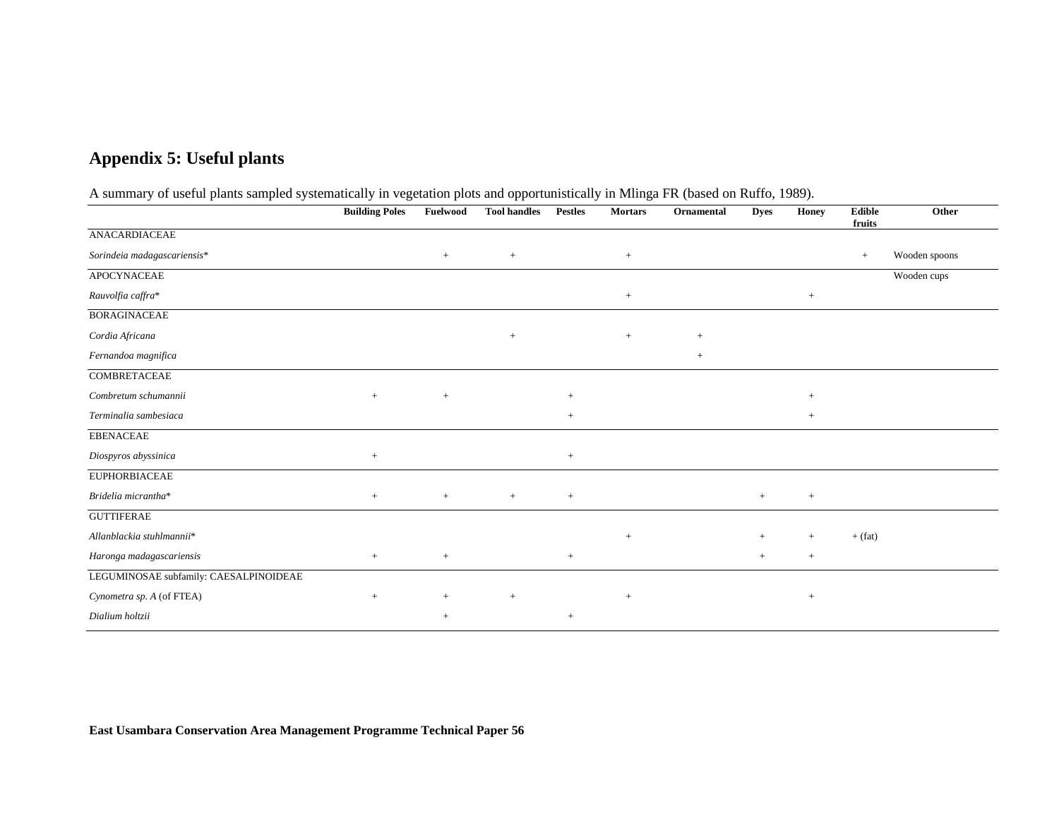## Appendix 5: Useful plants

A summary of useful plants sampled systematically in vegetation plots and opportunistically in Mlinga FR (based on Ruffo, 1989).

| | **Building Poles** | **Fuelwood** | **Tool handles** | **Pestles** | **Mortars** | **Ornamental** | **Dyes** | **Honey** | **Edible fruits** | **Other** |
|---|---|---|---|---|---|---|---|---|---|---|
| ANACARDIACEAE | | | | | | | | | | |
| *Sorindeia madagascariensis** | | + | + | | + | | | | + | Wooden spoons |
| APOCYNACEAE | | | | | | | | | | Wooden cups |
| *Rauvolfia caffra** | | | | | + | | | + | | |
| BORAGINACEAE | | | | | | | | | | |
| *Cordia Africana* | | | + | | + | + | | | | |
| *Fernandoa magnifica* | | | | | | + | | | | |
| COMBRETACEAE | | | | | | | | | | |
| *Combretum schumannii* | + | + | | + | | | | + | | |
| *Terminalia sambesiaca* | | | | + | | | | + | | |
| EBENACEAE | | | | | | | | | | |
| *Diospyros abyssinica* | + | | | + | | | | | | |
| EUPHORBIACEAE | | | | | | | | | | |
| *Bridelia micrantha** | + | + | + | + | | | + | + | | |
| GUTTIFERAE | | | | | | | | | | |
| *Allanblackia stuhlmannii** | | | | | + | | + | + | + (fat) | |
| *Haronga madagascariensis* | + | + | | + | | | + | + | | |
| LEGUMINOSAE subfamily: CAESALPINOIDEAE | | | | | | | | | | |
| *Cynometra sp. A* (of FTEA) | + | + | + | | + | | | + | | |
| *Dialium holtzii* | | + | | + | | | | | | |

**East Usambara Conservation Area Management Programme Technical Paper 56**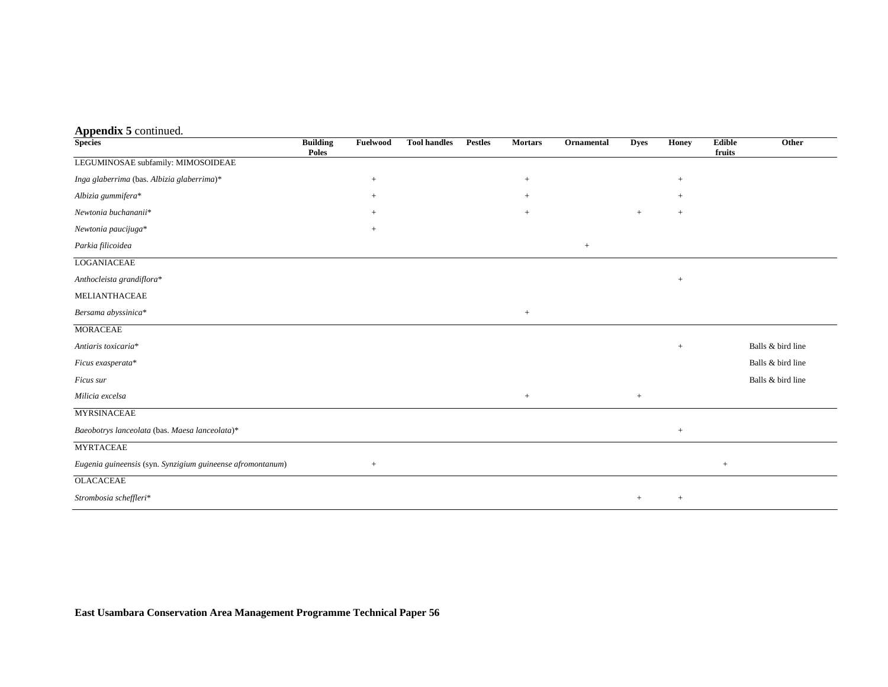**Appendix 5** continued.

| Species | Building Poles | Fuelwood | Tool handles | Pestles | Mortars | Ornamental | Dyes | Honey | Edible fruits | Other |
|---|---|---|---|---|---|---|---|---|---|---|
| LEGUMINOSAE subfamily: MIMOSOIDEAE | | | | | | | | | | |
| *Inga glaberrima* (bas. *Albizia glaberrima*)* | | + | | | + | | | + | | |
| *Albizia gummifera** | | + | | | + | | | + | | |
| *Newtonia buchananii** | | + | | | + | | + | + | | |
| *Newtonia paucijuga** | | + | | | | | | | | |
| *Parkia filicoidea* | | | | | | + | | | | |
| LOGANIACEAE | | | | | | | | | | |
| *Anthocleista grandiflora** | | | | | | | | + | | |
| MELIANTHACEAE | | | | | | | | | | |
| *Bersama abyssinica** | | | | | + | | | | | |
| MORACEAE | | | | | | | | | | |
| *Antiaris toxicaria** | | | | | | | | + | | Balls & bird line |
| *Ficus exasperata** | | | | | | | | | | Balls & bird line |
| *Ficus sur* | | | | | | | | | | Balls & bird line |
| *Milicia excelsa* | | | | | + | | + | | | |
| MYRSINACEAE | | | | | | | | | | |
| *Baeobotrys lanceolata* (bas. *Maesa lanceolata*)* | | | | | | | | + | | |
| MYRTACEAE | | | | | | | | | | |
| *Eugenia guineensis* (syn. *Synzigium guineense afromontanum*) | | + | | | | | | | + | |
| OLACACEAE | | | | | | | | | | |
| *Strombosia scheffleri** | | | | | | | + | + | | |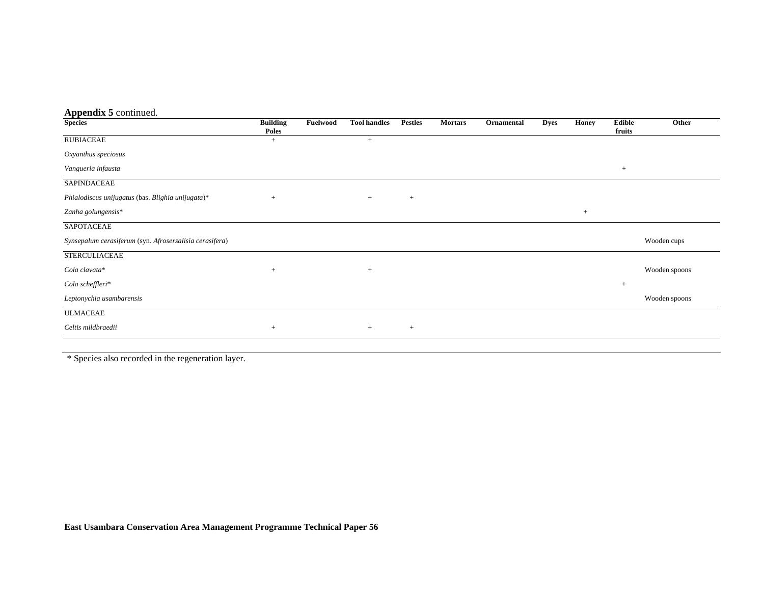**Appendix 5** continued.

| Species | Building Poles | Fuelwood | Tool handles | Pestles | Mortars | Ornamental | Dyes | Honey | Edible fruits | Other |
|---|---|---|---|---|---|---|---|---|---|---|
| RUBIACEAE | + | | + | | | | | | | |
| *Oxyanthus speciosus* | | | | | | | | | | |
| *Vangueria infausta* | | | | | | | | | + | |
| SAPINDACEAE | | | | | | | | | | |
| *Phialodiscus unijugatus* (bas. *Blighia unijugata*)* | + | | + | + | | | | | | |
| *Zanha golungensis** | | | | | | | | + | | |
| SAPOTACEAE | | | | | | | | | | |
| *Synsepalum cerasiferum* (syn. *Afrosersalisia cerasifera*) | | | | | | | | | | Wooden cups |
| STERCULIACEAE | | | | | | | | | | |
| *Cola clavata** | + | | + | | | | | | | Wooden spoons |
| *Cola scheffleri** | | | | | | | | | + | |
| *Leptonychia usambarensis* | | | | | | | | | | Wooden spoons |
| ULMACEAE | | | | | | | | | | |
| *Celtis mildbraedii* | + | | + | + | | | | | | |

\* Species also recorded in the regeneration layer.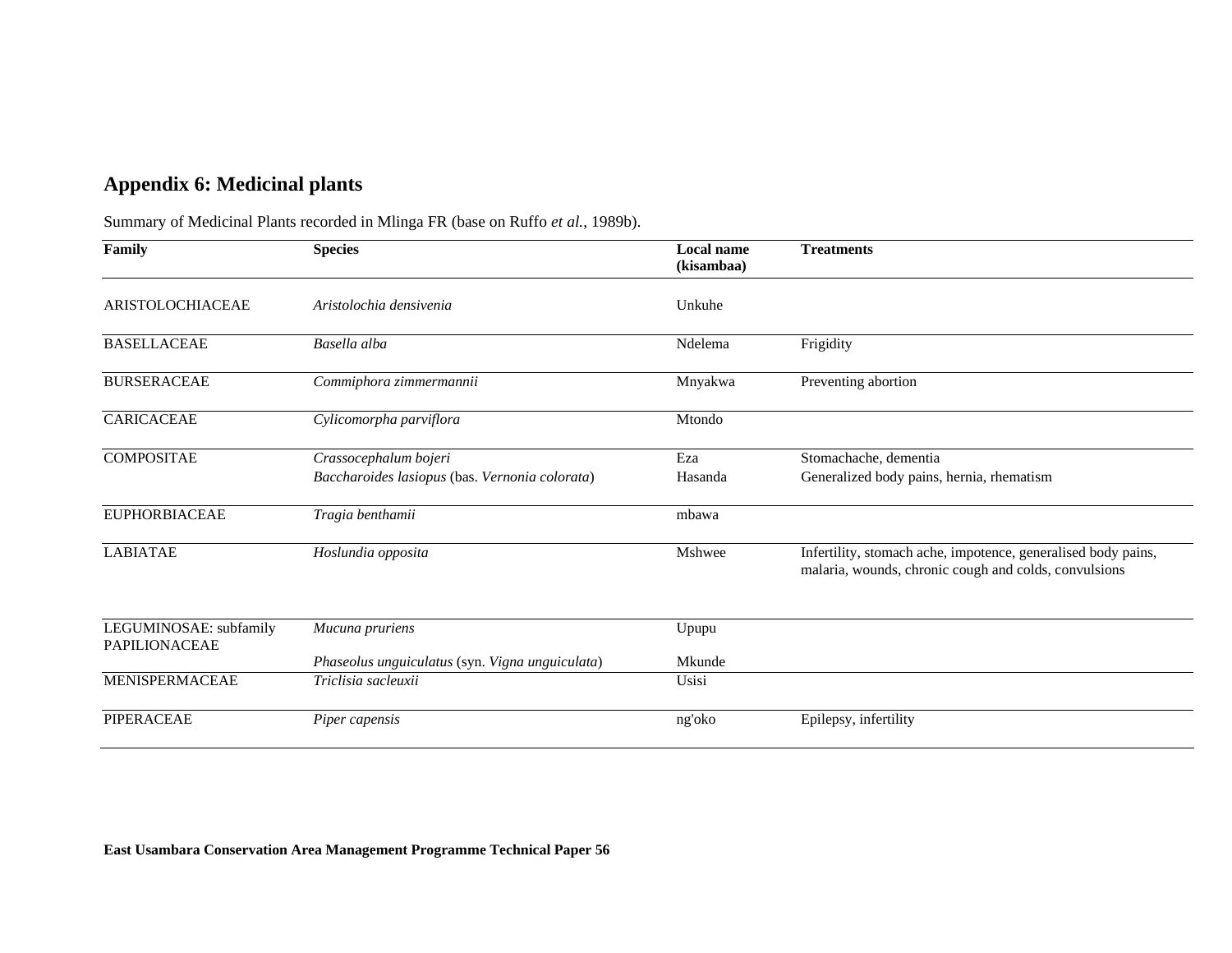## Appendix 6: Medicinal plants

Summary of Medicinal Plants recorded in Mlinga FR (base on Ruffo *et al.*, 1989b).

| Family | Species | Local name (kisambaa) | Treatments |
|---|---|---|---|
| ARISTOLOCHIACEAE | *Aristolochia densivenia* | Unkuhe | |
| BASELLACEAE | *Basella alba* | Ndelema | Frigidity |
| BURSERACEAE | *Commiphora zimmermannii* | Mnyakwa | Preventing abortion |
| CARICACEAE | *Cylicomorpha parviflora* | Mtondo | |
| COMPOSITAE | *Crassocephalum bojeri* | Eza | Stomachache, dementia |
| | *Baccharoides lasiopus* (bas. *Vernonia colorata*) | Hasanda | Generalized body pains, hernia, rhematism |
| EUPHORBIACEAE | *Tragia benthamii* | mbawa | |
| LABIATAE | *Hoslundia opposita* | Mshwee | Infertility, stomach ache, impotence, generalised body pains, malaria, wounds, chronic cough and colds, convulsions |
| LEGUMINOSAE: subfamily PAPILIONACEAE | *Mucuna pruriens* | Upupu | |
| | *Phaseolus unguiculatus* (syn. *Vigna unguiculata*) | Mkunde | |
| MENISPERMACEAE | *Triclisia sacleuxii* | Usisi | |
| PIPERACEAE | *Piper capensis* | ng'oko | Epilepsy, infertility |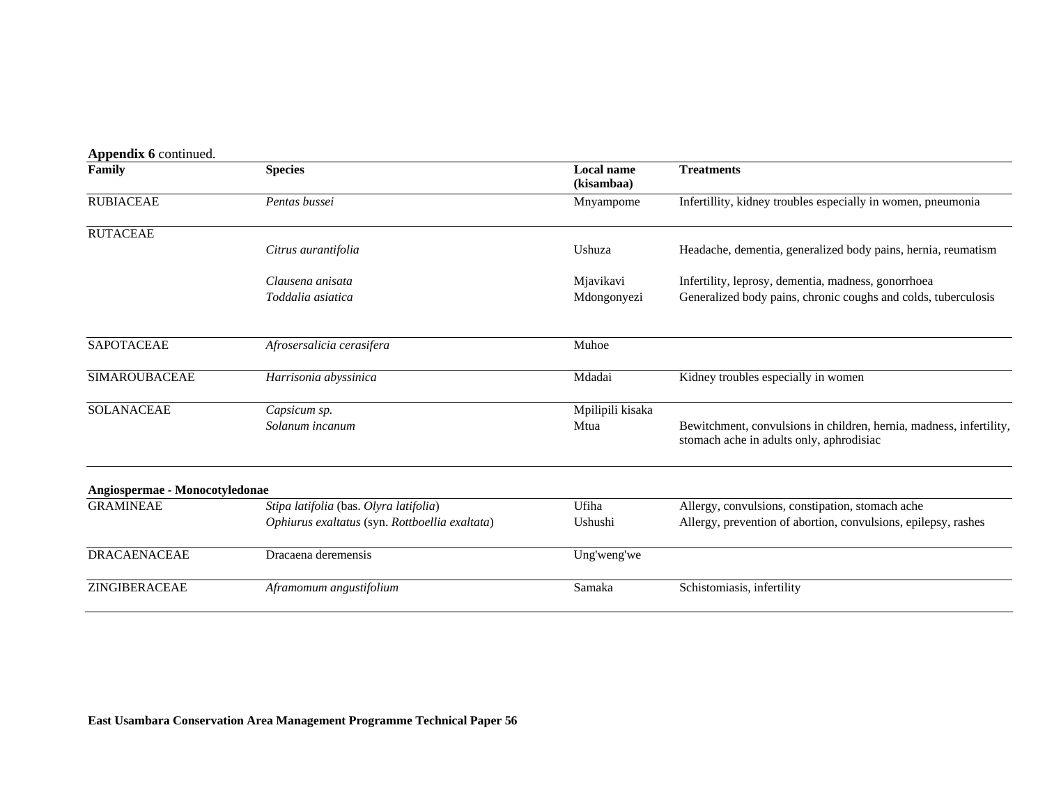**Appendix 6** continued.

| Family | Species | Local name (kisambaa) | Treatments |
|---|---|---|---|
| RUBIACEAE | *Pentas bussei* | Mnyampome | Infertillity, kidney troubles especially in women, pneumonia |
| RUTACEAE | | | |
| | *Citrus aurantifolia* | Ushuza | Headache, dementia, generalized body pains, hernia, reumatism |
| | *Clausena anisata* | Mjavikavi | Infertility, leprosy, dementia, madness, gonorrhoea |
| | *Toddalia asiatica* | Mdongonyezi | Generalized body pains, chronic coughs and colds, tuberculosis |
| SAPOTACEAE | *Afrosersalicia cerasifera* | Muhoe | |
| SIMAROUBACEAE | *Harrisonia abyssinica* | Mdadai | Kidney troubles especially in women |
| SOLANACEAE | *Capsicum sp.* | Mpilipili kisaka | |
| | *Solanum incanum* | Mtua | Bewitchment, convulsions in children, hernia, madness, infertility, stomach ache in adults only, aphrodisiac |
| **Angiospermae - Monocotyledonae** | | | |
| GRAMINEAE | *Stipa latifolia* (bas. *Olyra latifolia*) | Ufiha | Allergy, convulsions, constipation, stomach ache |
| | *Ophiurus exaltatus* (syn. *Rottboellia exaltata*) | Ushushi | Allergy, prevention of abortion, convulsions, epilepsy, rashes |
| DRACAENACEAE | Dracaena deremensis | Ung'weng'we | |
| ZINGIBERACEAE | *Aframomum angustifolium* | Samaka | Schistomiasis, infertility |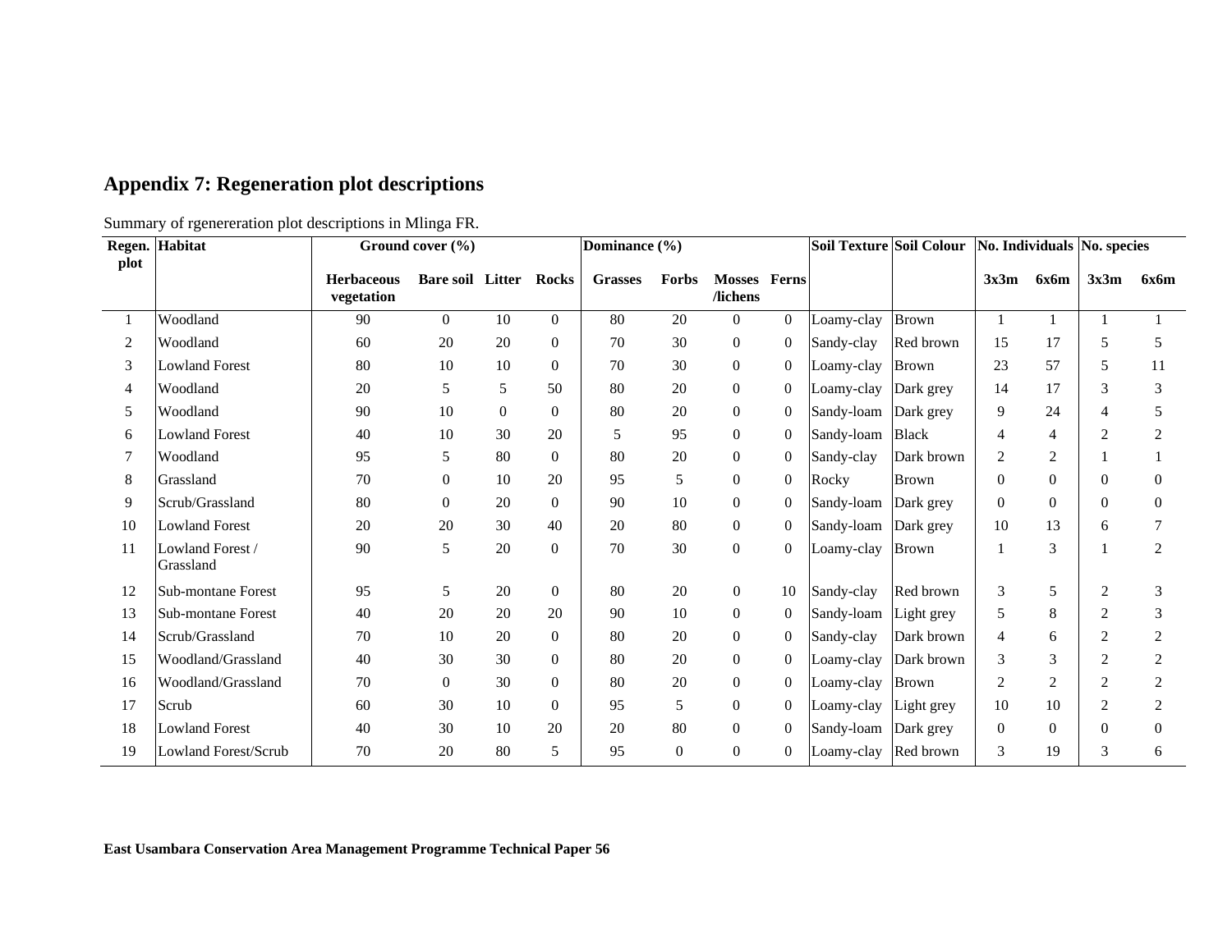## Appendix 7: Regeneration plot descriptions

Summary of rgenereration plot descriptions in Mlinga FR.

| Regen. plot | Habitat | Ground cover (%) | | | | Dominance (%) | | | | Soil Texture | Soil Colour | No. Individuals | | No. species | |
|---|---|---|---|---|---|---|---|---|---|---|---|---|---|---|---|
| | | Herbaceous vegetation | Bare soil | Litter | Rocks | Grasses | Forbs | Mosses /lichens | Ferns | | | 3x3m | 6x6m | 3x3m | 6x6m |
| 1 | Woodland | 90 | 0 | 10 | 0 | 80 | 20 | 0 | 0 | Loamy-clay | Brown | 1 | 1 | 1 | 1 |
| 2 | Woodland | 60 | 20 | 20 | 0 | 70 | 30 | 0 | 0 | Sandy-clay | Red brown | 15 | 17 | 5 | 5 |
| 3 | Lowland Forest | 80 | 10 | 10 | 0 | 70 | 30 | 0 | 0 | Loamy-clay | Brown | 23 | 57 | 5 | 11 |
| 4 | Woodland | 20 | 5 | 5 | 50 | 80 | 20 | 0 | 0 | Loamy-clay | Dark grey | 14 | 17 | 3 | 3 |
| 5 | Woodland | 90 | 10 | 0 | 0 | 80 | 20 | 0 | 0 | Sandy-loam | Dark grey | 9 | 24 | 4 | 5 |
| 6 | Lowland Forest | 40 | 10 | 30 | 20 | 5 | 95 | 0 | 0 | Sandy-loam | Black | 4 | 4 | 2 | 2 |
| 7 | Woodland | 95 | 5 | 80 | 0 | 80 | 20 | 0 | 0 | Sandy-clay | Dark brown | 2 | 2 | 1 | 1 |
| 8 | Grassland | 70 | 0 | 10 | 20 | 95 | 5 | 0 | 0 | Rocky | Brown | 0 | 0 | 0 | 0 |
| 9 | Scrub/Grassland | 80 | 0 | 20 | 0 | 90 | 10 | 0 | 0 | Sandy-loam | Dark grey | 0 | 0 | 0 | 0 |
| 10 | Lowland Forest | 20 | 20 | 30 | 40 | 20 | 80 | 0 | 0 | Sandy-loam | Dark grey | 10 | 13 | 6 | 7 |
| 11 | Lowland Forest / Grassland | 90 | 5 | 20 | 0 | 70 | 30 | 0 | 0 | Loamy-clay | Brown | 1 | 3 | 1 | 2 |
| 12 | Sub-montane Forest | 95 | 5 | 20 | 0 | 80 | 20 | 0 | 10 | Sandy-clay | Red brown | 3 | 5 | 2 | 3 |
| 13 | Sub-montane Forest | 40 | 20 | 20 | 20 | 90 | 10 | 0 | 0 | Sandy-loam | Light grey | 5 | 8 | 2 | 3 |
| 14 | Scrub/Grassland | 70 | 10 | 20 | 0 | 80 | 20 | 0 | 0 | Sandy-clay | Dark brown | 4 | 6 | 2 | 2 |
| 15 | Woodland/Grassland | 40 | 30 | 30 | 0 | 80 | 20 | 0 | 0 | Loamy-clay | Dark brown | 3 | 3 | 2 | 2 |
| 16 | Woodland/Grassland | 70 | 0 | 30 | 0 | 80 | 20 | 0 | 0 | Loamy-clay | Brown | 2 | 2 | 2 | 2 |
| 17 | Scrub | 60 | 30 | 10 | 0 | 95 | 5 | 0 | 0 | Loamy-clay | Light grey | 10 | 10 | 2 | 2 |
| 18 | Lowland Forest | 40 | 30 | 10 | 20 | 20 | 80 | 0 | 0 | Sandy-loam | Dark grey | 0 | 0 | 0 | 0 |
| 19 | Lowland Forest/Scrub | 70 | 20 | 80 | 5 | 95 | 0 | 0 | 0 | Loamy-clay | Red brown | 3 | 19 | 3 | 6 |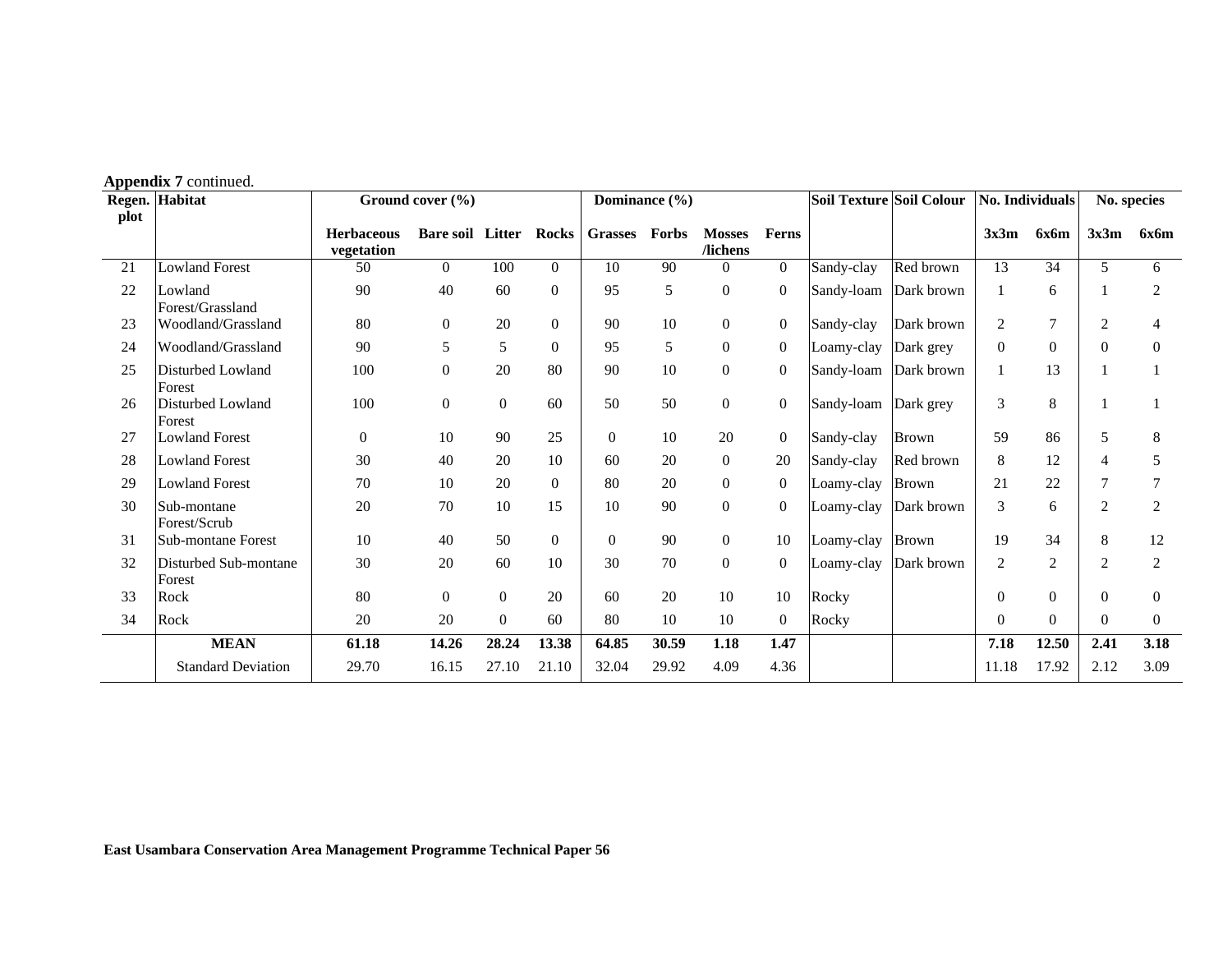**Appendix 7** continued.

| Regen. plot | Habitat | Ground cover (%) | | | | Dominance (%) | | | | Soil Texture | Soil Colour | No. Individuals | | No. species | |
|---|---|---|---|---|---|---|---|---|---|---|---|---|---|---|---|
| | | Herbaceous vegetation | Bare soil | Litter | Rocks | Grasses | Forbs | Mosses /lichens | Ferns | | | 3x3m | 6x6m | 3x3m | 6x6m |
| 21 | Lowland Forest | 50 | 0 | 100 | 0 | 10 | 90 | 0 | 0 | Sandy-clay | Red brown | 13 | 34 | 5 | 6 |
| 22 | Lowland Forest/Grassland | 90 | 40 | 60 | 0 | 95 | 5 | 0 | 0 | Sandy-loam | Dark brown | 1 | 6 | 1 | 2 |
| 23 | Woodland/Grassland | 80 | 0 | 20 | 0 | 90 | 10 | 0 | 0 | Sandy-clay | Dark brown | 2 | 7 | 2 | 4 |
| 24 | Woodland/Grassland | 90 | 5 | 5 | 0 | 95 | 5 | 0 | 0 | Loamy-clay | Dark grey | 0 | 0 | 0 | 0 |
| 25 | Disturbed Lowland Forest | 100 | 0 | 20 | 80 | 90 | 10 | 0 | 0 | Sandy-loam | Dark brown | 1 | 13 | 1 | 1 |
| 26 | Disturbed Lowland Forest | 100 | 0 | 0 | 60 | 50 | 50 | 0 | 0 | Sandy-loam | Dark grey | 3 | 8 | 1 | 1 |
| 27 | Lowland Forest | 0 | 10 | 90 | 25 | 0 | 10 | 20 | 0 | Sandy-clay | Brown | 59 | 86 | 5 | 8 |
| 28 | Lowland Forest | 30 | 40 | 20 | 10 | 60 | 20 | 0 | 20 | Sandy-clay | Red brown | 8 | 12 | 4 | 5 |
| 29 | Lowland Forest | 70 | 10 | 20 | 0 | 80 | 20 | 0 | 0 | Loamy-clay | Brown | 21 | 22 | 7 | 7 |
| 30 | Sub-montane Forest/Scrub | 20 | 70 | 10 | 15 | 10 | 90 | 0 | 0 | Loamy-clay | Dark brown | 3 | 6 | 2 | 2 |
| 31 | Sub-montane Forest | 10 | 40 | 50 | 0 | 0 | 90 | 0 | 10 | Loamy-clay | Brown | 19 | 34 | 8 | 12 |
| 32 | Disturbed Sub-montane Forest | 30 | 20 | 60 | 10 | 30 | 70 | 0 | 0 | Loamy-clay | Dark brown | 2 | 2 | 2 | 2 |
| 33 | Rock | 80 | 0 | 0 | 20 | 60 | 20 | 10 | 10 | Rocky | | 0 | 0 | 0 | 0 |
| 34 | Rock | 20 | 20 | 0 | 60 | 80 | 10 | 10 | 0 | Rocky | | 0 | 0 | 0 | 0 |
| | **MEAN** | **61.18** | **14.26** | **28.24** | **13.38** | **64.85** | **30.59** | **1.18** | **1.47** | | | **7.18** | **12.50** | **2.41** | **3.18** |
| | Standard Deviation | 29.70 | 16.15 | 27.10 | 21.10 | 32.04 | 29.92 | 4.09 | 4.36 | | | 11.18 | 17.92 | 2.12 | 3.09 |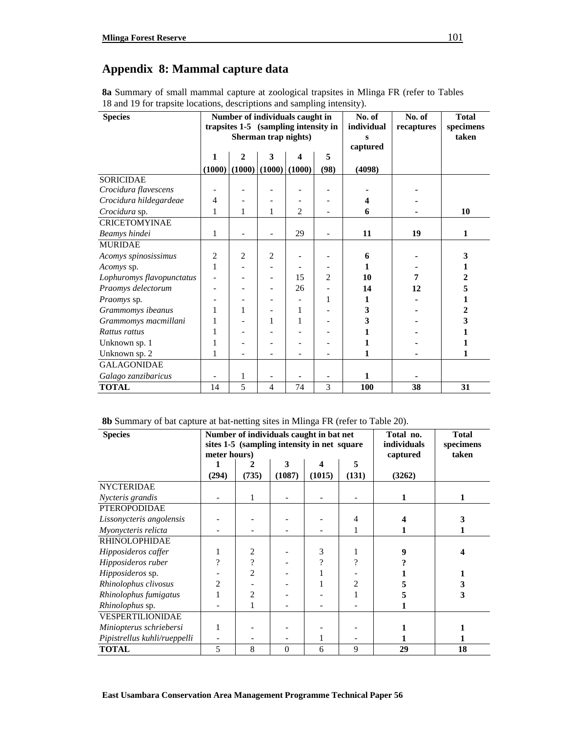## Appendix 8: Mammal capture data

**8a** Summary of small mammal capture at zoological trapsites in Mlinga FR (refer to Tables 18 and 19 for trapsite locations, descriptions and sampling intensity).

| Species | Number of individuals caught in trapsites 1-5 (sampling intensity in Sherman trap nights) | | | | | No. of individuals captured | No. of recaptures | Total specimens taken |
|---|---|---|---|---|---|---|---|---|
| | 1 (1000) | 2 (1000) | 3 (1000) | 4 (1000) | 5 (98) | (4098) | | |
| SORICIDAE | | | | | | | | |
| *Crocidura flavescens* | - | - | - | - | - | - | - | |
| *Crocidura hildegardeae* | 4 | - | - | - | - | **4** | - | |
| *Crocidura* sp. | 1 | 1 | 1 | 2 | - | **6** | - | **10** |
| CRICETOMYINAE | | | | | | | | |
| *Beamys hindei* | 1 | - | - | 29 | - | **11** | **19** | **1** |
| MURIDAE | | | | | | | | |
| *Acomys spinosissimus* | 2 | 2 | 2 | - | - | **6** | - | **3** |
| *Acomys* sp. | 1 | - | - | - | - | **1** | - | **1** |
| *Lophuromys flavopunctatus* | - | - | - | 15 | 2 | **10** | **7** | **2** |
| *Praomys delectorum* | - | - | - | 26 | - | **14** | **12** | **5** |
| *Praomys* sp. | - | - | - | - | 1 | **1** | - | **1** |
| *Grammomys ibeanus* | 1 | 1 | - | 1 | - | **3** | - | **2** |
| *Grammomys macmillani* | 1 | - | 1 | 1 | - | **3** | - | **3** |
| *Rattus rattus* | 1 | - | - | - | - | **1** | - | **1** |
| Unknown sp. 1 | 1 | - | - | - | - | **1** | - | **1** |
| Unknown sp. 2 | 1 | - | - | - | - | **1** | - | **1** |
| GALAGONIDAE | | | | | | | | |
| *Galago zanzibaricus* | - | 1 | - | - | - | **1** | - | |
| **TOTAL** | 14 | 5 | 4 | 74 | 3 | **100** | **38** | **31** |

**8b** Summary of bat capture at bat-netting sites in Mlinga FR (refer to Table 20).

| Species | Number of individuals caught in bat net sites 1-5 (sampling intensity in net square meter hours) | | | | | Total no. individuals captured | Total specimens taken |
|---|---|---|---|---|---|---|---|
| | 1 (294) | 2 (735) | 3 (1087) | 4 (1015) | 5 (131) | (3262) | |
| NYCTERIDAE | | | | | | | |
| *Nycteris grandis* | - | 1 | - | - | - | **1** | **1** |
| PTEROPODIDAE | | | | | | | |
| *Lissonycteris angolensis* | - | - | - | - | 4 | **4** | **3** |
| *Myonycteris relicta* | - | - | - | - | 1 | **1** | **1** |
| RHINOLOPHIDAE | | | | | | | |
| *Hipposideros caffer* | 1 | 2 | - | 3 | 1 | **9** | **4** |
| *Hipposideros ruber* | ? | ? | - | ? | ? | **?** | |
| *Hipposideros* sp. | - | 2 | - | 1 | - | **1** | **1** |
| *Rhinolophus clivosus* | 2 | - | - | 1 | 2 | **5** | **3** |
| *Rhinolophus fumigatus* | 1 | 2 | - | - | 1 | **5** | **3** |
| *Rhinolophus* sp. | - | 1 | - | - | - | **1** | |
| VESPERTILIONIDAE | | | | | | | |
| *Miniopterus schriebersi* | 1 | - | - | - | - | **1** | **1** |
| *Pipistrellus kuhli/rueppelli* | - | - | - | 1 | - | **1** | **1** |
| **TOTAL** | 5 | 8 | 0 | 6 | 9 | **29** | **18** |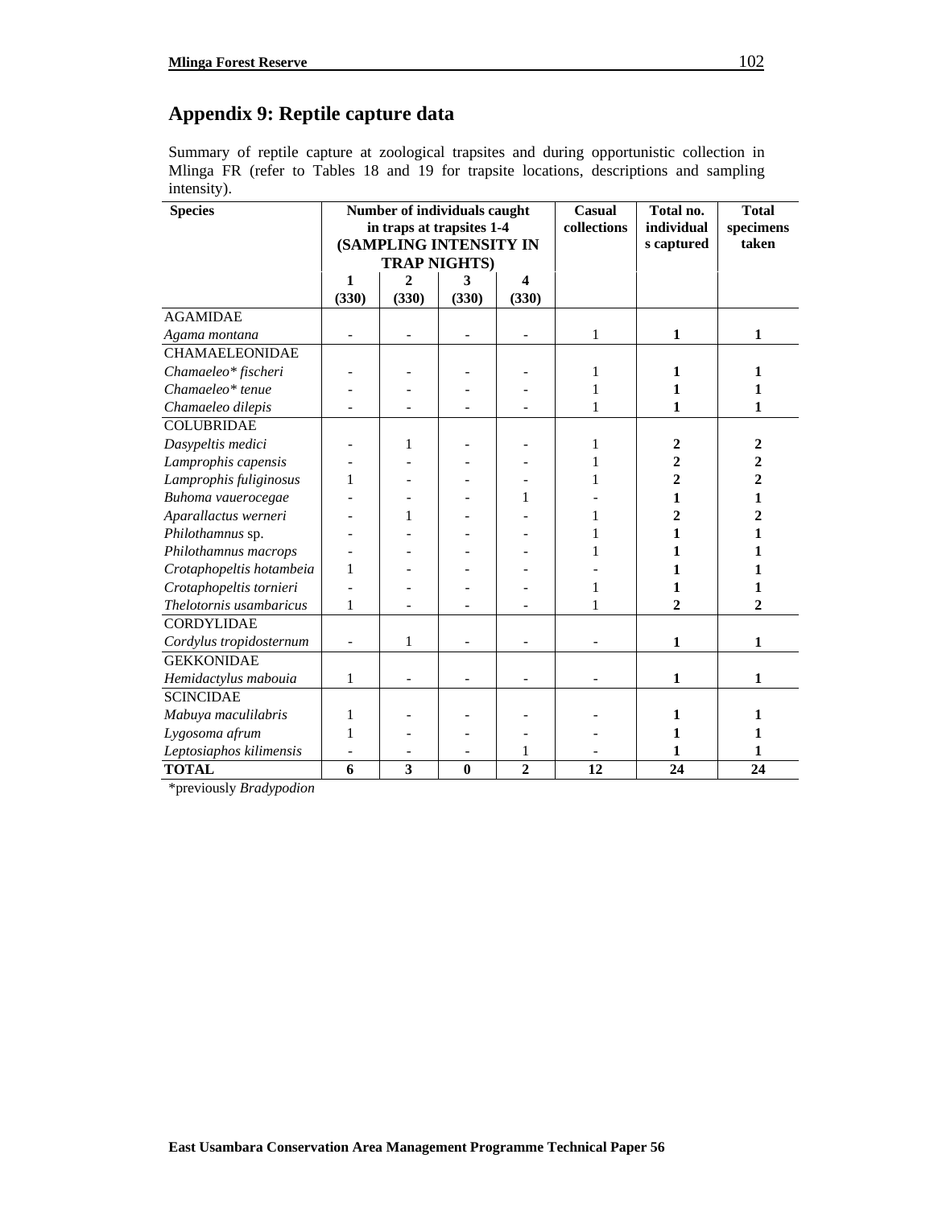## Appendix 9: Reptile capture data

Summary of reptile capture at zoological trapsites and during opportunistic collection in Mlinga FR (refer to Tables 18 and 19 for trapsite locations, descriptions and sampling intensity).

| Species | Number of individuals caught in traps at trapsites 1-4 (SAMPLING INTENSITY IN TRAP NIGHTS) | | | | Casual collections | Total no. individuals captured | Total specimens taken |
|---|---|---|---|---|---|---|---|
| | **1 (330)** | **2 (330)** | **3 (330)** | **4 (330)** | | | |
| AGAMIDAE | | | | | | | |
| *Agama montana* | - | - | - | - | 1 | **1** | **1** |
| CHAMAELEONIDAE | | | | | | | |
| *Chamaeleo\* fischeri* | - | - | - | - | 1 | **1** | **1** |
| *Chamaeleo\* tenue* | - | - | - | - | 1 | **1** | **1** |
| *Chamaeleo dilepis* | - | - | - | - | 1 | **1** | **1** |
| COLUBRIDAE | | | | | | | |
| *Dasypeltis medici* | - | 1 | - | - | 1 | **2** | **2** |
| *Lamprophis capensis* | - | - | - | - | 1 | **2** | **2** |
| *Lamprophis fuliginosus* | 1 | - | - | - | 1 | **2** | **2** |
| *Buhoma vauerocegae* | - | - | - | 1 | - | **1** | **1** |
| *Aparallactus werneri* | - | 1 | - | - | 1 | **2** | **2** |
| *Philothamnus* sp. | - | - | - | - | 1 | **1** | **1** |
| *Philothamnus macrops* | - | - | - | - | 1 | **1** | **1** |
| *Crotaphopeltis hotambeia* | 1 | - | - | - | - | **1** | **1** |
| *Crotaphopeltis tornieri* | - | - | - | - | 1 | **1** | **1** |
| *Thelotornis usambaricus* | 1 | - | - | - | 1 | **2** | **2** |
| CORDYLIDAE | | | | | | | |
| *Cordylus tropidosternum* | - | 1 | - | - | - | **1** | **1** |
| GEKKONIDAE | | | | | | | |
| *Hemidactylus mabouia* | 1 | - | - | - | - | **1** | **1** |
| SCINCIDAE | | | | | | | |
| *Mabuya maculilabris* | 1 | - | - | - | - | **1** | **1** |
| *Lygosoma afrum* | 1 | - | - | - | - | **1** | **1** |
| *Leptosiaphos kilimensis* | - | - | - | 1 | - | **1** | **1** |
| **TOTAL** | **6** | **3** | **0** | **2** | **12** | **24** | **24** |

\*previously *Bradypodion*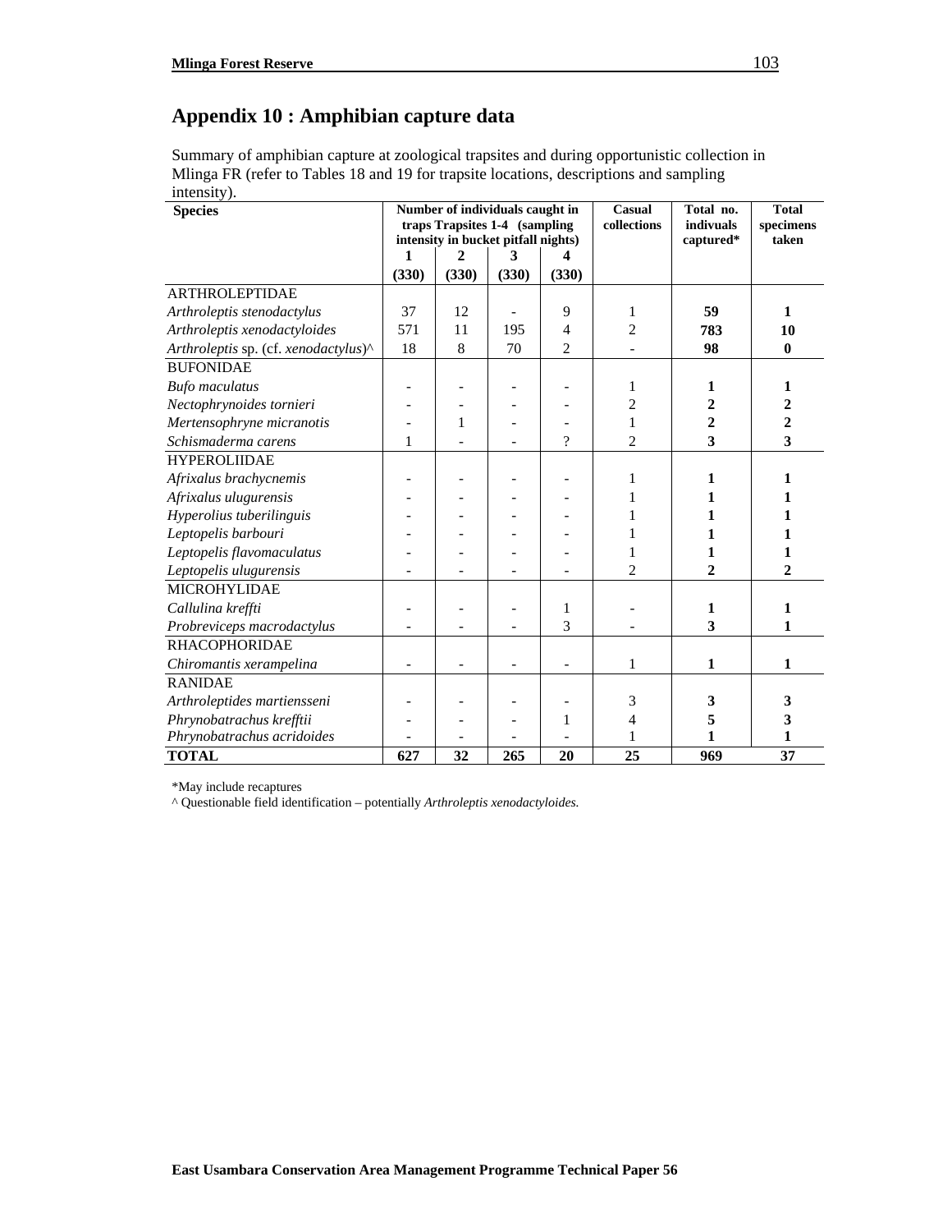# Appendix 10 : Amphibian capture data

Summary of amphibian capture at zoological trapsites and during opportunistic collection in Mlinga FR (refer to Tables 18 and 19 for trapsite locations, descriptions and sampling intensity).

| Species | Number of individuals caught in traps Trapsites 1-4 (sampling intensity in bucket pitfall nights) | | | | Casual collections | Total no. indivuals captured* | Total specimens taken |
|---|---|---|---|---|---|---|---|
| | 1 (330) | 2 (330) | 3 (330) | 4 (330) | | | |
| ARTHROLEPTIDAE | | | | | | | |
| *Arthroleptis stenodactylus* | 37 | 12 | - | 9 | 1 | **59** | **1** |
| *Arthroleptis xenodactyloides* | 571 | 11 | 195 | 4 | 2 | **783** | **10** |
| *Arthroleptis* sp. (cf. *xenodactylus*)^ | 18 | 8 | 70 | 2 | - | **98** | **0** |
| BUFONIDAE | | | | | | | |
| *Bufo maculatus* | - | - | - | - | 1 | **1** | **1** |
| *Nectophrynoides tornieri* | - | - | - | - | 2 | **2** | **2** |
| *Mertensophryne micranotis* | - | 1 | - | - | 1 | **2** | **2** |
| *Schismaderma carens* | 1 | - | - | ? | 2 | **3** | **3** |
| HYPEROLIIDAE | | | | | | | |
| *Afrixalus brachycnemis* | - | - | - | - | 1 | **1** | **1** |
| *Afrixalus ulugurensis* | - | - | - | - | 1 | **1** | **1** |
| *Hyperolius tuberilinguis* | - | - | - | - | 1 | **1** | **1** |
| *Leptopelis barbouri* | - | - | - | - | 1 | **1** | **1** |
| *Leptopelis flavomaculatus* | - | - | - | - | 1 | **1** | **1** |
| *Leptopelis ulugurensis* | - | - | - | - | 2 | **2** | **2** |
| MICROHYLIDAE | | | | | | | |
| *Callulina kreffti* | - | - | - | 1 | - | **1** | **1** |
| *Probreviceps macrodactylus* | - | - | - | 3 | - | **3** | **1** |
| RHACOPHORIDAE | | | | | | | |
| *Chiromantis xerampelina* | - | - | - | - | 1 | **1** | **1** |
| RANIDAE | | | | | | | |
| *Arthroleptides martiensseni* | - | - | - | - | 3 | **3** | **3** |
| *Phrynobatrachus krefftii* | - | - | - | 1 | 4 | **5** | **3** |
| *Phrynobatrachus acridoides* | - | - | - | - | 1 | **1** | **1** |
| **TOTAL** | **627** | **32** | **265** | **20** | **25** | **969** | **37** |

*May include recaptures

^ Questionable field identification – potentially *Arthroleptis xenodactyloides.*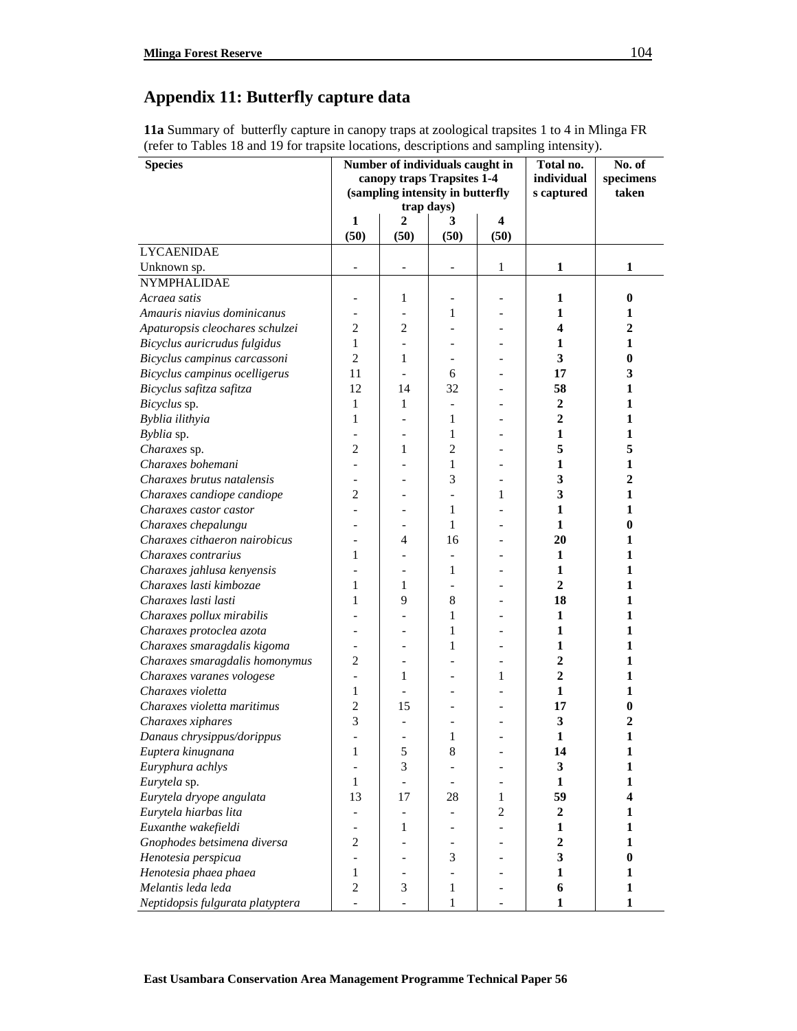## Appendix 11: Butterfly capture data

**11a** Summary of butterfly capture in canopy traps at zoological trapsites 1 to 4 in Mlinga FR (refer to Tables 18 and 19 for trapsite locations, descriptions and sampling intensity).

| Species | Number of individuals caught in canopy traps Trapsites 1-4 (sampling intensity in butterfly trap days) | | | | Total no. individuals captured | No. of specimens taken |
|---|---|---|---|---|---|---|
| | 1 (50) | 2 (50) | 3 (50) | 4 (50) | | |
| LYCAENIDAE | | | | | | |
| Unknown sp. | - | - | - | 1 | **1** | **1** |
| NYMPHALIDAE | | | | | | |
| *Acraea satis* | - | 1 | - | - | **1** | **0** |
| *Amauris niavius dominicanus* | - | - | 1 | - | **1** | **1** |
| *Apaturopsis cleochares schulzei* | 2 | 2 | - | - | **4** | **2** |
| *Bicyclus auricrudus fulgidus* | 1 | - | - | - | **1** | **1** |
| *Bicyclus campinus carcassoni* | 2 | 1 | - | - | **3** | **0** |
| *Bicyclus campinus ocelligerus* | 11 | - | 6 | - | **17** | **3** |
| *Bicyclus safitza safitza* | 12 | 14 | 32 | - | **58** | **1** |
| *Bicyclus* sp. | 1 | 1 | - | - | **2** | **1** |
| *Byblia ilithyia* | 1 | - | 1 | - | **2** | **1** |
| *Byblia* sp. | - | - | 1 | - | **1** | **1** |
| *Charaxes* sp. | 2 | 1 | 2 | - | **5** | **5** |
| *Charaxes bohemani* | - | - | 1 | - | **1** | **1** |
| *Charaxes brutus natalensis* | - | - | 3 | - | **3** | **2** |
| *Charaxes candiope candiope* | 2 | - | - | 1 | **3** | **1** |
| *Charaxes castor castor* | - | - | 1 | - | **1** | **1** |
| *Charaxes chepalungu* | - | - | 1 | - | **1** | **0** |
| *Charaxes cithaeron nairobicus* | - | 4 | 16 | - | **20** | **1** |
| *Charaxes contrarius* | 1 | - | - | - | **1** | **1** |
| *Charaxes jahlusa kenyensis* | - | - | 1 | - | **1** | **1** |
| *Charaxes lasti kimbozae* | 1 | 1 | - | - | **2** | **1** |
| *Charaxes lasti lasti* | 1 | 9 | 8 | - | **18** | **1** |
| *Charaxes pollux mirabilis* | - | - | 1 | - | **1** | **1** |
| *Charaxes protoclea azota* | - | - | 1 | - | **1** | **1** |
| *Charaxes smaragdalis kigoma* | - | - | 1 | - | **1** | **1** |
| *Charaxes smaragdalis homonymus* | 2 | - | - | - | **2** | **1** |
| *Charaxes varanes vologese* | - | 1 | - | 1 | **2** | **1** |
| *Charaxes violetta* | 1 | - | - | - | **1** | **1** |
| *Charaxes violetta maritimus* | 2 | 15 | - | - | **17** | **0** |
| *Charaxes xiphares* | 3 | - | - | - | **3** | **2** |
| *Danaus chrysippus/dorippus* | - | - | 1 | - | **1** | **1** |
| *Euptera kinugnana* | 1 | 5 | 8 | - | **14** | **1** |
| *Euryphura achlys* | - | 3 | - | - | **3** | **1** |
| *Eurytela* sp. | 1 | - | - | - | **1** | **1** |
| *Eurytela dryope angulata* | 13 | 17 | 28 | 1 | **59** | **4** |
| *Eurytela hiarbas lita* | - | - | - | 2 | **2** | **1** |
| *Euxanthe wakefieldi* | - | 1 | - | - | **1** | **1** |
| *Gnophodes betsimena diversa* | 2 | - | - | - | **2** | **1** |
| *Henotesia perspicua* | - | - | 3 | - | **3** | **0** |
| *Henotesia phaea phaea* | 1 | - | - | - | **1** | **1** |
| *Melantis leda leda* | 2 | 3 | 1 | - | **6** | **1** |
| *Neptidopsis fulgurata platyptera* | - | - | 1 | - | **1** | **1** |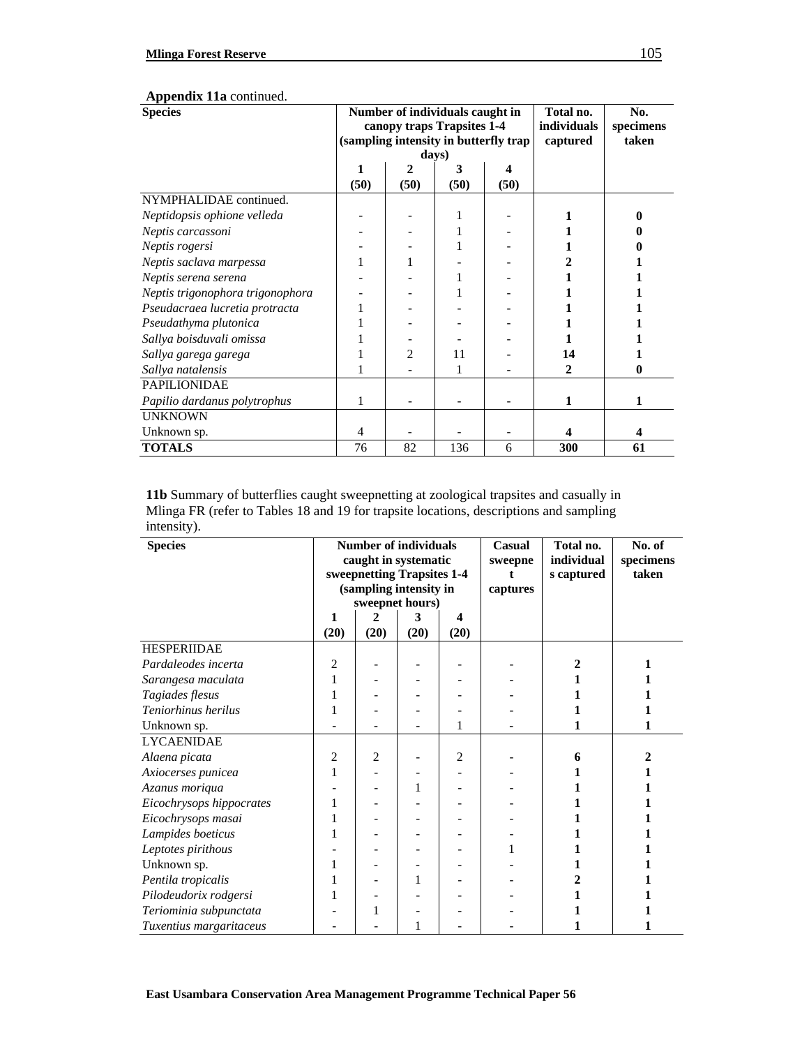**Appendix 11a** continued.

| Species | Number of individuals caught in canopy traps Trapsites 1-4 (sampling intensity in butterfly trap days) | | | | Total no. individuals captured | No. specimens taken |
|---|---|---|---|---|---|---|
| | 1 (50) | 2 (50) | 3 (50) | 4 (50) | | |
| NYMPHALIDAE continued. | | | | | | |
| *Neptidopsis ophione velleda* | - | - | 1 | - | **1** | **0** |
| *Neptis carcassoni* | - | - | 1 | - | **1** | **0** |
| *Neptis rogersi* | - | - | 1 | - | **1** | **0** |
| *Neptis saclava marpessa* | 1 | 1 | - | - | **2** | **1** |
| *Neptis serena serena* | - | - | 1 | - | **1** | **1** |
| *Neptis trigonophora trigonophora* | - | - | 1 | - | **1** | **1** |
| *Pseudacraea lucretia protracta* | 1 | - | - | - | **1** | **1** |
| *Pseudathyma plutonica* | 1 | - | - | - | **1** | **1** |
| *Sallya boisduvali omissa* | 1 | - | - | - | **1** | **1** |
| *Sallya garega garega* | 1 | 2 | 11 | - | **14** | **1** |
| *Sallya natalensis* | 1 | - | 1 | - | **2** | **0** |
| PAPILIONIDAE | | | | | | |
| *Papilio dardanus polytrophus* | 1 | - | - | - | **1** | **1** |
| UNKNOWN | | | | | | |
| Unknown sp. | 4 | - | - | - | **4** | **4** |
| **TOTALS** | 76 | 82 | 136 | 6 | **300** | **61** |

**11b** Summary of butterflies caught sweepnetting at zoological trapsites and casually in Mlinga FR (refer to Tables 18 and 19 for trapsite locations, descriptions and sampling intensity).

| Species | Number of individuals caught in systematic sweepnetting Trapsites 1-4 (sampling intensity in sweepnet hours) | | | | Casual sweepnet captures | Total no. individuals captured | No. of specimens taken |
|---|---|---|---|---|---|---|---|
| | 1 (20) | 2 (20) | 3 (20) | 4 (20) | | | |
| HESPERIIDAE | | | | | | | |
| *Pardaleodes incerta* | 2 | - | - | - | - | **2** | **1** |
| *Sarangesa maculata* | 1 | - | - | - | - | **1** | **1** |
| *Tagiades flesus* | 1 | - | - | - | - | **1** | **1** |
| *Teniorhinus herilus* | 1 | - | - | - | - | **1** | **1** |
| Unknown sp. | - | - | - | 1 | - | **1** | **1** |
| LYCAENIDAE | | | | | | | |
| *Alaena picata* | 2 | 2 | - | 2 | - | **6** | **2** |
| *Axiocerses punicea* | 1 | - | - | - | - | **1** | **1** |
| *Azanus moriqua* | - | - | 1 | - | - | **1** | **1** |
| *Eicochrysops hippocrates* | 1 | - | - | - | - | **1** | **1** |
| *Eicochrysops masai* | 1 | - | - | - | - | **1** | **1** |
| *Lampides boeticus* | 1 | - | - | - | - | **1** | **1** |
| *Leptotes pirithous* | - | - | - | - | 1 | **1** | **1** |
| Unknown sp. | 1 | - | - | - | - | **1** | **1** |
| *Pentila tropicalis* | 1 | - | 1 | - | - | **2** | **1** |
| *Pilodeudorix rodgersi* | 1 | - | - | - | - | **1** | **1** |
| *Teriominia subpunctata* | - | 1 | - | - | - | **1** | **1** |
| *Tuxentius margaritaceus* | - | - | 1 | - | - | **1** | **1** |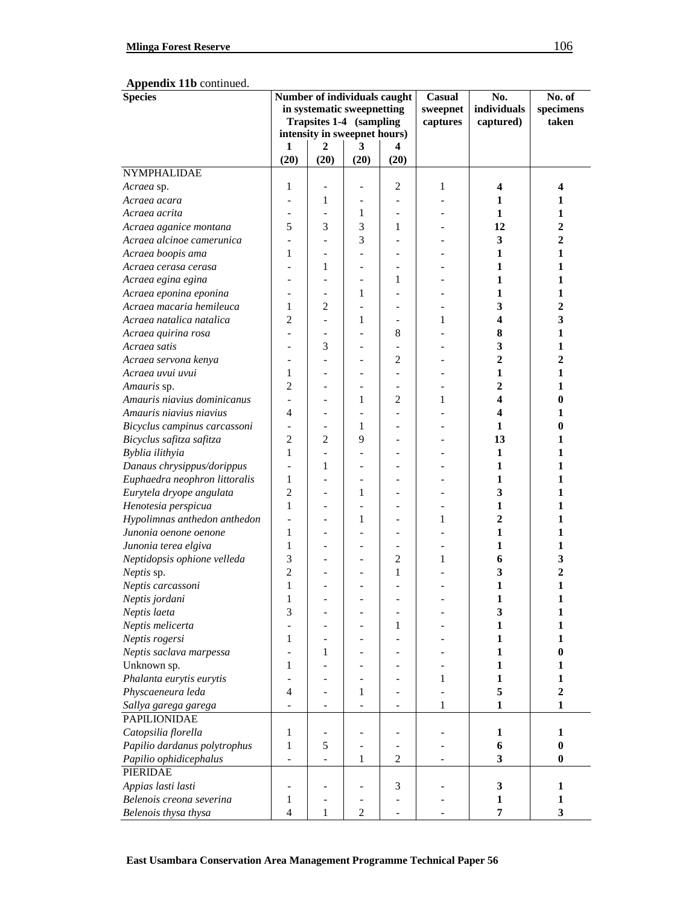**Appendix 11b** continued.

| Species | Number of individuals caught in systematic sweepnetting Trapsites 1-4 (sampling intensity in sweepnet hours) | | | | Casual sweepnet captures | No. individuals captured) | No. of specimens taken |
|---|---|---|---|---|---|---|---|
| | 1 (20) | 2 (20) | 3 (20) | 4 (20) | | | |
| NYMPHALIDAE | | | | | | | |
| *Acraea* sp. | 1 | - | - | 2 | 1 | **4** | **4** |
| *Acraea acara* | - | 1 | - | - | - | **1** | **1** |
| *Acraea acrita* | - | - | 1 | - | - | **1** | **1** |
| *Acraea aganice montana* | 5 | 3 | 3 | 1 | - | **12** | **2** |
| *Acraea alcinoe camerunica* | - | - | 3 | - | - | **3** | **2** |
| *Acraea boopis ama* | 1 | - | - | - | - | **1** | **1** |
| *Acraea cerasa cerasa* | - | 1 | - | - | - | **1** | **1** |
| *Acraea egina egina* | - | - | - | 1 | - | **1** | **1** |
| *Acraea eponina eponina* | - | - | 1 | - | - | **1** | **1** |
| *Acraea macaria hemileuca* | 1 | 2 | - | - | - | **3** | **2** |
| *Acraea natalica natalica* | 2 | - | 1 | - | 1 | **4** | **3** |
| *Acraea quirina rosa* | - | - | - | 8 | - | **8** | **1** |
| *Acraea satis* | - | 3 | - | - | - | **3** | **1** |
| *Acraea servona kenya* | - | - | - | 2 | - | **2** | **2** |
| *Acraea uvui uvui* | 1 | - | - | - | - | **1** | **1** |
| *Amauris* sp. | 2 | - | - | - | - | **2** | **1** |
| *Amauris niavius dominicanus* | - | - | 1 | 2 | 1 | **4** | **0** |
| *Amauris niavius niavius* | 4 | - | - | - | - | **4** | **1** |
| *Bicyclus campinus carcassoni* | - | - | 1 | - | - | **1** | **0** |
| *Bicyclus safitza safitza* | 2 | 2 | 9 | - | - | **13** | **1** |
| *Byblia ilithyia* | 1 | - | - | - | - | **1** | **1** |
| *Danaus chrysippus/dorippus* | - | 1 | - | - | - | **1** | **1** |
| *Euphaedra neophron littoralis* | 1 | - | - | - | - | **1** | **1** |
| *Eurytela dryope angulata* | 2 | - | 1 | - | - | **3** | **1** |
| *Henotesia perspicua* | 1 | - | - | - | - | **1** | **1** |
| *Hypolimnas anthedon anthedon* | - | - | 1 | - | 1 | **2** | **1** |
| *Junonia oenone oenone* | 1 | - | - | - | - | **1** | **1** |
| *Junonia terea elgiva* | 1 | - | - | - | - | **1** | **1** |
| *Neptidopsis ophione velleda* | 3 | - | - | 2 | 1 | **6** | **3** |
| *Neptis* sp. | 2 | - | - | 1 | - | **3** | **2** |
| *Neptis carcassoni* | 1 | - | - | - | - | **1** | **1** |
| *Neptis jordani* | 1 | - | - | - | - | **1** | **1** |
| *Neptis laeta* | 3 | - | - | - | - | **3** | **1** |
| *Neptis melicerta* | - | - | - | 1 | - | **1** | **1** |
| *Neptis rogersi* | 1 | - | - | - | - | **1** | **1** |
| *Neptis saclava marpessa* | - | 1 | - | - | - | **1** | **0** |
| Unknown sp. | 1 | - | - | - | - | **1** | **1** |
| *Phalanta eurytis eurytis* | - | - | - | - | 1 | **1** | **1** |
| *Physcaeneura leda* | 4 | - | 1 | - | - | **5** | **2** |
| *Sallya garega garega* | - | - | - | - | 1 | **1** | **1** |
| PAPILIONIDAE | | | | | | | |
| *Catopsilia florella* | 1 | - | - | - | - | **1** | **1** |
| *Papilio dardanus polytrophus* | 1 | 5 | - | - | - | **6** | **0** |
| *Papilio ophidicephalus* | - | - | 1 | 2 | - | **3** | **0** |
| PIERIDAE | | | | | | | |
| *Appias lasti lasti* | - | - | - | 3 | - | **3** | **1** |
| *Belenois creona severina* | 1 | - | - | - | - | **1** | **1** |
| *Belenois thysa thysa* | 4 | 1 | 2 | - | - | **7** | **3** |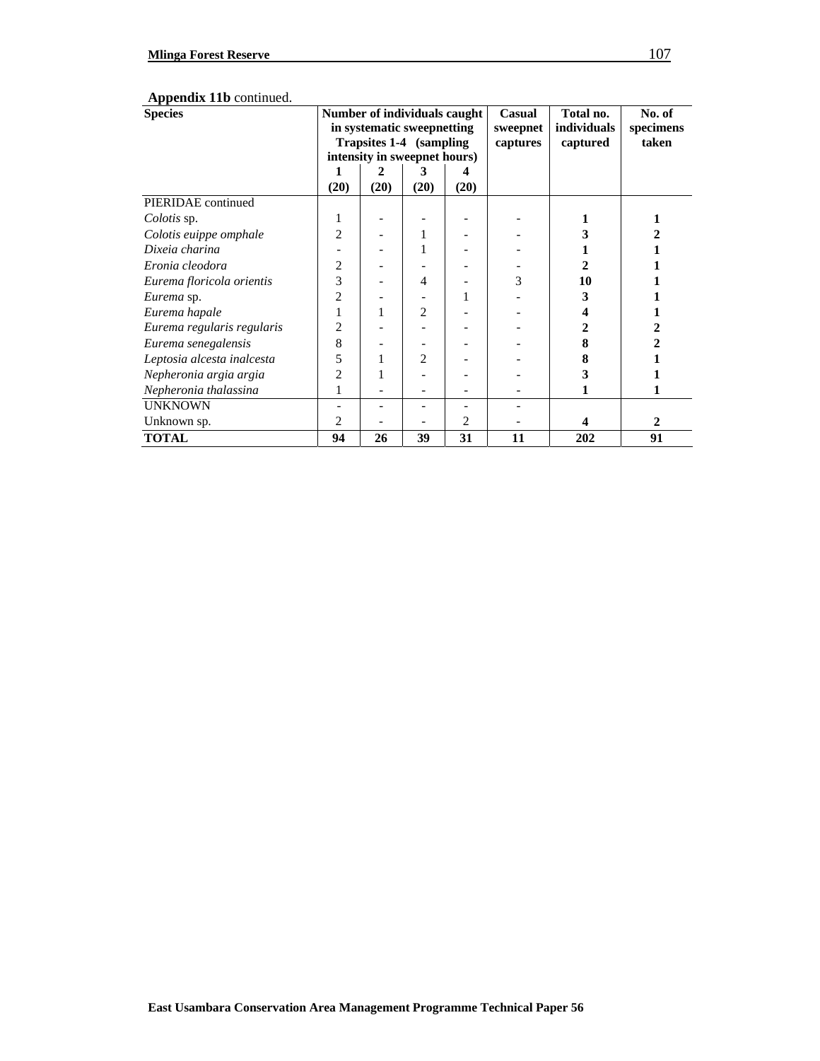**Appendix 11b** continued.

| Species | Number of individuals caught in systematic sweepnetting Trapsites 1-4 (sampling intensity in sweepnet hours) | | | | Casual sweepnet captures | Total no. individuals captured | No. of specimens taken |
|---|---|---|---|---|---|---|---|
| | 1 (20) | 2 (20) | 3 (20) | 4 (20) | | | |
| PIERIDAE continued | | | | | | | |
| *Colotis* sp. | 1 | - | - | - | - | **1** | **1** |
| *Colotis euippe omphale* | 2 | - | 1 | - | - | **3** | **2** |
| *Dixeia charina* | - | - | 1 | - | - | **1** | **1** |
| *Eronia cleodora* | 2 | - | - | - | - | **2** | **1** |
| *Eurema floricola orientis* | 3 | - | 4 | - | 3 | **10** | **1** |
| *Eurema* sp. | 2 | - | - | 1 | - | **3** | **1** |
| *Eurema hapale* | 1 | 1 | 2 | - | - | **4** | **1** |
| *Eurema regularis regularis* | 2 | - | - | - | - | **2** | **2** |
| *Eurema senegalensis* | 8 | - | - | - | - | **8** | **2** |
| *Leptosia alcesta inalcesta* | 5 | 1 | 2 | - | - | **8** | **1** |
| *Nepheronia argia argia* | 2 | 1 | - | - | - | **3** | **1** |
| *Nepheronia thalassina* | 1 | - | - | - | - | **1** | **1** |
| UNKNOWN | - | - | - | - | - | | |
| Unknown sp. | 2 | - | - | 2 | - | **4** | **2** |
| **TOTAL** | **94** | **26** | **39** | **31** | **11** | **202** | **91** |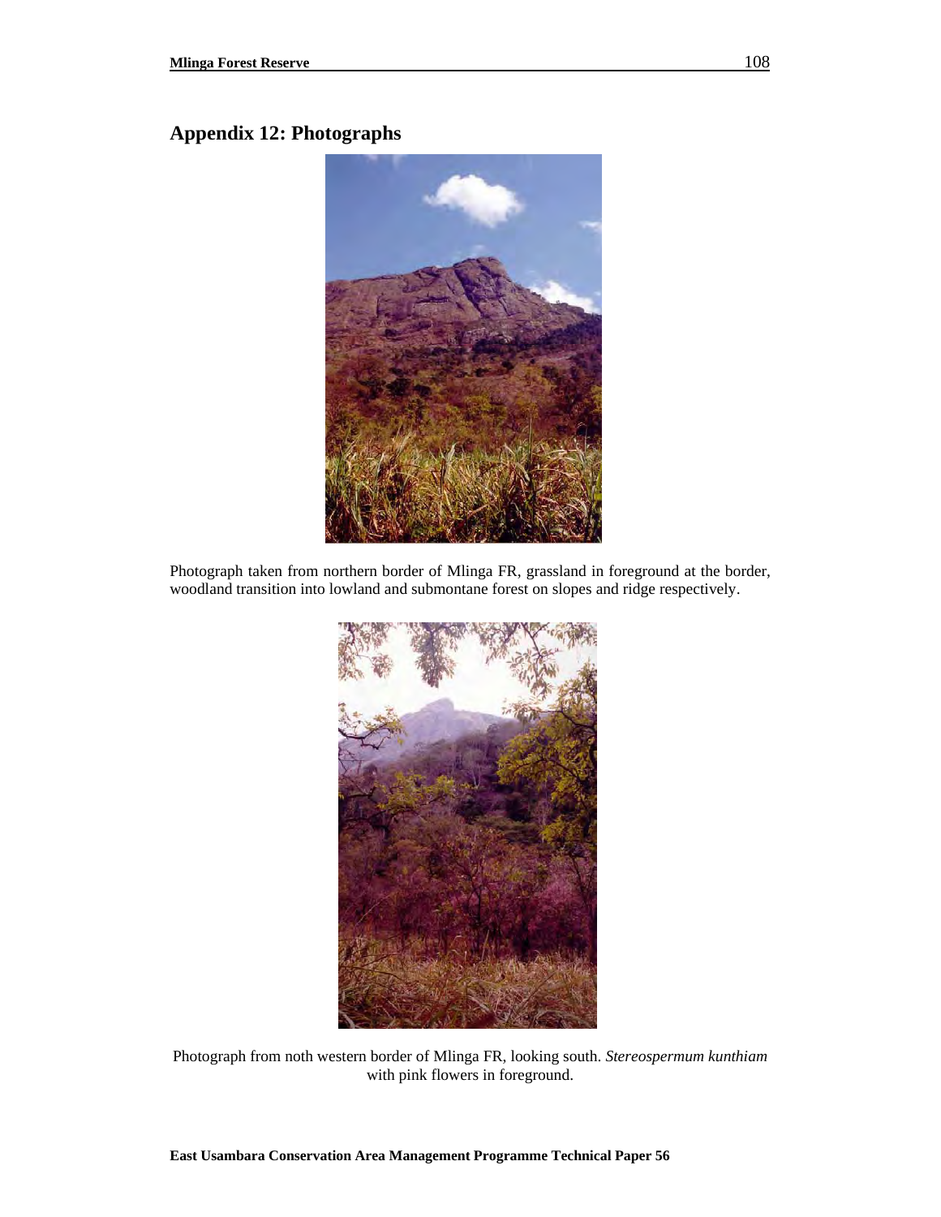## Appendix 12: Photographs

Photograph taken from northern border of Mlinga FR, grassland in foreground at the border, woodland transition into lowland and submontane forest on slopes and ridge respectively.

Photograph from noth western border of Mlinga FR, looking south. *Stereospermum kunthiam* with pink flowers in foreground.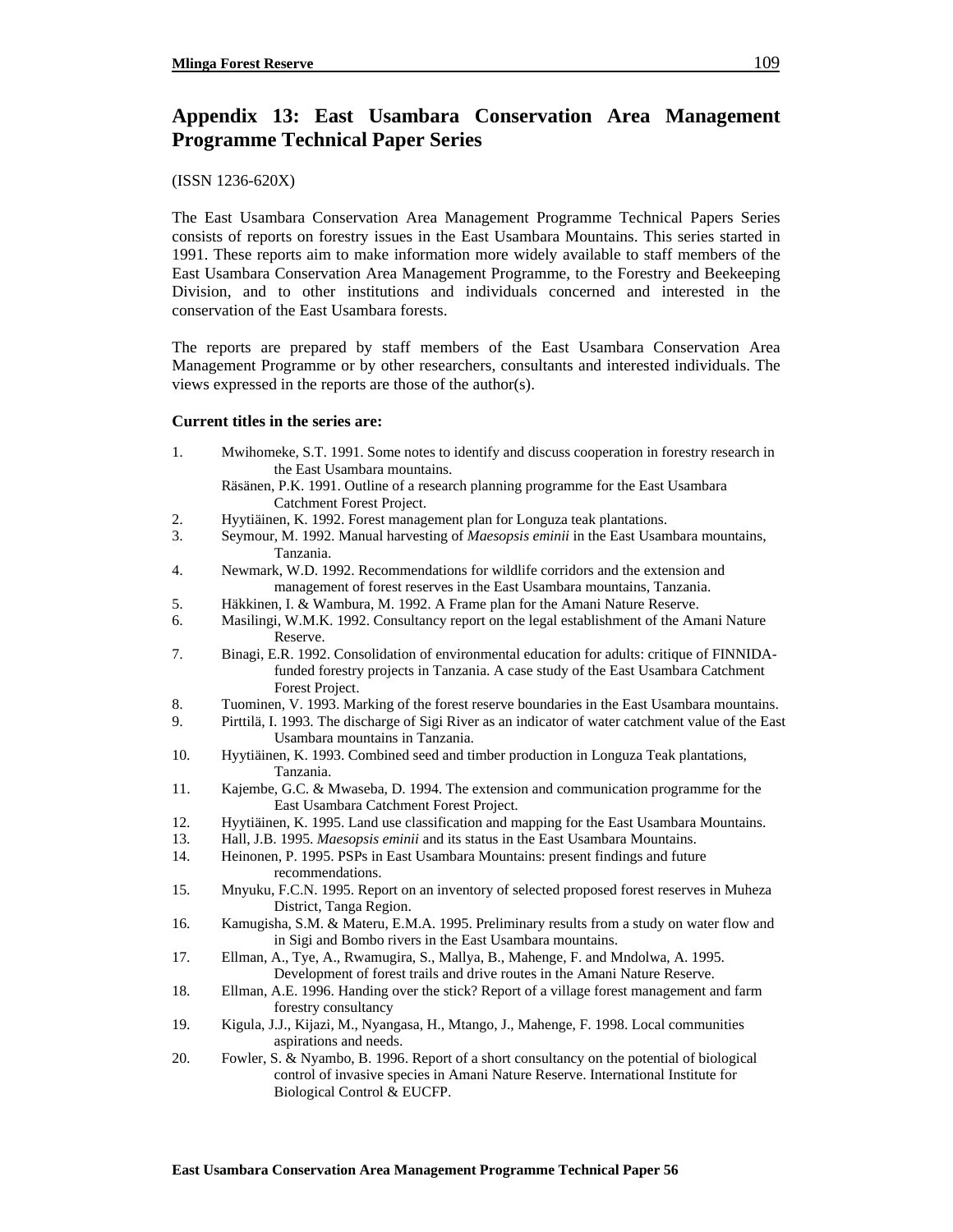# Appendix 13: East Usambara Conservation Area Management Programme Technical Paper Series

(ISSN 1236-620X)

The East Usambara Conservation Area Management Programme Technical Papers Series consists of reports on forestry issues in the East Usambara Mountains. This series started in 1991. These reports aim to make information more widely available to staff members of the East Usambara Conservation Area Management Programme, to the Forestry and Beekeeping Division, and to other institutions and individuals concerned and interested in the conservation of the East Usambara forests.

The reports are prepared by staff members of the East Usambara Conservation Area Management Programme or by other researchers, consultants and interested individuals. The views expressed in the reports are those of the author(s).

**Current titles in the series are:**

1. Mwihomeke, S.T. 1991. Some notes to identify and discuss cooperation in forestry research in the East Usambara mountains.
   Räsänen, P.K. 1991. Outline of a research planning programme for the East Usambara Catchment Forest Project.
2. Hyytiäinen, K. 1992. Forest management plan for Longuza teak plantations.
3. Seymour, M. 1992. Manual harvesting of *Maesopsis eminii* in the East Usambara mountains, Tanzania.
4. Newmark, W.D. 1992. Recommendations for wildlife corridors and the extension and management of forest reserves in the East Usambara mountains, Tanzania.
5. Häkkinen, I. & Wambura, M. 1992. A Frame plan for the Amani Nature Reserve.
6. Masilingi, W.M.K. 1992. Consultancy report on the legal establishment of the Amani Nature Reserve.
7. Binagi, E.R. 1992. Consolidation of environmental education for adults: critique of FINNIDA-funded forestry projects in Tanzania. A case study of the East Usambara Catchment Forest Project.
8. Tuominen, V. 1993. Marking of the forest reserve boundaries in the East Usambara mountains.
9. Pirttilä, I. 1993. The discharge of Sigi River as an indicator of water catchment value of the East Usambara mountains in Tanzania.
10. Hyytiäinen, K. 1993. Combined seed and timber production in Longuza Teak plantations, Tanzania.
11. Kajembe, G.C. & Mwaseba, D. 1994. The extension and communication programme for the East Usambara Catchment Forest Project.
12. Hyytiäinen, K. 1995. Land use classification and mapping for the East Usambara Mountains.
13. Hall, J.B. 1995. *Maesopsis eminii* and its status in the East Usambara Mountains.
14. Heinonen, P. 1995. PSPs in East Usambara Mountains: present findings and future recommendations.
15. Mnyuku, F.C.N. 1995. Report on an inventory of selected proposed forest reserves in Muheza District, Tanga Region.
16. Kamugisha, S.M. & Materu, E.M.A. 1995. Preliminary results from a study on water flow and in Sigi and Bombo rivers in the East Usambara mountains.
17. Ellman, A., Tye, A., Rwamugira, S., Mallya, B., Mahenge, F. and Mndolwa, A. 1995. Development of forest trails and drive routes in the Amani Nature Reserve.
18. Ellman, A.E. 1996. Handing over the stick? Report of a village forest management and farm forestry consultancy
19. Kigula, J.J., Kijazi, M., Nyangasa, H., Mtango, J., Mahenge, F. 1998. Local communities aspirations and needs.
20. Fowler, S. & Nyambo, B. 1996. Report of a short consultancy on the potential of biological control of invasive species in Amani Nature Reserve. International Institute for Biological Control & EUCFP.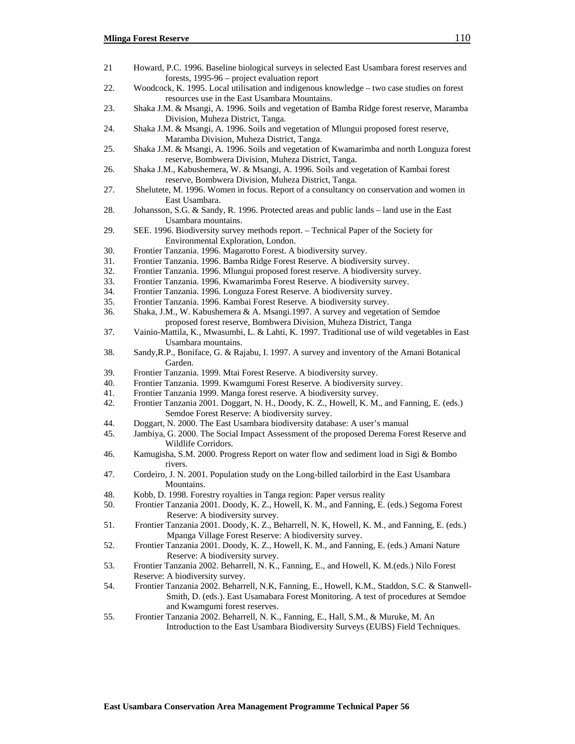21 Howard, P.C. 1996. Baseline biological surveys in selected East Usambara forest reserves and forests, 1995-96 – project evaluation report

22. Woodcock, K. 1995. Local utilisation and indigenous knowledge – two case studies on forest resources use in the East Usambara Mountains.

23. Shaka J.M. & Msangi, A. 1996. Soils and vegetation of Bamba Ridge forest reserve, Maramba Division, Muheza District, Tanga.

24. Shaka J.M. & Msangi, A. 1996. Soils and vegetation of Mlungui proposed forest reserve, Maramba Division, Muheza District, Tanga.

25. Shaka J.M. & Msangi, A. 1996. Soils and vegetation of Kwamarimba and north Longuza forest reserve, Bombwera Division, Muheza District, Tanga.

26. Shaka J.M., Kabushemera, W. & Msangi, A. 1996. Soils and vegetation of Kambai forest reserve, Bombwera Division, Muheza District, Tanga.

27. Shelutete, M. 1996. Women in focus. Report of a consultancy on conservation and women in East Usambara.

28. Johansson, S.G. & Sandy, R. 1996. Protected areas and public lands – land use in the East Usambara mountains.

29. SEE. 1996. Biodiversity survey methods report. – Technical Paper of the Society for Environmental Exploration, London.

30. Frontier Tanzania. 1996. Magarotto Forest. A biodiversity survey.

31. Frontier Tanzania. 1996. Bamba Ridge Forest Reserve. A biodiversity survey.

32. Frontier Tanzania. 1996. Mlungui proposed forest reserve. A biodiversity survey.

33. Frontier Tanzania. 1996. Kwamarimba Forest Reserve. A biodiversity survey.

34. Frontier Tanzania. 1996. Longuza Forest Reserve. A biodiversity survey.

35. Frontier Tanzania. 1996. Kambai Forest Reserve. A biodiversity survey.

36. Shaka, J.M., W. Kabushemera & A. Msangi.1997. A survey and vegetation of Semdoe proposed forest reserve, Bombwera Division, Muheza District, Tanga

37. Vainio-Mattila, K., Mwasumbi, L. & Lahti, K. 1997. Traditional use of wild vegetables in East Usambara mountains.

38. Sandy,R.P., Boniface, G. & Rajabu, I. 1997. A survey and inventory of the Amani Botanical Garden.

39. Frontier Tanzania. 1999. Mtai Forest Reserve. A biodiversity survey.

40. Frontier Tanzania. 1999. Kwamgumi Forest Reserve. A biodiversity survey.

41. Frontier Tanzania 1999. Manga forest reserve. A biodiversity survey.

42. Frontier Tanzania 2001. Doggart, N. H., Doody, K. Z., Howell, K. M., and Fanning, E. (eds.) Semdoe Forest Reserve: A biodiversity survey.

44. Doggart, N. 2000. The East Usambara biodiversity database: A user's manual

45. Jambiya, G. 2000. The Social Impact Assessment of the proposed Derema Forest Reserve and Wildlife Corridors.

46. Kamugisha, S.M. 2000. Progress Report on water flow and sediment load in Sigi & Bombo rivers.

47. Cordeiro, J. N. 2001. Population study on the Long-billed tailorbird in the East Usambara Mountains.

48. Kobb, D. 1998. Forestry royalties in Tanga region: Paper versus reality

50. Frontier Tanzania 2001. Doody, K. Z., Howell, K. M., and Fanning, E. (eds.) Segoma Forest Reserve: A biodiversity survey.

51. Frontier Tanzania 2001. Doody, K. Z., Beharrell, N. K, Howell, K. M., and Fanning, E. (eds.) Mpanga Village Forest Reserve: A biodiversity survey.

52. Frontier Tanzania 2001. Doody, K. Z., Howell, K. M., and Fanning, E. (eds.) Amani Nature Reserve: A biodiversity survey.

53. Frontier Tanzania 2002. Beharrell, N. K., Fanning, E., and Howell, K. M.(eds.) Nilo Forest Reserve: A biodiversity survey.

54. Frontier Tanzania 2002. Beharrell, N.K, Fanning, E., Howell, K.M., Staddon, S.C. & Stanwell-Smith, D. (eds.). East Usamabara Forest Monitoring. A test of procedures at Semdoe and Kwamgumi forest reserves.

55. Frontier Tanzania 2002. Beharrell, N. K., Fanning, E., Hall, S.M., & Muruke, M. An Introduction to the East Usambara Biodiversity Surveys (EUBS) Field Techniques.